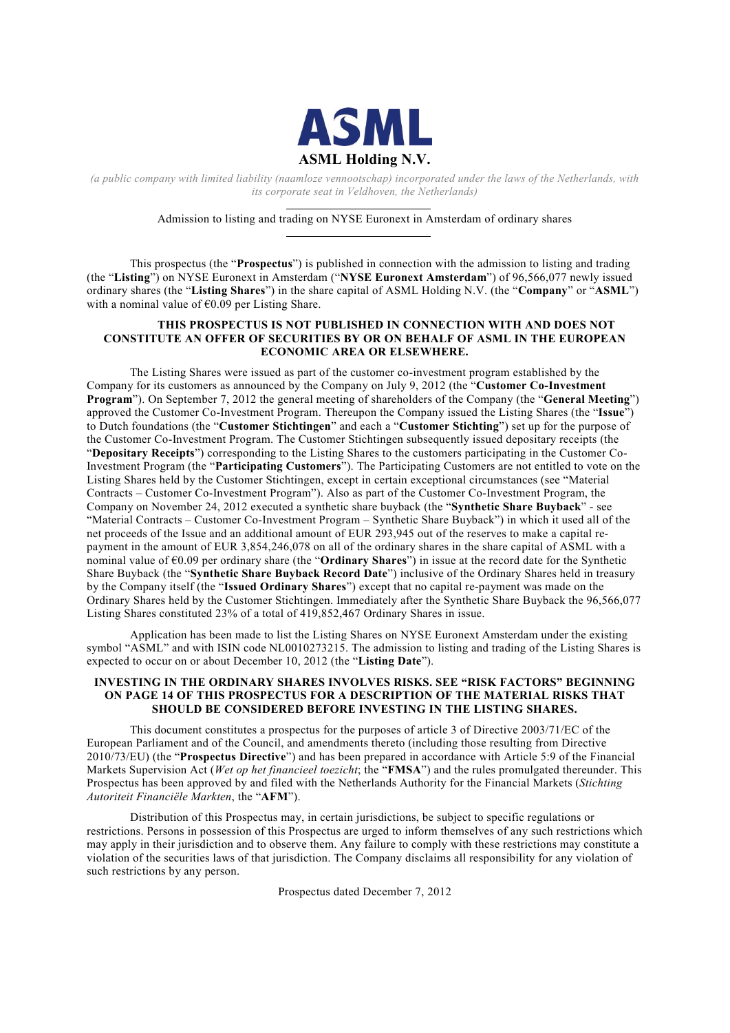# ASML

**ASML Holding N.V.**

*(a public company with limited liability (naamloze vennootschap) incorporated under the laws of the Netherlands, with its corporate seat in Veldhoven, the Netherlands)*

---

Admission to listing and trading on NYSE Euronext in Amsterdam of ordinary shares

---

This prospectus (the "**Prospectus**") is published in connection with the admission to listing and trading (the "**Listing**") on NYSE Euronext in Amsterdam ("**NYSE Euronext Amsterdam**") of 96,566,077 newly issued ordinary shares (the "**Listing Shares**") in the share capital of ASML Holding N.V. (the "**Company**" or "**ASML**") with a nominal value of €0.09 per Listing Share.

**THIS PROSPECTUS IS NOT PUBLISHED IN CONNECTION WITH AND DOES NOT CONSTITUTE AN OFFER OF SECURITIES BY OR ON BEHALF OF ASML IN THE EUROPEAN ECONOMIC AREA OR ELSEWHERE.**

The Listing Shares were issued as part of the customer co-investment program established by the Company for its customers as announced by the Company on July 9, 2012 (the "**Customer Co-Investment Program**"). On September 7, 2012 the general meeting of shareholders of the Company (the "**General Meeting**") approved the Customer Co-Investment Program. Thereupon the Company issued the Listing Shares (the "**Issue**") to Dutch foundations (the "**Customer Stichtingen**" and each a "**Customer Stichting**") set up for the purpose of the Customer Co-Investment Program. The Customer Stichtingen subsequently issued depositary receipts (the "**Depositary Receipts**") corresponding to the Listing Shares to the customers participating in the Customer Co-Investment Program (the "**Participating Customers**"). The Participating Customers are not entitled to vote on the Listing Shares held by the Customer Stichtingen, except in certain exceptional circumstances (see "Material Contracts – Customer Co-Investment Program"). Also as part of the Customer Co-Investment Program, the Company on November 24, 2012 executed a synthetic share buyback (the "**Synthetic Share Buyback**" - see "Material Contracts – Customer Co-Investment Program – Synthetic Share Buyback") in which it used all of the net proceeds of the Issue and an additional amount of EUR 293,945 out of the reserves to make a capital re-payment in the amount of EUR 3,854,246,078 on all of the ordinary shares in the share capital of ASML with a nominal value of €0.09 per ordinary share (the "**Ordinary Shares**") in issue at the record date for the Synthetic Share Buyback (the "**Synthetic Share Buyback Record Date**") inclusive of the Ordinary Shares held in treasury by the Company itself (the "**Issued Ordinary Shares**") except that no capital re-payment was made on the Ordinary Shares held by the Customer Stichtingen. Immediately after the Synthetic Share Buyback the 96,566,077 Listing Shares constituted 23% of a total of 419,852,467 Ordinary Shares in issue.

Application has been made to list the Listing Shares on NYSE Euronext Amsterdam under the existing symbol "ASML" and with ISIN code NL0010273215. The admission to listing and trading of the Listing Shares is expected to occur on or about December 10, 2012 (the "**Listing Date**").

**INVESTING IN THE ORDINARY SHARES INVOLVES RISKS. SEE "RISK FACTORS" BEGINNING ON PAGE 14 OF THIS PROSPECTUS FOR A DESCRIPTION OF THE MATERIAL RISKS THAT SHOULD BE CONSIDERED BEFORE INVESTING IN THE LISTING SHARES.**

This document constitutes a prospectus for the purposes of article 3 of Directive 2003/71/EC of the European Parliament and of the Council, and amendments thereto (including those resulting from Directive 2010/73/EU) (the "**Prospectus Directive**") and has been prepared in accordance with Article 5:9 of the Financial Markets Supervision Act (*Wet op het financieel toezicht*; the "**FMSA**") and the rules promulgated thereunder. This Prospectus has been approved by and filed with the Netherlands Authority for the Financial Markets (*Stichting Autoriteit Financiële Markten*, the "**AFM**").

Distribution of this Prospectus may, in certain jurisdictions, be subject to specific regulations or restrictions. Persons in possession of this Prospectus are urged to inform themselves of any such restrictions which may apply in their jurisdiction and to observe them. Any failure to comply with these restrictions may constitute a violation of the securities laws of that jurisdiction. The Company disclaims all responsibility for any violation of such restrictions by any person.

Prospectus dated December 7, 2012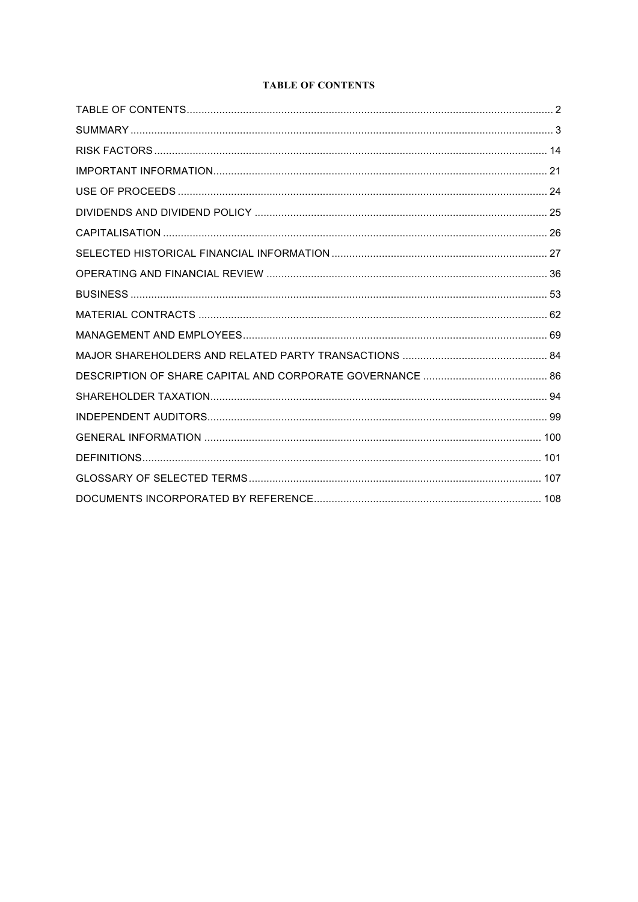# TABLE OF CONTENTS

| | |
|---|---|
| TABLE OF CONTENTS | 2 |
| SUMMARY | 3 |
| RISK FACTORS | 14 |
| IMPORTANT INFORMATION | 21 |
| USE OF PROCEEDS | 24 |
| DIVIDENDS AND DIVIDEND POLICY | 25 |
| CAPITALISATION | 26 |
| SELECTED HISTORICAL FINANCIAL INFORMATION | 27 |
| OPERATING AND FINANCIAL REVIEW | 36 |
| BUSINESS | 53 |
| MATERIAL CONTRACTS | 62 |
| MANAGEMENT AND EMPLOYEES | 69 |
| MAJOR SHAREHOLDERS AND RELATED PARTY TRANSACTIONS | 84 |
| DESCRIPTION OF SHARE CAPITAL AND CORPORATE GOVERNANCE | 86 |
| SHAREHOLDER TAXATION | 94 |
| INDEPENDENT AUDITORS | 99 |
| GENERAL INFORMATION | 100 |
| DEFINITIONS | 101 |
| GLOSSARY OF SELECTED TERMS | 107 |
| DOCUMENTS INCORPORATED BY REFERENCE | 108 |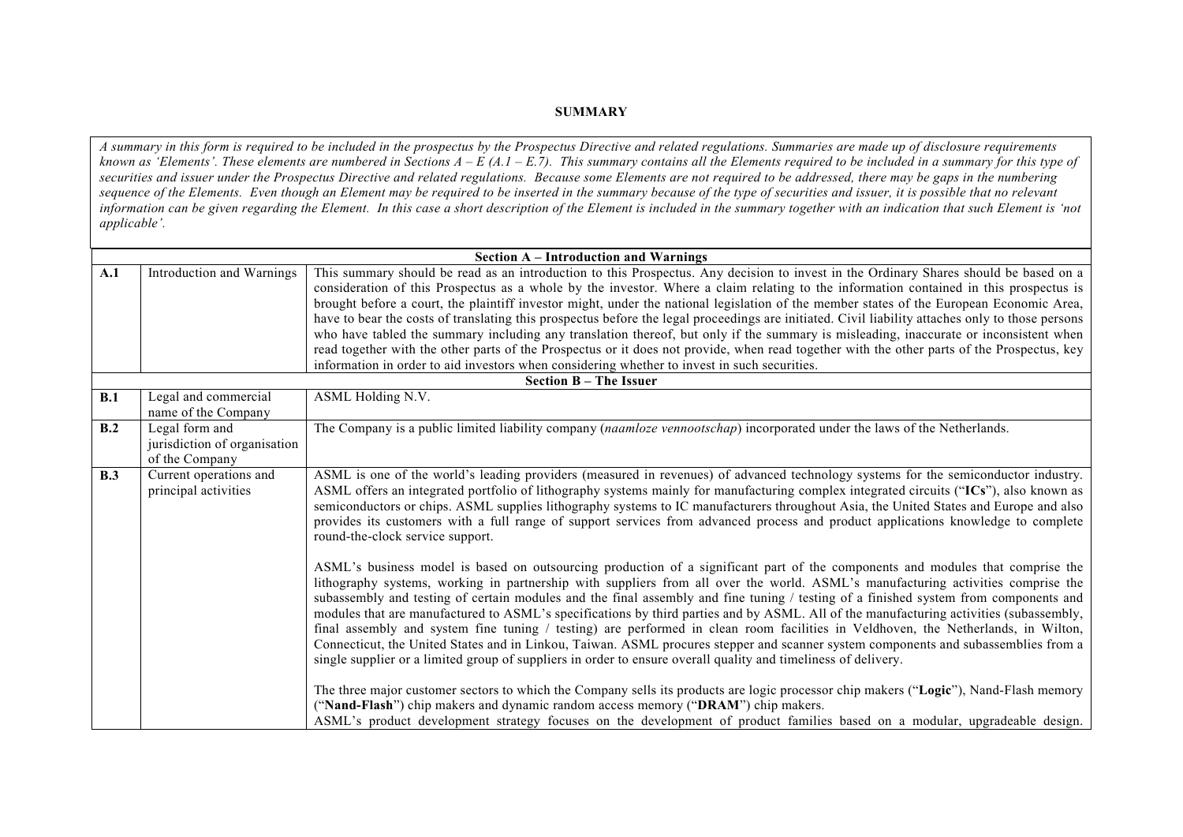# SUMMARY

*A summary in this form is required to be included in the prospectus by the Prospectus Directive and related regulations. Summaries are made up of disclosure requirements known as 'Elements'. These elements are numbered in Sections A – E (A.1 – E.7). This summary contains all the Elements required to be included in a summary for this type of securities and issuer under the Prospectus Directive and related regulations. Because some Elements are not required to be addressed, there may be gaps in the numbering sequence of the Elements. Even though an Element may be required to be inserted in the summary because of the type of securities and issuer, it is possible that no relevant information can be given regarding the Element. In this case a short description of the Element is included in the summary together with an indication that such Element is 'not applicable'.*

| | | |
|---|---|---|
| | | **Section A – Introduction and Warnings** |
| **A.1** | Introduction and Warnings | This summary should be read as an introduction to this Prospectus. Any decision to invest in the Ordinary Shares should be based on a consideration of this Prospectus as a whole by the investor. Where a claim relating to the information contained in this prospectus is brought before a court, the plaintiff investor might, under the national legislation of the member states of the European Economic Area, have to bear the costs of translating this prospectus before the legal proceedings are initiated. Civil liability attaches only to those persons who have tabled the summary including any translation thereof, but only if the summary is misleading, inaccurate or inconsistent when read together with the other parts of the Prospectus or it does not provide, when read together with the other parts of the Prospectus, key information in order to aid investors when considering whether to invest in such securities. |
| | | **Section B – The Issuer** |
| **B.1** | Legal and commercial name of the Company | ASML Holding N.V. |
| **B.2** | Legal form and jurisdiction of organisation of the Company | The Company is a public limited liability company (*naamloze vennootschap*) incorporated under the laws of the Netherlands. |
| **B.3** | Current operations and principal activities | ASML is one of the world's leading providers (measured in revenues) of advanced technology systems for the semiconductor industry. ASML offers an integrated portfolio of lithography systems mainly for manufacturing complex integrated circuits ("**ICs**"), also known as semiconductors or chips. ASML supplies lithography systems to IC manufacturers throughout Asia, the United States and Europe and also provides its customers with a full range of support services from advanced process and product applications knowledge to complete round-the-clock service support.<br><br>ASML's business model is based on outsourcing production of a significant part of the components and modules that comprise the lithography systems, working in partnership with suppliers from all over the world. ASML's manufacturing activities comprise the subassembly and testing of certain modules and the final assembly and fine tuning / testing of a finished system from components and modules that are manufactured to ASML's specifications by third parties and by ASML. All of the manufacturing activities (subassembly, final assembly and system fine tuning / testing) are performed in clean room facilities in Veldhoven, the Netherlands, in Wilton, Connecticut, the United States and in Linkou, Taiwan. ASML procures stepper and scanner system components and subassemblies from a single supplier or a limited group of suppliers in order to ensure overall quality and timeliness of delivery.<br><br>The three major customer sectors to which the Company sells its products are logic processor chip makers ("**Logic**"), Nand-Flash memory ("**Nand-Flash**") chip makers and dynamic random access memory ("**DRAM**") chip makers.<br>ASML's product development strategy focuses on the development of product families based on a modular, upgradeable design. |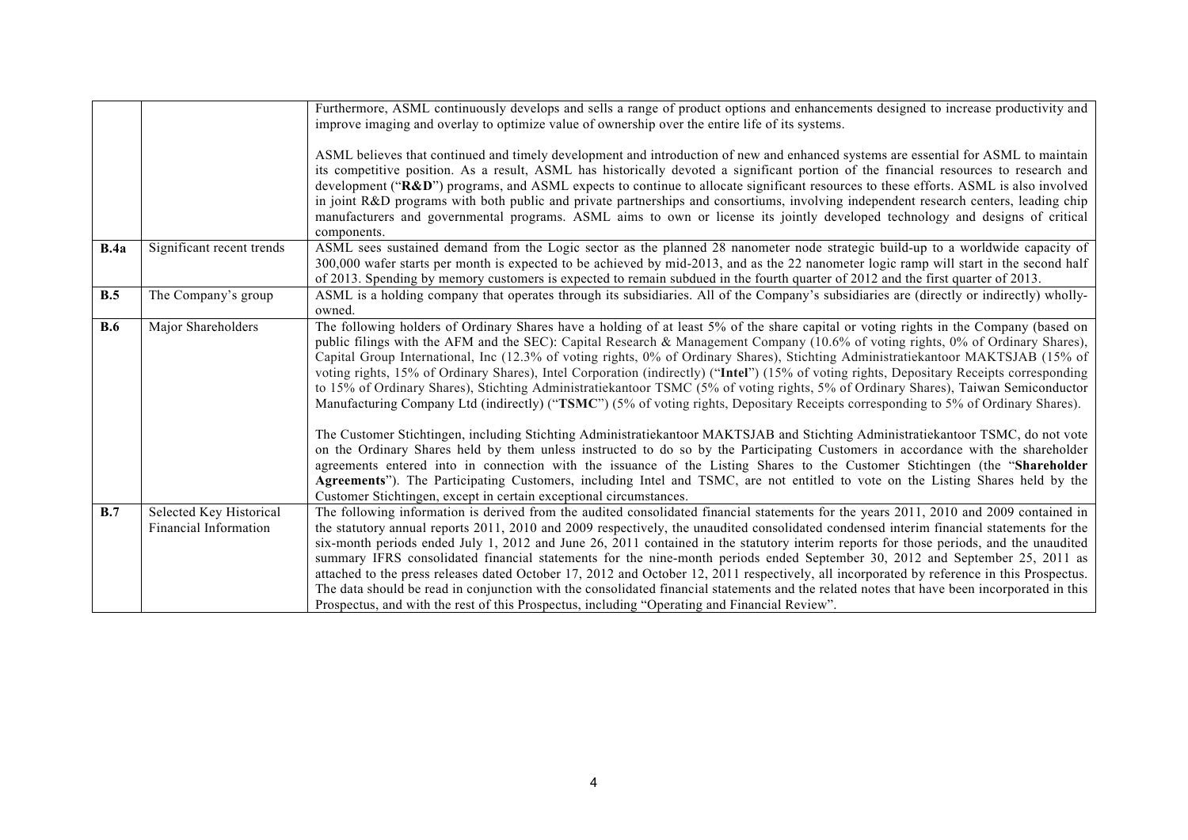|  |  |  |
|---|---|---|
|  |  | Furthermore, ASML continuously develops and sells a range of product options and enhancements designed to increase productivity and improve imaging and overlay to optimize value of ownership over the entire life of its systems.<br><br>ASML believes that continued and timely development and introduction of new and enhanced systems are essential for ASML to maintain its competitive position. As a result, ASML has historically devoted a significant portion of the financial resources to research and development ("**R&D**") programs, and ASML expects to continue to allocate significant resources to these efforts. ASML is also involved in joint R&D programs with both public and private partnerships and consortiums, involving independent research centers, leading chip manufacturers and governmental programs. ASML aims to own or license its jointly developed technology and designs of critical components. |
| **B.4a** | Significant recent trends | ASML sees sustained demand from the Logic sector as the planned 28 nanometer node strategic build-up to a worldwide capacity of 300,000 wafer starts per month is expected to be achieved by mid-2013, and as the 22 nanometer logic ramp will start in the second half of 2013. Spending by memory customers is expected to remain subdued in the fourth quarter of 2012 and the first quarter of 2013. |
| **B.5** | The Company's group | ASML is a holding company that operates through its subsidiaries. All of the Company's subsidiaries are (directly or indirectly) wholly-owned. |
| **B.6** | Major Shareholders | The following holders of Ordinary Shares have a holding of at least 5% of the share capital or voting rights in the Company (based on public filings with the AFM and the SEC): Capital Research & Management Company (10.6% of voting rights, 0% of Ordinary Shares), Capital Group International, Inc (12.3% of voting rights, 0% of Ordinary Shares), Stichting Administratiekantoor MAKTSJAB (15% of voting rights, 15% of Ordinary Shares), Intel Corporation (indirectly) ("**Intel**") (15% of voting rights, Depositary Receipts corresponding to 15% of Ordinary Shares), Stichting Administratiekantoor TSMC (5% of voting rights, 5% of Ordinary Shares), Taiwan Semiconductor Manufacturing Company Ltd (indirectly) ("**TSMC**") (5% of voting rights, Depositary Receipts corresponding to 5% of Ordinary Shares).<br><br>The Customer Stichtingen, including Stichting Administratiekantoor MAKTSJAB and Stichting Administratiekantoor TSMC, do not vote on the Ordinary Shares held by them unless instructed to do so by the Participating Customers in accordance with the shareholder agreements entered into in connection with the issuance of the Listing Shares to the Customer Stichtingen (the "**Shareholder Agreements**"). The Participating Customers, including Intel and TSMC, are not entitled to vote on the Listing Shares held by the Customer Stichtingen, except in certain exceptional circumstances. |
| **B.7** | Selected Key Historical Financial Information | The following information is derived from the audited consolidated financial statements for the years 2011, 2010 and 2009 contained in the statutory annual reports 2011, 2010 and 2009 respectively, the unaudited consolidated condensed interim financial statements for the six-month periods ended July 1, 2012 and June 26, 2011 contained in the statutory interim reports for those periods, and the unaudited summary IFRS consolidated financial statements for the nine-month periods ended September 30, 2012 and September 25, 2011 as attached to the press releases dated October 17, 2012 and October 12, 2011 respectively, all incorporated by reference in this Prospectus. The data should be read in conjunction with the consolidated financial statements and the related notes that have been incorporated in this Prospectus, and with the rest of this Prospectus, including "Operating and Financial Review". |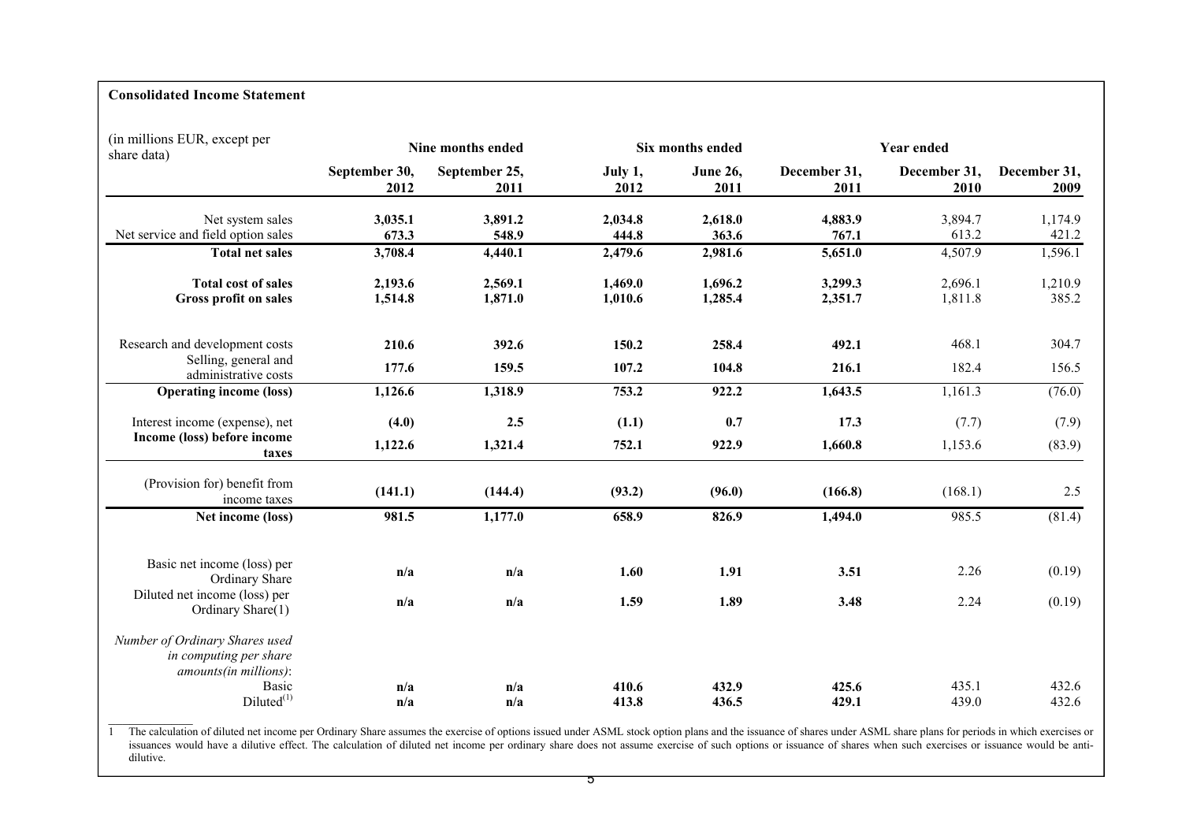**Consolidated Income Statement**

| (in millions EUR, except per share data) | Nine months ended | | Six months ended | | Year ended | | |
|---|---|---|---|---|---|---|---|
| | September 30, 2012 | September 25, 2011 | July 1, 2012 | June 26, 2011 | December 31, 2011 | December 31, 2010 | December 31, 2009 |
| Net system sales | **3,035.1** | **3,891.2** | **2,034.8** | **2,618.0** | **4,883.9** | 3,894.7 | 1,174.9 |
| Net service and field option sales | **673.3** | **548.9** | **444.8** | **363.6** | **767.1** | 613.2 | 421.2 |
| **Total net sales** | **3,708.4** | **4,440.1** | **2,479.6** | **2,981.6** | **5,651.0** | 4,507.9 | 1,596.1 |
| **Total cost of sales** | **2,193.6** | **2,569.1** | **1,469.0** | **1,696.2** | **3,299.3** | 2,696.1 | 1,210.9 |
| **Gross profit on sales** | **1,514.8** | **1,871.0** | **1,010.6** | **1,285.4** | **2,351.7** | 1,811.8 | 385.2 |
| Research and development costs | **210.6** | **392.6** | **150.2** | **258.4** | **492.1** | 468.1 | 304.7 |
| Selling, general and administrative costs | **177.6** | **159.5** | **107.2** | **104.8** | **216.1** | 182.4 | 156.5 |
| **Operating income (loss)** | **1,126.6** | **1,318.9** | **753.2** | **922.2** | **1,643.5** | 1,161.3 | (76.0) |
| Interest income (expense), net | **(4.0)** | **2.5** | **(1.1)** | **0.7** | **17.3** | (7.7) | (7.9) |
| **Income (loss) before income taxes** | **1,122.6** | **1,321.4** | **752.1** | **922.9** | **1,660.8** | 1,153.6 | (83.9) |
| (Provision for) benefit from income taxes | **(141.1)** | **(144.4)** | **(93.2)** | **(96.0)** | **(166.8)** | (168.1) | 2.5 |
| **Net income (loss)** | **981.5** | **1,177.0** | **658.9** | **826.9** | **1,494.0** | 985.5 | (81.4) |
| Basic net income (loss) per Ordinary Share | **n/a** | **n/a** | **1.60** | **1.91** | **3.51** | 2.26 | (0.19) |
| Diluted net income (loss) per Ordinary Share(1) | **n/a** | **n/a** | **1.59** | **1.89** | **3.48** | 2.24 | (0.19) |
| *Number of Ordinary Shares used in computing per share amounts(in millions)*: | | | | | | | |
| Basic | **n/a** | **n/a** | **410.6** | **432.9** | **425.6** | 435.1 | 432.6 |
| Diluted[(1)] | **n/a** | **n/a** | **413.8** | **436.5** | **429.1** | 439.0 | 432.6 |

1 The calculation of diluted net income per Ordinary Share assumes the exercise of options issued under ASML stock option plans and the issuance of shares under ASML share plans for periods in which exercises or issuances would have a dilutive effect. The calculation of diluted net income per ordinary share does not assume exercise of such options or issuance of shares when such exercises or issuance would be anti-dilutive.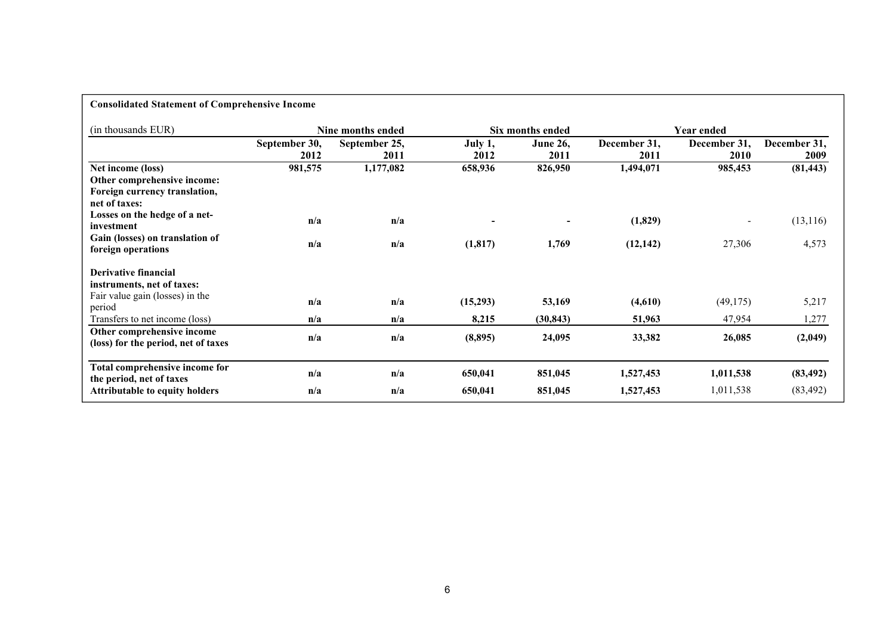**Consolidated Statement of Comprehensive Income**

| (in thousands EUR) | Nine months ended | | Six months ended | | Year ended | | |
|---|---|---|---|---|---|---|---|
| | **September 30, 2012** | **September 25, 2011** | **July 1, 2012** | **June 26, 2011** | **December 31, 2011** | **December 31, 2010** | **December 31, 2009** |
| **Net income (loss)** | **981,575** | **1,177,082** | **658,936** | **826,950** | **1,494,071** | **985,453** | **(81,443)** |
| **Other comprehensive income:** | | | | | | | |
| **Foreign currency translation, net of taxes:** | | | | | | | |
| **Losses on the hedge of a net-investment** | **n/a** | **n/a** | **-** | **-** | **(1,829)** | - | (13,116) |
| **Gain (losses) on translation of foreign operations** | **n/a** | **n/a** | **(1,817)** | **1,769** | **(12,142)** | 27,306 | 4,573 |
| **Derivative financial instruments, net of taxes:** | | | | | | | |
| Fair value gain (losses) in the period | **n/a** | **n/a** | **(15,293)** | **53,169** | **(4,610)** | (49,175) | 5,217 |
| Transfers to net income (loss) | **n/a** | **n/a** | **8,215** | **(30,843)** | **51,963** | 47,954 | 1,277 |
| **Other comprehensive income (loss) for the period, net of taxes** | **n/a** | **n/a** | **(8,895)** | **24,095** | **33,382** | **26,085** | **(2,049)** |
| **Total comprehensive income for the period, net of taxes** | **n/a** | **n/a** | **650,041** | **851,045** | **1,527,453** | **1,011,538** | **(83,492)** |
| **Attributable to equity holders** | **n/a** | **n/a** | **650,041** | **851,045** | **1,527,453** | 1,011,538 | (83,492) |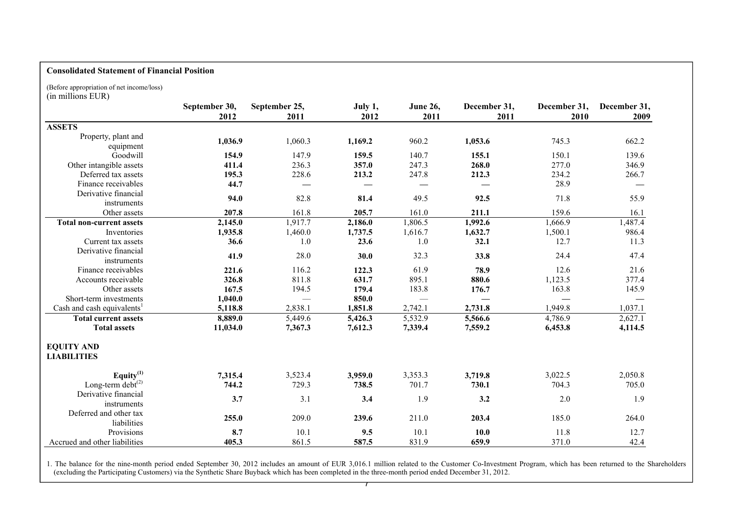**Consolidated Statement of Financial Position**

(Before appropriation of net income/loss)
(in millions EUR)

| | September 30, 2012 | September 25, 2011 | July 1, 2012 | June 26, 2011 | December 31, 2011 | December 31, 2010 | December 31, 2009 |
|---|---|---|---|---|---|---|---|
| **ASSETS** | | | | | | | |
| Property, plant and equipment | **1,036.9** | 1,060.3 | **1,169.2** | 960.2 | **1,053.6** | 745.3 | 662.2 |
| Goodwill | **154.9** | 147.9 | **159.5** | 140.7 | **155.1** | 150.1 | 139.6 |
| Other intangible assets | **411.4** | 236.3 | **357.0** | 247.3 | **268.0** | 277.0 | 346.9 |
| Deferred tax assets | **195.3** | 228.6 | **213.2** | 247.8 | **212.3** | 234.2 | 266.7 |
| Finance receivables | **44.7** | — | **—** | — | **—** | 28.9 | — |
| Derivative financial instruments | **94.0** | 82.8 | **81.4** | 49.5 | **92.5** | 71.8 | 55.9 |
| Other assets | **207.8** | 161.8 | **205.7** | 161.0 | **211.1** | 159.6 | 16.1 |
| **Total non-current assets** | **2,145.0** | 1,917.7 | **2,186.0** | 1,806.5 | **1,992.6** | 1,666.9 | 1,487.4 |
| Inventories | **1,935.8** | 1,460.0 | **1,737.5** | 1,616.7 | **1,632.7** | 1,500.1 | 986.4 |
| Current tax assets | **36.6** | 1.0 | **23.6** | 1.0 | **32.1** | 12.7 | 11.3 |
| Derivative financial instruments | **41.9** | 28.0 | **30.0** | 32.3 | **33.8** | 24.4 | 47.4 |
| Finance receivables | **221.6** | 116.2 | **122.3** | 61.9 | **78.9** | 12.6 | 21.6 |
| Accounts receivable | **326.8** | 811.8 | **631.7** | 895.1 | **880.6** | 1,123.5 | 377.4 |
| Other assets | **167.5** | 194.5 | **179.4** | 183.8 | **176.7** | 163.8 | 145.9 |
| Short-term investments | **1,040.0** | — | **850.0** | — | **—** | **—** | **—** |
| Cash and cash equivalents[1] | **5,118.8** | 2,838.1 | **1,851.8** | 2,742.1 | **2,731.8** | 1,949.8 | 1,037.1 |
| **Total current assets** | **8,889.0** | 5,449.6 | **5,426.3** | 5,532.9 | **5,566.6** | 4,786.9 | 2,627.1 |
| **Total assets** | **11,034.0** | **7,367.3** | **7,612.3** | **7,339.4** | **7,559.2** | **6,453.8** | **4,114.5** |
| **EQUITY AND LIABILITIES** | | | | | | | |
| **Equity**[(1)] | **7,315.4** | 3,523.4 | **3,959.0** | 3,353.3 | **3,719.8** | 3,022.5 | 2,050.8 |
| Long-term debt[(2)] | **744.2** | 729.3 | **738.5** | 701.7 | **730.1** | 704.3 | 705.0 |
| Derivative financial instruments | **3.7** | 3.1 | **3.4** | 1.9 | **3.2** | 2.0 | 1.9 |
| Deferred and other tax liabilities | **255.0** | 209.0 | **239.6** | 211.0 | **203.4** | 185.0 | 264.0 |
| Provisions | **8.7** | 10.1 | **9.5** | 10.1 | **10.0** | 11.8 | 12.7 |
| Accrued and other liabilities | **405.3** | 861.5 | **587.5** | 831.9 | **659.9** | 371.0 | 42.4 |

1. The balance for the nine-month period ended September 30, 2012 includes an amount of EUR 3,016.1 million related to the Customer Co-Investment Program, which has been returned to the Shareholders (excluding the Participating Customers) via the Synthetic Share Buyback which has been completed in the three-month period ended December 31, 2012.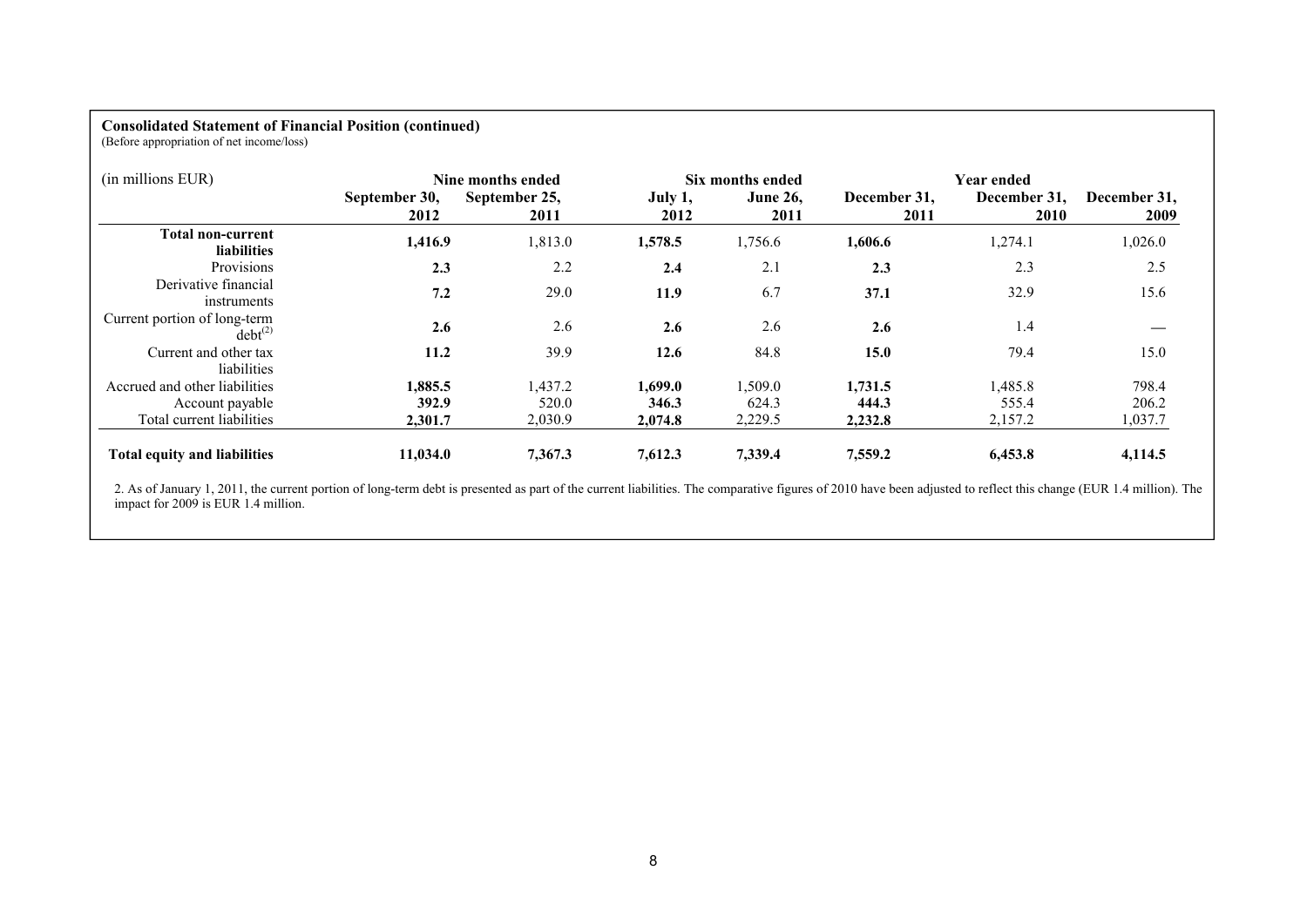**Consolidated Statement of Financial Position (continued)**
(Before appropriation of net income/loss)

| (in millions EUR) | Nine months ended | | Six months ended | | Year ended | | |
|---|---|---|---|---|---|---|---|
| | **September 30, 2012** | **September 25, 2011** | **July 1, 2012** | **June 26, 2011** | **December 31, 2011** | **December 31, 2010** | **December 31, 2009** |
| **Total non-current liabilities** | **1,416.9** | 1,813.0 | **1,578.5** | 1,756.6 | **1,606.6** | 1,274.1 | 1,026.0 |
| Provisions | **2.3** | 2.2 | **2.4** | 2.1 | **2.3** | 2.3 | 2.5 |
| Derivative financial instruments | **7.2** | 29.0 | **11.9** | 6.7 | **37.1** | 32.9 | 15.6 |
| Current portion of long-term debt[(2)] | **2.6** | 2.6 | **2.6** | 2.6 | **2.6** | 1.4 | — |
| Current and other tax liabilities | **11.2** | 39.9 | **12.6** | 84.8 | **15.0** | 79.4 | 15.0 |
| Accrued and other liabilities | **1,885.5** | 1,437.2 | **1,699.0** | 1,509.0 | **1,731.5** | 1,485.8 | 798.4 |
| Account payable | **392.9** | 520.0 | **346.3** | 624.3 | **444.3** | 555.4 | 206.2 |
| Total current liabilities | **2,301.7** | 2,030.9 | **2,074.8** | 2,229.5 | **2,232.8** | 2,157.2 | 1,037.7 |
| **Total equity and liabilities** | **11,034.0** | **7,367.3** | **7,612.3** | **7,339.4** | **7,559.2** | **6,453.8** | **4,114.5** |

2. As of January 1, 2011, the current portion of long-term debt is presented as part of the current liabilities. The comparative figures of 2010 have been adjusted to reflect this change (EUR 1.4 million). The impact for 2009 is EUR 1.4 million.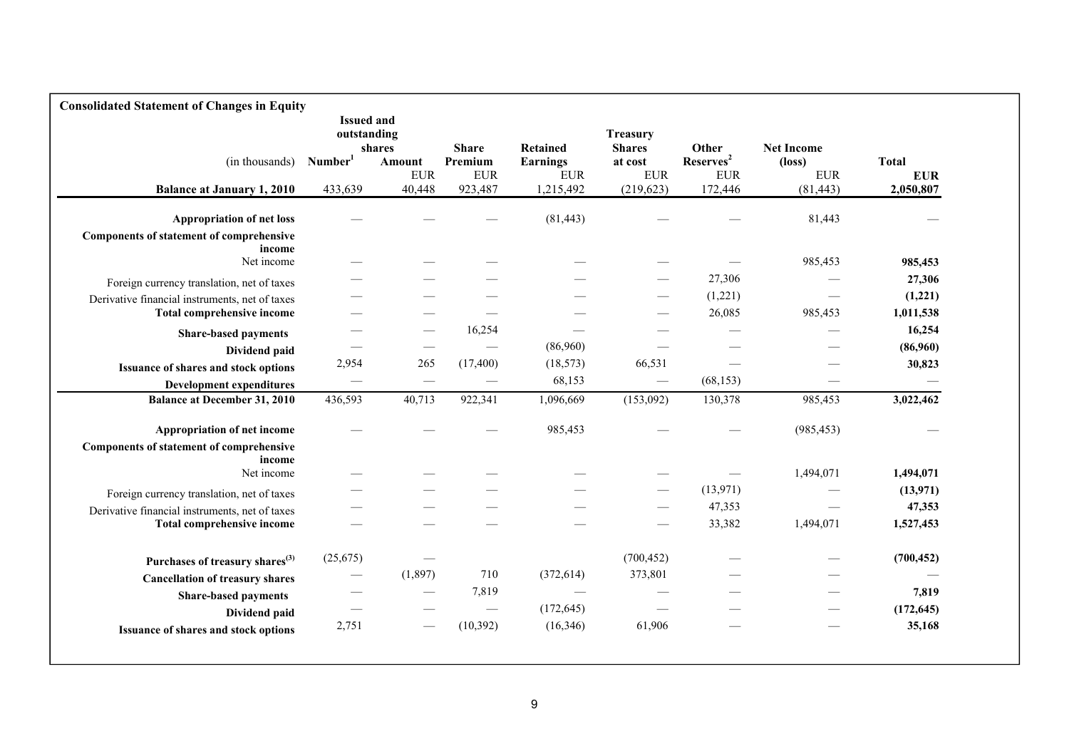**Consolidated Statement of Changes in Equity**

| (in thousands) | Issued and outstanding shares Number[1] | Amount | Share Premium | Retained Earnings | Treasury Shares at cost | Other Reserves[2] | Net Income (loss) | Total |
|---|---|---|---|---|---|---|---|---|
| | | EUR | EUR | EUR | EUR | EUR | EUR | EUR |
| **Balance at January 1, 2010** | 433,639 | 40,448 | 923,487 | 1,215,492 | (219,623) | 172,446 | (81,443) | **2,050,807** |
| **Appropriation of net loss** | — | — | — | (81,443) | — | — | 81,443 | — |
| **Components of statement of comprehensive income** | | | | | | | | |
| Net income | — | — | — | — | — | — | 985,453 | **985,453** |
| Foreign currency translation, net of taxes | — | — | — | — | — | 27,306 | — | **27,306** |
| Derivative financial instruments, net of taxes | — | — | — | — | — | (1,221) | — | **(1,221)** |
| **Total comprehensive income** | — | — | — | — | — | 26,085 | 985,453 | **1,011,538** |
| **Share-based payments** | — | — | 16,254 | — | — | — | — | **16,254** |
| **Dividend paid** | — | — | — | (86,960) | — | — | — | **(86,960)** |
| **Issuance of shares and stock options** | 2,954 | 265 | (17,400) | (18,573) | 66,531 | — | — | **30,823** |
| **Development expenditures** | — | — | — | 68,153 | — | (68,153) | — | — |
| **Balance at December 31, 2010** | 436,593 | 40,713 | 922,341 | 1,096,669 | (153,092) | 130,378 | 985,453 | **3,022,462** |
| **Appropriation of net income** | — | — | — | 985,453 | — | — | (985,453) | — |
| **Components of statement of comprehensive income** | | | | | | | | |
| Net income | — | — | — | — | — | — | 1,494,071 | **1,494,071** |
| Foreign currency translation, net of taxes | — | — | — | — | — | (13,971) | — | **(13,971)** |
| Derivative financial instruments, net of taxes | — | — | — | — | — | 47,353 | — | **47,353** |
| **Total comprehensive income** | — | — | — | — | — | 33,382 | 1,494,071 | **1,527,453** |
| **Purchases of treasury shares[3]** | (25,675) | — | | | (700,452) | — | — | **(700,452)** |
| **Cancellation of treasury shares** | — | (1,897) | 710 | (372,614) | 373,801 | — | — | — |
| **Share-based payments** | — | — | 7,819 | — | — | — | — | **7,819** |
| **Dividend paid** | — | — | — | (172,645) | — | — | — | **(172,645)** |
| **Issuance of shares and stock options** | 2,751 | — | (10,392) | (16,346) | 61,906 | — | — | **35,168** |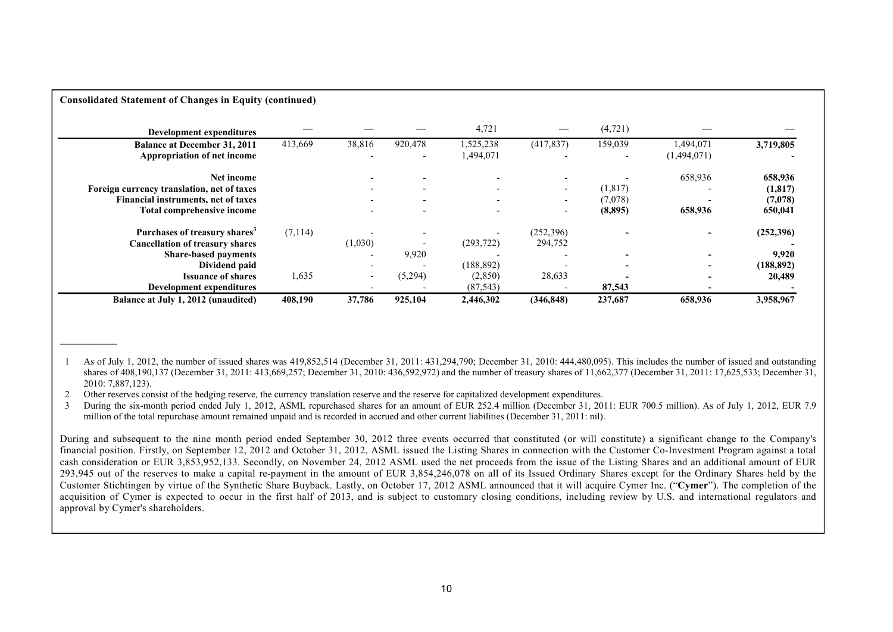**Consolidated Statement of Changes in Equity (continued)**

| | | | | | | | | |
|---|---|---|---|---|---|---|---|---|
| **Development expenditures** | — | — | — | 4,721 | — | (4,721) | — | — |
| **Balance at December 31, 2011** | 413,669 | 38,816 | 920,478 | 1,525,238 | (417,837) | 159,039 | 1,494,071 | **3,719,805** |
| **Appropriation of net income** | | - | - | 1,494,071 | - | - | (1,494,071) | - |
| **Net income** | | - | - | - | - | - | 658,936 | **658,936** |
| **Foreign currency translation, net of taxes** | | - | - | - | - | (1,817) | - | **(1,817)** |
| **Financial instruments, net of taxes** | | - | - | - | - | (7,078) | - | **(7,078)** |
| **Total comprehensive income** | | - | - | - | - | **(8,895)** | **658,936** | **650,041** |
| **Purchases of treasury shares**[3] | (7,114) | - | - | - | (252,396) | **-** | **-** | **(252,396)** |
| **Cancellation of treasury shares** | | (1,030) | - | (293,722) | 294,752 | | | **-** |
| **Share-based payments** | | - | 9,920 | - | - | **-** | **-** | **9,920** |
| **Dividend paid** | | - | - | (188,892) | - | **-** | **-** | **(188,892)** |
| **Issuance of shares** | 1,635 | - | (5,294) | (2,850) | 28,633 | **-** | **-** | **20,489** |
| **Development expenditures** | | - | - | (87,543) | - | **87,543** | **-** | **-** |
| **Balance at July 1, 2012 (unaudited)** | **408,190** | **37,786** | **925,104** | **2,446,302** | **(346,848)** | **237,687** | **658,936** | **3,958,967** |

1 As of July 1, 2012, the number of issued shares was 419,852,514 (December 31, 2011: 431,294,790; December 31, 2010: 444,480,095). This includes the number of issued and outstanding shares of 408,190,137 (December 31, 2011: 413,669,257; December 31, 2010: 436,592,972) and the number of treasury shares of 11,662,377 (December 31, 2011: 17,625,533; December 31, 2010: 7,887,123).

2 Other reserves consist of the hedging reserve, the currency translation reserve and the reserve for capitalized development expenditures.

3 During the six-month period ended July 1, 2012, ASML repurchased shares for an amount of EUR 252.4 million (December 31, 2011: EUR 700.5 million). As of July 1, 2012, EUR 7.9 million of the total repurchase amount remained unpaid and is recorded in accrued and other current liabilities (December 31, 2011: nil).

During and subsequent to the nine month period ended September 30, 2012 three events occurred that constituted (or will constitute) a significant change to the Company's financial position. Firstly, on September 12, 2012 and October 31, 2012, ASML issued the Listing Shares in connection with the Customer Co-Investment Program against a total cash consideration or EUR 3,853,952,133. Secondly, on November 24, 2012 ASML used the net proceeds from the issue of the Listing Shares and an additional amount of EUR 293,945 out of the reserves to make a capital re-payment in the amount of EUR 3,854,246,078 on all of its Issued Ordinary Shares except for the Ordinary Shares held by the Customer Stichtingen by virtue of the Synthetic Share Buyback. Lastly, on October 17, 2012 ASML announced that it will acquire Cymer Inc. ("**Cymer**"). The completion of the acquisition of Cymer is expected to occur in the first half of 2013, and is subject to customary closing conditions, including review by U.S. and international regulators and approval by Cymer's shareholders.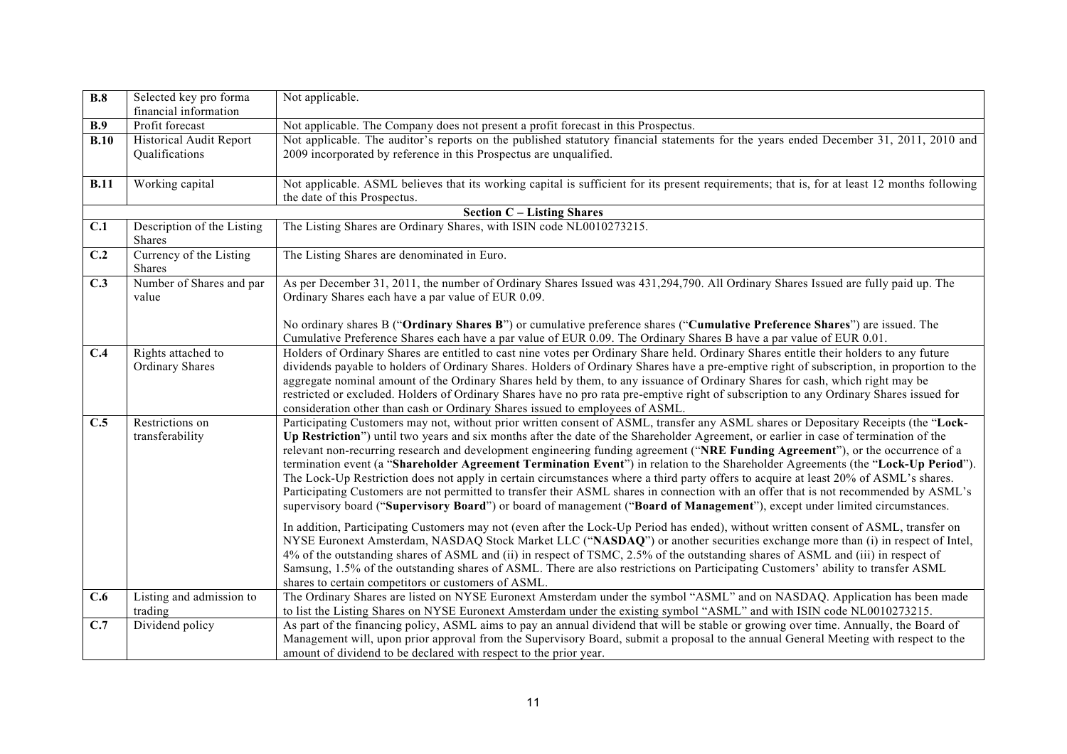| | | |
|---|---|---|
| **B.8** | Selected key pro forma financial information | Not applicable. |
| **B.9** | Profit forecast | Not applicable. The Company does not present a profit forecast in this Prospectus. |
| **B.10** | Historical Audit Report Qualifications | Not applicable. The auditor's reports on the published statutory financial statements for the years ended December 31, 2011, 2010 and 2009 incorporated by reference in this Prospectus are unqualified. |
| **B.11** | Working capital | Not applicable. ASML believes that its working capital is sufficient for its present requirements; that is, for at least 12 months following the date of this Prospectus. |
| | | **Section C – Listing Shares** |
| **C.1** | Description of the Listing Shares | The Listing Shares are Ordinary Shares, with ISIN code NL0010273215. |
| **C.2** | Currency of the Listing Shares | The Listing Shares are denominated in Euro. |
| **C.3** | Number of Shares and par value | As per December 31, 2011, the number of Ordinary Shares Issued was 431,294,790. All Ordinary Shares Issued are fully paid up. The Ordinary Shares each have a par value of EUR 0.09.<br><br>No ordinary shares B ("**Ordinary Shares B**") or cumulative preference shares ("**Cumulative Preference Shares**") are issued. The Cumulative Preference Shares each have a par value of EUR 0.09. The Ordinary Shares B have a par value of EUR 0.01. |
| **C.4** | Rights attached to Ordinary Shares | Holders of Ordinary Shares are entitled to cast nine votes per Ordinary Share held. Ordinary Shares entitle their holders to any future dividends payable to holders of Ordinary Shares. Holders of Ordinary Shares have a pre-emptive right of subscription, in proportion to the aggregate nominal amount of the Ordinary Shares held by them, to any issuance of Ordinary Shares for cash, which right may be restricted or excluded. Holders of Ordinary Shares have no pro rata pre-emptive right of subscription to any Ordinary Shares issued for consideration other than cash or Ordinary Shares issued to employees of ASML. |
| **C.5** | Restrictions on transferability | Participating Customers may not, without prior written consent of ASML, transfer any ASML shares or Depositary Receipts (the "**Lock-Up Restriction**") until two years and six months after the date of the Shareholder Agreement, or earlier in case of termination of the relevant non-recurring research and development engineering funding agreement ("**NRE Funding Agreement**"), or the occurrence of a termination event (a "**Shareholder Agreement Termination Event**") in relation to the Shareholder Agreements (the "**Lock-Up Period**"). The Lock-Up Restriction does not apply in certain circumstances where a third party offers to acquire at least 20% of ASML's shares. Participating Customers are not permitted to transfer their ASML shares in connection with an offer that is not recommended by ASML's supervisory board ("**Supervisory Board**") or board of management ("**Board of Management**"), except under limited circumstances.<br><br>In addition, Participating Customers may not (even after the Lock-Up Period has ended), without written consent of ASML, transfer on NYSE Euronext Amsterdam, NASDAQ Stock Market LLC ("**NASDAQ**") or another securities exchange more than (i) in respect of Intel, 4% of the outstanding shares of ASML and (ii) in respect of TSMC, 2.5% of the outstanding shares of ASML and (iii) in respect of Samsung, 1.5% of the outstanding shares of ASML. There are also restrictions on Participating Customers' ability to transfer ASML shares to certain competitors or customers of ASML. |
| **C.6** | Listing and admission to trading | The Ordinary Shares are listed on NYSE Euronext Amsterdam under the symbol "ASML" and on NASDAQ. Application has been made to list the Listing Shares on NYSE Euronext Amsterdam under the existing symbol "ASML" and with ISIN code NL0010273215. |
| **C.7** | Dividend policy | As part of the financing policy, ASML aims to pay an annual dividend that will be stable or growing over time. Annually, the Board of Management will, upon prior approval from the Supervisory Board, submit a proposal to the annual General Meeting with respect to the amount of dividend to be declared with respect to the prior year. |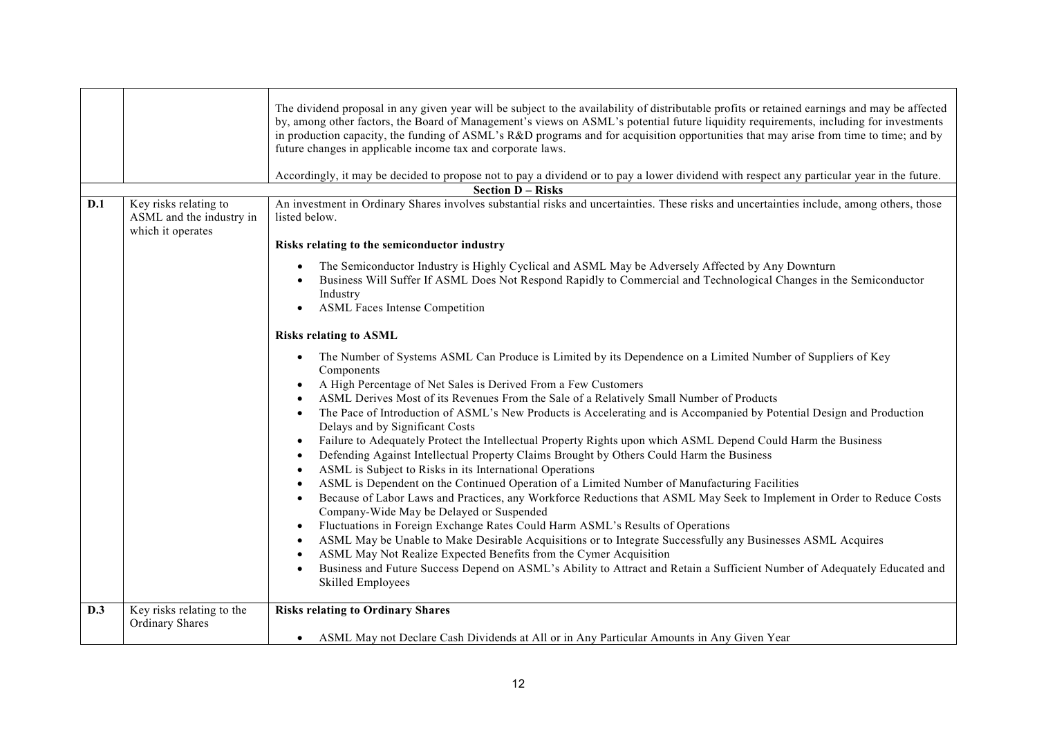| | | |
|---|---|---|
| | | The dividend proposal in any given year will be subject to the availability of distributable profits or retained earnings and may be affected by, among other factors, the Board of Management's views on ASML's potential future liquidity requirements, including for investments in production capacity, the funding of ASML's R&D programs and for acquisition opportunities that may arise from time to time; and by future changes in applicable income tax and corporate laws.<br><br>Accordingly, it may be decided to propose not to pay a dividend or to pay a lower dividend with respect any particular year in the future. |
| | | **Section D – Risks** |
| **D.1** | Key risks relating to ASML and the industry in which it operates | An investment in Ordinary Shares involves substantial risks and uncertainties. These risks and uncertainties include, among others, those listed below.<br><br>**Risks relating to the semiconductor industry**<br><br>• The Semiconductor Industry is Highly Cyclical and ASML May be Adversely Affected by Any Downturn<br>• Business Will Suffer If ASML Does Not Respond Rapidly to Commercial and Technological Changes in the Semiconductor Industry<br>• ASML Faces Intense Competition<br><br>**Risks relating to ASML**<br><br>• The Number of Systems ASML Can Produce is Limited by its Dependence on a Limited Number of Suppliers of Key Components<br>• A High Percentage of Net Sales is Derived From a Few Customers<br>• ASML Derives Most of its Revenues From the Sale of a Relatively Small Number of Products<br>• The Pace of Introduction of ASML's New Products is Accelerating and is Accompanied by Potential Design and Production Delays and by Significant Costs<br>• Failure to Adequately Protect the Intellectual Property Rights upon which ASML Depend Could Harm the Business<br>• Defending Against Intellectual Property Claims Brought by Others Could Harm the Business<br>• ASML is Subject to Risks in its International Operations<br>• ASML is Dependent on the Continued Operation of a Limited Number of Manufacturing Facilities<br>• Because of Labor Laws and Practices, any Workforce Reductions that ASML May Seek to Implement in Order to Reduce Costs Company-Wide May be Delayed or Suspended<br>• Fluctuations in Foreign Exchange Rates Could Harm ASML's Results of Operations<br>• ASML May be Unable to Make Desirable Acquisitions or to Integrate Successfully any Businesses ASML Acquires<br>• ASML May Not Realize Expected Benefits from the Cymer Acquisition<br>• Business and Future Success Depend on ASML's Ability to Attract and Retain a Sufficient Number of Adequately Educated and Skilled Employees |
| **D.3** | Key risks relating to the Ordinary Shares | **Risks relating to Ordinary Shares**<br><br>• ASML May not Declare Cash Dividends at All or in Any Particular Amounts in Any Given Year |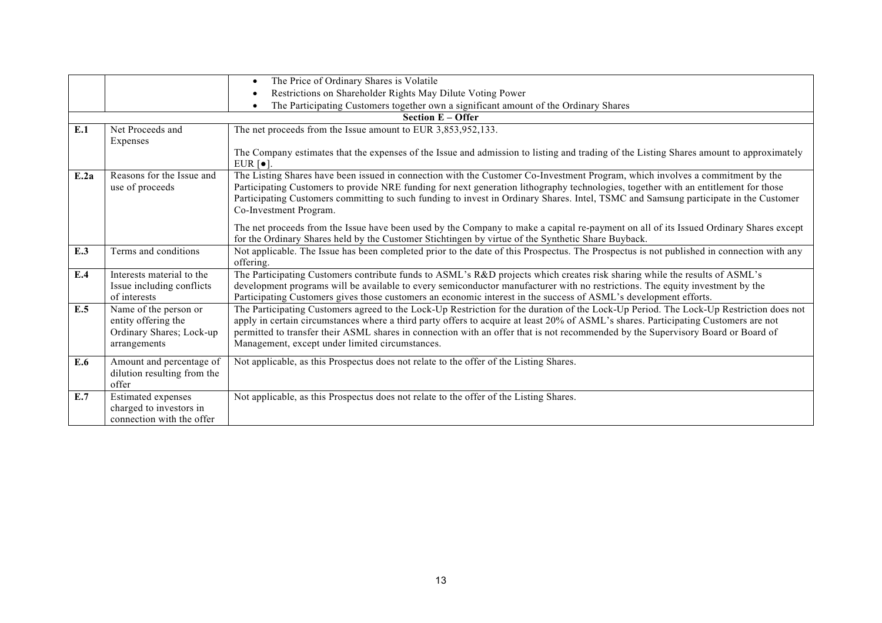| | | |
|---|---|---|
| | | • The Price of Ordinary Shares is Volatile<br>• Restrictions on Shareholder Rights May Dilute Voting Power<br>• The Participating Customers together own a significant amount of the Ordinary Shares |
| | | **Section E – Offer** |
| **E.1** | Net Proceeds and Expenses | The net proceeds from the Issue amount to EUR 3,853,952,133.<br><br>The Company estimates that the expenses of the Issue and admission to listing and trading of the Listing Shares amount to approximately EUR [●]. |
| **E.2a** | Reasons for the Issue and use of proceeds | The Listing Shares have been issued in connection with the Customer Co-Investment Program, which involves a commitment by the Participating Customers to provide NRE funding for next generation lithography technologies, together with an entitlement for those Participating Customers committing to such funding to invest in Ordinary Shares. Intel, TSMC and Samsung participate in the Customer Co-Investment Program.<br><br>The net proceeds from the Issue have been used by the Company to make a capital re-payment on all of its Issued Ordinary Shares except for the Ordinary Shares held by the Customer Stichtingen by virtue of the Synthetic Share Buyback. |
| **E.3** | Terms and conditions | Not applicable. The Issue has been completed prior to the date of this Prospectus. The Prospectus is not published in connection with any offering. |
| **E.4** | Interests material to the Issue including conflicts of interests | The Participating Customers contribute funds to ASML's R&D projects which creates risk sharing while the results of ASML's development programs will be available to every semiconductor manufacturer with no restrictions. The equity investment by the Participating Customers gives those customers an economic interest in the success of ASML's development efforts. |
| **E.5** | Name of the person or entity offering the Ordinary Shares; Lock-up arrangements | The Participating Customers agreed to the Lock-Up Restriction for the duration of the Lock-Up Period. The Lock-Up Restriction does not apply in certain circumstances where a third party offers to acquire at least 20% of ASML's shares. Participating Customers are not permitted to transfer their ASML shares in connection with an offer that is not recommended by the Supervisory Board or Board of Management, except under limited circumstances. |
| **E.6** | Amount and percentage of dilution resulting from the offer | Not applicable, as this Prospectus does not relate to the offer of the Listing Shares. |
| **E.7** | Estimated expenses charged to investors in connection with the offer | Not applicable, as this Prospectus does not relate to the offer of the Listing Shares. |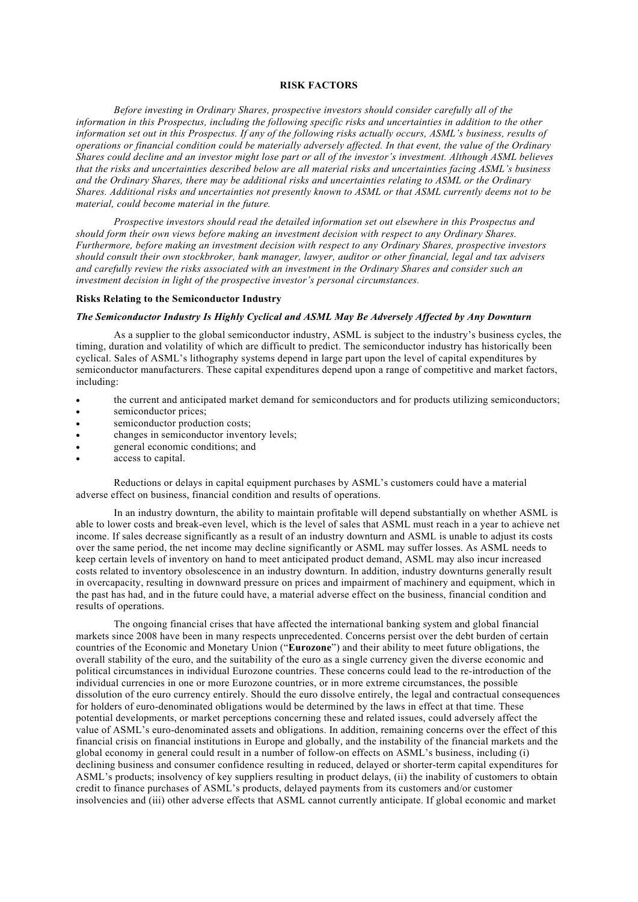## RISK FACTORS

*Before investing in Ordinary Shares, prospective investors should consider carefully all of the information in this Prospectus, including the following specific risks and uncertainties in addition to the other information set out in this Prospectus. If any of the following risks actually occurs, ASML's business, results of operations or financial condition could be materially adversely affected. In that event, the value of the Ordinary Shares could decline and an investor might lose part or all of the investor's investment. Although ASML believes that the risks and uncertainties described below are all material risks and uncertainties facing ASML's business and the Ordinary Shares, there may be additional risks and uncertainties relating to ASML or the Ordinary Shares. Additional risks and uncertainties not presently known to ASML or that ASML currently deems not to be material, could become material in the future.*

*Prospective investors should read the detailed information set out elsewhere in this Prospectus and should form their own views before making an investment decision with respect to any Ordinary Shares. Furthermore, before making an investment decision with respect to any Ordinary Shares, prospective investors should consult their own stockbroker, bank manager, lawyer, auditor or other financial, legal and tax advisers and carefully review the risks associated with an investment in the Ordinary Shares and consider such an investment decision in light of the prospective investor's personal circumstances.*

### Risks Relating to the Semiconductor Industry

#### *The Semiconductor Industry Is Highly Cyclical and ASML May Be Adversely Affected by Any Downturn*

As a supplier to the global semiconductor industry, ASML is subject to the industry's business cycles, the timing, duration and volatility of which are difficult to predict. The semiconductor industry has historically been cyclical. Sales of ASML's lithography systems depend in large part upon the level of capital expenditures by semiconductor manufacturers. These capital expenditures depend upon a range of competitive and market factors, including:

- the current and anticipated market demand for semiconductors and for products utilizing semiconductors;
- semiconductor prices;
- semiconductor production costs;
- changes in semiconductor inventory levels;
- general economic conditions; and
- access to capital.

Reductions or delays in capital equipment purchases by ASML's customers could have a material adverse effect on business, financial condition and results of operations.

In an industry downturn, the ability to maintain profitable will depend substantially on whether ASML is able to lower costs and break-even level, which is the level of sales that ASML must reach in a year to achieve net income. If sales decrease significantly as a result of an industry downturn and ASML is unable to adjust its costs over the same period, the net income may decline significantly or ASML may suffer losses. As ASML needs to keep certain levels of inventory on hand to meet anticipated product demand, ASML may also incur increased costs related to inventory obsolescence in an industry downturn. In addition, industry downturns generally result in overcapacity, resulting in downward pressure on prices and impairment of machinery and equipment, which in the past has had, and in the future could have, a material adverse effect on the business, financial condition and results of operations.

The ongoing financial crises that have affected the international banking system and global financial markets since 2008 have been in many respects unprecedented. Concerns persist over the debt burden of certain countries of the Economic and Monetary Union ("**Eurozone**") and their ability to meet future obligations, the overall stability of the euro, and the suitability of the euro as a single currency given the diverse economic and political circumstances in individual Eurozone countries. These concerns could lead to the re-introduction of the individual currencies in one or more Eurozone countries, or in more extreme circumstances, the possible dissolution of the euro currency entirely. Should the euro dissolve entirely, the legal and contractual consequences for holders of euro-denominated obligations would be determined by the laws in effect at that time. These potential developments, or market perceptions concerning these and related issues, could adversely affect the value of ASML's euro-denominated assets and obligations. In addition, remaining concerns over the effect of this financial crisis on financial institutions in Europe and globally, and the instability of the financial markets and the global economy in general could result in a number of follow-on effects on ASML's business, including (i) declining business and consumer confidence resulting in reduced, delayed or shorter-term capital expenditures for ASML's products; insolvency of key suppliers resulting in product delays, (ii) the inability of customers to obtain credit to finance purchases of ASML's products, delayed payments from its customers and/or customer insolvencies and (iii) other adverse effects that ASML cannot currently anticipate. If global economic and market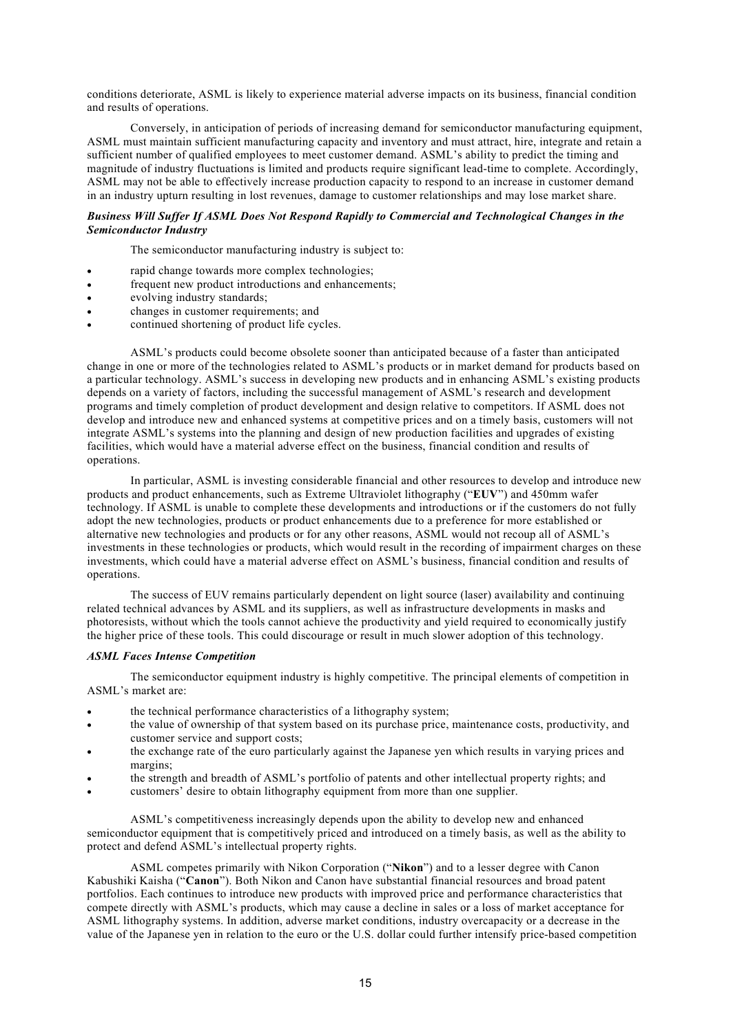conditions deteriorate, ASML is likely to experience material adverse impacts on its business, financial condition and results of operations.

Conversely, in anticipation of periods of increasing demand for semiconductor manufacturing equipment, ASML must maintain sufficient manufacturing capacity and inventory and must attract, hire, integrate and retain a sufficient number of qualified employees to meet customer demand. ASML's ability to predict the timing and magnitude of industry fluctuations is limited and products require significant lead-time to complete. Accordingly, ASML may not be able to effectively increase production capacity to respond to an increase in customer demand in an industry upturn resulting in lost revenues, damage to customer relationships and may lose market share.

***Business Will Suffer If ASML Does Not Respond Rapidly to Commercial and Technological Changes in the Semiconductor Industry***

The semiconductor manufacturing industry is subject to:

- rapid change towards more complex technologies;
- frequent new product introductions and enhancements;
- evolving industry standards;
- changes in customer requirements; and
- continued shortening of product life cycles.

ASML's products could become obsolete sooner than anticipated because of a faster than anticipated change in one or more of the technologies related to ASML's products or in market demand for products based on a particular technology. ASML's success in developing new products and in enhancing ASML's existing products depends on a variety of factors, including the successful management of ASML's research and development programs and timely completion of product development and design relative to competitors. If ASML does not develop and introduce new and enhanced systems at competitive prices and on a timely basis, customers will not integrate ASML's systems into the planning and design of new production facilities and upgrades of existing facilities, which would have a material adverse effect on the business, financial condition and results of operations.

In particular, ASML is investing considerable financial and other resources to develop and introduce new products and product enhancements, such as Extreme Ultraviolet lithography ("**EUV**") and 450mm wafer technology. If ASML is unable to complete these developments and introductions or if the customers do not fully adopt the new technologies, products or product enhancements due to a preference for more established or alternative new technologies and products or for any other reasons, ASML would not recoup all of ASML's investments in these technologies or products, which would result in the recording of impairment charges on these investments, which could have a material adverse effect on ASML's business, financial condition and results of operations.

The success of EUV remains particularly dependent on light source (laser) availability and continuing related technical advances by ASML and its suppliers, as well as infrastructure developments in masks and photoresists, without which the tools cannot achieve the productivity and yield required to economically justify the higher price of these tools. This could discourage or result in much slower adoption of this technology.

***ASML Faces Intense Competition***

The semiconductor equipment industry is highly competitive. The principal elements of competition in ASML's market are:

- the technical performance characteristics of a lithography system;
- the value of ownership of that system based on its purchase price, maintenance costs, productivity, and customer service and support costs;
- the exchange rate of the euro particularly against the Japanese yen which results in varying prices and margins;
- the strength and breadth of ASML's portfolio of patents and other intellectual property rights; and
- customers' desire to obtain lithography equipment from more than one supplier.

ASML's competitiveness increasingly depends upon the ability to develop new and enhanced semiconductor equipment that is competitively priced and introduced on a timely basis, as well as the ability to protect and defend ASML's intellectual property rights.

ASML competes primarily with Nikon Corporation ("**Nikon**") and to a lesser degree with Canon Kabushiki Kaisha ("**Canon**"). Both Nikon and Canon have substantial financial resources and broad patent portfolios. Each continues to introduce new products with improved price and performance characteristics that compete directly with ASML's products, which may cause a decline in sales or a loss of market acceptance for ASML lithography systems. In addition, adverse market conditions, industry overcapacity or a decrease in the value of the Japanese yen in relation to the euro or the U.S. dollar could further intensify price-based competition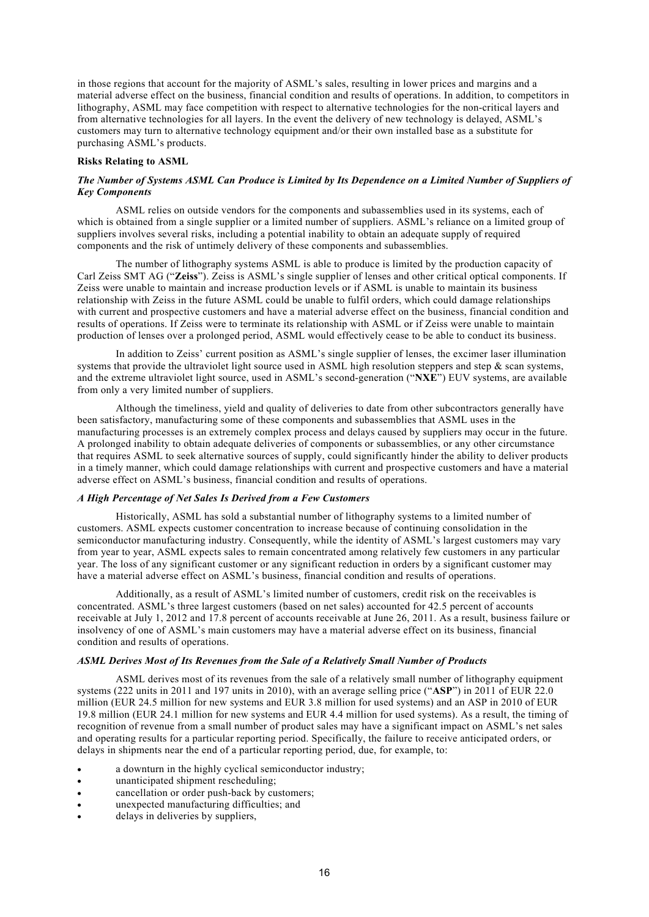in those regions that account for the majority of ASML's sales, resulting in lower prices and margins and a material adverse effect on the business, financial condition and results of operations. In addition, to competitors in lithography, ASML may face competition with respect to alternative technologies for the non-critical layers and from alternative technologies for all layers. In the event the delivery of new technology is delayed, ASML's customers may turn to alternative technology equipment and/or their own installed base as a substitute for purchasing ASML's products.

**Risks Relating to ASML**

***The Number of Systems ASML Can Produce is Limited by Its Dependence on a Limited Number of Suppliers of Key Components***

ASML relies on outside vendors for the components and subassemblies used in its systems, each of which is obtained from a single supplier or a limited number of suppliers. ASML's reliance on a limited group of suppliers involves several risks, including a potential inability to obtain an adequate supply of required components and the risk of untimely delivery of these components and subassemblies.

The number of lithography systems ASML is able to produce is limited by the production capacity of Carl Zeiss SMT AG ("**Zeiss**"). Zeiss is ASML's single supplier of lenses and other critical optical components. If Zeiss were unable to maintain and increase production levels or if ASML is unable to maintain its business relationship with Zeiss in the future ASML could be unable to fulfil orders, which could damage relationships with current and prospective customers and have a material adverse effect on the business, financial condition and results of operations. If Zeiss were to terminate its relationship with ASML or if Zeiss were unable to maintain production of lenses over a prolonged period, ASML would effectively cease to be able to conduct its business.

In addition to Zeiss' current position as ASML's single supplier of lenses, the excimer laser illumination systems that provide the ultraviolet light source used in ASML high resolution steppers and step & scan systems, and the extreme ultraviolet light source, used in ASML's second-generation ("**NXE**") EUV systems, are available from only a very limited number of suppliers.

Although the timeliness, yield and quality of deliveries to date from other subcontractors generally have been satisfactory, manufacturing some of these components and subassemblies that ASML uses in the manufacturing processes is an extremely complex process and delays caused by suppliers may occur in the future. A prolonged inability to obtain adequate deliveries of components or subassemblies, or any other circumstance that requires ASML to seek alternative sources of supply, could significantly hinder the ability to deliver products in a timely manner, which could damage relationships with current and prospective customers and have a material adverse effect on ASML's business, financial condition and results of operations.

***A High Percentage of Net Sales Is Derived from a Few Customers***

Historically, ASML has sold a substantial number of lithography systems to a limited number of customers. ASML expects customer concentration to increase because of continuing consolidation in the semiconductor manufacturing industry. Consequently, while the identity of ASML's largest customers may vary from year to year, ASML expects sales to remain concentrated among relatively few customers in any particular year. The loss of any significant customer or any significant reduction in orders by a significant customer may have a material adverse effect on ASML's business, financial condition and results of operations.

Additionally, as a result of ASML's limited number of customers, credit risk on the receivables is concentrated. ASML's three largest customers (based on net sales) accounted for 42.5 percent of accounts receivable at July 1, 2012 and 17.8 percent of accounts receivable at June 26, 2011. As a result, business failure or insolvency of one of ASML's main customers may have a material adverse effect on its business, financial condition and results of operations.

***ASML Derives Most of Its Revenues from the Sale of a Relatively Small Number of Products***

ASML derives most of its revenues from the sale of a relatively small number of lithography equipment systems (222 units in 2011 and 197 units in 2010), with an average selling price ("**ASP**") in 2011 of EUR 22.0 million (EUR 24.5 million for new systems and EUR 3.8 million for used systems) and an ASP in 2010 of EUR 19.8 million (EUR 24.1 million for new systems and EUR 4.4 million for used systems). As a result, the timing of recognition of revenue from a small number of product sales may have a significant impact on ASML's net sales and operating results for a particular reporting period. Specifically, the failure to receive anticipated orders, or delays in shipments near the end of a particular reporting period, due, for example, to:

- a downturn in the highly cyclical semiconductor industry;
- unanticipated shipment rescheduling;
- cancellation or order push-back by customers;
- unexpected manufacturing difficulties; and
- delays in deliveries by suppliers,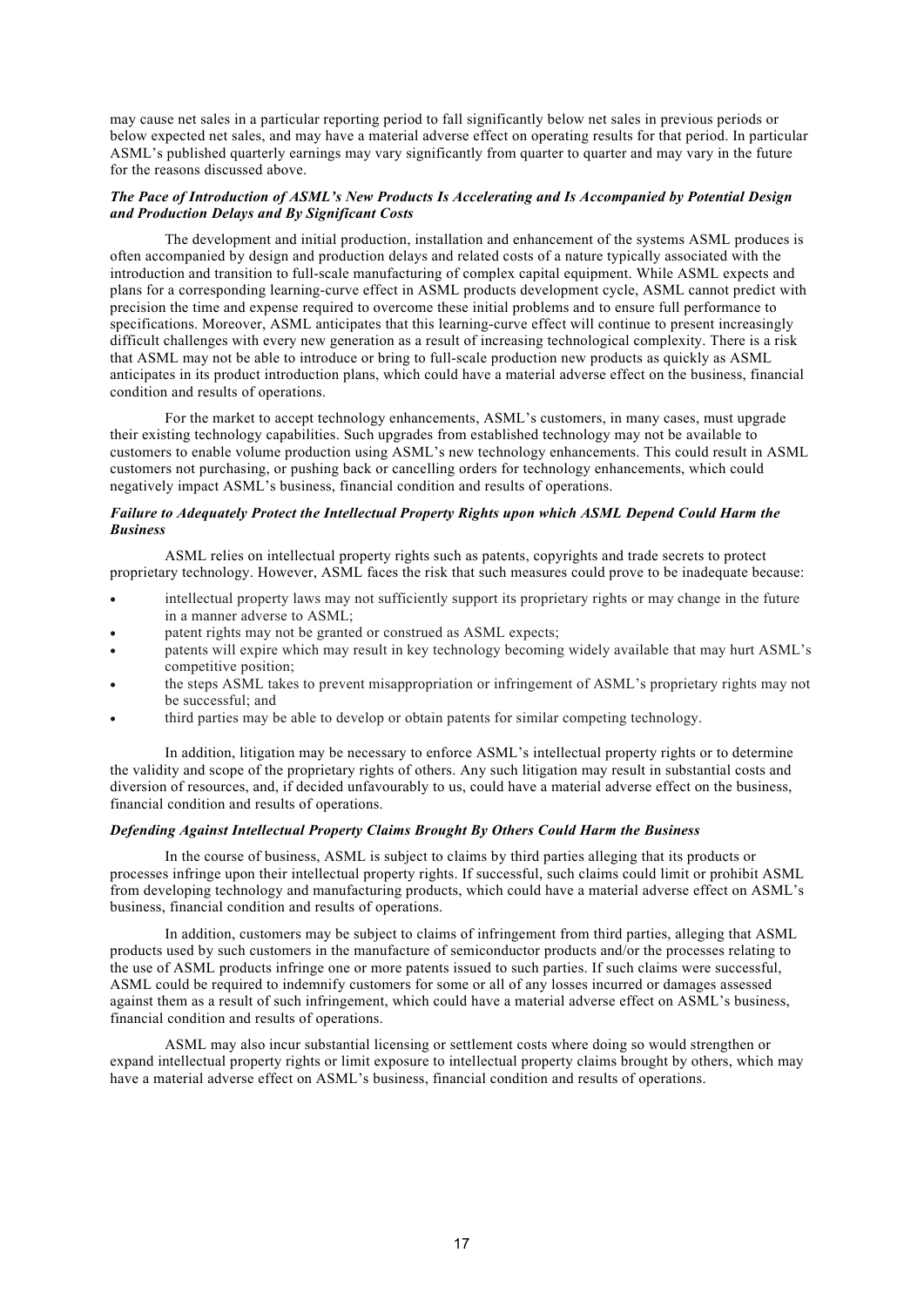may cause net sales in a particular reporting period to fall significantly below net sales in previous periods or below expected net sales, and may have a material adverse effect on operating results for that period. In particular ASML's published quarterly earnings may vary significantly from quarter to quarter and may vary in the future for the reasons discussed above.

***The Pace of Introduction of ASML's New Products Is Accelerating and Is Accompanied by Potential Design and Production Delays and By Significant Costs***

The development and initial production, installation and enhancement of the systems ASML produces is often accompanied by design and production delays and related costs of a nature typically associated with the introduction and transition to full-scale manufacturing of complex capital equipment. While ASML expects and plans for a corresponding learning-curve effect in ASML products development cycle, ASML cannot predict with precision the time and expense required to overcome these initial problems and to ensure full performance to specifications. Moreover, ASML anticipates that this learning-curve effect will continue to present increasingly difficult challenges with every new generation as a result of increasing technological complexity. There is a risk that ASML may not be able to introduce or bring to full-scale production new products as quickly as ASML anticipates in its product introduction plans, which could have a material adverse effect on the business, financial condition and results of operations.

For the market to accept technology enhancements, ASML's customers, in many cases, must upgrade their existing technology capabilities. Such upgrades from established technology may not be available to customers to enable volume production using ASML's new technology enhancements. This could result in ASML customers not purchasing, or pushing back or cancelling orders for technology enhancements, which could negatively impact ASML's business, financial condition and results of operations.

***Failure to Adequately Protect the Intellectual Property Rights upon which ASML Depend Could Harm the Business***

ASML relies on intellectual property rights such as patents, copyrights and trade secrets to protect proprietary technology. However, ASML faces the risk that such measures could prove to be inadequate because:

- intellectual property laws may not sufficiently support its proprietary rights or may change in the future in a manner adverse to ASML;
- patent rights may not be granted or construed as ASML expects;
- patents will expire which may result in key technology becoming widely available that may hurt ASML's competitive position;
- the steps ASML takes to prevent misappropriation or infringement of ASML's proprietary rights may not be successful; and
- third parties may be able to develop or obtain patents for similar competing technology.

In addition, litigation may be necessary to enforce ASML's intellectual property rights or to determine the validity and scope of the proprietary rights of others. Any such litigation may result in substantial costs and diversion of resources, and, if decided unfavourably to us, could have a material adverse effect on the business, financial condition and results of operations.

***Defending Against Intellectual Property Claims Brought By Others Could Harm the Business***

In the course of business, ASML is subject to claims by third parties alleging that its products or processes infringe upon their intellectual property rights. If successful, such claims could limit or prohibit ASML from developing technology and manufacturing products, which could have a material adverse effect on ASML's business, financial condition and results of operations.

In addition, customers may be subject to claims of infringement from third parties, alleging that ASML products used by such customers in the manufacture of semiconductor products and/or the processes relating to the use of ASML products infringe one or more patents issued to such parties. If such claims were successful, ASML could be required to indemnify customers for some or all of any losses incurred or damages assessed against them as a result of such infringement, which could have a material adverse effect on ASML's business, financial condition and results of operations.

ASML may also incur substantial licensing or settlement costs where doing so would strengthen or expand intellectual property rights or limit exposure to intellectual property claims brought by others, which may have a material adverse effect on ASML's business, financial condition and results of operations.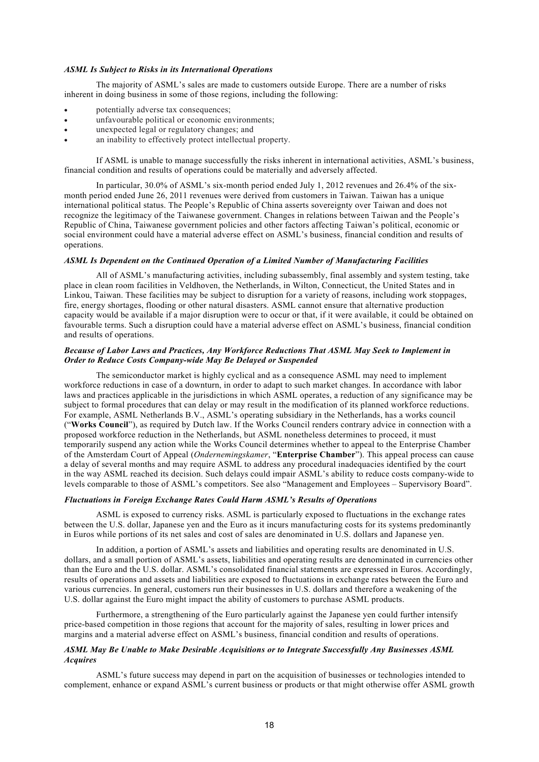### *ASML Is Subject to Risks in its International Operations*

The majority of ASML's sales are made to customers outside Europe. There are a number of risks inherent in doing business in some of those regions, including the following:

- potentially adverse tax consequences;
- unfavourable political or economic environments;
- unexpected legal or regulatory changes; and
- an inability to effectively protect intellectual property.

If ASML is unable to manage successfully the risks inherent in international activities, ASML's business, financial condition and results of operations could be materially and adversely affected.

In particular, 30.0% of ASML's six-month period ended July 1, 2012 revenues and 26.4% of the six-month period ended June 26, 2011 revenues were derived from customers in Taiwan. Taiwan has a unique international political status. The People's Republic of China asserts sovereignty over Taiwan and does not recognize the legitimacy of the Taiwanese government. Changes in relations between Taiwan and the People's Republic of China, Taiwanese government policies and other factors affecting Taiwan's political, economic or social environment could have a material adverse effect on ASML's business, financial condition and results of operations.

### *ASML Is Dependent on the Continued Operation of a Limited Number of Manufacturing Facilities*

All of ASML's manufacturing activities, including subassembly, final assembly and system testing, take place in clean room facilities in Veldhoven, the Netherlands, in Wilton, Connecticut, the United States and in Linkou, Taiwan. These facilities may be subject to disruption for a variety of reasons, including work stoppages, fire, energy shortages, flooding or other natural disasters. ASML cannot ensure that alternative production capacity would be available if a major disruption were to occur or that, if it were available, it could be obtained on favourable terms. Such a disruption could have a material adverse effect on ASML's business, financial condition and results of operations.

### *Because of Labor Laws and Practices, Any Workforce Reductions That ASML May Seek to Implement in Order to Reduce Costs Company-wide May Be Delayed or Suspended*

The semiconductor market is highly cyclical and as a consequence ASML may need to implement workforce reductions in case of a downturn, in order to adapt to such market changes. In accordance with labor laws and practices applicable in the jurisdictions in which ASML operates, a reduction of any significance may be subject to formal procedures that can delay or may result in the modification of its planned workforce reductions. For example, ASML Netherlands B.V., ASML's operating subsidiary in the Netherlands, has a works council ("**Works Council**"), as required by Dutch law. If the Works Council renders contrary advice in connection with a proposed workforce reduction in the Netherlands, but ASML nonetheless determines to proceed, it must temporarily suspend any action while the Works Council determines whether to appeal to the Enterprise Chamber of the Amsterdam Court of Appeal (*Ondernemingskamer*, "**Enterprise Chamber**"). This appeal process can cause a delay of several months and may require ASML to address any procedural inadequacies identified by the court in the way ASML reached its decision. Such delays could impair ASML's ability to reduce costs company-wide to levels comparable to those of ASML's competitors. See also "Management and Employees – Supervisory Board".

### *Fluctuations in Foreign Exchange Rates Could Harm ASML's Results of Operations*

ASML is exposed to currency risks. ASML is particularly exposed to fluctuations in the exchange rates between the U.S. dollar, Japanese yen and the Euro as it incurs manufacturing costs for its systems predominantly in Euros while portions of its net sales and cost of sales are denominated in U.S. dollars and Japanese yen.

In addition, a portion of ASML's assets and liabilities and operating results are denominated in U.S. dollars, and a small portion of ASML's assets, liabilities and operating results are denominated in currencies other than the Euro and the U.S. dollar. ASML's consolidated financial statements are expressed in Euros. Accordingly, results of operations and assets and liabilities are exposed to fluctuations in exchange rates between the Euro and various currencies. In general, customers run their businesses in U.S. dollars and therefore a weakening of the U.S. dollar against the Euro might impact the ability of customers to purchase ASML products.

Furthermore, a strengthening of the Euro particularly against the Japanese yen could further intensify price-based competition in those regions that account for the majority of sales, resulting in lower prices and margins and a material adverse effect on ASML's business, financial condition and results of operations.

### *ASML May Be Unable to Make Desirable Acquisitions or to Integrate Successfully Any Businesses ASML Acquires*

ASML's future success may depend in part on the acquisition of businesses or technologies intended to complement, enhance or expand ASML's current business or products or that might otherwise offer ASML growth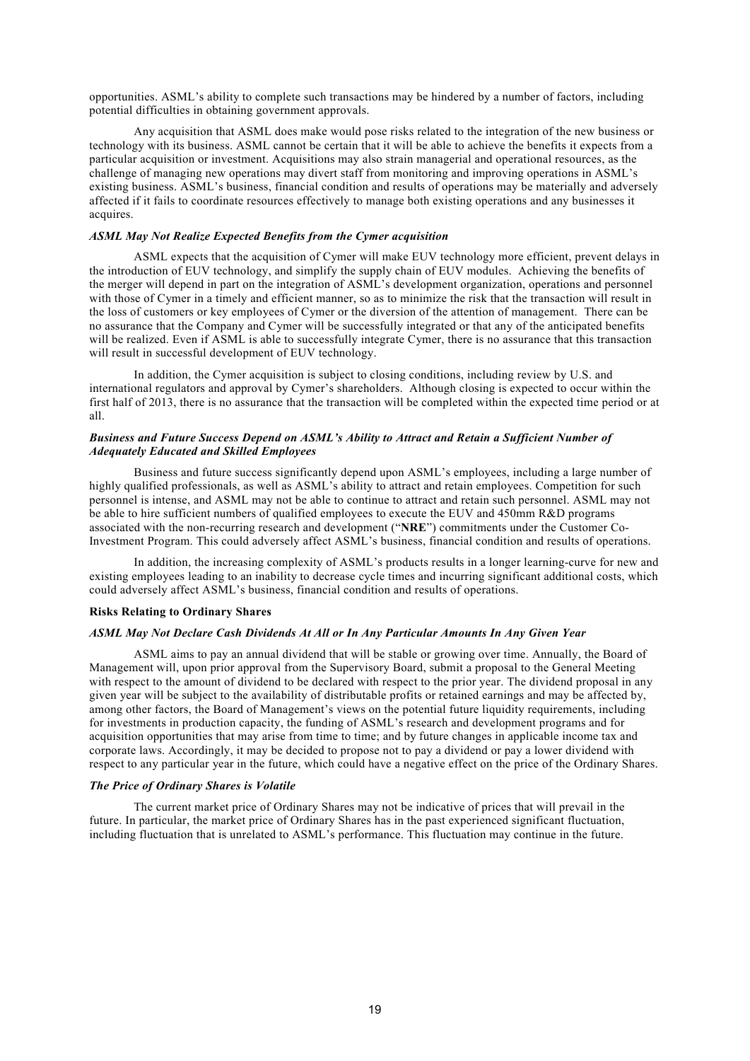opportunities. ASML's ability to complete such transactions may be hindered by a number of factors, including potential difficulties in obtaining government approvals.

Any acquisition that ASML does make would pose risks related to the integration of the new business or technology with its business. ASML cannot be certain that it will be able to achieve the benefits it expects from a particular acquisition or investment. Acquisitions may also strain managerial and operational resources, as the challenge of managing new operations may divert staff from monitoring and improving operations in ASML's existing business. ASML's business, financial condition and results of operations may be materially and adversely affected if it fails to coordinate resources effectively to manage both existing operations and any businesses it acquires.

*ASML May Not Realize Expected Benefits from the Cymer acquisition*

ASML expects that the acquisition of Cymer will make EUV technology more efficient, prevent delays in the introduction of EUV technology, and simplify the supply chain of EUV modules. Achieving the benefits of the merger will depend in part on the integration of ASML's development organization, operations and personnel with those of Cymer in a timely and efficient manner, so as to minimize the risk that the transaction will result in the loss of customers or key employees of Cymer or the diversion of the attention of management. There can be no assurance that the Company and Cymer will be successfully integrated or that any of the anticipated benefits will be realized. Even if ASML is able to successfully integrate Cymer, there is no assurance that this transaction will result in successful development of EUV technology.

In addition, the Cymer acquisition is subject to closing conditions, including review by U.S. and international regulators and approval by Cymer's shareholders. Although closing is expected to occur within the first half of 2013, there is no assurance that the transaction will be completed within the expected time period or at all.

*Business and Future Success Depend on ASML's Ability to Attract and Retain a Sufficient Number of Adequately Educated and Skilled Employees*

Business and future success significantly depend upon ASML's employees, including a large number of highly qualified professionals, as well as ASML's ability to attract and retain employees. Competition for such personnel is intense, and ASML may not be able to continue to attract and retain such personnel. ASML may not be able to hire sufficient numbers of qualified employees to execute the EUV and 450mm R&D programs associated with the non-recurring research and development ("**NRE**") commitments under the Customer Co-Investment Program. This could adversely affect ASML's business, financial condition and results of operations.

In addition, the increasing complexity of ASML's products results in a longer learning-curve for new and existing employees leading to an inability to decrease cycle times and incurring significant additional costs, which could adversely affect ASML's business, financial condition and results of operations.

**Risks Relating to Ordinary Shares**

*ASML May Not Declare Cash Dividends At All or In Any Particular Amounts In Any Given Year*

ASML aims to pay an annual dividend that will be stable or growing over time. Annually, the Board of Management will, upon prior approval from the Supervisory Board, submit a proposal to the General Meeting with respect to the amount of dividend to be declared with respect to the prior year. The dividend proposal in any given year will be subject to the availability of distributable profits or retained earnings and may be affected by, among other factors, the Board of Management's views on the potential future liquidity requirements, including for investments in production capacity, the funding of ASML's research and development programs and for acquisition opportunities that may arise from time to time; and by future changes in applicable income tax and corporate laws. Accordingly, it may be decided to propose not to pay a dividend or pay a lower dividend with respect to any particular year in the future, which could have a negative effect on the price of the Ordinary Shares.

*The Price of Ordinary Shares is Volatile*

The current market price of Ordinary Shares may not be indicative of prices that will prevail in the future. In particular, the market price of Ordinary Shares has in the past experienced significant fluctuation, including fluctuation that is unrelated to ASML's performance. This fluctuation may continue in the future.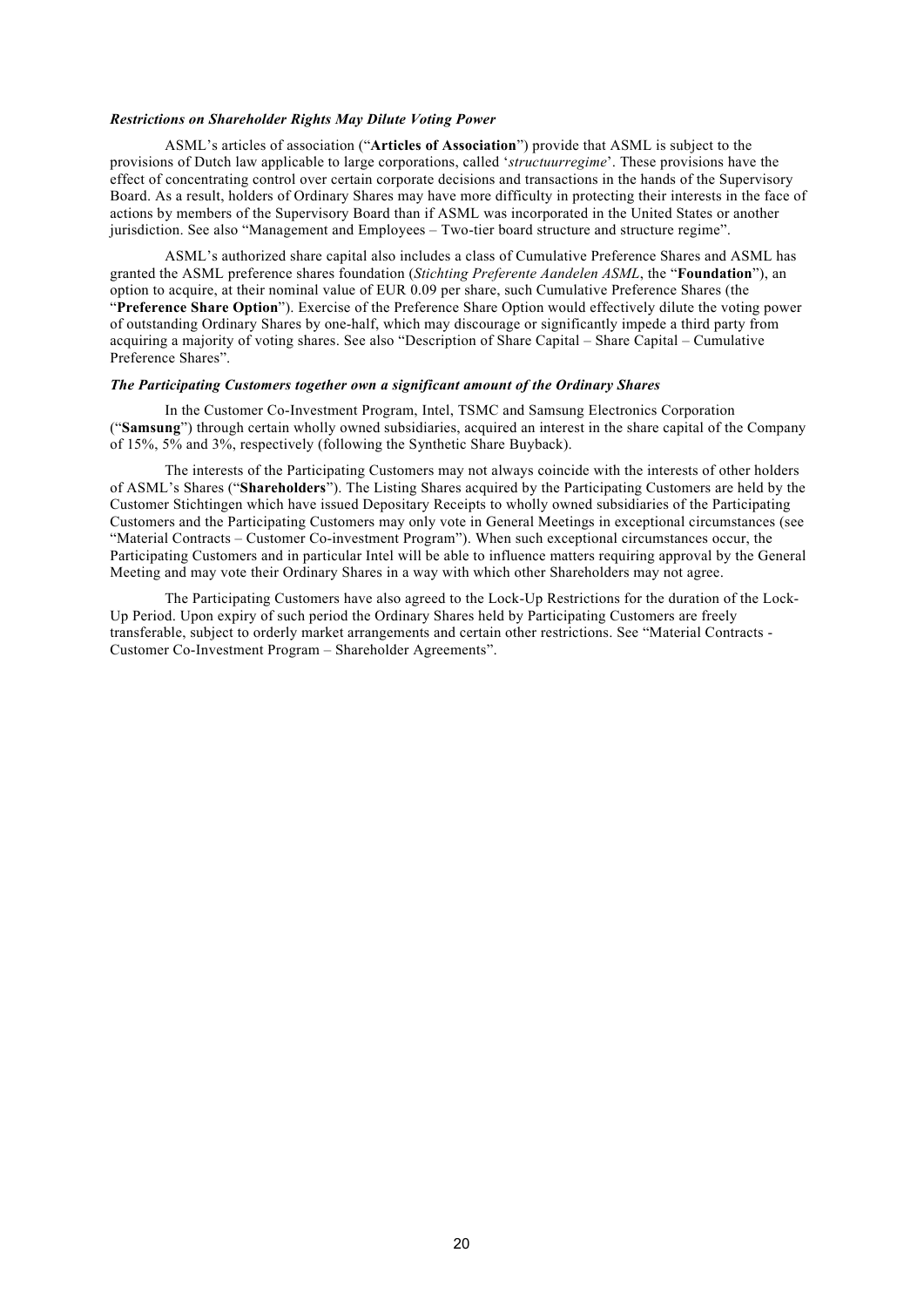***Restrictions on Shareholder Rights May Dilute Voting Power***

ASML's articles of association ("**Articles of Association**") provide that ASML is subject to the provisions of Dutch law applicable to large corporations, called '*structuurregime*'. These provisions have the effect of concentrating control over certain corporate decisions and transactions in the hands of the Supervisory Board. As a result, holders of Ordinary Shares may have more difficulty in protecting their interests in the face of actions by members of the Supervisory Board than if ASML was incorporated in the United States or another jurisdiction. See also "Management and Employees – Two-tier board structure and structure regime".

ASML's authorized share capital also includes a class of Cumulative Preference Shares and ASML has granted the ASML preference shares foundation (*Stichting Preferente Aandelen ASML*, the "**Foundation**"), an option to acquire, at their nominal value of EUR 0.09 per share, such Cumulative Preference Shares (the "**Preference Share Option**"). Exercise of the Preference Share Option would effectively dilute the voting power of outstanding Ordinary Shares by one-half, which may discourage or significantly impede a third party from acquiring a majority of voting shares. See also "Description of Share Capital – Share Capital – Cumulative Preference Shares".

***The Participating Customers together own a significant amount of the Ordinary Shares***

In the Customer Co-Investment Program, Intel, TSMC and Samsung Electronics Corporation ("**Samsung**") through certain wholly owned subsidiaries, acquired an interest in the share capital of the Company of 15%, 5% and 3%, respectively (following the Synthetic Share Buyback).

The interests of the Participating Customers may not always coincide with the interests of other holders of ASML's Shares ("**Shareholders**"). The Listing Shares acquired by the Participating Customers are held by the Customer Stichtingen which have issued Depositary Receipts to wholly owned subsidiaries of the Participating Customers and the Participating Customers may only vote in General Meetings in exceptional circumstances (see "Material Contracts – Customer Co-investment Program"). When such exceptional circumstances occur, the Participating Customers and in particular Intel will be able to influence matters requiring approval by the General Meeting and may vote their Ordinary Shares in a way with which other Shareholders may not agree.

The Participating Customers have also agreed to the Lock-Up Restrictions for the duration of the Lock-Up Period. Upon expiry of such period the Ordinary Shares held by Participating Customers are freely transferable, subject to orderly market arrangements and certain other restrictions. See "Material Contracts - Customer Co-Investment Program – Shareholder Agreements".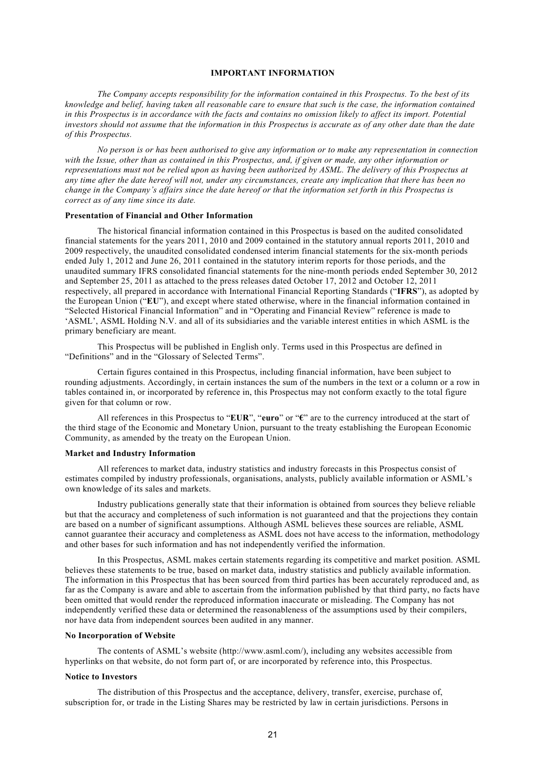## IMPORTANT INFORMATION

*The Company accepts responsibility for the information contained in this Prospectus. To the best of its knowledge and belief, having taken all reasonable care to ensure that such is the case, the information contained in this Prospectus is in accordance with the facts and contains no omission likely to affect its import. Potential investors should not assume that the information in this Prospectus is accurate as of any other date than the date of this Prospectus.*

*No person is or has been authorised to give any information or to make any representation in connection with the Issue, other than as contained in this Prospectus, and, if given or made, any other information or representations must not be relied upon as having been authorized by ASML. The delivery of this Prospectus at any time after the date hereof will not, under any circumstances, create any implication that there has been no change in the Company's affairs since the date hereof or that the information set forth in this Prospectus is correct as of any time since its date.*

### Presentation of Financial and Other Information

The historical financial information contained in this Prospectus is based on the audited consolidated financial statements for the years 2011, 2010 and 2009 contained in the statutory annual reports 2011, 2010 and 2009 respectively, the unaudited consolidated condensed interim financial statements for the six-month periods ended July 1, 2012 and June 26, 2011 contained in the statutory interim reports for those periods, and the unaudited summary IFRS consolidated financial statements for the nine-month periods ended September 30, 2012 and September 25, 2011 as attached to the press releases dated October 17, 2012 and October 12, 2011 respectively, all prepared in accordance with International Financial Reporting Standards ("**IFRS**"), as adopted by the European Union ("**EU**"), and except where stated otherwise, where in the financial information contained in "Selected Historical Financial Information" and in "Operating and Financial Review" reference is made to 'ASML', ASML Holding N.V. and all of its subsidiaries and the variable interest entities in which ASML is the primary beneficiary are meant.

This Prospectus will be published in English only. Terms used in this Prospectus are defined in "Definitions" and in the "Glossary of Selected Terms".

Certain figures contained in this Prospectus, including financial information, have been subject to rounding adjustments. Accordingly, in certain instances the sum of the numbers in the text or a column or a row in tables contained in, or incorporated by reference in, this Prospectus may not conform exactly to the total figure given for that column or row.

All references in this Prospectus to "**EUR**", "**euro**" or "**€**" are to the currency introduced at the start of the third stage of the Economic and Monetary Union, pursuant to the treaty establishing the European Economic Community, as amended by the treaty on the European Union.

### Market and Industry Information

All references to market data, industry statistics and industry forecasts in this Prospectus consist of estimates compiled by industry professionals, organisations, analysts, publicly available information or ASML's own knowledge of its sales and markets.

Industry publications generally state that their information is obtained from sources they believe reliable but that the accuracy and completeness of such information is not guaranteed and that the projections they contain are based on a number of significant assumptions. Although ASML believes these sources are reliable, ASML cannot guarantee their accuracy and completeness as ASML does not have access to the information, methodology and other bases for such information and has not independently verified the information.

In this Prospectus, ASML makes certain statements regarding its competitive and market position. ASML believes these statements to be true, based on market data, industry statistics and publicly available information. The information in this Prospectus that has been sourced from third parties has been accurately reproduced and, as far as the Company is aware and able to ascertain from the information published by that third party, no facts have been omitted that would render the reproduced information inaccurate or misleading. The Company has not independently verified these data or determined the reasonableness of the assumptions used by their compilers, nor have data from independent sources been audited in any manner.

### No Incorporation of Website

The contents of ASML's website (http://www.asml.com/), including any websites accessible from hyperlinks on that website, do not form part of, or are incorporated by reference into, this Prospectus.

### Notice to Investors

The distribution of this Prospectus and the acceptance, delivery, transfer, exercise, purchase of, subscription for, or trade in the Listing Shares may be restricted by law in certain jurisdictions. Persons in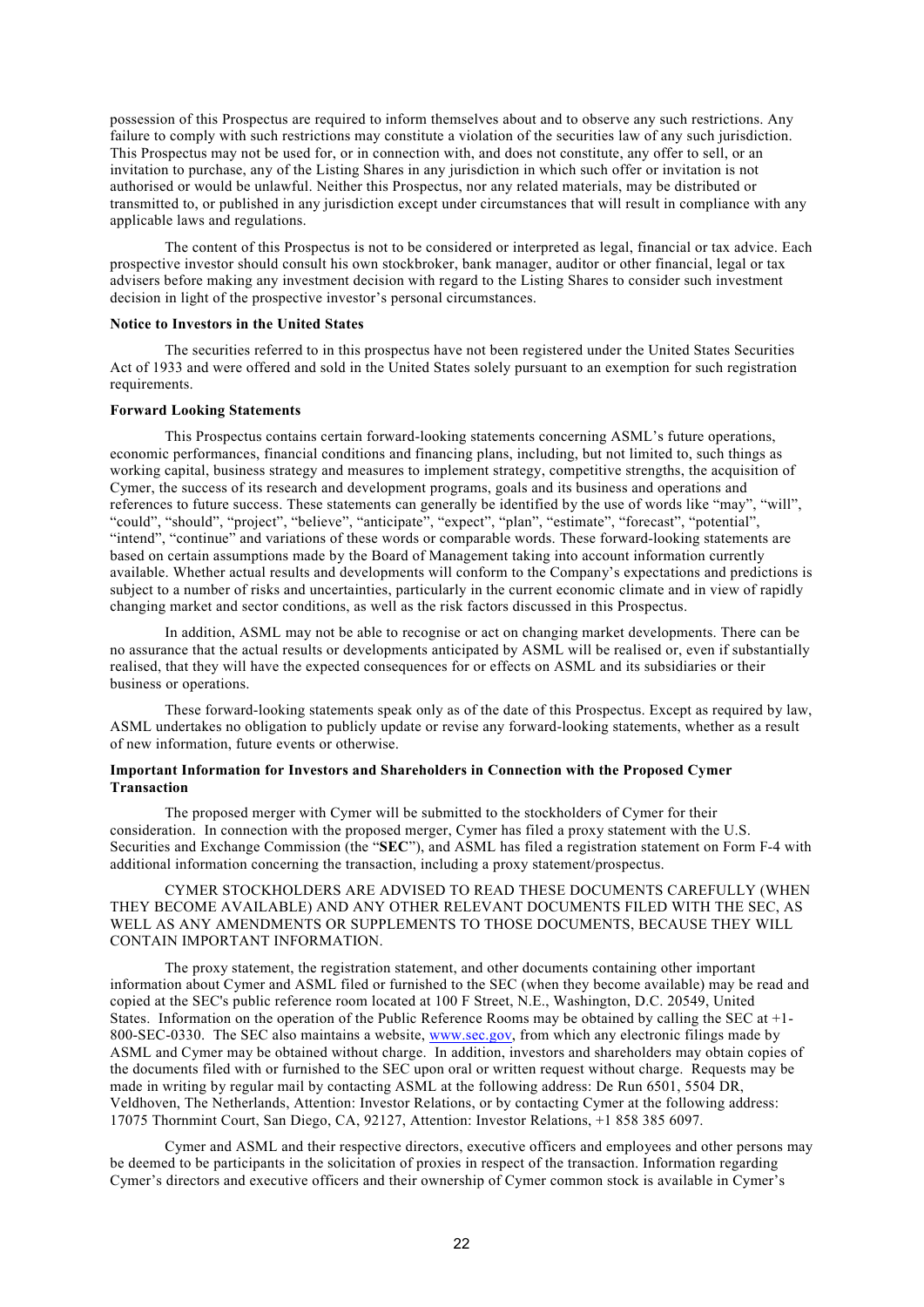possession of this Prospectus are required to inform themselves about and to observe any such restrictions. Any failure to comply with such restrictions may constitute a violation of the securities law of any such jurisdiction. This Prospectus may not be used for, or in connection with, and does not constitute, any offer to sell, or an invitation to purchase, any of the Listing Shares in any jurisdiction in which such offer or invitation is not authorised or would be unlawful. Neither this Prospectus, nor any related materials, may be distributed or transmitted to, or published in any jurisdiction except under circumstances that will result in compliance with any applicable laws and regulations.

The content of this Prospectus is not to be considered or interpreted as legal, financial or tax advice. Each prospective investor should consult his own stockbroker, bank manager, auditor or other financial, legal or tax advisers before making any investment decision with regard to the Listing Shares to consider such investment decision in light of the prospective investor's personal circumstances.

**Notice to Investors in the United States**

The securities referred to in this prospectus have not been registered under the United States Securities Act of 1933 and were offered and sold in the United States solely pursuant to an exemption for such registration requirements.

**Forward Looking Statements**

This Prospectus contains certain forward-looking statements concerning ASML's future operations, economic performances, financial conditions and financing plans, including, but not limited to, such things as working capital, business strategy and measures to implement strategy, competitive strengths, the acquisition of Cymer, the success of its research and development programs, goals and its business and operations and references to future success. These statements can generally be identified by the use of words like "may", "will", "could", "should", "project", "believe", "anticipate", "expect", "plan", "estimate", "forecast", "potential", "intend", "continue" and variations of these words or comparable words. These forward-looking statements are based on certain assumptions made by the Board of Management taking into account information currently available. Whether actual results and developments will conform to the Company's expectations and predictions is subject to a number of risks and uncertainties, particularly in the current economic climate and in view of rapidly changing market and sector conditions, as well as the risk factors discussed in this Prospectus.

In addition, ASML may not be able to recognise or act on changing market developments. There can be no assurance that the actual results or developments anticipated by ASML will be realised or, even if substantially realised, that they will have the expected consequences for or effects on ASML and its subsidiaries or their business or operations.

These forward-looking statements speak only as of the date of this Prospectus. Except as required by law, ASML undertakes no obligation to publicly update or revise any forward-looking statements, whether as a result of new information, future events or otherwise.

**Important Information for Investors and Shareholders in Connection with the Proposed Cymer Transaction**

The proposed merger with Cymer will be submitted to the stockholders of Cymer for their consideration. In connection with the proposed merger, Cymer has filed a proxy statement with the U.S. Securities and Exchange Commission (the "**SEC**"), and ASML has filed a registration statement on Form F-4 with additional information concerning the transaction, including a proxy statement/prospectus.

CYMER STOCKHOLDERS ARE ADVISED TO READ THESE DOCUMENTS CAREFULLY (WHEN THEY BECOME AVAILABLE) AND ANY OTHER RELEVANT DOCUMENTS FILED WITH THE SEC, AS WELL AS ANY AMENDMENTS OR SUPPLEMENTS TO THOSE DOCUMENTS, BECAUSE THEY WILL CONTAIN IMPORTANT INFORMATION.

The proxy statement, the registration statement, and other documents containing other important information about Cymer and ASML filed or furnished to the SEC (when they become available) may be read and copied at the SEC's public reference room located at 100 F Street, N.E., Washington, D.C. 20549, United States. Information on the operation of the Public Reference Rooms may be obtained by calling the SEC at +1-800-SEC-0330. The SEC also maintains a website, www.sec.gov, from which any electronic filings made by ASML and Cymer may be obtained without charge. In addition, investors and shareholders may obtain copies of the documents filed with or furnished to the SEC upon oral or written request without charge. Requests may be made in writing by regular mail by contacting ASML at the following address: De Run 6501, 5504 DR, Veldhoven, The Netherlands, Attention: Investor Relations, or by contacting Cymer at the following address: 17075 Thornmint Court, San Diego, CA, 92127, Attention: Investor Relations, +1 858 385 6097.

Cymer and ASML and their respective directors, executive officers and employees and other persons may be deemed to be participants in the solicitation of proxies in respect of the transaction. Information regarding Cymer's directors and executive officers and their ownership of Cymer common stock is available in Cymer's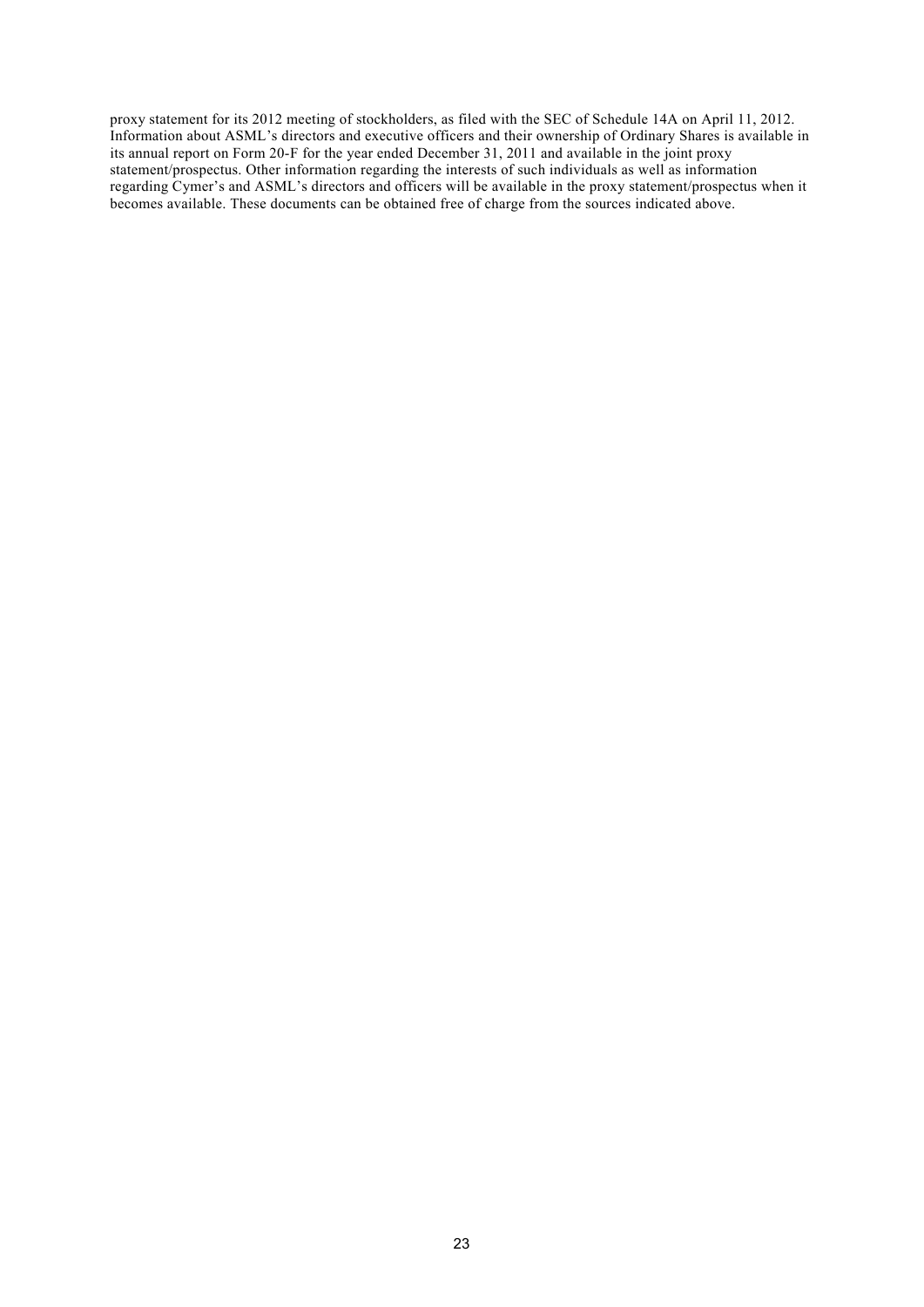proxy statement for its 2012 meeting of stockholders, as filed with the SEC of Schedule 14A on April 11, 2012. Information about ASML's directors and executive officers and their ownership of Ordinary Shares is available in its annual report on Form 20-F for the year ended December 31, 2011 and available in the joint proxy statement/prospectus. Other information regarding the interests of such individuals as well as information regarding Cymer's and ASML's directors and officers will be available in the proxy statement/prospectus when it becomes available. These documents can be obtained free of charge from the sources indicated above.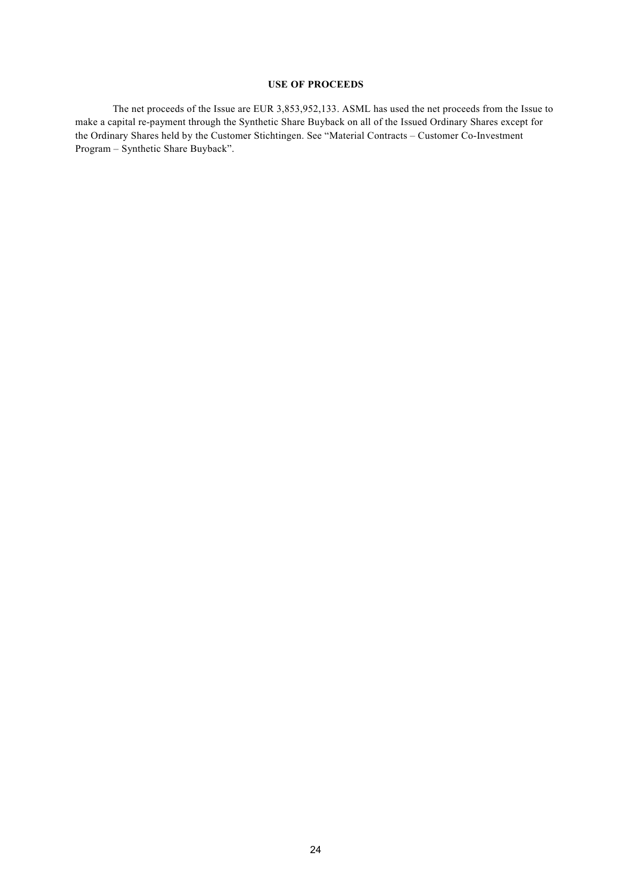## USE OF PROCEEDS

The net proceeds of the Issue are EUR 3,853,952,133. ASML has used the net proceeds from the Issue to make a capital re-payment through the Synthetic Share Buyback on all of the Issued Ordinary Shares except for the Ordinary Shares held by the Customer Stichtingen. See "Material Contracts – Customer Co-Investment Program – Synthetic Share Buyback".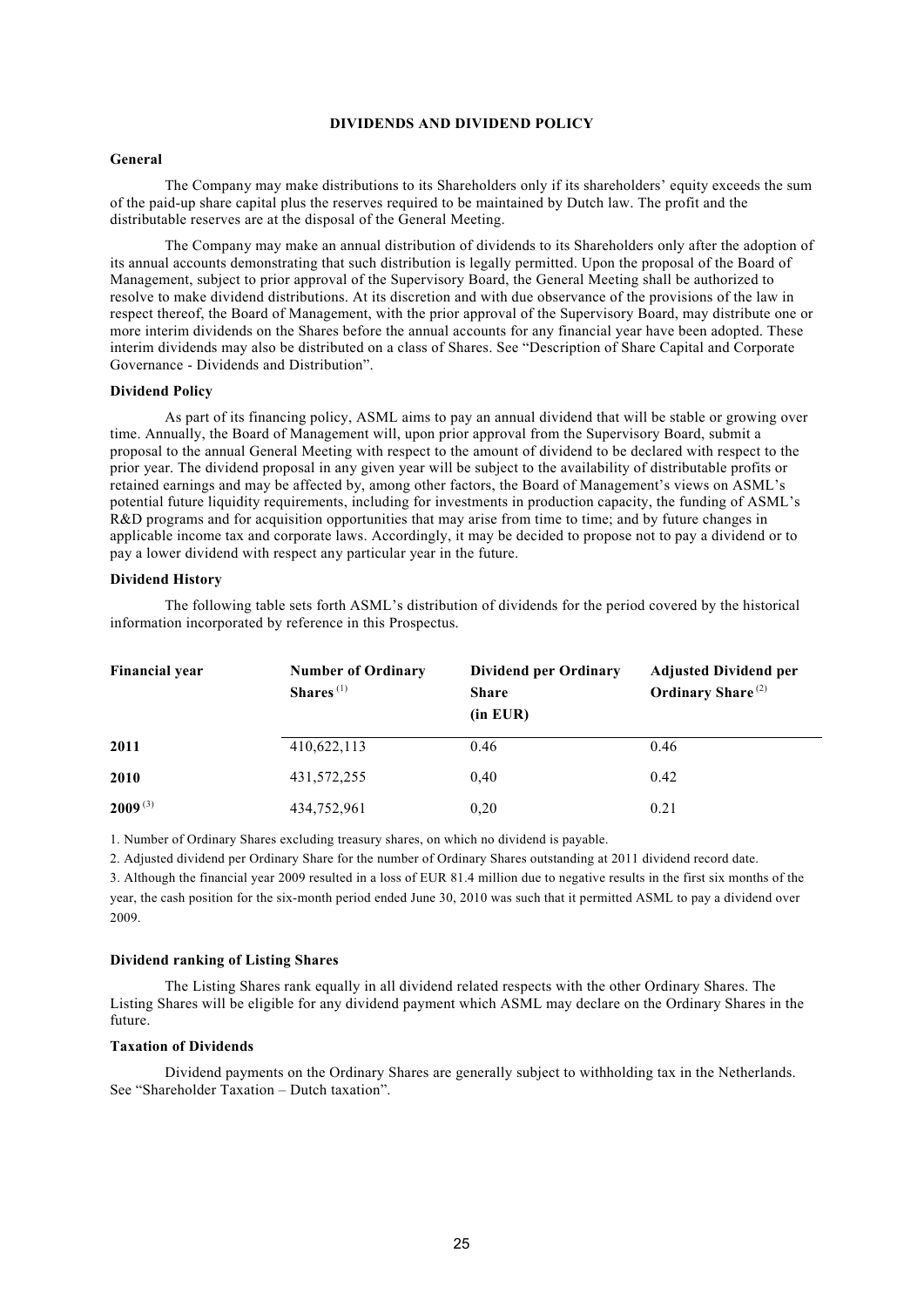# DIVIDENDS AND DIVIDEND POLICY

## General

The Company may make distributions to its Shareholders only if its shareholders' equity exceeds the sum of the paid-up share capital plus the reserves required to be maintained by Dutch law. The profit and the distributable reserves are at the disposal of the General Meeting.

The Company may make an annual distribution of dividends to its Shareholders only after the adoption of its annual accounts demonstrating that such distribution is legally permitted. Upon the proposal of the Board of Management, subject to prior approval of the Supervisory Board, the General Meeting shall be authorized to resolve to make dividend distributions. At its discretion and with due observance of the provisions of the law in respect thereof, the Board of Management, with the prior approval of the Supervisory Board, may distribute one or more interim dividends on the Shares before the annual accounts for any financial year have been adopted. These interim dividends may also be distributed on a class of Shares. See "Description of Share Capital and Corporate Governance - Dividends and Distribution".

## Dividend Policy

As part of its financing policy, ASML aims to pay an annual dividend that will be stable or growing over time. Annually, the Board of Management will, upon prior approval from the Supervisory Board, submit a proposal to the annual General Meeting with respect to the amount of dividend to be declared with respect to the prior year. The dividend proposal in any given year will be subject to the availability of distributable profits or retained earnings and may be affected by, among other factors, the Board of Management's views on ASML's potential future liquidity requirements, including for investments in production capacity, the funding of ASML's R&D programs and for acquisition opportunities that may arise from time to time; and by future changes in applicable income tax and corporate laws. Accordingly, it may be decided to propose not to pay a dividend or to pay a lower dividend with respect any particular year in the future.

## Dividend History

The following table sets forth ASML's distribution of dividends for the period covered by the historical information incorporated by reference in this Prospectus.

| Financial year | Number of Ordinary Shares [(1)] | Dividend per Ordinary Share (in EUR) | Adjusted Dividend per Ordinary Share [(2)] |
|---|---|---|---|
| **2011** | 410,622,113 | 0.46 | 0.46 |
| **2010** | 431,572,255 | 0,40 | 0.42 |
| **2009** [(3)] | 434,752,961 | 0,20 | 0.21 |

1. Number of Ordinary Shares excluding treasury shares, on which no dividend is payable.

2. Adjusted dividend per Ordinary Share for the number of Ordinary Shares outstanding at 2011 dividend record date.

3. Although the financial year 2009 resulted in a loss of EUR 81.4 million due to negative results in the first six months of the year, the cash position for the six-month period ended June 30, 2010 was such that it permitted ASML to pay a dividend over 2009.

## Dividend ranking of Listing Shares

The Listing Shares rank equally in all dividend related respects with the other Ordinary Shares. The Listing Shares will be eligible for any dividend payment which ASML may declare on the Ordinary Shares in the future.

## Taxation of Dividends

Dividend payments on the Ordinary Shares are generally subject to withholding tax in the Netherlands. See "Shareholder Taxation – Dutch taxation".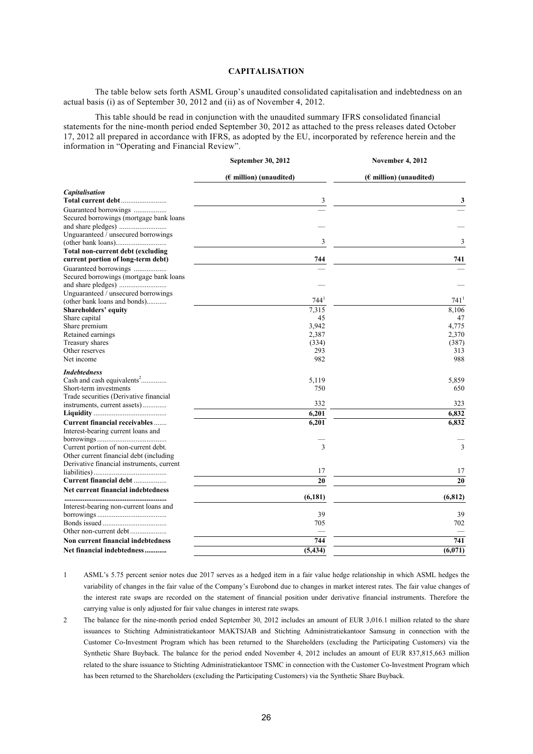## CAPITALISATION

The table below sets forth ASML Group's unaudited consolidated capitalisation and indebtedness on an actual basis (i) as of September 30, 2012 and (ii) as of November 4, 2012.

This table should be read in conjunction with the unaudited summary IFRS consolidated financial statements for the nine-month period ended September 30, 2012 as attached to the press releases dated October 17, 2012 all prepared in accordance with IFRS, as adopted by the EU, incorporated by reference herein and the information in "Operating and Financial Review".

| | September 30, 2012 | November 4, 2012 |
|---|---|---|
| | (€ million) (unaudited) | (€ million) (unaudited) |
| ***Capitalisation*** | | |
| **Total current debt** | 3 | **3** |
| Guaranteed borrowings | — | — |
| Secured borrowings (mortgage bank loans and share pledges) | — | — |
| Unguaranteed / unsecured borrowings (other bank loans) | 3 | 3 |
| **Total non-current debt (excluding current portion of long-term debt)** | **744** | **741** |
| Guaranteed borrowings | — | — |
| Secured borrowings (mortgage bank loans and share pledges) | — | — |
| Unguaranteed / unsecured borrowings (other bank loans and bonds) | 744[1] | 741[1] |
| **Shareholders' equity** | 7,315 | 8,106 |
| Share capital | 45 | 47 |
| Share premium | 3,942 | 4,775 |
| Retained earnings | 2,387 | 2,370 |
| Treasury shares | (334) | (387) |
| Other reserves | 293 | 313 |
| Net income | 982 | 988 |
| ***Indebtedness*** | | |
| Cash and cash equivalents[2] | 5,119 | 5,859 |
| Short-term investments | 750 | 650 |
| Trade securities (Derivative financial instruments, current assets) | 332 | 323 |
| **Liquidity** | **6,201** | **6,832** |
| **Current financial receivables** | **6,201** | **6,832** |
| Interest-bearing current loans and borrowings | — | — |
| Current portion of non-current debt. | 3 | 3 |
| Other current financial debt (including Derivative financial instruments, current liabilities) | 17 | 17 |
| **Current financial debt** | **20** | **20** |
| **Net current financial indebtedness** | **(6,181)** | **(6,812)** |
| Interest-bearing non-current loans and borrowings | 39 | 39 |
| Bonds issued | 705 | 702 |
| Other non-current debt | — | — |
| **Non current financial indebtedness** | **744** | **741** |
| **Net financial indebtedness** | **(5,434)** | **(6,071)** |

1 ASML's 5.75 percent senior notes due 2017 serves as a hedged item in a fair value hedge relationship in which ASML hedges the variability of changes in the fair value of the Company's Eurobond due to changes in market interest rates. The fair value changes of the interest rate swaps are recorded on the statement of financial position under derivative financial instruments. Therefore the carrying value is only adjusted for fair value changes in interest rate swaps.

2 The balance for the nine-month period ended September 30, 2012 includes an amount of EUR 3,016.1 million related to the share issuances to Stichting Administratiekantoor MAKTSJAB and Stichting Administratiekantoor Samsung in connection with the Customer Co-Investment Program which has been returned to the Shareholders (excluding the Participating Customers) via the Synthetic Share Buyback. The balance for the period ended November 4, 2012 includes an amount of EUR 837,815,663 million related to the share issuance to Stichting Administratiekantoor TSMC in connection with the Customer Co-Investment Program which has been returned to the Shareholders (excluding the Participating Customers) via the Synthetic Share Buyback.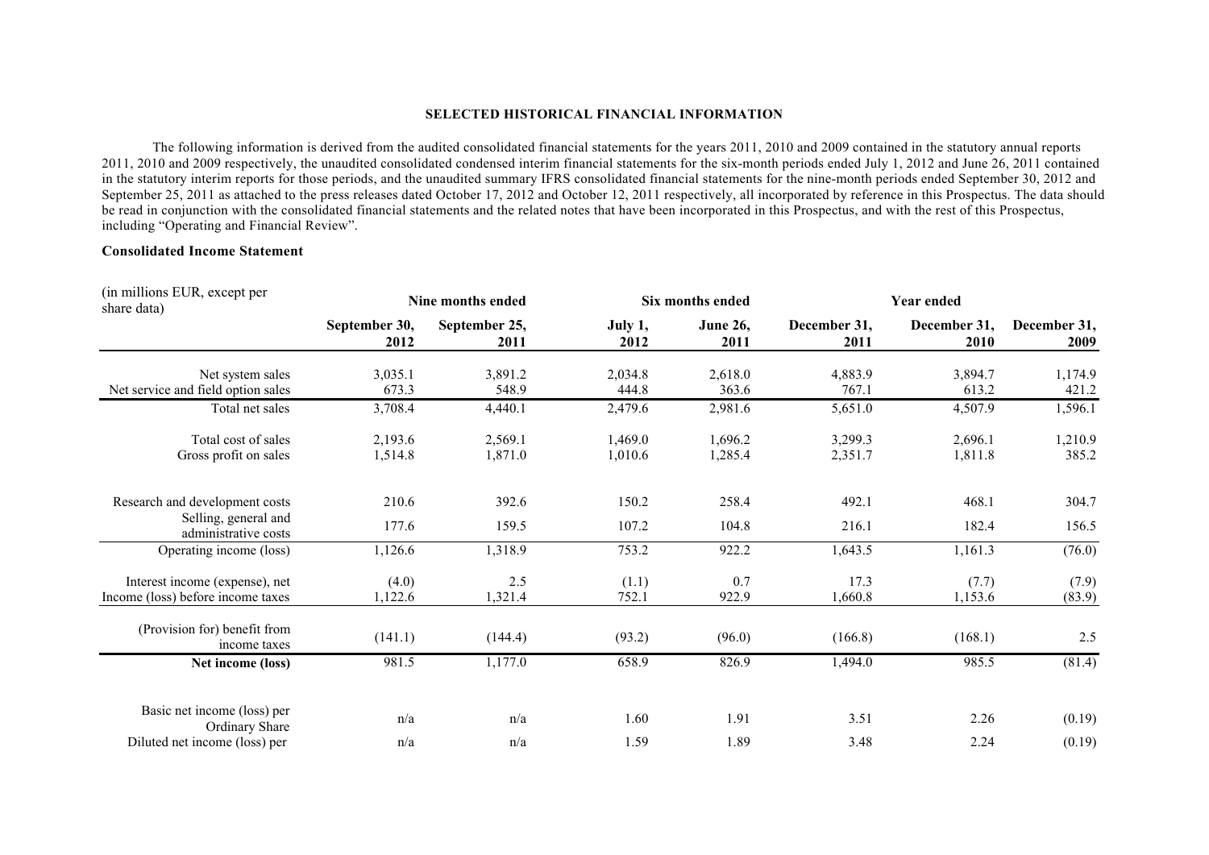**SELECTED HISTORICAL FINANCIAL INFORMATION**

The following information is derived from the audited consolidated financial statements for the years 2011, 2010 and 2009 contained in the statutory annual reports 2011, 2010 and 2009 respectively, the unaudited consolidated condensed interim financial statements for the six-month periods ended July 1, 2012 and June 26, 2011 contained in the statutory interim reports for those periods, and the unaudited summary IFRS consolidated financial statements for the nine-month periods ended September 30, 2012 and September 25, 2011 as attached to the press releases dated October 17, 2012 and October 12, 2011 respectively, all incorporated by reference in this Prospectus. The data should be read in conjunction with the consolidated financial statements and the related notes that have been incorporated in this Prospectus, and with the rest of this Prospectus, including "Operating and Financial Review".

**Consolidated Income Statement**

| (in millions EUR, except per share data) | Nine months ended | | Six months ended | | Year ended | | |
|---|---|---|---|---|---|---|---|
| | **September 30, 2012** | **September 25, 2011** | **July 1, 2012** | **June 26, 2011** | **December 31, 2011** | **December 31, 2010** | **December 31, 2009** |
| Net system sales | 3,035.1 | 3,891.2 | 2,034.8 | 2,618.0 | 4,883.9 | 3,894.7 | 1,174.9 |
| Net service and field option sales | 673.3 | 548.9 | 444.8 | 363.6 | 767.1 | 613.2 | 421.2 |
| Total net sales | 3,708.4 | 4,440.1 | 2,479.6 | 2,981.6 | 5,651.0 | 4,507.9 | 1,596.1 |
| Total cost of sales | 2,193.6 | 2,569.1 | 1,469.0 | 1,696.2 | 3,299.3 | 2,696.1 | 1,210.9 |
| Gross profit on sales | 1,514.8 | 1,871.0 | 1,010.6 | 1,285.4 | 2,351.7 | 1,811.8 | 385.2 |
| Research and development costs | 210.6 | 392.6 | 150.2 | 258.4 | 492.1 | 468.1 | 304.7 |
| Selling, general and administrative costs | 177.6 | 159.5 | 107.2 | 104.8 | 216.1 | 182.4 | 156.5 |
| Operating income (loss) | 1,126.6 | 1,318.9 | 753.2 | 922.2 | 1,643.5 | 1,161.3 | (76.0) |
| Interest income (expense), net | (4.0) | 2.5 | (1.1) | 0.7 | 17.3 | (7.7) | (7.9) |
| Income (loss) before income taxes | 1,122.6 | 1,321.4 | 752.1 | 922.9 | 1,660.8 | 1,153.6 | (83.9) |
| (Provision for) benefit from income taxes | (141.1) | (144.4) | (93.2) | (96.0) | (166.8) | (168.1) | 2.5 |
| **Net income (loss)** | 981.5 | 1,177.0 | 658.9 | 826.9 | 1,494.0 | 985.5 | (81.4) |
| Basic net income (loss) per Ordinary Share | n/a | n/a | 1.60 | 1.91 | 3.51 | 2.26 | (0.19) |
| Diluted net income (loss) per | n/a | n/a | 1.59 | 1.89 | 3.48 | 2.24 | (0.19) |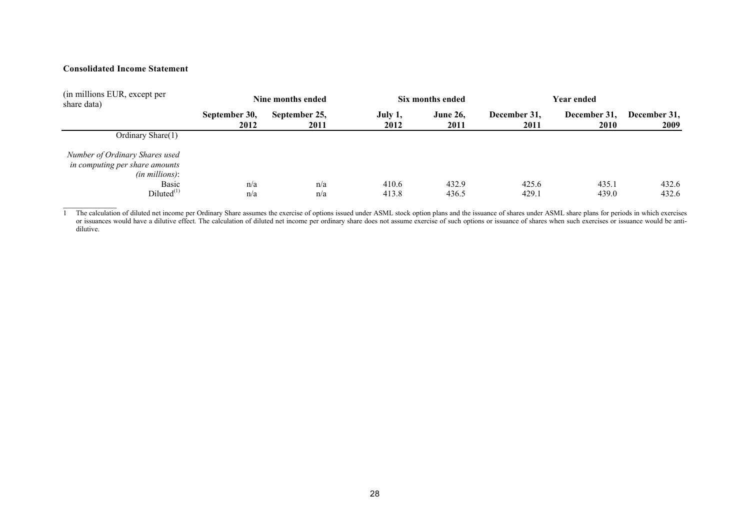**Consolidated Income Statement**

| (in millions EUR, except per share data) | Nine months ended | | Six months ended | | Year ended | | |
|---|---|---|---|---|---|---|---|
| | **September 30, 2012** | **September 25, 2011** | **July 1, 2012** | **June 26, 2011** | **December 31, 2011** | **December 31, 2010** | **December 31, 2009** |
| Ordinary Share(1) | | | | | | | |
| *Number of Ordinary Shares used in computing per share amounts (in millions)*: | | | | | | | |
| Basic | n/a | n/a | 410.6 | 432.9 | 425.6 | 435.1 | 432.6 |
| Diluted[(1)] | n/a | n/a | 413.8 | 436.5 | 429.1 | 439.0 | 432.6 |

1 The calculation of diluted net income per Ordinary Share assumes the exercise of options issued under ASML stock option plans and the issuance of shares under ASML share plans for periods in which exercises or issuances would have a dilutive effect. The calculation of diluted net income per ordinary share does not assume exercise of such options or issuance of shares when such exercises or issuance would be anti-dilutive.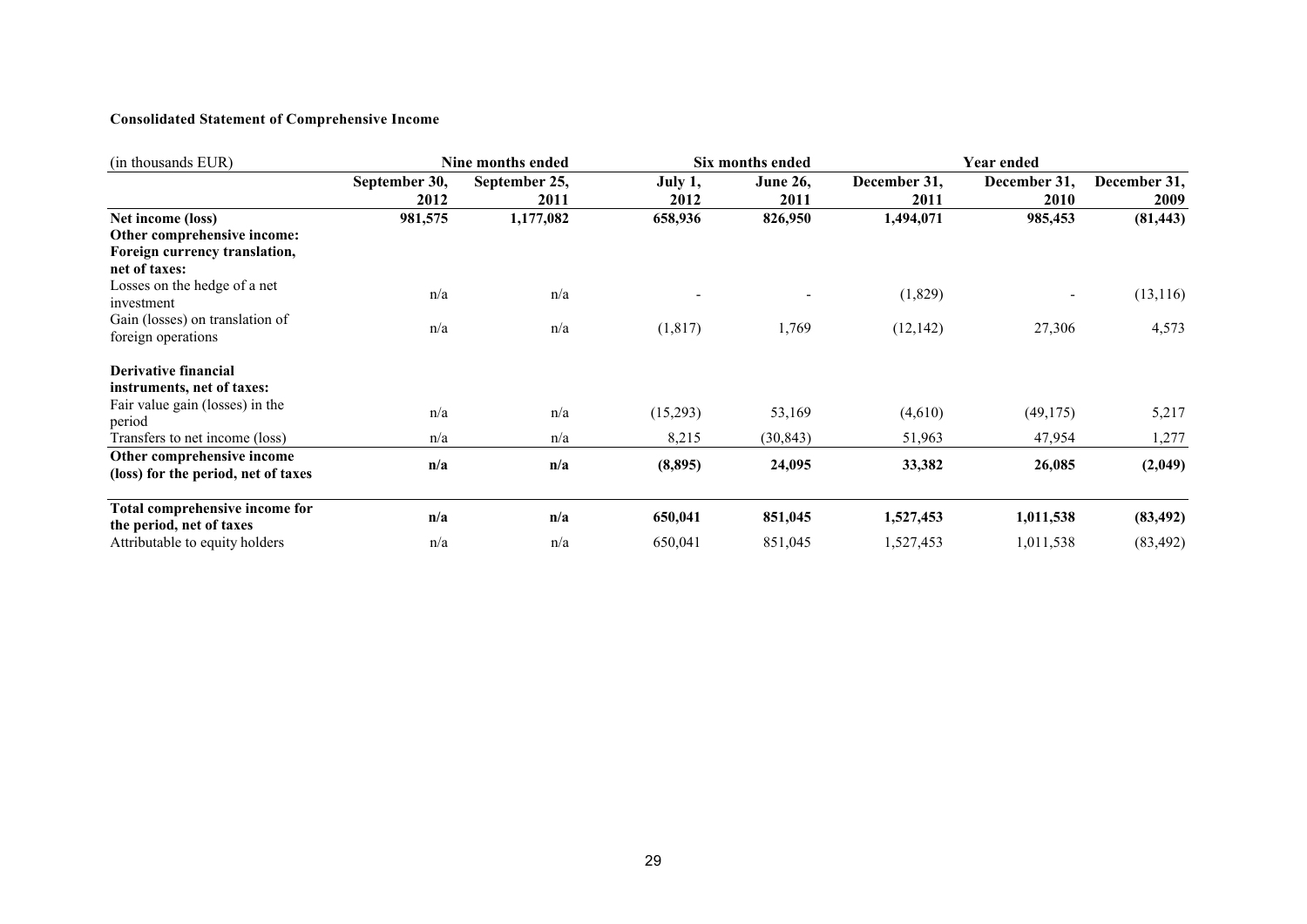**Consolidated Statement of Comprehensive Income**

| (in thousands EUR) | Nine months ended | | Six months ended | | Year ended | | |
|---|---|---|---|---|---|---|---|
| | **September 30, 2012** | **September 25, 2011** | **July 1, 2012** | **June 26, 2011** | **December 31, 2011** | **December 31, 2010** | **December 31, 2009** |
| **Net income (loss)** | **981,575** | **1,177,082** | **658,936** | **826,950** | **1,494,071** | **985,453** | **(81,443)** |
| **Other comprehensive income:** | | | | | | | |
| **Foreign currency translation, net of taxes:** | | | | | | | |
| Losses on the hedge of a net investment | n/a | n/a | - | - | (1,829) | - | (13,116) |
| Gain (losses) on translation of foreign operations | n/a | n/a | (1,817) | 1,769 | (12,142) | 27,306 | 4,573 |
| **Derivative financial instruments, net of taxes:** | | | | | | | |
| Fair value gain (losses) in the period | n/a | n/a | (15,293) | 53,169 | (4,610) | (49,175) | 5,217 |
| Transfers to net income (loss) | n/a | n/a | 8,215 | (30,843) | 51,963 | 47,954 | 1,277 |
| **Other comprehensive income (loss) for the period, net of taxes** | **n/a** | **n/a** | **(8,895)** | **24,095** | **33,382** | **26,085** | **(2,049)** |
| **Total comprehensive income for the period, net of taxes** | **n/a** | **n/a** | **650,041** | **851,045** | **1,527,453** | **1,011,538** | **(83,492)** |
| Attributable to equity holders | n/a | n/a | 650,041 | 851,045 | 1,527,453 | 1,011,538 | (83,492) |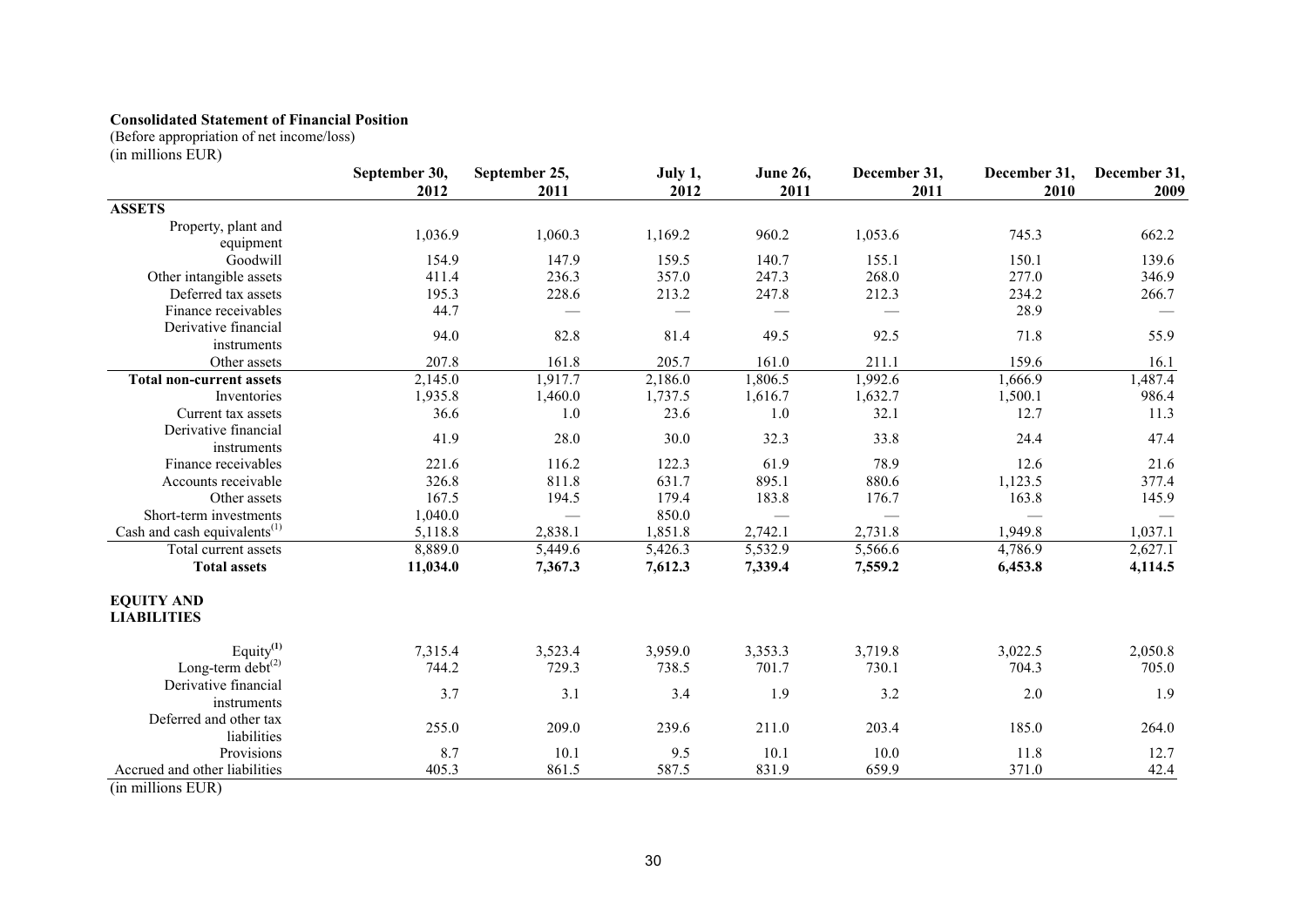**Consolidated Statement of Financial Position**

(Before appropriation of net income/loss)

(in millions EUR)

| | September 30, 2012 | September 25, 2011 | July 1, 2012 | June 26, 2011 | December 31, 2011 | December 31, 2010 | December 31, 2009 |
|---|---|---|---|---|---|---|---|
| **ASSETS** | | | | | | | |
| Property, plant and equipment | 1,036.9 | 1,060.3 | 1,169.2 | 960.2 | 1,053.6 | 745.3 | 662.2 |
| Goodwill | 154.9 | 147.9 | 159.5 | 140.7 | 155.1 | 150.1 | 139.6 |
| Other intangible assets | 411.4 | 236.3 | 357.0 | 247.3 | 268.0 | 277.0 | 346.9 |
| Deferred tax assets | 195.3 | 228.6 | 213.2 | 247.8 | 212.3 | 234.2 | 266.7 |
| Finance receivables | 44.7 | — | — | — | — | 28.9 | — |
| Derivative financial instruments | 94.0 | 82.8 | 81.4 | 49.5 | 92.5 | 71.8 | 55.9 |
| Other assets | 207.8 | 161.8 | 205.7 | 161.0 | 211.1 | 159.6 | 16.1 |
| **Total non-current assets** | 2,145.0 | 1,917.7 | 2,186.0 | 1,806.5 | 1,992.6 | 1,666.9 | 1,487.4 |
| Inventories | 1,935.8 | 1,460.0 | 1,737.5 | 1,616.7 | 1,632.7 | 1,500.1 | 986.4 |
| Current tax assets | 36.6 | 1.0 | 23.6 | 1.0 | 32.1 | 12.7 | 11.3 |
| Derivative financial instruments | 41.9 | 28.0 | 30.0 | 32.3 | 33.8 | 24.4 | 47.4 |
| Finance receivables | 221.6 | 116.2 | 122.3 | 61.9 | 78.9 | 12.6 | 21.6 |
| Accounts receivable | 326.8 | 811.8 | 631.7 | 895.1 | 880.6 | 1,123.5 | 377.4 |
| Other assets | 167.5 | 194.5 | 179.4 | 183.8 | 176.7 | 163.8 | 145.9 |
| Short-term investments | 1,040.0 | — | 850.0 | — | — | — | — |
| Cash and cash equivalents[1] | 5,118.8 | 2,838.1 | 1,851.8 | 2,742.1 | 2,731.8 | 1,949.8 | 1,037.1 |
| Total current assets | 8,889.0 | 5,449.6 | 5,426.3 | 5,532.9 | 5,566.6 | 4,786.9 | 2,627.1 |
| **Total assets** | **11,034.0** | **7,367.3** | **7,612.3** | **7,339.4** | **7,559.2** | **6,453.8** | **4,114.5** |
| **EQUITY AND LIABILITIES** | | | | | | | |
| Equity[1] | 7,315.4 | 3,523.4 | 3,959.0 | 3,353.3 | 3,719.8 | 3,022.5 | 2,050.8 |
| Long-term debt[2] | 744.2 | 729.3 | 738.5 | 701.7 | 730.1 | 704.3 | 705.0 |
| Derivative financial instruments | 3.7 | 3.1 | 3.4 | 1.9 | 3.2 | 2.0 | 1.9 |
| Deferred and other tax liabilities | 255.0 | 209.0 | 239.6 | 211.0 | 203.4 | 185.0 | 264.0 |
| Provisions | 8.7 | 10.1 | 9.5 | 10.1 | 10.0 | 11.8 | 12.7 |
| Accrued and other liabilities | 405.3 | 861.5 | 587.5 | 831.9 | 659.9 | 371.0 | 42.4 |

(in millions EUR)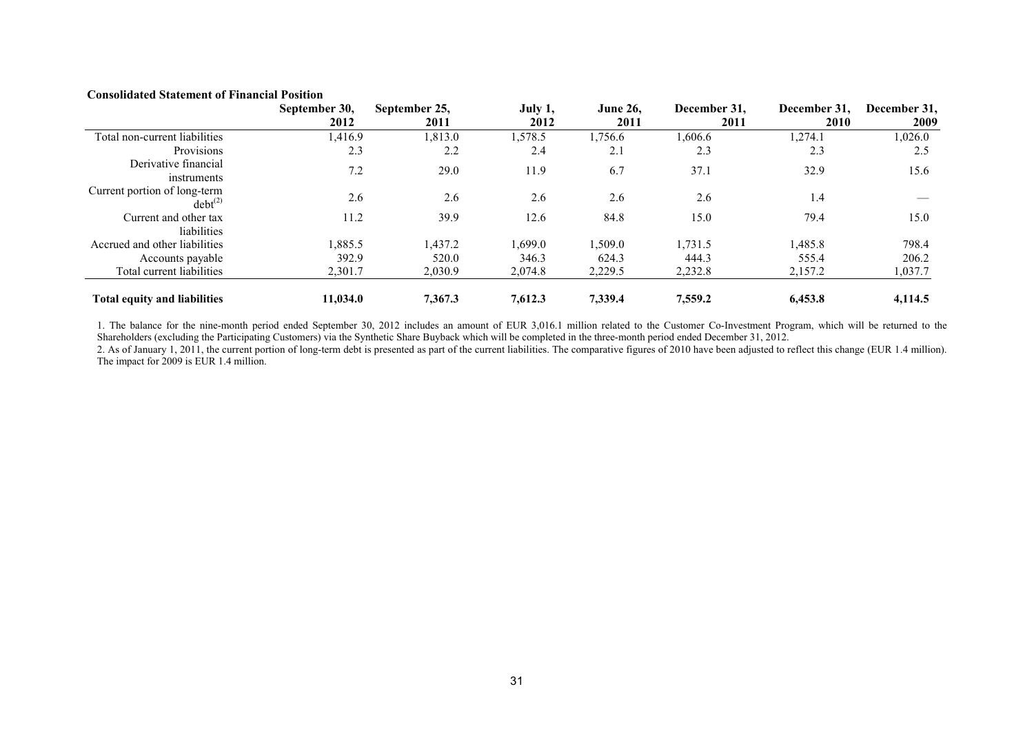**Consolidated Statement of Financial Position**

| | September 30, 2012 | September 25, 2011 | July 1, 2012 | June 26, 2011 | December 31, 2011 | December 31, 2010 | December 31, 2009 |
|---|---|---|---|---|---|---|---|
| Total non-current liabilities | 1,416.9 | 1,813.0 | 1,578.5 | 1,756.6 | 1,606.6 | 1,274.1 | 1,026.0 |
| Provisions | 2.3 | 2.2 | 2.4 | 2.1 | 2.3 | 2.3 | 2.5 |
| Derivative financial instruments | 7.2 | 29.0 | 11.9 | 6.7 | 37.1 | 32.9 | 15.6 |
| Current portion of long-term debt[(2)] | 2.6 | 2.6 | 2.6 | 2.6 | 2.6 | 1.4 | — |
| Current and other tax liabilities | 11.2 | 39.9 | 12.6 | 84.8 | 15.0 | 79.4 | 15.0 |
| Accrued and other liabilities | 1,885.5 | 1,437.2 | 1,699.0 | 1,509.0 | 1,731.5 | 1,485.8 | 798.4 |
| Accounts payable | 392.9 | 520.0 | 346.3 | 624.3 | 444.3 | 555.4 | 206.2 |
| Total current liabilities | 2,301.7 | 2,030.9 | 2,074.8 | 2,229.5 | 2,232.8 | 2,157.2 | 1,037.7 |
| **Total equity and liabilities** | **11,034.0** | **7,367.3** | **7,612.3** | **7,339.4** | **7,559.2** | **6,453.8** | **4,114.5** |

1. The balance for the nine-month period ended September 30, 2012 includes an amount of EUR 3,016.1 million related to the Customer Co-Investment Program, which will be returned to the Shareholders (excluding the Participating Customers) via the Synthetic Share Buyback which will be completed in the three-month period ended December 31, 2012.

2. As of January 1, 2011, the current portion of long-term debt is presented as part of the current liabilities. The comparative figures of 2010 have been adjusted to reflect this change (EUR 1.4 million). The impact for 2009 is EUR 1.4 million.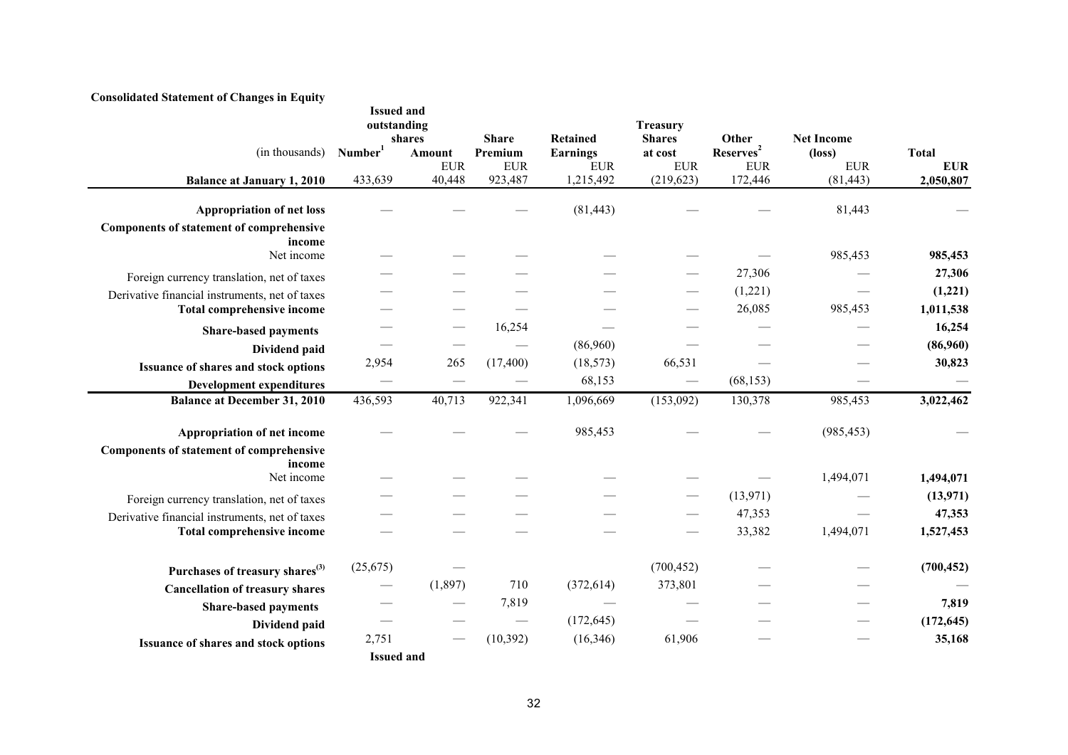**Consolidated Statement of Changes in Equity**

| (in thousands) | Issued and outstanding shares Number[1] | Amount | Share Premium | Retained Earnings | Treasury Shares at cost | Other Reserves[2] | Net Income (loss) | Total |
|---|---|---|---|---|---|---|---|---|
| | | EUR | EUR | EUR | EUR | EUR | EUR | EUR |
| **Balance at January 1, 2010** | 433,639 | 40,448 | 923,487 | 1,215,492 | (219,623) | 172,446 | (81,443) | **2,050,807** |
| **Appropriation of net loss** | — | — | — | (81,443) | — | — | 81,443 | — |
| **Components of statement of comprehensive income** | | | | | | | | |
| Net income | — | — | — | — | — | — | 985,453 | **985,453** |
| Foreign currency translation, net of taxes | — | — | — | — | — | 27,306 | — | **27,306** |
| Derivative financial instruments, net of taxes | — | — | — | — | — | (1,221) | — | **(1,221)** |
| **Total comprehensive income** | — | — | — | — | — | 26,085 | 985,453 | **1,011,538** |
| **Share-based payments** | — | — | 16,254 | — | — | — | — | **16,254** |
| **Dividend paid** | — | — | — | (86,960) | — | — | — | **(86,960)** |
| **Issuance of shares and stock options** | 2,954 | 265 | (17,400) | (18,573) | 66,531 | — | — | **30,823** |
| **Development expenditures** | — | — | — | 68,153 | — | (68,153) | — | — |
| **Balance at December 31, 2010** | 436,593 | 40,713 | 922,341 | 1,096,669 | (153,092) | 130,378 | 985,453 | **3,022,462** |
| **Appropriation of net income** | — | — | — | 985,453 | — | — | (985,453) | — |
| **Components of statement of comprehensive income** | | | | | | | | |
| Net income | — | — | — | — | — | — | 1,494,071 | **1,494,071** |
| Foreign currency translation, net of taxes | — | — | — | — | — | (13,971) | — | **(13,971)** |
| Derivative financial instruments, net of taxes | — | — | — | — | — | 47,353 | — | **47,353** |
| **Total comprehensive income** | — | — | — | — | — | 33,382 | 1,494,071 | **1,527,453** |
| **Purchases of treasury shares[3]** | (25,675) | — | | | (700,452) | — | — | **(700,452)** |
| **Cancellation of treasury shares** | — | (1,897) | 710 | (372,614) | 373,801 | — | — | — |
| **Share-based payments** | — | — | 7,819 | — | — | — | — | **7,819** |
| **Dividend paid** | — | — | — | (172,645) | — | — | — | **(172,645)** |
| **Issuance of shares and stock options** | 2,751 | — | (10,392) | (16,346) | 61,906 | — | — | **35,168** |

**Issued and**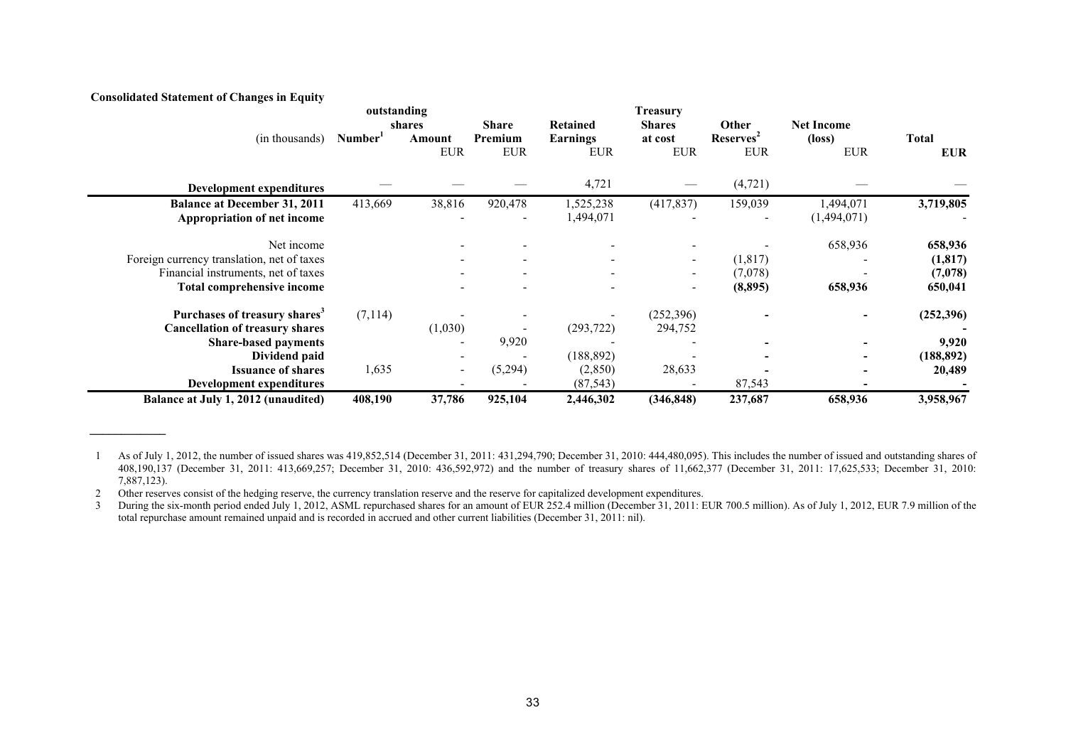**Consolidated Statement of Changes in Equity**

| (in thousands) | outstanding shares Number[1] | Amount | Share Premium | Retained Earnings | Treasury Shares at cost | Other Reserves[2] | Net Income (loss) | Total |
|---|---|---|---|---|---|---|---|---|
| | | EUR | EUR | EUR | EUR | EUR | EUR | EUR |
| **Development expenditures** | — | — | — | 4,721 | — | (4,721) | — | — |
| **Balance at December 31, 2011** | 413,669 | 38,816 | 920,478 | 1,525,238 | (417,837) | 159,039 | 1,494,071 | 3,719,805 |
| **Appropriation of net income** | | - | - | 1,494,071 | - | - | (1,494,071) | - |
| Net income | | - | - | - | - | - | 658,936 | **658,936** |
| Foreign currency translation, net of taxes | | - | - | - | - | (1,817) | - | **(1,817)** |
| Financial instruments, net of taxes | | - | - | - | - | (7,078) | - | **(7,078)** |
| **Total comprehensive income** | | - | - | - | - | **(8,895)** | **658,936** | **650,041** |
| **Purchases of treasury shares[3]** | (7,114) | - | - | - | (252,396) | **-** | **-** | **(252,396)** |
| **Cancellation of treasury shares** | | (1,030) | - | (293,722) | 294,752 | | | **-** |
| **Share-based payments** | | - | 9,920 | - | - | **-** | **-** | **9,920** |
| **Dividend paid** | | - | - | (188,892) | - | **-** | **-** | **(188,892)** |
| **Issuance of shares** | 1,635 | - | (5,294) | (2,850) | 28,633 | **-** | **-** | **20,489** |
| **Development expenditures** | | - | - | (87,543) | - | 87,543 | **-** | **-** |
| **Balance at July 1, 2012 (unaudited)** | **408,190** | **37,786** | **925,104** | **2,446,302** | **(346,848)** | **237,687** | **658,936** | **3,958,967** |

1 As of July 1, 2012, the number of issued shares was 419,852,514 (December 31, 2011: 431,294,790; December 31, 2010: 444,480,095). This includes the number of issued and outstanding shares of 408,190,137 (December 31, 2011: 413,669,257; December 31, 2010: 436,592,972) and the number of treasury shares of 11,662,377 (December 31, 2011: 17,625,533; December 31, 2010: 7,887,123).

2 Other reserves consist of the hedging reserve, the currency translation reserve and the reserve for capitalized development expenditures.

3 During the six-month period ended July 1, 2012, ASML repurchased shares for an amount of EUR 252.4 million (December 31, 2011: EUR 700.5 million). As of July 1, 2012, EUR 7.9 million of the total repurchase amount remained unpaid and is recorded in accrued and other current liabilities (December 31, 2011: nil).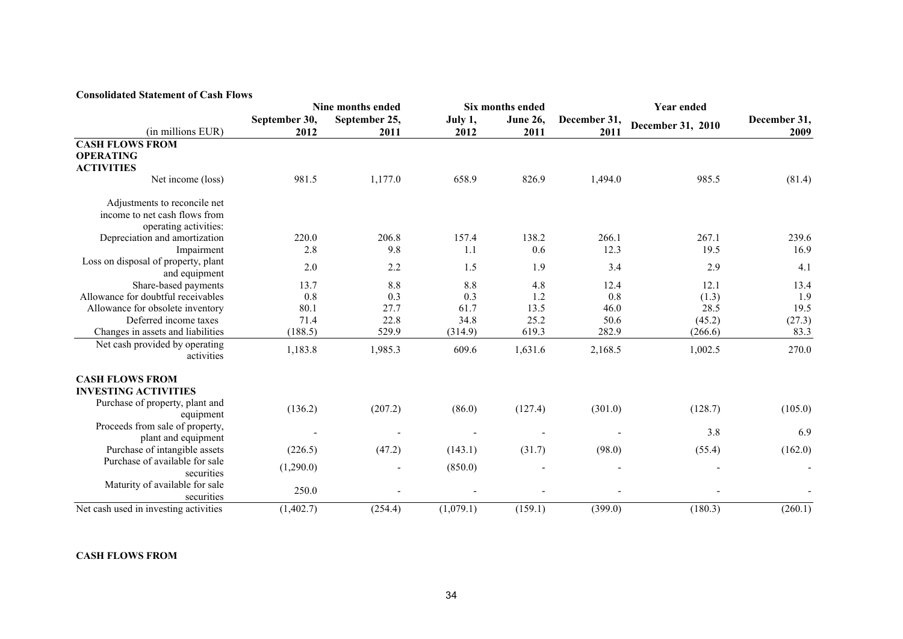**Consolidated Statement of Cash Flows**

| (in millions EUR) | Nine months ended | | Six months ended | | Year ended | | |
|---|---|---|---|---|---|---|---|
| | September 30, 2012 | September 25, 2011 | July 1, 2012 | June 26, 2011 | December 31, 2011 | December 31, 2010 | December 31, 2009 |
| **CASH FLOWS FROM OPERATING ACTIVITIES** | | | | | | | |
| Net income (loss) | 981.5 | 1,177.0 | 658.9 | 826.9 | 1,494.0 | 985.5 | (81.4) |
| Adjustments to reconcile net income to net cash flows from operating activities: | | | | | | | |
| Depreciation and amortization | 220.0 | 206.8 | 157.4 | 138.2 | 266.1 | 267.1 | 239.6 |
| Impairment | 2.8 | 9.8 | 1.1 | 0.6 | 12.3 | 19.5 | 16.9 |
| Loss on disposal of property, plant and equipment | 2.0 | 2.2 | 1.5 | 1.9 | 3.4 | 2.9 | 4.1 |
| Share-based payments | 13.7 | 8.8 | 8.8 | 4.8 | 12.4 | 12.1 | 13.4 |
| Allowance for doubtful receivables | 0.8 | 0.3 | 0.3 | 1.2 | 0.8 | (1.3) | 1.9 |
| Allowance for obsolete inventory | 80.1 | 27.7 | 61.7 | 13.5 | 46.0 | 28.5 | 19.5 |
| Deferred income taxes | 71.4 | 22.8 | 34.8 | 25.2 | 50.6 | (45.2) | (27.3) |
| Changes in assets and liabilities | (188.5) | 529.9 | (314.9) | 619.3 | 282.9 | (266.6) | 83.3 |
| Net cash provided by operating activities | 1,183.8 | 1,985.3 | 609.6 | 1,631.6 | 2,168.5 | 1,002.5 | 270.0 |
| **CASH FLOWS FROM INVESTING ACTIVITIES** | | | | | | | |
| Purchase of property, plant and equipment | (136.2) | (207.2) | (86.0) | (127.4) | (301.0) | (128.7) | (105.0) |
| Proceeds from sale of property, plant and equipment | - | - | - | - | - | 3.8 | 6.9 |
| Purchase of intangible assets | (226.5) | (47.2) | (143.1) | (31.7) | (98.0) | (55.4) | (162.0) |
| Purchase of available for sale securities | (1,290.0) | - | (850.0) | - | - | - | - |
| Maturity of available for sale securities | 250.0 | - | - | - | - | - | - |
| Net cash used in investing activities | (1,402.7) | (254.4) | (1,079.1) | (159.1) | (399.0) | (180.3) | (260.1) |

**CASH FLOWS FROM**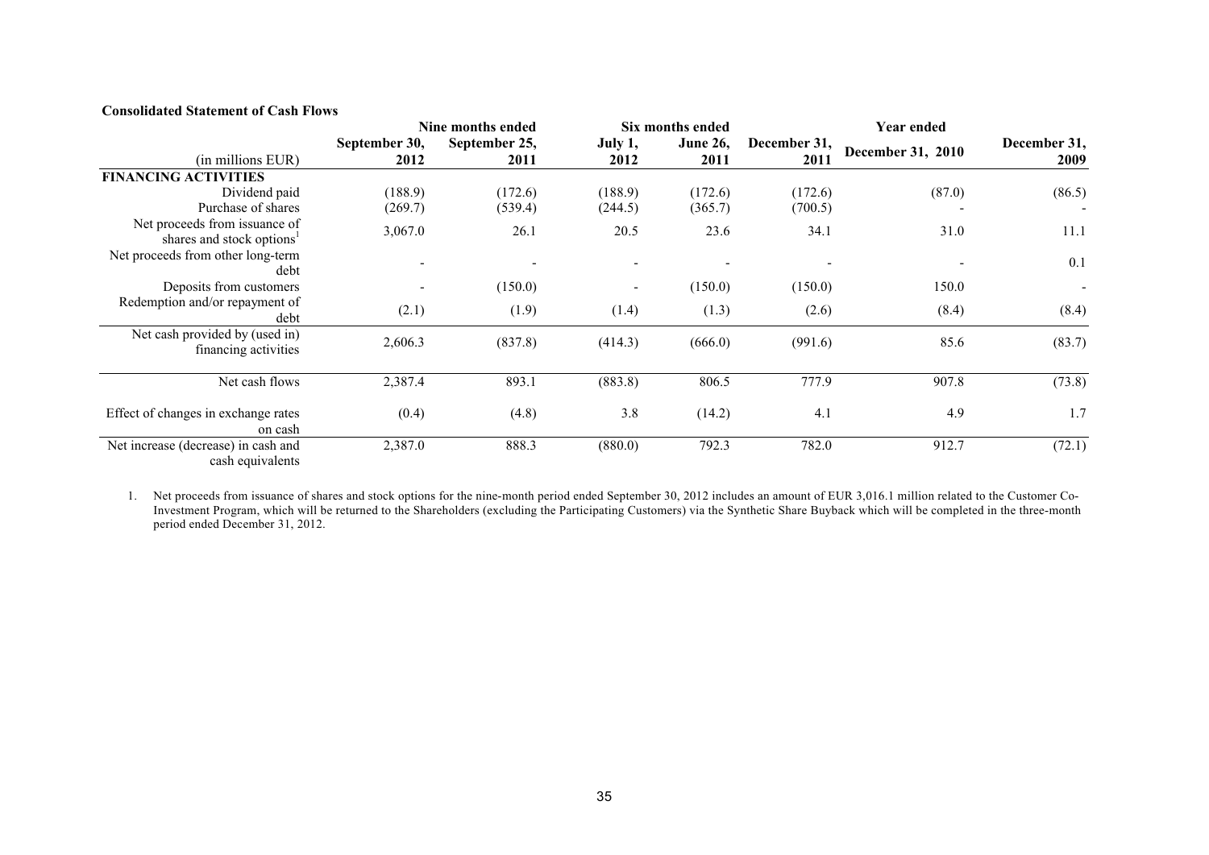**Consolidated Statement of Cash Flows**

| (in millions EUR) | Nine months ended September 30, 2012 | Nine months ended September 25, 2011 | Six months ended July 1, 2012 | Six months ended June 26, 2011 | Year ended December 31, 2011 | Year ended December 31, 2010 | Year ended December 31, 2009 |
|---|---|---|---|---|---|---|---|
| **FINANCING ACTIVITIES** | | | | | | | |
| Dividend paid | (188.9) | (172.6) | (188.9) | (172.6) | (172.6) | (87.0) | (86.5) |
| Purchase of shares | (269.7) | (539.4) | (244.5) | (365.7) | (700.5) | - | - |
| Net proceeds from issuance of shares and stock options[1] | 3,067.0 | 26.1 | 20.5 | 23.6 | 34.1 | 31.0 | 11.1 |
| Net proceeds from other long-term debt | - | - | - | - | - | - | 0.1 |
| Deposits from customers | - | (150.0) | - | (150.0) | (150.0) | 150.0 | - |
| Redemption and/or repayment of debt | (2.1) | (1.9) | (1.4) | (1.3) | (2.6) | (8.4) | (8.4) |
| Net cash provided by (used in) financing activities | 2,606.3 | (837.8) | (414.3) | (666.0) | (991.6) | 85.6 | (83.7) |
| Net cash flows | 2,387.4 | 893.1 | (883.8) | 806.5 | 777.9 | 907.8 | (73.8) |
| Effect of changes in exchange rates on cash | (0.4) | (4.8) | 3.8 | (14.2) | 4.1 | 4.9 | 1.7 |
| Net increase (decrease) in cash and cash equivalents | 2,387.0 | 888.3 | (880.0) | 792.3 | 782.0 | 912.7 | (72.1) |

1. Net proceeds from issuance of shares and stock options for the nine-month period ended September 30, 2012 includes an amount of EUR 3,016.1 million related to the Customer Co-Investment Program, which will be returned to the Shareholders (excluding the Participating Customers) via the Synthetic Share Buyback which will be completed in the three-month period ended December 31, 2012.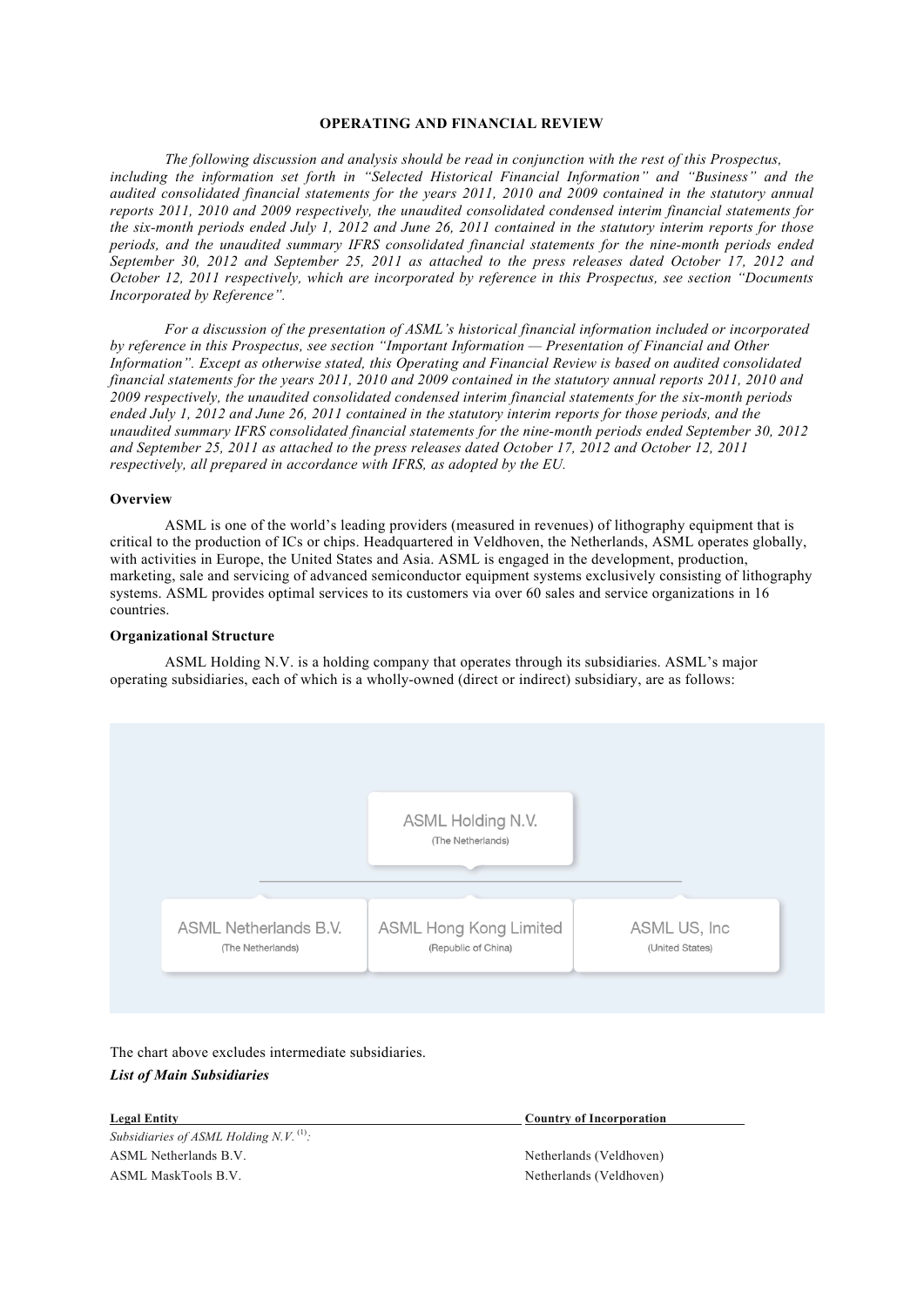# OPERATING AND FINANCIAL REVIEW

*The following discussion and analysis should be read in conjunction with the rest of this Prospectus, including the information set forth in "Selected Historical Financial Information" and "Business" and the audited consolidated financial statements for the years 2011, 2010 and 2009 contained in the statutory annual reports 2011, 2010 and 2009 respectively, the unaudited consolidated condensed interim financial statements for the six-month periods ended July 1, 2012 and June 26, 2011 contained in the statutory interim reports for those periods, and the unaudited summary IFRS consolidated financial statements for the nine-month periods ended September 30, 2012 and September 25, 2011 as attached to the press releases dated October 17, 2012 and October 12, 2011 respectively, which are incorporated by reference in this Prospectus, see section "Documents Incorporated by Reference".*

*For a discussion of the presentation of ASML's historical financial information included or incorporated by reference in this Prospectus, see section "Important Information — Presentation of Financial and Other Information". Except as otherwise stated, this Operating and Financial Review is based on audited consolidated financial statements for the years 2011, 2010 and 2009 contained in the statutory annual reports 2011, 2010 and 2009 respectively, the unaudited consolidated condensed interim financial statements for the six-month periods ended July 1, 2012 and June 26, 2011 contained in the statutory interim reports for those periods, and the unaudited summary IFRS consolidated financial statements for the nine-month periods ended September 30, 2012 and September 25, 2011 as attached to the press releases dated October 17, 2012 and October 12, 2011 respectively, all prepared in accordance with IFRS, as adopted by the EU.*

### Overview

ASML is one of the world's leading providers (measured in revenues) of lithography equipment that is critical to the production of ICs or chips. Headquartered in Veldhoven, the Netherlands, ASML operates globally, with activities in Europe, the United States and Asia. ASML is engaged in the development, production, marketing, sale and servicing of advanced semiconductor equipment systems exclusively consisting of lithography systems. ASML provides optimal services to its customers via over 60 sales and service organizations in 16 countries.

### Organizational Structure

ASML Holding N.V. is a holding company that operates through its subsidiaries. ASML's major operating subsidiaries, each of which is a wholly-owned (direct or indirect) subsidiary, are as follows:

ASML Holding N.V. (The Netherlands)

- ASML Netherlands B.V. (The Netherlands)
- ASML Hong Kong Limited (Republic of China)
- ASML US, Inc (United States)

The chart above excludes intermediate subsidiaries.

***List of Main Subsidiaries***

| Legal Entity | Country of Incorporation |
|---|---|
| *Subsidiaries of ASML Holding N.V.* (1)*:* | |
| ASML Netherlands B.V. | Netherlands (Veldhoven) |
| ASML MaskTools B.V. | Netherlands (Veldhoven) |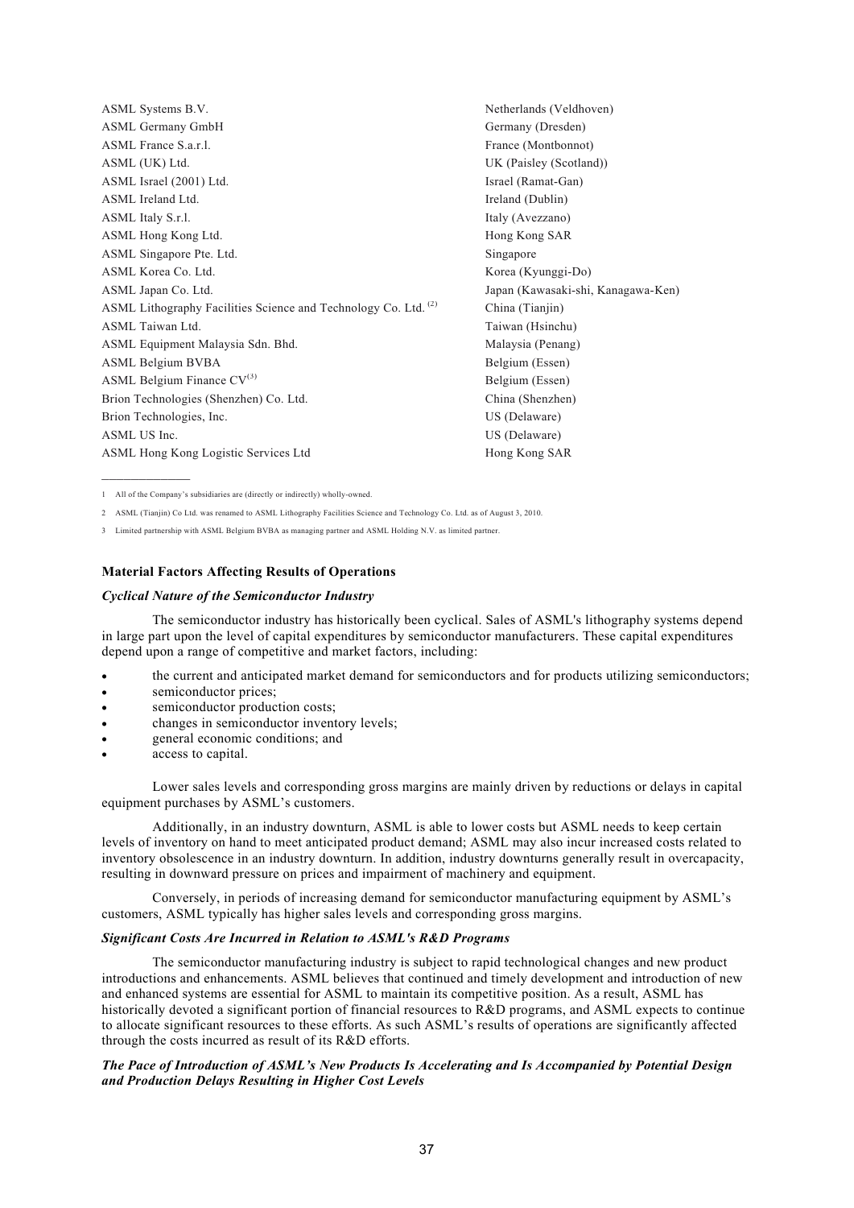| | |
|---|---|
| ASML Systems B.V. | Netherlands (Veldhoven) |
| ASML Germany GmbH | Germany (Dresden) |
| ASML France S.a.r.l. | France (Montbonnot) |
| ASML (UK) Ltd. | UK (Paisley (Scotland)) |
| ASML Israel (2001) Ltd. | Israel (Ramat-Gan) |
| ASML Ireland Ltd. | Ireland (Dublin) |
| ASML Italy S.r.l. | Italy (Avezzano) |
| ASML Hong Kong Ltd. | Hong Kong SAR |
| ASML Singapore Pte. Ltd. | Singapore |
| ASML Korea Co. Ltd. | Korea (Kyunggi-Do) |
| ASML Japan Co. Ltd. | Japan (Kawasaki-shi, Kanagawa-Ken) |
| ASML Lithography Facilities Science and Technology Co. Ltd. [2] | China (Tianjin) |
| ASML Taiwan Ltd. | Taiwan (Hsinchu) |
| ASML Equipment Malaysia Sdn. Bhd. | Malaysia (Penang) |
| ASML Belgium BVBA | Belgium (Essen) |
| ASML Belgium Finance CV[3] | Belgium (Essen) |
| Brion Technologies (Shenzhen) Co. Ltd. | China (Shenzhen) |
| Brion Technologies, Inc. | US (Delaware) |
| ASML US Inc. | US (Delaware) |
| ASML Hong Kong Logistic Services Ltd | Hong Kong SAR |

1 All of the Company's subsidiaries are (directly or indirectly) wholly-owned.

2 ASML (Tianjin) Co Ltd. was renamed to ASML Lithography Facilities Science and Technology Co. Ltd. as of August 3, 2010.

3 Limited partnership with ASML Belgium BVBA as managing partner and ASML Holding N.V. as limited partner.

**Material Factors Affecting Results of Operations**

***Cyclical Nature of the Semiconductor Industry***

The semiconductor industry has historically been cyclical. Sales of ASML's lithography systems depend in large part upon the level of capital expenditures by semiconductor manufacturers. These capital expenditures depend upon a range of competitive and market factors, including:

- the current and anticipated market demand for semiconductors and for products utilizing semiconductors;
- semiconductor prices;
- semiconductor production costs;
- changes in semiconductor inventory levels;
- general economic conditions; and
- access to capital.

Lower sales levels and corresponding gross margins are mainly driven by reductions or delays in capital equipment purchases by ASML's customers.

Additionally, in an industry downturn, ASML is able to lower costs but ASML needs to keep certain levels of inventory on hand to meet anticipated product demand; ASML may also incur increased costs related to inventory obsolescence in an industry downturn. In addition, industry downturns generally result in overcapacity, resulting in downward pressure on prices and impairment of machinery and equipment.

Conversely, in periods of increasing demand for semiconductor manufacturing equipment by ASML's customers, ASML typically has higher sales levels and corresponding gross margins.

***Significant Costs Are Incurred in Relation to ASML's R&D Programs***

The semiconductor manufacturing industry is subject to rapid technological changes and new product introductions and enhancements. ASML believes that continued and timely development and introduction of new and enhanced systems are essential for ASML to maintain its competitive position. As a result, ASML has historically devoted a significant portion of financial resources to R&D programs, and ASML expects to continue to allocate significant resources to these efforts. As such ASML's results of operations are significantly affected through the costs incurred as result of its R&D efforts.

***The Pace of Introduction of ASML's New Products Is Accelerating and Is Accompanied by Potential Design and Production Delays Resulting in Higher Cost Levels***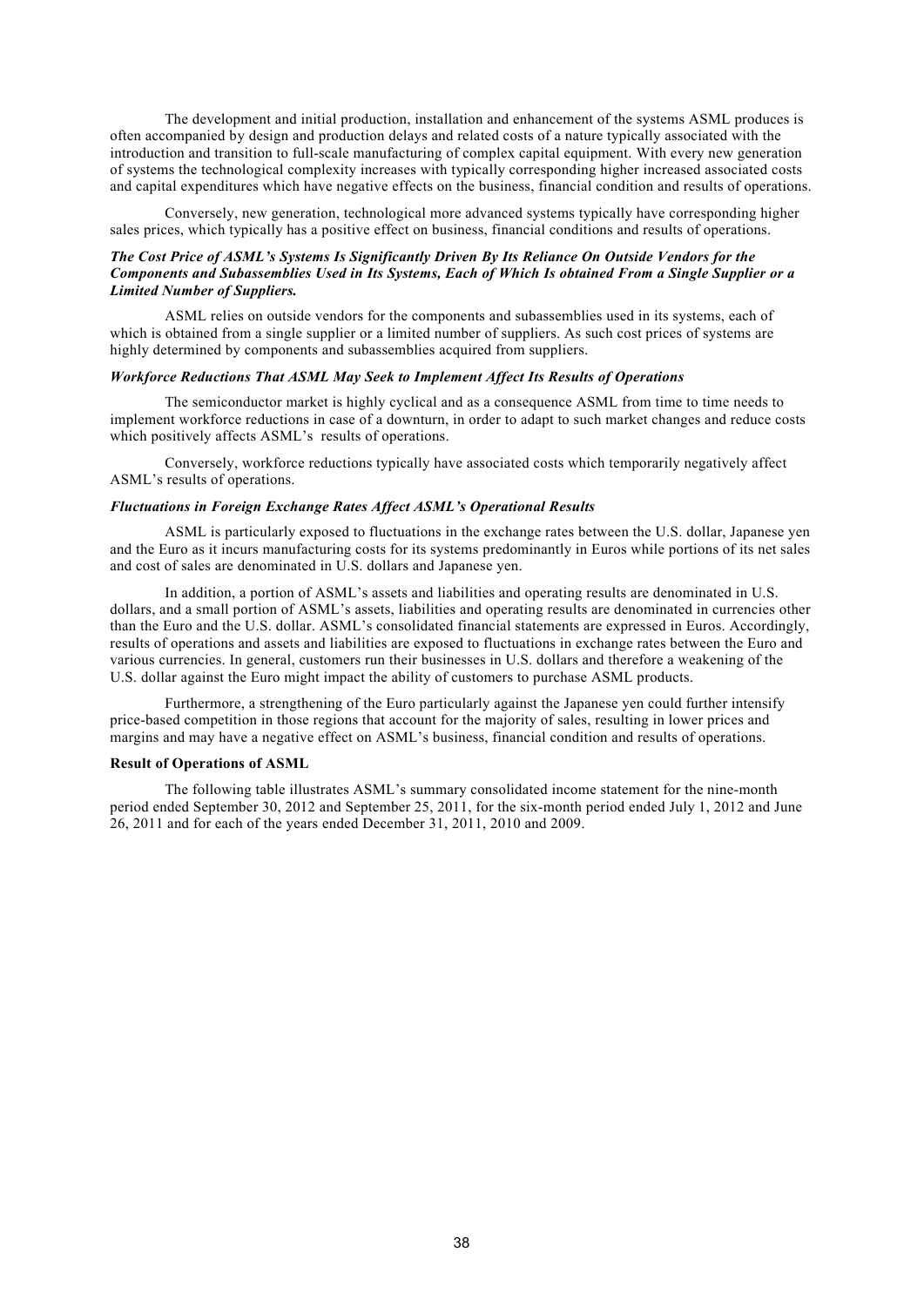The development and initial production, installation and enhancement of the systems ASML produces is often accompanied by design and production delays and related costs of a nature typically associated with the introduction and transition to full-scale manufacturing of complex capital equipment. With every new generation of systems the technological complexity increases with typically corresponding higher increased associated costs and capital expenditures which have negative effects on the business, financial condition and results of operations.

Conversely, new generation, technological more advanced systems typically have corresponding higher sales prices, which typically has a positive effect on business, financial conditions and results of operations.

***The Cost Price of ASML's Systems Is Significantly Driven By Its Reliance On Outside Vendors for the Components and Subassemblies Used in Its Systems, Each of Which Is obtained From a Single Supplier or a Limited Number of Suppliers.***

ASML relies on outside vendors for the components and subassemblies used in its systems, each of which is obtained from a single supplier or a limited number of suppliers. As such cost prices of systems are highly determined by components and subassemblies acquired from suppliers.

***Workforce Reductions That ASML May Seek to Implement Affect Its Results of Operations***

The semiconductor market is highly cyclical and as a consequence ASML from time to time needs to implement workforce reductions in case of a downturn, in order to adapt to such market changes and reduce costs which positively affects ASML's results of operations.

Conversely, workforce reductions typically have associated costs which temporarily negatively affect ASML's results of operations.

***Fluctuations in Foreign Exchange Rates Affect ASML's Operational Results***

ASML is particularly exposed to fluctuations in the exchange rates between the U.S. dollar, Japanese yen and the Euro as it incurs manufacturing costs for its systems predominantly in Euros while portions of its net sales and cost of sales are denominated in U.S. dollars and Japanese yen.

In addition, a portion of ASML's assets and liabilities and operating results are denominated in U.S. dollars, and a small portion of ASML's assets, liabilities and operating results are denominated in currencies other than the Euro and the U.S. dollar. ASML's consolidated financial statements are expressed in Euros. Accordingly, results of operations and assets and liabilities are exposed to fluctuations in exchange rates between the Euro and various currencies. In general, customers run their businesses in U.S. dollars and therefore a weakening of the U.S. dollar against the Euro might impact the ability of customers to purchase ASML products.

Furthermore, a strengthening of the Euro particularly against the Japanese yen could further intensify price-based competition in those regions that account for the majority of sales, resulting in lower prices and margins and may have a negative effect on ASML's business, financial condition and results of operations.

**Result of Operations of ASML**

The following table illustrates ASML's summary consolidated income statement for the nine-month period ended September 30, 2012 and September 25, 2011, for the six-month period ended July 1, 2012 and June 26, 2011 and for each of the years ended December 31, 2011, 2010 and 2009.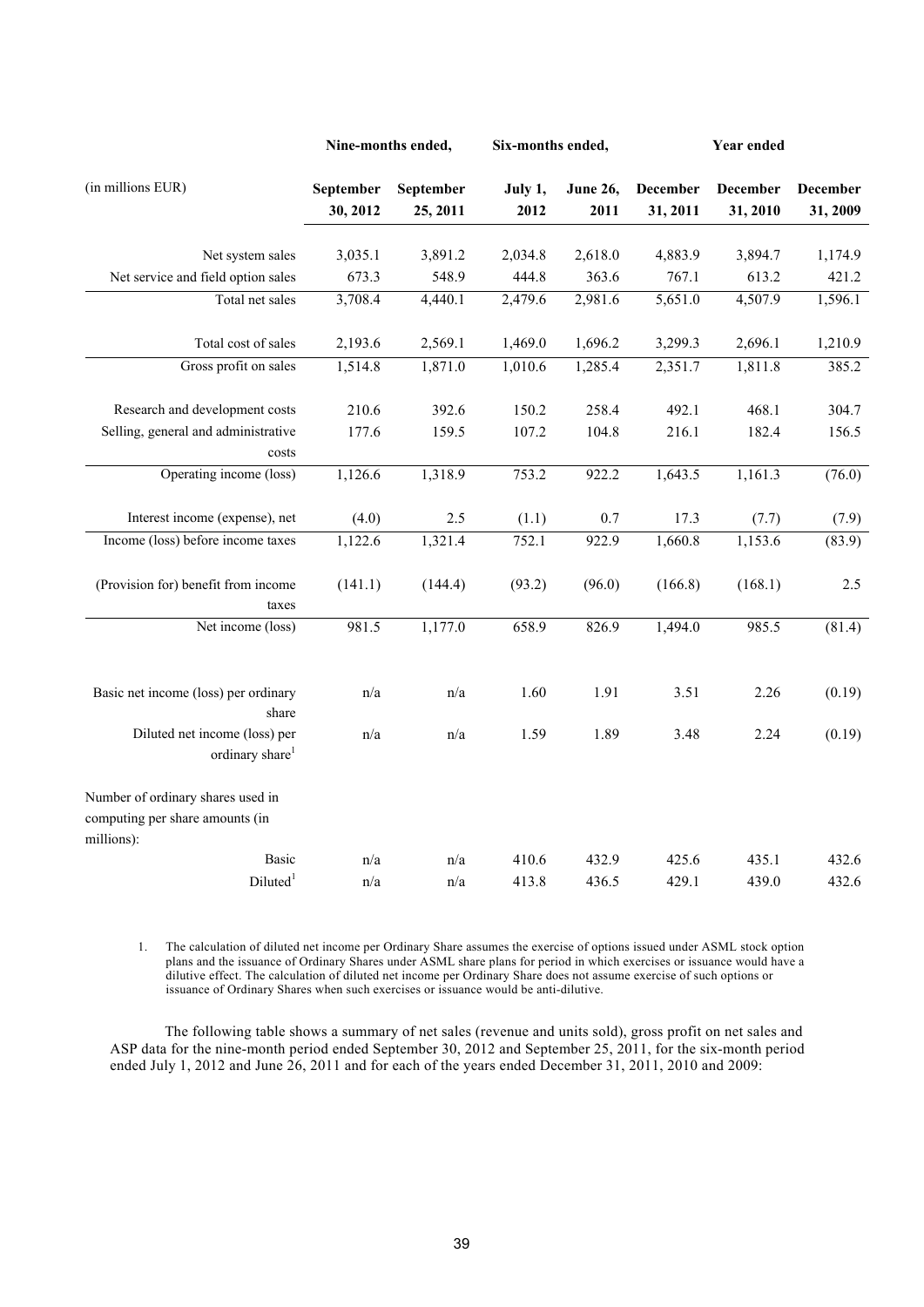| (in millions EUR) | Nine-months ended, | | Six-months ended, | | Year ended | | |
|---|---|---|---|---|---|---|---|
| | September 30, 2012 | September 25, 2011 | July 1, 2012 | June 26, 2011 | December 31, 2011 | December 31, 2010 | December 31, 2009 |
| Net system sales | 3,035.1 | 3,891.2 | 2,034.8 | 2,618.0 | 4,883.9 | 3,894.7 | 1,174.9 |
| Net service and field option sales | 673.3 | 548.9 | 444.8 | 363.6 | 767.1 | 613.2 | 421.2 |
| Total net sales | 3,708.4 | 4,440.1 | 2,479.6 | 2,981.6 | 5,651.0 | 4,507.9 | 1,596.1 |
| Total cost of sales | 2,193.6 | 2,569.1 | 1,469.0 | 1,696.2 | 3,299.3 | 2,696.1 | 1,210.9 |
| Gross profit on sales | 1,514.8 | 1,871.0 | 1,010.6 | 1,285.4 | 2,351.7 | 1,811.8 | 385.2 |
| Research and development costs | 210.6 | 392.6 | 150.2 | 258.4 | 492.1 | 468.1 | 304.7 |
| Selling, general and administrative costs | 177.6 | 159.5 | 107.2 | 104.8 | 216.1 | 182.4 | 156.5 |
| Operating income (loss) | 1,126.6 | 1,318.9 | 753.2 | 922.2 | 1,643.5 | 1,161.3 | (76.0) |
| Interest income (expense), net | (4.0) | 2.5 | (1.1) | 0.7 | 17.3 | (7.7) | (7.9) |
| Income (loss) before income taxes | 1,122.6 | 1,321.4 | 752.1 | 922.9 | 1,660.8 | 1,153.6 | (83.9) |
| (Provision for) benefit from income taxes | (141.1) | (144.4) | (93.2) | (96.0) | (166.8) | (168.1) | 2.5 |
| Net income (loss) | 981.5 | 1,177.0 | 658.9 | 826.9 | 1,494.0 | 985.5 | (81.4) |
| Basic net income (loss) per ordinary share | n/a | n/a | 1.60 | 1.91 | 3.51 | 2.26 | (0.19) |
| Diluted net income (loss) per ordinary share[1] | n/a | n/a | 1.59 | 1.89 | 3.48 | 2.24 | (0.19) |
| Number of ordinary shares used in computing per share amounts (in millions): | | | | | | | |
| Basic | n/a | n/a | 410.6 | 432.9 | 425.6 | 435.1 | 432.6 |
| Diluted[1] | n/a | n/a | 413.8 | 436.5 | 429.1 | 439.0 | 432.6 |

1. The calculation of diluted net income per Ordinary Share assumes the exercise of options issued under ASML stock option plans and the issuance of Ordinary Shares under ASML share plans for period in which exercises or issuance would have a dilutive effect. The calculation of diluted net income per Ordinary Share does not assume exercise of such options or issuance of Ordinary Shares when such exercises or issuance would be anti-dilutive.

The following table shows a summary of net sales (revenue and units sold), gross profit on net sales and ASP data for the nine-month period ended September 30, 2012 and September 25, 2011, for the six-month period ended July 1, 2012 and June 26, 2011 and for each of the years ended December 31, 2011, 2010 and 2009: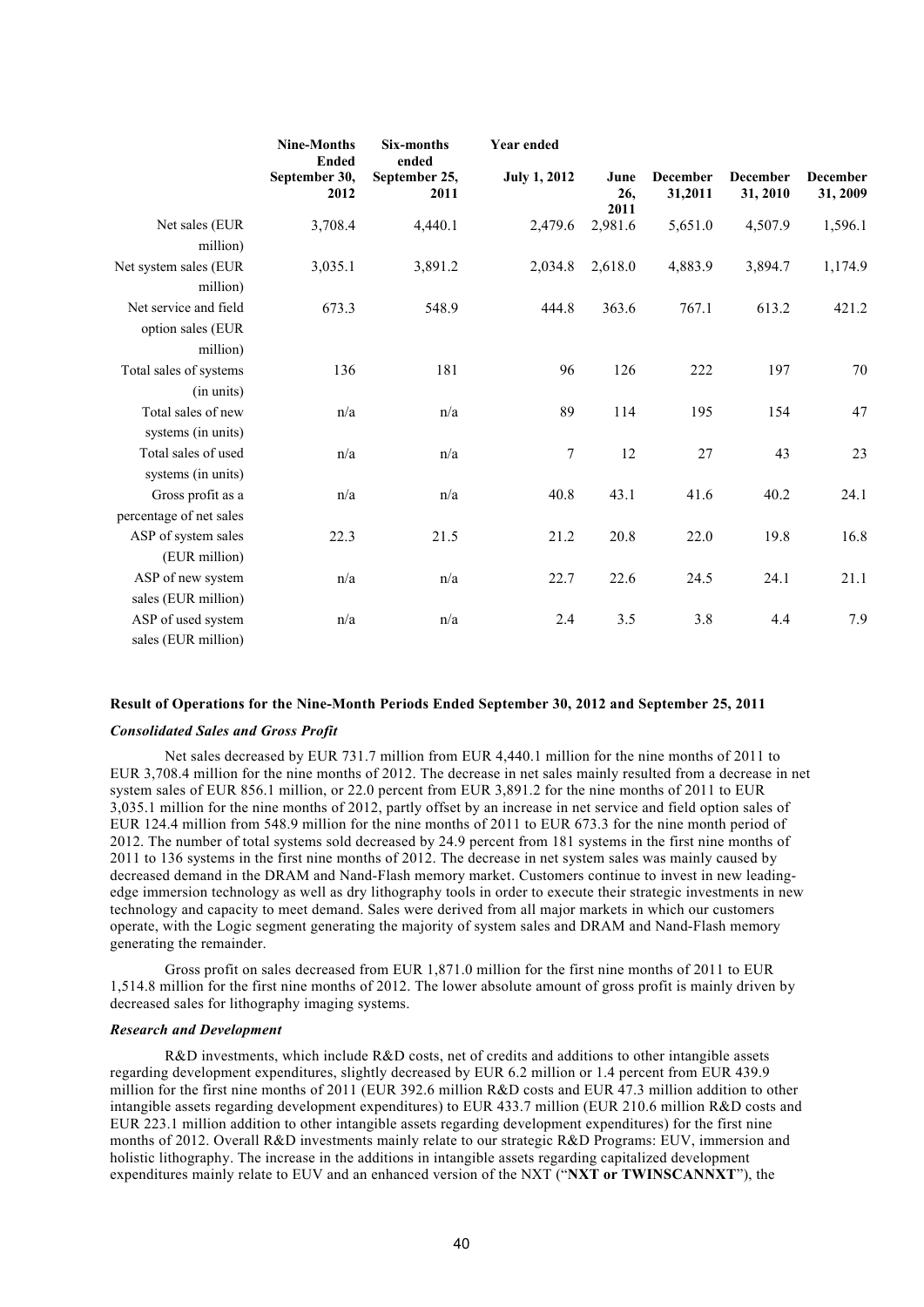| | Nine-Months Ended September 30, 2012 | Six-months ended September 25, 2011 | Year ended July 1, 2012 | June 26, 2011 | December 31,2011 | December 31, 2010 | December 31, 2009 |
|---|---|---|---|---|---|---|---|
| Net sales (EUR million) | 3,708.4 | 4,440.1 | 2,479.6 | 2,981.6 | 5,651.0 | 4,507.9 | 1,596.1 |
| Net system sales (EUR million) | 3,035.1 | 3,891.2 | 2,034.8 | 2,618.0 | 4,883.9 | 3,894.7 | 1,174.9 |
| Net service and field option sales (EUR million) | 673.3 | 548.9 | 444.8 | 363.6 | 767.1 | 613.2 | 421.2 |
| Total sales of systems (in units) | 136 | 181 | 96 | 126 | 222 | 197 | 70 |
| Total sales of new systems (in units) | n/a | n/a | 89 | 114 | 195 | 154 | 47 |
| Total sales of used systems (in units) | n/a | n/a | 7 | 12 | 27 | 43 | 23 |
| Gross profit as a percentage of net sales | n/a | n/a | 40.8 | 43.1 | 41.6 | 40.2 | 24.1 |
| ASP of system sales (EUR million) | 22.3 | 21.5 | 21.2 | 20.8 | 22.0 | 19.8 | 16.8 |
| ASP of new system sales (EUR million) | n/a | n/a | 22.7 | 22.6 | 24.5 | 24.1 | 21.1 |
| ASP of used system sales (EUR million) | n/a | n/a | 2.4 | 3.5 | 3.8 | 4.4 | 7.9 |

**Result of Operations for the Nine-Month Periods Ended September 30, 2012 and September 25, 2011**

***Consolidated Sales and Gross Profit***

Net sales decreased by EUR 731.7 million from EUR 4,440.1 million for the nine months of 2011 to EUR 3,708.4 million for the nine months of 2012. The decrease in net sales mainly resulted from a decrease in net system sales of EUR 856.1 million, or 22.0 percent from EUR 3,891.2 for the nine months of 2011 to EUR 3,035.1 million for the nine months of 2012, partly offset by an increase in net service and field option sales of EUR 124.4 million from 548.9 million for the nine months of 2011 to EUR 673.3 for the nine month period of 2012. The number of total systems sold decreased by 24.9 percent from 181 systems in the first nine months of 2011 to 136 systems in the first nine months of 2012. The decrease in net system sales was mainly caused by decreased demand in the DRAM and Nand-Flash memory market. Customers continue to invest in new leading-edge immersion technology as well as dry lithography tools in order to execute their strategic investments in new technology and capacity to meet demand. Sales were derived from all major markets in which our customers operate, with the Logic segment generating the majority of system sales and DRAM and Nand-Flash memory generating the remainder.

Gross profit on sales decreased from EUR 1,871.0 million for the first nine months of 2011 to EUR 1,514.8 million for the first nine months of 2012. The lower absolute amount of gross profit is mainly driven by decreased sales for lithography imaging systems.

***Research and Development***

R&D investments, which include R&D costs, net of credits and additions to other intangible assets regarding development expenditures, slightly decreased by EUR 6.2 million or 1.4 percent from EUR 439.9 million for the first nine months of 2011 (EUR 392.6 million R&D costs and EUR 47.3 million addition to other intangible assets regarding development expenditures) to EUR 433.7 million (EUR 210.6 million R&D costs and EUR 223.1 million addition to other intangible assets regarding development expenditures) for the first nine months of 2012. Overall R&D investments mainly relate to our strategic R&D Programs: EUV, immersion and holistic lithography. The increase in the additions in intangible assets regarding capitalized development expenditures mainly relate to EUV and an enhanced version of the NXT ("**NXT or TWINSCANNXT**"), the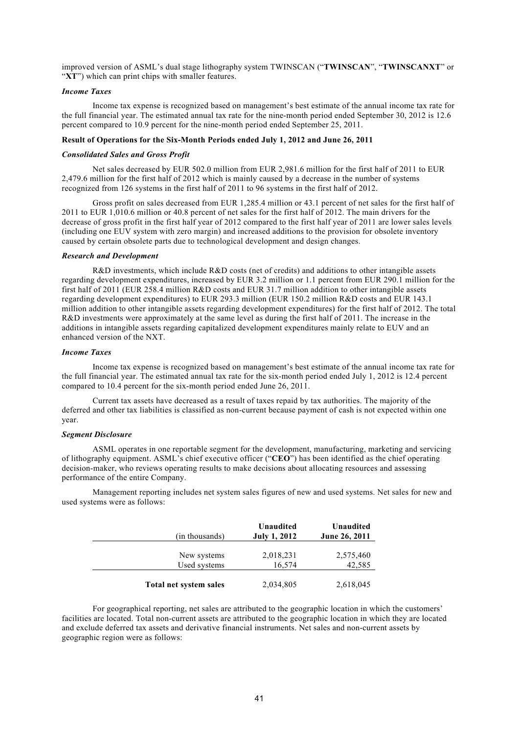improved version of ASML's dual stage lithography system TWINSCAN ("**TWINSCAN**", "**TWINSCANXT**" or "**XT**") which can print chips with smaller features.

***Income Taxes***

Income tax expense is recognized based on management's best estimate of the annual income tax rate for the full financial year. The estimated annual tax rate for the nine-month period ended September 30, 2012 is 12.6 percent compared to 10.9 percent for the nine-month period ended September 25, 2011.

**Result of Operations for the Six-Month Periods ended July 1, 2012 and June 26, 2011**

***Consolidated Sales and Gross Profit***

Net sales decreased by EUR 502.0 million from EUR 2,981.6 million for the first half of 2011 to EUR 2,479.6 million for the first half of 2012 which is mainly caused by a decrease in the number of systems recognized from 126 systems in the first half of 2011 to 96 systems in the first half of 2012.

Gross profit on sales decreased from EUR 1,285.4 million or 43.1 percent of net sales for the first half of 2011 to EUR 1,010.6 million or 40.8 percent of net sales for the first half of 2012. The main drivers for the decrease of gross profit in the first half year of 2012 compared to the first half year of 2011 are lower sales levels (including one EUV system with zero margin) and increased additions to the provision for obsolete inventory caused by certain obsolete parts due to technological development and design changes.

***Research and Development***

R&D investments, which include R&D costs (net of credits) and additions to other intangible assets regarding development expenditures, increased by EUR 3.2 million or 1.1 percent from EUR 290.1 million for the first half of 2011 (EUR 258.4 million R&D costs and EUR 31.7 million addition to other intangible assets regarding development expenditures) to EUR 293.3 million (EUR 150.2 million R&D costs and EUR 143.1 million addition to other intangible assets regarding development expenditures) for the first half of 2012. The total R&D investments were approximately at the same level as during the first half of 2011. The increase in the additions in intangible assets regarding capitalized development expenditures mainly relate to EUV and an enhanced version of the NXT.

***Income Taxes***

Income tax expense is recognized based on management's best estimate of the annual income tax rate for the full financial year. The estimated annual tax rate for the six-month period ended July 1, 2012 is 12.4 percent compared to 10.4 percent for the six-month period ended June 26, 2011.

Current tax assets have decreased as a result of taxes repaid by tax authorities. The majority of the deferred and other tax liabilities is classified as non-current because payment of cash is not expected within one year.

***Segment Disclosure***

ASML operates in one reportable segment for the development, manufacturing, marketing and servicing of lithography equipment. ASML's chief executive officer ("**CEO**") has been identified as the chief operating decision-maker, who reviews operating results to make decisions about allocating resources and assessing performance of the entire Company.

Management reporting includes net system sales figures of new and used systems. Net sales for new and used systems were as follows:

| (in thousands) | Unaudited July 1, 2012 | Unaudited June 26, 2011 |
|---|---|---|
| New systems | 2,018,231 | 2,575,460 |
| Used systems | 16,574 | 42,585 |
| **Total net system sales** | 2,034,805 | 2,618,045 |

For geographical reporting, net sales are attributed to the geographic location in which the customers' facilities are located. Total non-current assets are attributed to the geographic location in which they are located and exclude deferred tax assets and derivative financial instruments. Net sales and non-current assets by geographic region were as follows: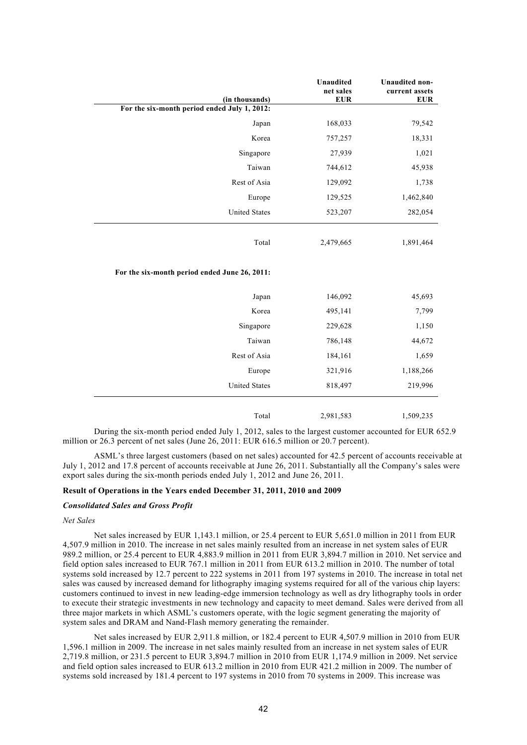| (in thousands) | Unaudited net sales EUR | Unaudited non-current assets EUR |
|---|---|---|
| **For the six-month period ended July 1, 2012:** | | |
| Japan | 168,033 | 79,542 |
| Korea | 757,257 | 18,331 |
| Singapore | 27,939 | 1,021 |
| Taiwan | 744,612 | 45,938 |
| Rest of Asia | 129,092 | 1,738 |
| Europe | 129,525 | 1,462,840 |
| United States | 523,207 | 282,054 |
| Total | 2,479,665 | 1,891,464 |
| **For the six-month period ended June 26, 2011:** | | |
| Japan | 146,092 | 45,693 |
| Korea | 495,141 | 7,799 |
| Singapore | 229,628 | 1,150 |
| Taiwan | 786,148 | 44,672 |
| Rest of Asia | 184,161 | 1,659 |
| Europe | 321,916 | 1,188,266 |
| United States | 818,497 | 219,996 |
| Total | 2,981,583 | 1,509,235 |

During the six-month period ended July 1, 2012, sales to the largest customer accounted for EUR 652.9 million or 26.3 percent of net sales (June 26, 2011: EUR 616.5 million or 20.7 percent).

ASML's three largest customers (based on net sales) accounted for 42.5 percent of accounts receivable at July 1, 2012 and 17.8 percent of accounts receivable at June 26, 2011. Substantially all the Company's sales were export sales during the six-month periods ended July 1, 2012 and June 26, 2011.

**Result of Operations in the Years ended December 31, 2011, 2010 and 2009**

***Consolidated Sales and Gross Profit***

*Net Sales*

Net sales increased by EUR 1,143.1 million, or 25.4 percent to EUR 5,651.0 million in 2011 from EUR 4,507.9 million in 2010. The increase in net sales mainly resulted from an increase in net system sales of EUR 989.2 million, or 25.4 percent to EUR 4,883.9 million in 2011 from EUR 3,894.7 million in 2010. Net service and field option sales increased to EUR 767.1 million in 2011 from EUR 613.2 million in 2010. The number of total systems sold increased by 12.7 percent to 222 systems in 2011 from 197 systems in 2010. The increase in total net sales was caused by increased demand for lithography imaging systems required for all of the various chip layers: customers continued to invest in new leading-edge immersion technology as well as dry lithography tools in order to execute their strategic investments in new technology and capacity to meet demand. Sales were derived from all three major markets in which ASML's customers operate, with the logic segment generating the majority of system sales and DRAM and Nand-Flash memory generating the remainder.

Net sales increased by EUR 2,911.8 million, or 182.4 percent to EUR 4,507.9 million in 2010 from EUR 1,596.1 million in 2009. The increase in net sales mainly resulted from an increase in net system sales of EUR 2,719.8 million, or 231.5 percent to EUR 3,894.7 million in 2010 from EUR 1,174.9 million in 2009. Net service and field option sales increased to EUR 613.2 million in 2010 from EUR 421.2 million in 2009. The number of systems sold increased by 181.4 percent to 197 systems in 2010 from 70 systems in 2009. This increase was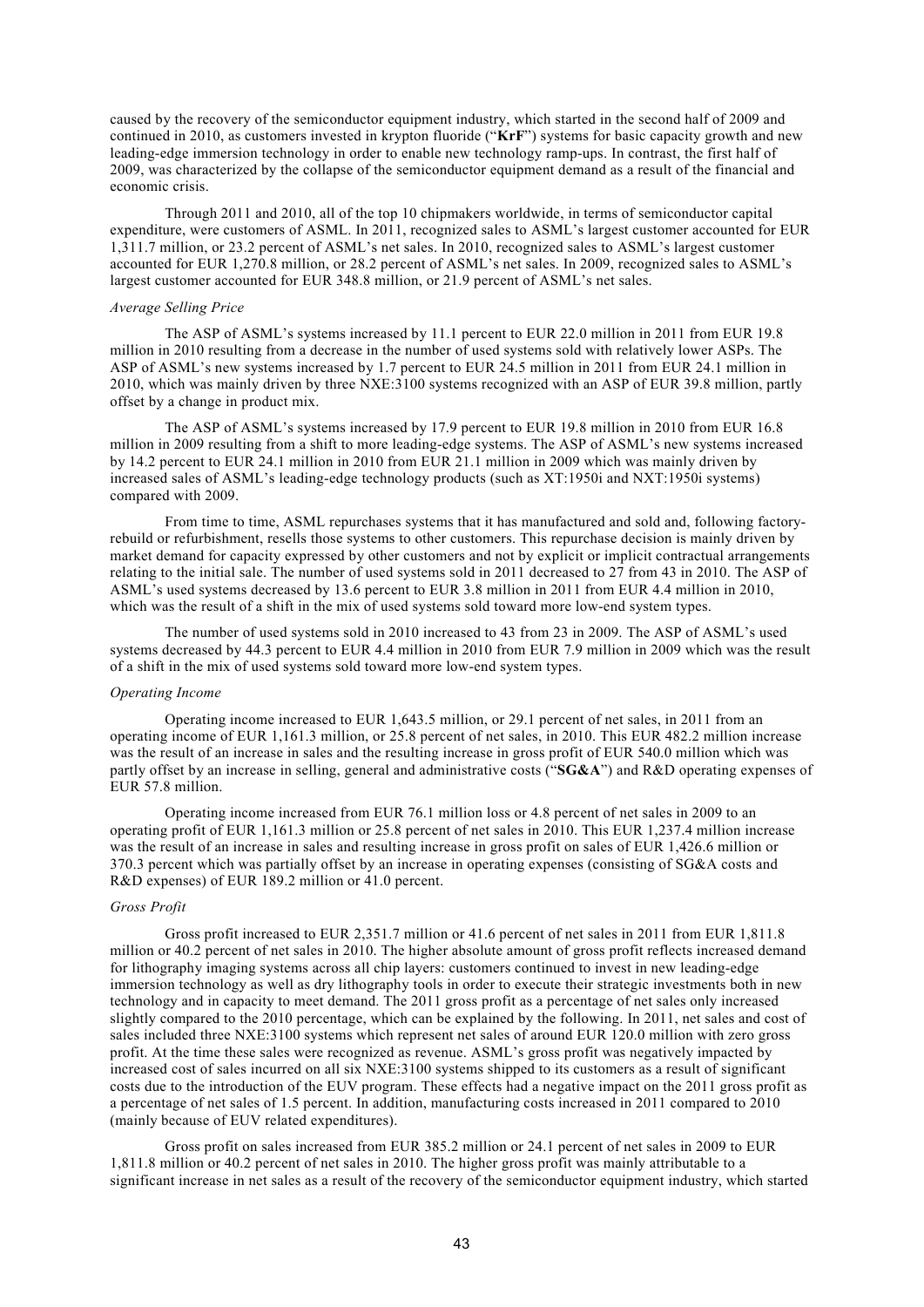caused by the recovery of the semiconductor equipment industry, which started in the second half of 2009 and continued in 2010, as customers invested in krypton fluoride ("**KrF**") systems for basic capacity growth and new leading-edge immersion technology in order to enable new technology ramp-ups. In contrast, the first half of 2009, was characterized by the collapse of the semiconductor equipment demand as a result of the financial and economic crisis.

Through 2011 and 2010, all of the top 10 chipmakers worldwide, in terms of semiconductor capital expenditure, were customers of ASML. In 2011, recognized sales to ASML's largest customer accounted for EUR 1,311.7 million, or 23.2 percent of ASML's net sales. In 2010, recognized sales to ASML's largest customer accounted for EUR 1,270.8 million, or 28.2 percent of ASML's net sales. In 2009, recognized sales to ASML's largest customer accounted for EUR 348.8 million, or 21.9 percent of ASML's net sales.

*Average Selling Price*

The ASP of ASML's systems increased by 11.1 percent to EUR 22.0 million in 2011 from EUR 19.8 million in 2010 resulting from a decrease in the number of used systems sold with relatively lower ASPs. The ASP of ASML's new systems increased by 1.7 percent to EUR 24.5 million in 2011 from EUR 24.1 million in 2010, which was mainly driven by three NXE:3100 systems recognized with an ASP of EUR 39.8 million, partly offset by a change in product mix.

The ASP of ASML's systems increased by 17.9 percent to EUR 19.8 million in 2010 from EUR 16.8 million in 2009 resulting from a shift to more leading-edge systems. The ASP of ASML's new systems increased by 14.2 percent to EUR 24.1 million in 2010 from EUR 21.1 million in 2009 which was mainly driven by increased sales of ASML's leading-edge technology products (such as XT:1950i and NXT:1950i systems) compared with 2009.

From time to time, ASML repurchases systems that it has manufactured and sold and, following factory-rebuild or refurbishment, resells those systems to other customers. This repurchase decision is mainly driven by market demand for capacity expressed by other customers and not by explicit or implicit contractual arrangements relating to the initial sale. The number of used systems sold in 2011 decreased to 27 from 43 in 2010. The ASP of ASML's used systems decreased by 13.6 percent to EUR 3.8 million in 2011 from EUR 4.4 million in 2010, which was the result of a shift in the mix of used systems sold toward more low-end system types.

The number of used systems sold in 2010 increased to 43 from 23 in 2009. The ASP of ASML's used systems decreased by 44.3 percent to EUR 4.4 million in 2010 from EUR 7.9 million in 2009 which was the result of a shift in the mix of used systems sold toward more low-end system types.

*Operating Income*

Operating income increased to EUR 1,643.5 million, or 29.1 percent of net sales, in 2011 from an operating income of EUR 1,161.3 million, or 25.8 percent of net sales, in 2010. This EUR 482.2 million increase was the result of an increase in sales and the resulting increase in gross profit of EUR 540.0 million which was partly offset by an increase in selling, general and administrative costs ("**SG&A**") and R&D operating expenses of EUR 57.8 million.

Operating income increased from EUR 76.1 million loss or 4.8 percent of net sales in 2009 to an operating profit of EUR 1,161.3 million or 25.8 percent of net sales in 2010. This EUR 1,237.4 million increase was the result of an increase in sales and resulting increase in gross profit on sales of EUR 1,426.6 million or 370.3 percent which was partially offset by an increase in operating expenses (consisting of SG&A costs and R&D expenses) of EUR 189.2 million or 41.0 percent.

*Gross Profit*

Gross profit increased to EUR 2,351.7 million or 41.6 percent of net sales in 2011 from EUR 1,811.8 million or 40.2 percent of net sales in 2010. The higher absolute amount of gross profit reflects increased demand for lithography imaging systems across all chip layers: customers continued to invest in new leading-edge immersion technology as well as dry lithography tools in order to execute their strategic investments both in new technology and in capacity to meet demand. The 2011 gross profit as a percentage of net sales only increased slightly compared to the 2010 percentage, which can be explained by the following. In 2011, net sales and cost of sales included three NXE:3100 systems which represent net sales of around EUR 120.0 million with zero gross profit. At the time these sales were recognized as revenue. ASML's gross profit was negatively impacted by increased cost of sales incurred on all six NXE:3100 systems shipped to its customers as a result of significant costs due to the introduction of the EUV program. These effects had a negative impact on the 2011 gross profit as a percentage of net sales of 1.5 percent. In addition, manufacturing costs increased in 2011 compared to 2010 (mainly because of EUV related expenditures).

Gross profit on sales increased from EUR 385.2 million or 24.1 percent of net sales in 2009 to EUR 1,811.8 million or 40.2 percent of net sales in 2010. The higher gross profit was mainly attributable to a significant increase in net sales as a result of the recovery of the semiconductor equipment industry, which started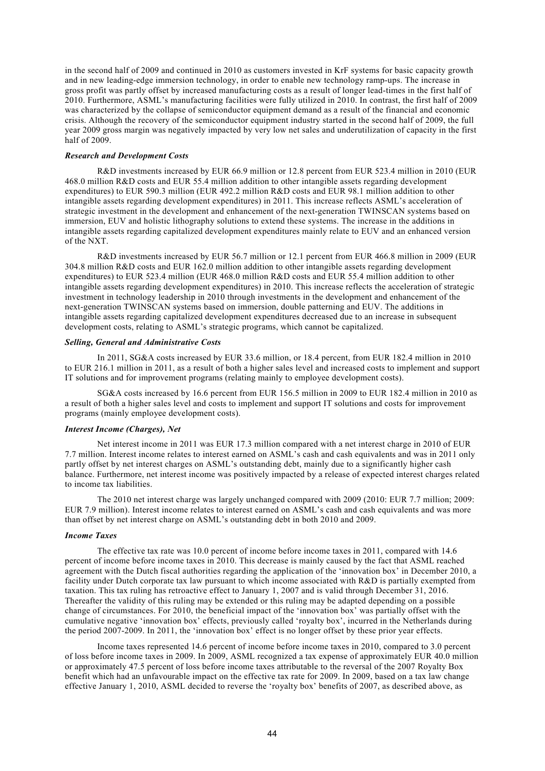in the second half of 2009 and continued in 2010 as customers invested in KrF systems for basic capacity growth and in new leading-edge immersion technology, in order to enable new technology ramp-ups. The increase in gross profit was partly offset by increased manufacturing costs as a result of longer lead-times in the first half of 2010. Furthermore, ASML's manufacturing facilities were fully utilized in 2010. In contrast, the first half of 2009 was characterized by the collapse of semiconductor equipment demand as a result of the financial and economic crisis. Although the recovery of the semiconductor equipment industry started in the second half of 2009, the full year 2009 gross margin was negatively impacted by very low net sales and underutilization of capacity in the first half of 2009.

***Research and Development Costs***

R&D investments increased by EUR 66.9 million or 12.8 percent from EUR 523.4 million in 2010 (EUR 468.0 million R&D costs and EUR 55.4 million addition to other intangible assets regarding development expenditures) to EUR 590.3 million (EUR 492.2 million R&D costs and EUR 98.1 million addition to other intangible assets regarding development expenditures) in 2011. This increase reflects ASML's acceleration of strategic investment in the development and enhancement of the next-generation TWINSCAN systems based on immersion, EUV and holistic lithography solutions to extend these systems. The increase in the additions in intangible assets regarding capitalized development expenditures mainly relate to EUV and an enhanced version of the NXT.

R&D investments increased by EUR 56.7 million or 12.1 percent from EUR 466.8 million in 2009 (EUR 304.8 million R&D costs and EUR 162.0 million addition to other intangible assets regarding development expenditures) to EUR 523.4 million (EUR 468.0 million R&D costs and EUR 55.4 million addition to other intangible assets regarding development expenditures) in 2010. This increase reflects the acceleration of strategic investment in technology leadership in 2010 through investments in the development and enhancement of the next-generation TWINSCAN systems based on immersion, double patterning and EUV. The additions in intangible assets regarding capitalized development expenditures decreased due to an increase in subsequent development costs, relating to ASML's strategic programs, which cannot be capitalized.

***Selling, General and Administrative Costs***

In 2011, SG&A costs increased by EUR 33.6 million, or 18.4 percent, from EUR 182.4 million in 2010 to EUR 216.1 million in 2011, as a result of both a higher sales level and increased costs to implement and support IT solutions and for improvement programs (relating mainly to employee development costs).

SG&A costs increased by 16.6 percent from EUR 156.5 million in 2009 to EUR 182.4 million in 2010 as a result of both a higher sales level and costs to implement and support IT solutions and costs for improvement programs (mainly employee development costs).

***Interest Income (Charges), Net***

Net interest income in 2011 was EUR 17.3 million compared with a net interest charge in 2010 of EUR 7.7 million. Interest income relates to interest earned on ASML's cash and cash equivalents and was in 2011 only partly offset by net interest charges on ASML's outstanding debt, mainly due to a significantly higher cash balance. Furthermore, net interest income was positively impacted by a release of expected interest charges related to income tax liabilities.

The 2010 net interest charge was largely unchanged compared with 2009 (2010: EUR 7.7 million; 2009: EUR 7.9 million). Interest income relates to interest earned on ASML's cash and cash equivalents and was more than offset by net interest charge on ASML's outstanding debt in both 2010 and 2009.

***Income Taxes***

The effective tax rate was 10.0 percent of income before income taxes in 2011, compared with 14.6 percent of income before income taxes in 2010. This decrease is mainly caused by the fact that ASML reached agreement with the Dutch fiscal authorities regarding the application of the 'innovation box' in December 2010, a facility under Dutch corporate tax law pursuant to which income associated with R&D is partially exempted from taxation. This tax ruling has retroactive effect to January 1, 2007 and is valid through December 31, 2016. Thereafter the validity of this ruling may be extended or this ruling may be adapted depending on a possible change of circumstances. For 2010, the beneficial impact of the 'innovation box' was partially offset with the cumulative negative 'innovation box' effects, previously called 'royalty box', incurred in the Netherlands during the period 2007-2009. In 2011, the 'innovation box' effect is no longer offset by these prior year effects.

Income taxes represented 14.6 percent of income before income taxes in 2010, compared to 3.0 percent of loss before income taxes in 2009. In 2009, ASML recognized a tax expense of approximately EUR 40.0 million or approximately 47.5 percent of loss before income taxes attributable to the reversal of the 2007 Royalty Box benefit which had an unfavourable impact on the effective tax rate for 2009. In 2009, based on a tax law change effective January 1, 2010, ASML decided to reverse the 'royalty box' benefits of 2007, as described above, as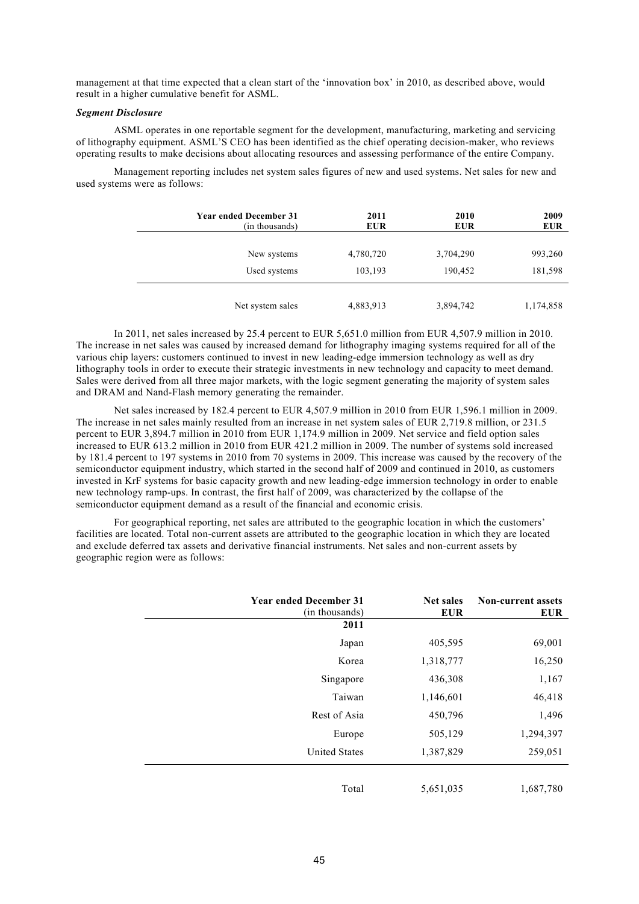management at that time expected that a clean start of the 'innovation box' in 2010, as described above, would result in a higher cumulative benefit for ASML.

***Segment Disclosure***

ASML operates in one reportable segment for the development, manufacturing, marketing and servicing of lithography equipment. ASML'S CEO has been identified as the chief operating decision-maker, who reviews operating results to make decisions about allocating resources and assessing performance of the entire Company.

Management reporting includes net system sales figures of new and used systems. Net sales for new and used systems were as follows:

| Year ended December 31 (in thousands) | 2011 EUR | 2010 EUR | 2009 EUR |
|---|---|---|---|
| New systems | 4,780,720 | 3,704,290 | 993,260 |
| Used systems | 103,193 | 190,452 | 181,598 |
| Net system sales | 4,883,913 | 3,894,742 | 1,174,858 |

In 2011, net sales increased by 25.4 percent to EUR 5,651.0 million from EUR 4,507.9 million in 2010. The increase in net sales was caused by increased demand for lithography imaging systems required for all of the various chip layers: customers continued to invest in new leading-edge immersion technology as well as dry lithography tools in order to execute their strategic investments in new technology and capacity to meet demand. Sales were derived from all three major markets, with the logic segment generating the majority of system sales and DRAM and Nand-Flash memory generating the remainder.

Net sales increased by 182.4 percent to EUR 4,507.9 million in 2010 from EUR 1,596.1 million in 2009. The increase in net sales mainly resulted from an increase in net system sales of EUR 2,719.8 million, or 231.5 percent to EUR 3,894.7 million in 2010 from EUR 1,174.9 million in 2009. Net service and field option sales increased to EUR 613.2 million in 2010 from EUR 421.2 million in 2009. The number of systems sold increased by 181.4 percent to 197 systems in 2010 from 70 systems in 2009. This increase was caused by the recovery of the semiconductor equipment industry, which started in the second half of 2009 and continued in 2010, as customers invested in KrF systems for basic capacity growth and new leading-edge immersion technology in order to enable new technology ramp-ups. In contrast, the first half of 2009, was characterized by the collapse of the semiconductor equipment demand as a result of the financial and economic crisis.

For geographical reporting, net sales are attributed to the geographic location in which the customers' facilities are located. Total non-current assets are attributed to the geographic location in which they are located and exclude deferred tax assets and derivative financial instruments. Net sales and non-current assets by geographic region were as follows:

| Year ended December 31 (in thousands) | Net sales EUR | Non-current assets EUR |
|---|---|---|
| **2011** | | |
| Japan | 405,595 | 69,001 |
| Korea | 1,318,777 | 16,250 |
| Singapore | 436,308 | 1,167 |
| Taiwan | 1,146,601 | 46,418 |
| Rest of Asia | 450,796 | 1,496 |
| Europe | 505,129 | 1,294,397 |
| United States | 1,387,829 | 259,051 |
| Total | 5,651,035 | 1,687,780 |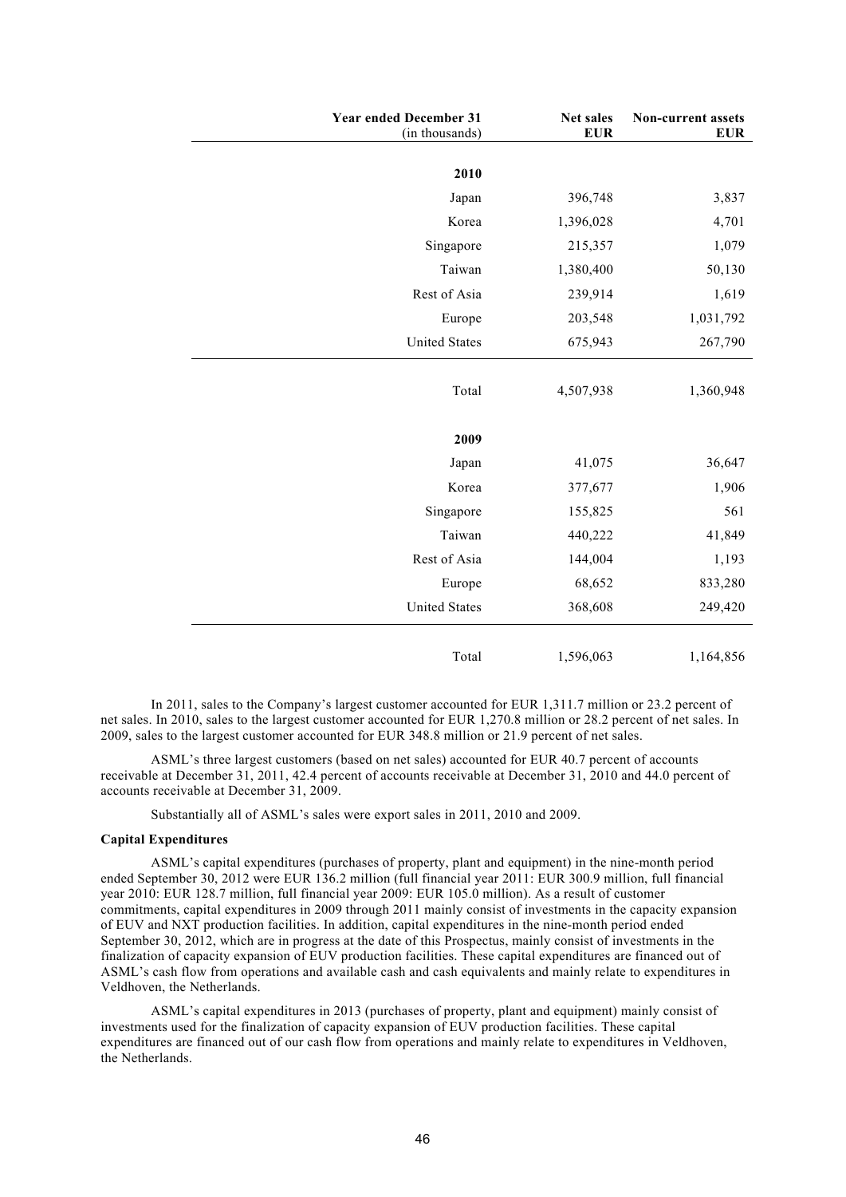| Year ended December 31 (in thousands) | Net sales EUR | Non-current assets EUR |
|---|---|---|
| **2010** | | |
| Japan | 396,748 | 3,837 |
| Korea | 1,396,028 | 4,701 |
| Singapore | 215,357 | 1,079 |
| Taiwan | 1,380,400 | 50,130 |
| Rest of Asia | 239,914 | 1,619 |
| Europe | 203,548 | 1,031,792 |
| United States | 675,943 | 267,790 |
| Total | 4,507,938 | 1,360,948 |
| **2009** | | |
| Japan | 41,075 | 36,647 |
| Korea | 377,677 | 1,906 |
| Singapore | 155,825 | 561 |
| Taiwan | 440,222 | 41,849 |
| Rest of Asia | 144,004 | 1,193 |
| Europe | 68,652 | 833,280 |
| United States | 368,608 | 249,420 |
| Total | 1,596,063 | 1,164,856 |

In 2011, sales to the Company's largest customer accounted for EUR 1,311.7 million or 23.2 percent of net sales. In 2010, sales to the largest customer accounted for EUR 1,270.8 million or 28.2 percent of net sales. In 2009, sales to the largest customer accounted for EUR 348.8 million or 21.9 percent of net sales.

ASML's three largest customers (based on net sales) accounted for EUR 40.7 percent of accounts receivable at December 31, 2011, 42.4 percent of accounts receivable at December 31, 2010 and 44.0 percent of accounts receivable at December 31, 2009.

Substantially all of ASML's sales were export sales in 2011, 2010 and 2009.

**Capital Expenditures**

ASML's capital expenditures (purchases of property, plant and equipment) in the nine-month period ended September 30, 2012 were EUR 136.2 million (full financial year 2011: EUR 300.9 million, full financial year 2010: EUR 128.7 million, full financial year 2009: EUR 105.0 million). As a result of customer commitments, capital expenditures in 2009 through 2011 mainly consist of investments in the capacity expansion of EUV and NXT production facilities. In addition, capital expenditures in the nine-month period ended September 30, 2012, which are in progress at the date of this Prospectus, mainly consist of investments in the finalization of capacity expansion of EUV production facilities. These capital expenditures are financed out of ASML's cash flow from operations and available cash and cash equivalents and mainly relate to expenditures in Veldhoven, the Netherlands.

ASML's capital expenditures in 2013 (purchases of property, plant and equipment) mainly consist of investments used for the finalization of capacity expansion of EUV production facilities. These capital expenditures are financed out of our cash flow from operations and mainly relate to expenditures in Veldhoven, the Netherlands.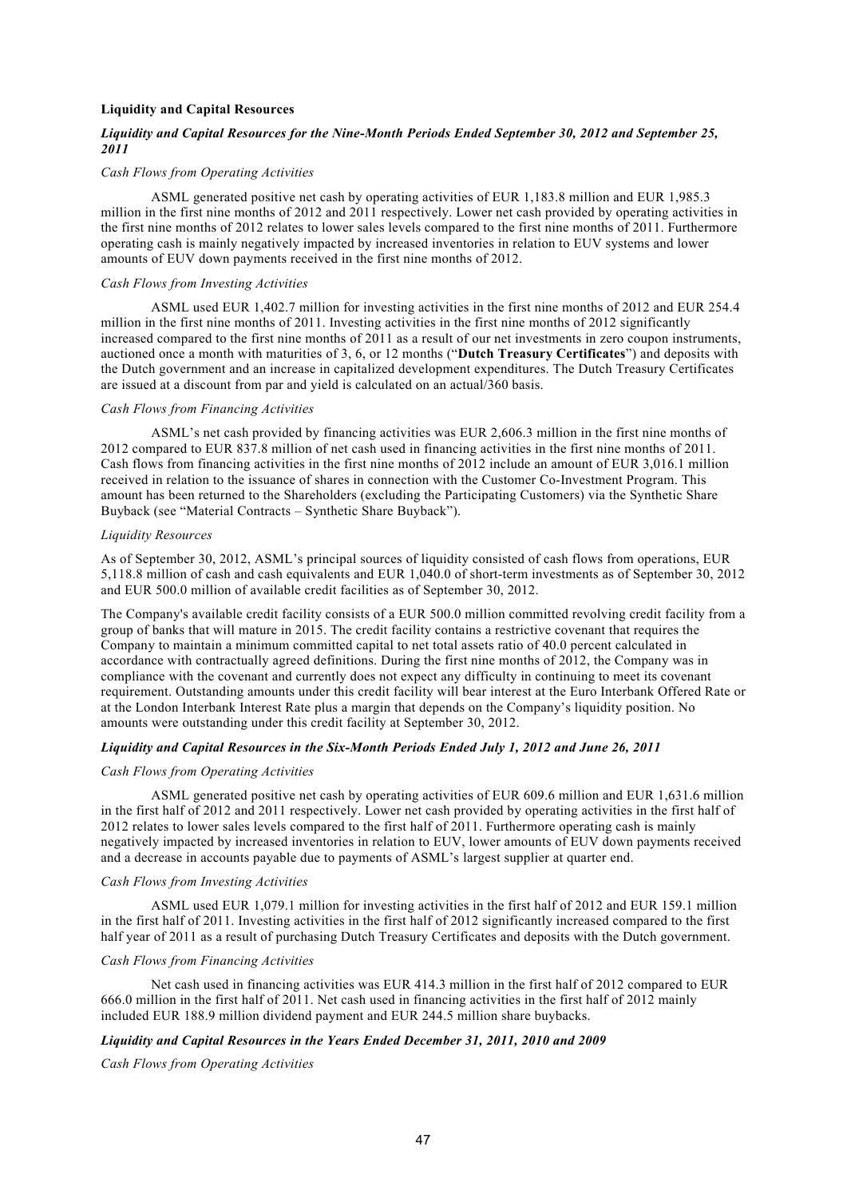**Liquidity and Capital Resources**

***Liquidity and Capital Resources for the Nine-Month Periods Ended September 30, 2012 and September 25, 2011***

*Cash Flows from Operating Activities*

ASML generated positive net cash by operating activities of EUR 1,183.8 million and EUR 1,985.3 million in the first nine months of 2012 and 2011 respectively. Lower net cash provided by operating activities in the first nine months of 2012 relates to lower sales levels compared to the first nine months of 2011. Furthermore operating cash is mainly negatively impacted by increased inventories in relation to EUV systems and lower amounts of EUV down payments received in the first nine months of 2012.

*Cash Flows from Investing Activities*

ASML used EUR 1,402.7 million for investing activities in the first nine months of 2012 and EUR 254.4 million in the first nine months of 2011. Investing activities in the first nine months of 2012 significantly increased compared to the first nine months of 2011 as a result of our net investments in zero coupon instruments, auctioned once a month with maturities of 3, 6, or 12 months ("**Dutch Treasury Certificates**") and deposits with the Dutch government and an increase in capitalized development expenditures. The Dutch Treasury Certificates are issued at a discount from par and yield is calculated on an actual/360 basis.

*Cash Flows from Financing Activities*

ASML's net cash provided by financing activities was EUR 2,606.3 million in the first nine months of 2012 compared to EUR 837.8 million of net cash used in financing activities in the first nine months of 2011. Cash flows from financing activities in the first nine months of 2012 include an amount of EUR 3,016.1 million received in relation to the issuance of shares in connection with the Customer Co-Investment Program. This amount has been returned to the Shareholders (excluding the Participating Customers) via the Synthetic Share Buyback (see "Material Contracts – Synthetic Share Buyback").

*Liquidity Resources*

As of September 30, 2012, ASML's principal sources of liquidity consisted of cash flows from operations, EUR 5,118.8 million of cash and cash equivalents and EUR 1,040.0 of short-term investments as of September 30, 2012 and EUR 500.0 million of available credit facilities as of September 30, 2012.

The Company's available credit facility consists of a EUR 500.0 million committed revolving credit facility from a group of banks that will mature in 2015. The credit facility contains a restrictive covenant that requires the Company to maintain a minimum committed capital to net total assets ratio of 40.0 percent calculated in accordance with contractually agreed definitions. During the first nine months of 2012, the Company was in compliance with the covenant and currently does not expect any difficulty in continuing to meet its covenant requirement. Outstanding amounts under this credit facility will bear interest at the Euro Interbank Offered Rate or at the London Interbank Interest Rate plus a margin that depends on the Company's liquidity position. No amounts were outstanding under this credit facility at September 30, 2012.

***Liquidity and Capital Resources in the Six-Month Periods Ended July 1, 2012 and June 26, 2011***

*Cash Flows from Operating Activities*

ASML generated positive net cash by operating activities of EUR 609.6 million and EUR 1,631.6 million in the first half of 2012 and 2011 respectively. Lower net cash provided by operating activities in the first half of 2012 relates to lower sales levels compared to the first half of 2011. Furthermore operating cash is mainly negatively impacted by increased inventories in relation to EUV, lower amounts of EUV down payments received and a decrease in accounts payable due to payments of ASML's largest supplier at quarter end.

*Cash Flows from Investing Activities*

ASML used EUR 1,079.1 million for investing activities in the first half of 2012 and EUR 159.1 million in the first half of 2011. Investing activities in the first half of 2012 significantly increased compared to the first half year of 2011 as a result of purchasing Dutch Treasury Certificates and deposits with the Dutch government.

*Cash Flows from Financing Activities*

Net cash used in financing activities was EUR 414.3 million in the first half of 2012 compared to EUR 666.0 million in the first half of 2011. Net cash used in financing activities in the first half of 2012 mainly included EUR 188.9 million dividend payment and EUR 244.5 million share buybacks.

***Liquidity and Capital Resources in the Years Ended December 31, 2011, 2010 and 2009***

*Cash Flows from Operating Activities*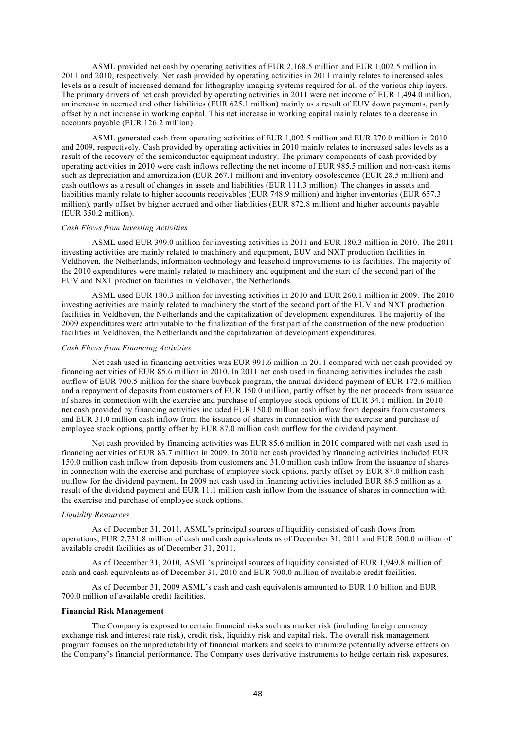ASML provided net cash by operating activities of EUR 2,168.5 million and EUR 1,002.5 million in 2011 and 2010, respectively. Net cash provided by operating activities in 2011 mainly relates to increased sales levels as a result of increased demand for lithography imaging systems required for all of the various chip layers. The primary drivers of net cash provided by operating activities in 2011 were net income of EUR 1,494.0 million, an increase in accrued and other liabilities (EUR 625.1 million) mainly as a result of EUV down payments, partly offset by a net increase in working capital. This net increase in working capital mainly relates to a decrease in accounts payable (EUR 126.2 million).

ASML generated cash from operating activities of EUR 1,002.5 million and EUR 270.0 million in 2010 and 2009, respectively. Cash provided by operating activities in 2010 mainly relates to increased sales levels as a result of the recovery of the semiconductor equipment industry. The primary components of cash provided by operating activities in 2010 were cash inflows reflecting the net income of EUR 985.5 million and non-cash items such as depreciation and amortization (EUR 267.1 million) and inventory obsolescence (EUR 28.5 million) and cash outflows as a result of changes in assets and liabilities (EUR 111.3 million). The changes in assets and liabilities mainly relate to higher accounts receivables (EUR 748.9 million) and higher inventories (EUR 657.3 million), partly offset by higher accrued and other liabilities (EUR 872.8 million) and higher accounts payable (EUR 350.2 million).

*Cash Flows from Investing Activities*

ASML used EUR 399.0 million for investing activities in 2011 and EUR 180.3 million in 2010. The 2011 investing activities are mainly related to machinery and equipment, EUV and NXT production facilities in Veldhoven, the Netherlands, information technology and leasehold improvements to its facilities. The majority of the 2010 expenditures were mainly related to machinery and equipment and the start of the second part of the EUV and NXT production facilities in Veldhoven, the Netherlands.

ASML used EUR 180.3 million for investing activities in 2010 and EUR 260.1 million in 2009. The 2010 investing activities are mainly related to machinery the start of the second part of the EUV and NXT production facilities in Veldhoven, the Netherlands and the capitalization of development expenditures. The majority of the 2009 expenditures were attributable to the finalization of the first part of the construction of the new production facilities in Veldhoven, the Netherlands and the capitalization of development expenditures.

*Cash Flows from Financing Activities*

Net cash used in financing activities was EUR 991.6 million in 2011 compared with net cash provided by financing activities of EUR 85.6 million in 2010. In 2011 net cash used in financing activities includes the cash outflow of EUR 700.5 million for the share buyback program, the annual dividend payment of EUR 172.6 million and a repayment of deposits from customers of EUR 150.0 million, partly offset by the net proceeds from issuance of shares in connection with the exercise and purchase of employee stock options of EUR 34.1 million. In 2010 net cash provided by financing activities included EUR 150.0 million cash inflow from deposits from customers and EUR 31.0 million cash inflow from the issuance of shares in connection with the exercise and purchase of employee stock options, partly offset by EUR 87.0 million cash outflow for the dividend payment.

Net cash provided by financing activities was EUR 85.6 million in 2010 compared with net cash used in financing activities of EUR 83.7 million in 2009. In 2010 net cash provided by financing activities included EUR 150.0 million cash inflow from deposits from customers and 31.0 million cash inflow from the issuance of shares in connection with the exercise and purchase of employee stock options, partly offset by EUR 87.0 million cash outflow for the dividend payment. In 2009 net cash used in financing activities included EUR 86.5 million as a result of the dividend payment and EUR 11.1 million cash inflow from the issuance of shares in connection with the exercise and purchase of employee stock options.

*Liquidity Resources*

As of December 31, 2011, ASML's principal sources of liquidity consisted of cash flows from operations, EUR 2,731.8 million of cash and cash equivalents as of December 31, 2011 and EUR 500.0 million of available credit facilities as of December 31, 2011.

As of December 31, 2010, ASML's principal sources of liquidity consisted of EUR 1,949.8 million of cash and cash equivalents as of December 31, 2010 and EUR 700.0 million of available credit facilities.

As of December 31, 2009 ASML's cash and cash equivalents amounted to EUR 1.0 billion and EUR 700.0 million of available credit facilities.

**Financial Risk Management**

The Company is exposed to certain financial risks such as market risk (including foreign currency exchange risk and interest rate risk), credit risk, liquidity risk and capital risk. The overall risk management program focuses on the unpredictability of financial markets and seeks to minimize potentially adverse effects on the Company's financial performance. The Company uses derivative instruments to hedge certain risk exposures.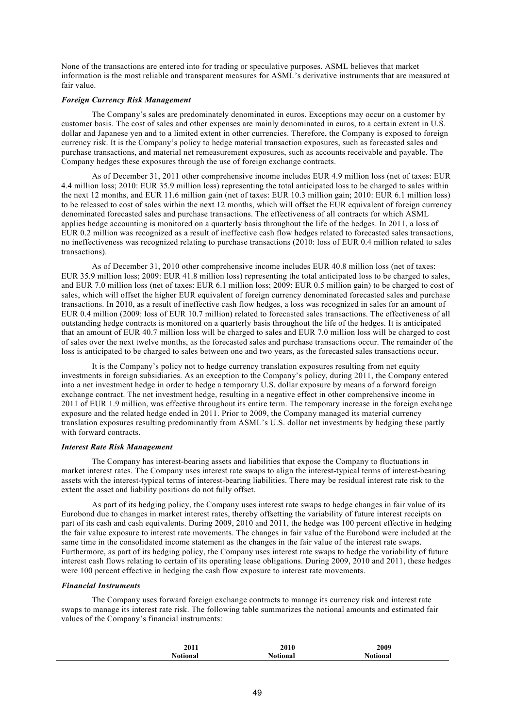None of the transactions are entered into for trading or speculative purposes. ASML believes that market information is the most reliable and transparent measures for ASML's derivative instruments that are measured at fair value.

***Foreign Currency Risk Management***

The Company's sales are predominately denominated in euros. Exceptions may occur on a customer by customer basis. The cost of sales and other expenses are mainly denominated in euros, to a certain extent in U.S. dollar and Japanese yen and to a limited extent in other currencies. Therefore, the Company is exposed to foreign currency risk. It is the Company's policy to hedge material transaction exposures, such as forecasted sales and purchase transactions, and material net remeasurement exposures, such as accounts receivable and payable. The Company hedges these exposures through the use of foreign exchange contracts.

As of December 31, 2011 other comprehensive income includes EUR 4.9 million loss (net of taxes: EUR 4.4 million loss; 2010: EUR 35.9 million loss) representing the total anticipated loss to be charged to sales within the next 12 months, and EUR 11.6 million gain (net of taxes: EUR 10.3 million gain; 2010: EUR 6.1 million loss) to be released to cost of sales within the next 12 months, which will offset the EUR equivalent of foreign currency denominated forecasted sales and purchase transactions. The effectiveness of all contracts for which ASML applies hedge accounting is monitored on a quarterly basis throughout the life of the hedges. In 2011, a loss of EUR 0.2 million was recognized as a result of ineffective cash flow hedges related to forecasted sales transactions, no ineffectiveness was recognized relating to purchase transactions (2010: loss of EUR 0.4 million related to sales transactions).

As of December 31, 2010 other comprehensive income includes EUR 40.8 million loss (net of taxes: EUR 35.9 million loss; 2009: EUR 41.8 million loss) representing the total anticipated loss to be charged to sales, and EUR 7.0 million loss (net of taxes: EUR 6.1 million loss; 2009: EUR 0.5 million gain) to be charged to cost of sales, which will offset the higher EUR equivalent of foreign currency denominated forecasted sales and purchase transactions. In 2010, as a result of ineffective cash flow hedges, a loss was recognized in sales for an amount of EUR 0.4 million (2009: loss of EUR 10.7 million) related to forecasted sales transactions. The effectiveness of all outstanding hedge contracts is monitored on a quarterly basis throughout the life of the hedges. It is anticipated that an amount of EUR 40.7 million loss will be charged to sales and EUR 7.0 million loss will be charged to cost of sales over the next twelve months, as the forecasted sales and purchase transactions occur. The remainder of the loss is anticipated to be charged to sales between one and two years, as the forecasted sales transactions occur.

It is the Company's policy not to hedge currency translation exposures resulting from net equity investments in foreign subsidiaries. As an exception to the Company's policy, during 2011, the Company entered into a net investment hedge in order to hedge a temporary U.S. dollar exposure by means of a forward foreign exchange contract. The net investment hedge, resulting in a negative effect in other comprehensive income in 2011 of EUR 1.9 million, was effective throughout its entire term. The temporary increase in the foreign exchange exposure and the related hedge ended in 2011. Prior to 2009, the Company managed its material currency translation exposures resulting predominantly from ASML's U.S. dollar net investments by hedging these partly with forward contracts.

***Interest Rate Risk Management***

The Company has interest-bearing assets and liabilities that expose the Company to fluctuations in market interest rates. The Company uses interest rate swaps to align the interest-typical terms of interest-bearing assets with the interest-typical terms of interest-bearing liabilities. There may be residual interest rate risk to the extent the asset and liability positions do not fully offset.

As part of its hedging policy, the Company uses interest rate swaps to hedge changes in fair value of its Eurobond due to changes in market interest rates, thereby offsetting the variability of future interest receipts on part of its cash and cash equivalents. During 2009, 2010 and 2011, the hedge was 100 percent effective in hedging the fair value exposure to interest rate movements. The changes in fair value of the Eurobond were included at the same time in the consolidated income statement as the changes in the fair value of the interest rate swaps. Furthermore, as part of its hedging policy, the Company uses interest rate swaps to hedge the variability of future interest cash flows relating to certain of its operating lease obligations. During 2009, 2010 and 2011, these hedges were 100 percent effective in hedging the cash flow exposure to interest rate movements.

***Financial Instruments***

The Company uses forward foreign exchange contracts to manage its currency risk and interest rate swaps to manage its interest rate risk. The following table summarizes the notional amounts and estimated fair values of the Company's financial instruments:

| | 2011 | 2010 | 2009 |
|---|---|---|---|
| | Notional | Notional | Notional |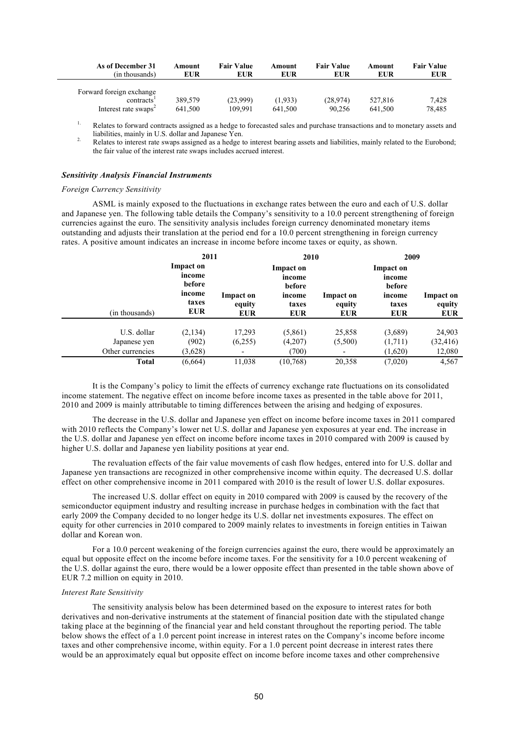| As of December 31 (in thousands) | Amount EUR | Fair Value EUR | Amount EUR | Fair Value EUR | Amount EUR | Fair Value EUR |
|---|---|---|---|---|---|---|
| Forward foreign exchange contracts[1] | 389,579 | (23,999) | (1,933) | (28,974) | 527,816 | 7,428 |
| Interest rate swaps[2] | 641,500 | 109,991 | 641,500 | 90,256 | 641,500 | 78,485 |

1. Relates to forward contracts assigned as a hedge to forecasted sales and purchase transactions and to monetary assets and liabilities, mainly in U.S. dollar and Japanese Yen.
2. Relates to interest rate swaps assigned as a hedge to interest bearing assets and liabilities, mainly related to the Eurobond; the fair value of the interest rate swaps includes accrued interest.

### *Sensitivity Analysis Financial Instruments*

*Foreign Currency Sensitivity*

ASML is mainly exposed to the fluctuations in exchange rates between the euro and each of U.S. dollar and Japanese yen. The following table details the Company's sensitivity to a 10.0 percent strengthening of foreign currencies against the euro. The sensitivity analysis includes foreign currency denominated monetary items outstanding and adjusts their translation at the period end for a 10.0 percent strengthening in foreign currency rates. A positive amount indicates an increase in income before income taxes or equity, as shown.

| | 2011 | | 2010 | | 2009 | |
|---|---|---|---|---|---|---|
| (in thousands) | Impact on income before income taxes EUR | Impact on equity EUR | Impact on income before income taxes EUR | Impact on equity EUR | Impact on income before income taxes EUR | Impact on equity EUR |
| U.S. dollar | (2,134) | 17,293 | (5,861) | 25,858 | (3,689) | 24,903 |
| Japanese yen | (902) | (6,255) | (4,207) | (5,500) | (1,711) | (32,416) |
| Other currencies | (3,628) | - | (700) | - | (1,620) | 12,080 |
| **Total** | (6,664) | 11,038 | (10,768) | 20,358 | (7,020) | 4,567 |

It is the Company's policy to limit the effects of currency exchange rate fluctuations on its consolidated income statement. The negative effect on income before income taxes as presented in the table above for 2011, 2010 and 2009 is mainly attributable to timing differences between the arising and hedging of exposures.

The decrease in the U.S. dollar and Japanese yen effect on income before income taxes in 2011 compared with 2010 reflects the Company's lower net U.S. dollar and Japanese yen exposures at year end. The increase in the U.S. dollar and Japanese yen effect on income before income taxes in 2010 compared with 2009 is caused by higher U.S. dollar and Japanese yen liability positions at year end.

The revaluation effects of the fair value movements of cash flow hedges, entered into for U.S. dollar and Japanese yen transactions are recognized in other comprehensive income within equity. The decreased U.S. dollar effect on other comprehensive income in 2011 compared with 2010 is the result of lower U.S. dollar exposures.

The increased U.S. dollar effect on equity in 2010 compared with 2009 is caused by the recovery of the semiconductor equipment industry and resulting increase in purchase hedges in combination with the fact that early 2009 the Company decided to no longer hedge its U.S. dollar net investments exposures. The effect on equity for other currencies in 2010 compared to 2009 mainly relates to investments in foreign entities in Taiwan dollar and Korean won.

For a 10.0 percent weakening of the foreign currencies against the euro, there would be approximately an equal but opposite effect on the income before income taxes. For the sensitivity for a 10.0 percent weakening of the U.S. dollar against the euro, there would be a lower opposite effect than presented in the table shown above of EUR 7.2 million on equity in 2010.

*Interest Rate Sensitivity*

The sensitivity analysis below has been determined based on the exposure to interest rates for both derivatives and non-derivative instruments at the statement of financial position date with the stipulated change taking place at the beginning of the financial year and held constant throughout the reporting period. The table below shows the effect of a 1.0 percent point increase in interest rates on the Company's income before income taxes and other comprehensive income, within equity. For a 1.0 percent point decrease in interest rates there would be an approximately equal but opposite effect on income before income taxes and other comprehensive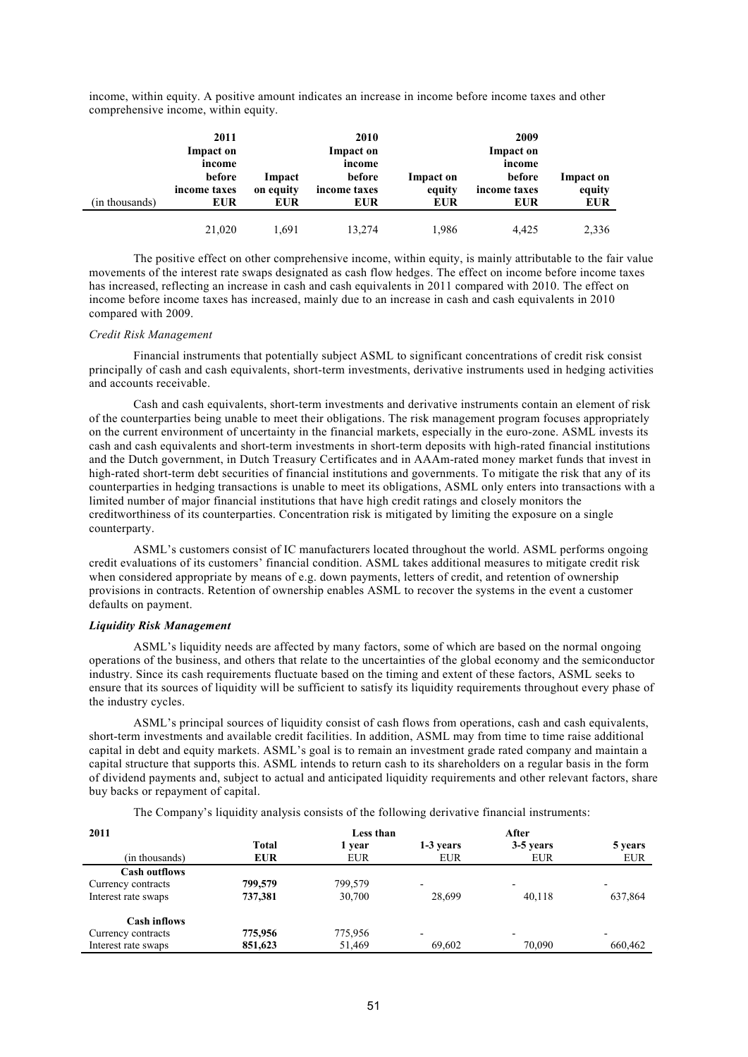income, within equity. A positive amount indicates an increase in income before income taxes and other comprehensive income, within equity.

| (in thousands) | 2011 Impact on income before income taxes EUR | Impact on equity EUR | 2010 Impact on income before income taxes EUR | Impact on equity EUR | 2009 Impact on income before income taxes EUR | Impact on equity EUR |
|---|---|---|---|---|---|---|
| | 21,020 | 1,691 | 13,274 | 1,986 | 4,425 | 2,336 |

The positive effect on other comprehensive income, within equity, is mainly attributable to the fair value movements of the interest rate swaps designated as cash flow hedges. The effect on income before income taxes has increased, reflecting an increase in cash and cash equivalents in 2011 compared with 2010. The effect on income before income taxes has increased, mainly due to an increase in cash and cash equivalents in 2010 compared with 2009.

*Credit Risk Management*

Financial instruments that potentially subject ASML to significant concentrations of credit risk consist principally of cash and cash equivalents, short-term investments, derivative instruments used in hedging activities and accounts receivable.

Cash and cash equivalents, short-term investments and derivative instruments contain an element of risk of the counterparties being unable to meet their obligations. The risk management program focuses appropriately on the current environment of uncertainty in the financial markets, especially in the euro-zone. ASML invests its cash and cash equivalents and short-term investments in short-term deposits with high-rated financial institutions and the Dutch government, in Dutch Treasury Certificates and in AAAm-rated money market funds that invest in high-rated short-term debt securities of financial institutions and governments. To mitigate the risk that any of its counterparties in hedging transactions is unable to meet its obligations, ASML only enters into transactions with a limited number of major financial institutions that have high credit ratings and closely monitors the creditworthiness of its counterparties. Concentration risk is mitigated by limiting the exposure on a single counterparty.

ASML's customers consist of IC manufacturers located throughout the world. ASML performs ongoing credit evaluations of its customers' financial condition. ASML takes additional measures to mitigate credit risk when considered appropriate by means of e.g. down payments, letters of credit, and retention of ownership provisions in contracts. Retention of ownership enables ASML to recover the systems in the event a customer defaults on payment.

***Liquidity Risk Management***

ASML's liquidity needs are affected by many factors, some of which are based on the normal ongoing operations of the business, and others that relate to the uncertainties of the global economy and the semiconductor industry. Since its cash requirements fluctuate based on the timing and extent of these factors, ASML seeks to ensure that its sources of liquidity will be sufficient to satisfy its liquidity requirements throughout every phase of the industry cycles.

ASML's principal sources of liquidity consist of cash flows from operations, cash and cash equivalents, short-term investments and available credit facilities. In addition, ASML may from time to time raise additional capital in debt and equity markets. ASML's goal is to remain an investment grade rated company and maintain a capital structure that supports this. ASML intends to return cash to its shareholders on a regular basis in the form of dividend payments and, subject to actual and anticipated liquidity requirements and other relevant factors, share buy backs or repayment of capital.

The Company's liquidity analysis consists of the following derivative financial instruments:

| 2011 (in thousands) | Total EUR | Less than 1 year EUR | 1-3 years EUR | 3-5 years EUR | After 5 years EUR |
|---|---|---|---|---|---|
| **Cash outflows** | | | | | |
| Currency contracts | **799,579** | 799,579 | - | - | - |
| Interest rate swaps | **737,381** | 30,700 | 28,699 | 40,118 | 637,864 |
| **Cash inflows** | | | | | |
| Currency contracts | **775,956** | 775,956 | - | - | - |
| Interest rate swaps | **851,623** | 51,469 | 69,602 | 70,090 | 660,462 |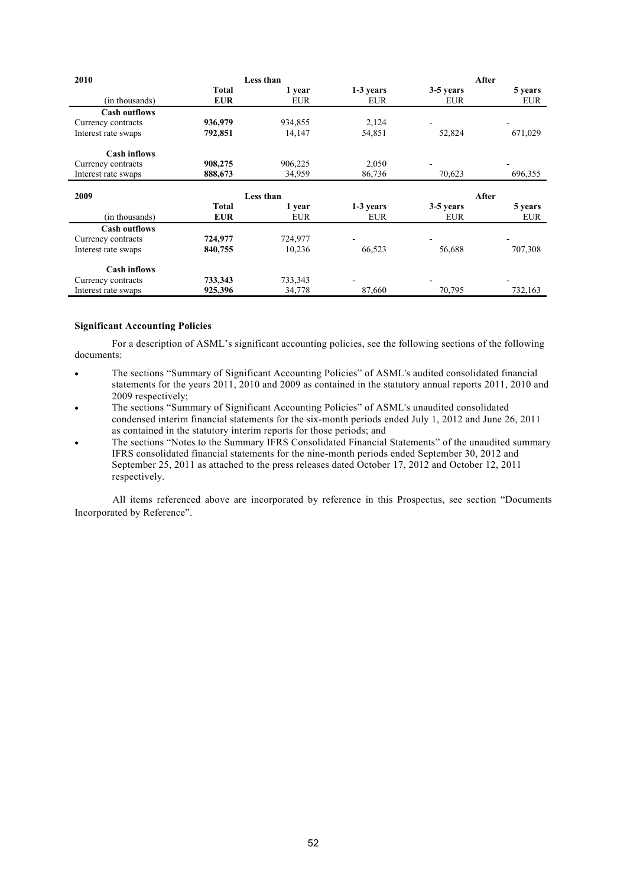| 2010 | | Less than | | | After |
|---|---|---|---|---|---|
| | Total | 1 year | 1-3 years | 3-5 years | 5 years |
| (in thousands) | EUR | EUR | EUR | EUR | EUR |
| **Cash outflows** | | | | | |
| Currency contracts | **936,979** | 934,855 | 2,124 | - | - |
| Interest rate swaps | **792,851** | 14,147 | 54,851 | 52,824 | 671,029 |
| **Cash inflows** | | | | | |
| Currency contracts | **908,275** | 906,225 | 2,050 | - | - |
| Interest rate swaps | **888,673** | 34,959 | 86,736 | 70,623 | 696,355 |

| 2009 | | Less than | | | After |
|---|---|---|---|---|---|
| | Total | 1 year | 1-3 years | 3-5 years | 5 years |
| (in thousands) | EUR | EUR | EUR | EUR | EUR |
| **Cash outflows** | | | | | |
| Currency contracts | **724,977** | 724,977 | - | - | - |
| Interest rate swaps | **840,755** | 10,236 | 66,523 | 56,688 | 707,308 |
| **Cash inflows** | | | | | |
| Currency contracts | **733,343** | 733,343 | - | - | - |
| Interest rate swaps | **925,396** | 34,778 | 87,660 | 70,795 | 732,163 |

**Significant Accounting Policies**

For a description of ASML's significant accounting policies, see the following sections of the following documents:

- The sections "Summary of Significant Accounting Policies" of ASML's audited consolidated financial statements for the years 2011, 2010 and 2009 as contained in the statutory annual reports 2011, 2010 and 2009 respectively;
- The sections "Summary of Significant Accounting Policies" of ASML's unaudited consolidated condensed interim financial statements for the six-month periods ended July 1, 2012 and June 26, 2011 as contained in the statutory interim reports for those periods; and
- The sections "Notes to the Summary IFRS Consolidated Financial Statements" of the unaudited summary IFRS consolidated financial statements for the nine-month periods ended September 30, 2012 and September 25, 2011 as attached to the press releases dated October 17, 2012 and October 12, 2011 respectively.

All items referenced above are incorporated by reference in this Prospectus, see section "Documents Incorporated by Reference".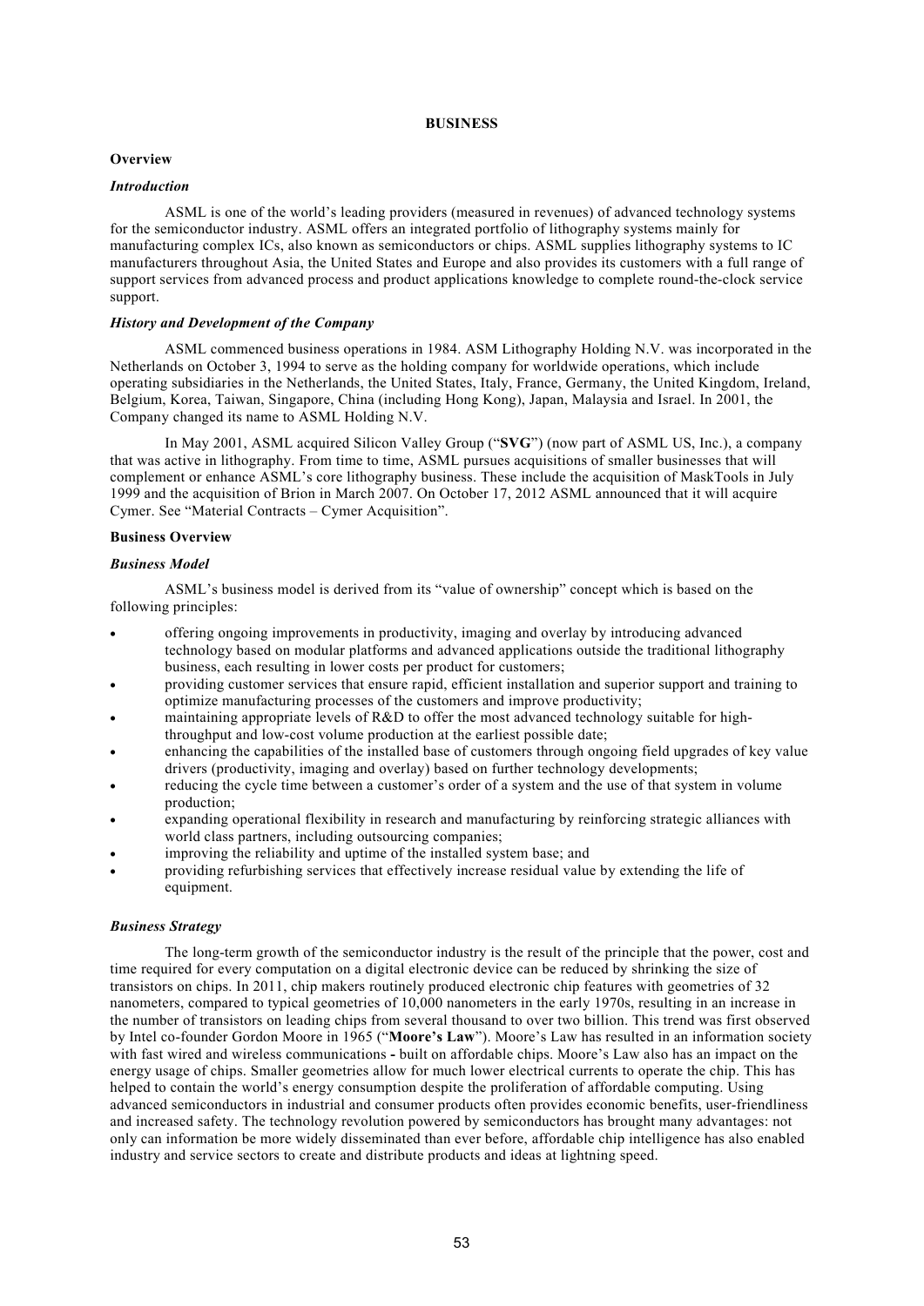# BUSINESS

## Overview

### *Introduction*

ASML is one of the world's leading providers (measured in revenues) of advanced technology systems for the semiconductor industry. ASML offers an integrated portfolio of lithography systems mainly for manufacturing complex ICs, also known as semiconductors or chips. ASML supplies lithography systems to IC manufacturers throughout Asia, the United States and Europe and also provides its customers with a full range of support services from advanced process and product applications knowledge to complete round-the-clock service support.

### *History and Development of the Company*

ASML commenced business operations in 1984. ASM Lithography Holding N.V. was incorporated in the Netherlands on October 3, 1994 to serve as the holding company for worldwide operations, which include operating subsidiaries in the Netherlands, the United States, Italy, France, Germany, the United Kingdom, Ireland, Belgium, Korea, Taiwan, Singapore, China (including Hong Kong), Japan, Malaysia and Israel. In 2001, the Company changed its name to ASML Holding N.V.

In May 2001, ASML acquired Silicon Valley Group ("**SVG**") (now part of ASML US, Inc.), a company that was active in lithography. From time to time, ASML pursues acquisitions of smaller businesses that will complement or enhance ASML's core lithography business. These include the acquisition of MaskTools in July 1999 and the acquisition of Brion in March 2007. On October 17, 2012 ASML announced that it will acquire Cymer. See "Material Contracts – Cymer Acquisition".

## Business Overview

### *Business Model*

ASML's business model is derived from its "value of ownership" concept which is based on the following principles:

- offering ongoing improvements in productivity, imaging and overlay by introducing advanced technology based on modular platforms and advanced applications outside the traditional lithography business, each resulting in lower costs per product for customers;
- providing customer services that ensure rapid, efficient installation and superior support and training to optimize manufacturing processes of the customers and improve productivity;
- maintaining appropriate levels of R&D to offer the most advanced technology suitable for high-throughput and low-cost volume production at the earliest possible date;
- enhancing the capabilities of the installed base of customers through ongoing field upgrades of key value drivers (productivity, imaging and overlay) based on further technology developments;
- reducing the cycle time between a customer's order of a system and the use of that system in volume production;
- expanding operational flexibility in research and manufacturing by reinforcing strategic alliances with world class partners, including outsourcing companies;
- improving the reliability and uptime of the installed system base; and
- providing refurbishing services that effectively increase residual value by extending the life of equipment.

### *Business Strategy*

The long-term growth of the semiconductor industry is the result of the principle that the power, cost and time required for every computation on a digital electronic device can be reduced by shrinking the size of transistors on chips. In 2011, chip makers routinely produced electronic chip features with geometries of 32 nanometers, compared to typical geometries of 10,000 nanometers in the early 1970s, resulting in an increase in the number of transistors on leading chips from several thousand to over two billion. This trend was first observed by Intel co-founder Gordon Moore in 1965 ("**Moore's Law**"). Moore's Law has resulted in an information society with fast wired and wireless communications **-** built on affordable chips. Moore's Law also has an impact on the energy usage of chips. Smaller geometries allow for much lower electrical currents to operate the chip. This has helped to contain the world's energy consumption despite the proliferation of affordable computing. Using advanced semiconductors in industrial and consumer products often provides economic benefits, user-friendliness and increased safety. The technology revolution powered by semiconductors has brought many advantages: not only can information be more widely disseminated than ever before, affordable chip intelligence has also enabled industry and service sectors to create and distribute products and ideas at lightning speed.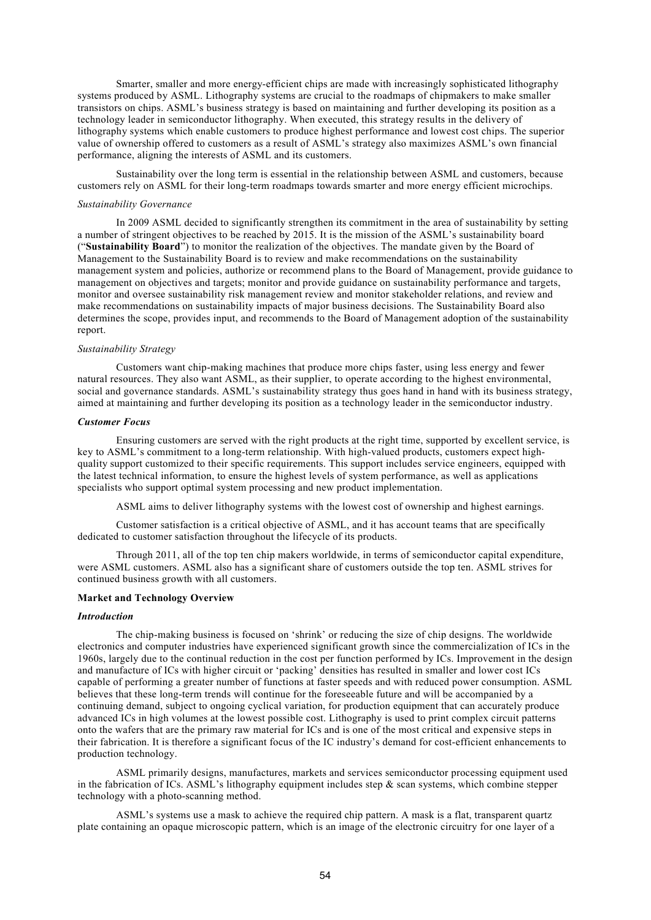Smarter, smaller and more energy-efficient chips are made with increasingly sophisticated lithography systems produced by ASML. Lithography systems are crucial to the roadmaps of chipmakers to make smaller transistors on chips. ASML's business strategy is based on maintaining and further developing its position as a technology leader in semiconductor lithography. When executed, this strategy results in the delivery of lithography systems which enable customers to produce highest performance and lowest cost chips. The superior value of ownership offered to customers as a result of ASML's strategy also maximizes ASML's own financial performance, aligning the interests of ASML and its customers.

Sustainability over the long term is essential in the relationship between ASML and customers, because customers rely on ASML for their long-term roadmaps towards smarter and more energy efficient microchips.

*Sustainability Governance*

In 2009 ASML decided to significantly strengthen its commitment in the area of sustainability by setting a number of stringent objectives to be reached by 2015. It is the mission of the ASML's sustainability board ("**Sustainability Board**") to monitor the realization of the objectives. The mandate given by the Board of Management to the Sustainability Board is to review and make recommendations on the sustainability management system and policies, authorize or recommend plans to the Board of Management, provide guidance to management on objectives and targets; monitor and provide guidance on sustainability performance and targets, monitor and oversee sustainability risk management review and monitor stakeholder relations, and review and make recommendations on sustainability impacts of major business decisions. The Sustainability Board also determines the scope, provides input, and recommends to the Board of Management adoption of the sustainability report.

*Sustainability Strategy*

Customers want chip-making machines that produce more chips faster, using less energy and fewer natural resources. They also want ASML, as their supplier, to operate according to the highest environmental, social and governance standards. ASML's sustainability strategy thus goes hand in hand with its business strategy, aimed at maintaining and further developing its position as a technology leader in the semiconductor industry.

***Customer Focus***

Ensuring customers are served with the right products at the right time, supported by excellent service, is key to ASML's commitment to a long-term relationship. With high-valued products, customers expect high-quality support customized to their specific requirements. This support includes service engineers, equipped with the latest technical information, to ensure the highest levels of system performance, as well as applications specialists who support optimal system processing and new product implementation.

ASML aims to deliver lithography systems with the lowest cost of ownership and highest earnings.

Customer satisfaction is a critical objective of ASML, and it has account teams that are specifically dedicated to customer satisfaction throughout the lifecycle of its products.

Through 2011, all of the top ten chip makers worldwide, in terms of semiconductor capital expenditure, were ASML customers. ASML also has a significant share of customers outside the top ten. ASML strives for continued business growth with all customers.

**Market and Technology Overview**

***Introduction***

The chip-making business is focused on 'shrink' or reducing the size of chip designs. The worldwide electronics and computer industries have experienced significant growth since the commercialization of ICs in the 1960s, largely due to the continual reduction in the cost per function performed by ICs. Improvement in the design and manufacture of ICs with higher circuit or 'packing' densities has resulted in smaller and lower cost ICs capable of performing a greater number of functions at faster speeds and with reduced power consumption. ASML believes that these long-term trends will continue for the foreseeable future and will be accompanied by a continuing demand, subject to ongoing cyclical variation, for production equipment that can accurately produce advanced ICs in high volumes at the lowest possible cost. Lithography is used to print complex circuit patterns onto the wafers that are the primary raw material for ICs and is one of the most critical and expensive steps in their fabrication. It is therefore a significant focus of the IC industry's demand for cost-efficient enhancements to production technology.

ASML primarily designs, manufactures, markets and services semiconductor processing equipment used in the fabrication of ICs. ASML's lithography equipment includes step & scan systems, which combine stepper technology with a photo-scanning method.

ASML's systems use a mask to achieve the required chip pattern. A mask is a flat, transparent quartz plate containing an opaque microscopic pattern, which is an image of the electronic circuitry for one layer of a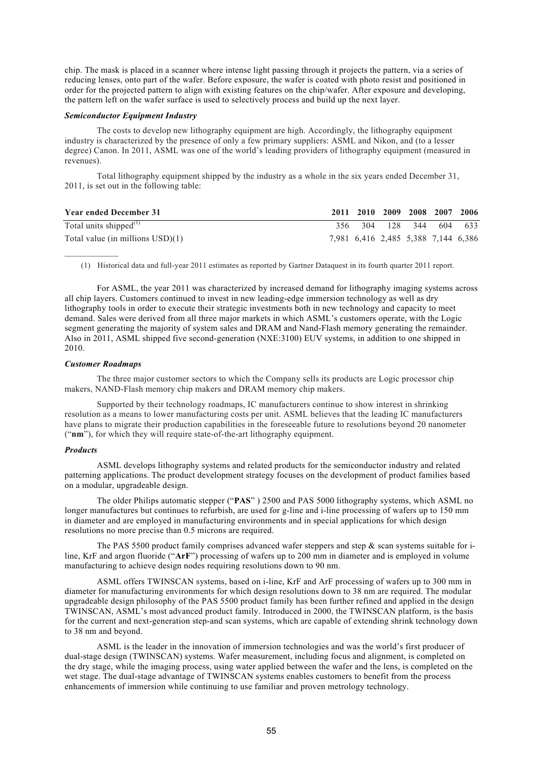chip. The mask is placed in a scanner where intense light passing through it projects the pattern, via a series of reducing lenses, onto part of the wafer. Before exposure, the wafer is coated with photo resist and positioned in order for the projected pattern to align with existing features on the chip/wafer. After exposure and developing, the pattern left on the wafer surface is used to selectively process and build up the next layer.

***Semiconductor Equipment Industry***

The costs to develop new lithography equipment are high. Accordingly, the lithography equipment industry is characterized by the presence of only a few primary suppliers: ASML and Nikon, and (to a lesser degree) Canon. In 2011, ASML was one of the world's leading providers of lithography equipment (measured in revenues).

Total lithography equipment shipped by the industry as a whole in the six years ended December 31, 2011, is set out in the following table:

| **Year ended December 31** | **2011** | **2010** | **2009** | **2008** | **2007** | **2006** |
|---|---|---|---|---|---|---|
| Total units shipped(1) | 356 | 304 | 128 | 344 | 604 | 633 |
| Total value (in millions USD)(1) | 7,981 | 6,416 | 2,485 | 5,388 | 7,144 | 6,386 |

(1) Historical data and full-year 2011 estimates as reported by Gartner Dataquest in its fourth quarter 2011 report.

For ASML, the year 2011 was characterized by increased demand for lithography imaging systems across all chip layers. Customers continued to invest in new leading-edge immersion technology as well as dry lithography tools in order to execute their strategic investments both in new technology and capacity to meet demand. Sales were derived from all three major markets in which ASML's customers operate, with the Logic segment generating the majority of system sales and DRAM and Nand-Flash memory generating the remainder. Also in 2011, ASML shipped five second-generation (NXE:3100) EUV systems, in addition to one shipped in 2010.

***Customer Roadmaps***

The three major customer sectors to which the Company sells its products are Logic processor chip makers, NAND-Flash memory chip makers and DRAM memory chip makers.

Supported by their technology roadmaps, IC manufacturers continue to show interest in shrinking resolution as a means to lower manufacturing costs per unit. ASML believes that the leading IC manufacturers have plans to migrate their production capabilities in the foreseeable future to resolutions beyond 20 nanometer ("**nm**"), for which they will require state-of-the-art lithography equipment.

***Products***

ASML develops lithography systems and related products for the semiconductor industry and related patterning applications. The product development strategy focuses on the development of product families based on a modular, upgradeable design.

The older Philips automatic stepper ("**PAS**" ) 2500 and PAS 5000 lithography systems, which ASML no longer manufactures but continues to refurbish, are used for g-line and i-line processing of wafers up to 150 mm in diameter and are employed in manufacturing environments and in special applications for which design resolutions no more precise than 0.5 microns are required.

The PAS 5500 product family comprises advanced wafer steppers and step & scan systems suitable for i-line, KrF and argon fluoride ("**ArF**") processing of wafers up to 200 mm in diameter and is employed in volume manufacturing to achieve design nodes requiring resolutions down to 90 nm.

ASML offers TWINSCAN systems, based on i-line, KrF and ArF processing of wafers up to 300 mm in diameter for manufacturing environments for which design resolutions down to 38 nm are required. The modular upgradeable design philosophy of the PAS 5500 product family has been further refined and applied in the design TWINSCAN, ASML's most advanced product family. Introduced in 2000, the TWINSCAN platform, is the basis for the current and next-generation step-and scan systems, which are capable of extending shrink technology down to 38 nm and beyond.

ASML is the leader in the innovation of immersion technologies and was the world's first producer of dual-stage design (TWINSCAN) systems. Wafer measurement, including focus and alignment, is completed on the dry stage, while the imaging process, using water applied between the wafer and the lens, is completed on the wet stage. The dual-stage advantage of TWINSCAN systems enables customers to benefit from the process enhancements of immersion while continuing to use familiar and proven metrology technology.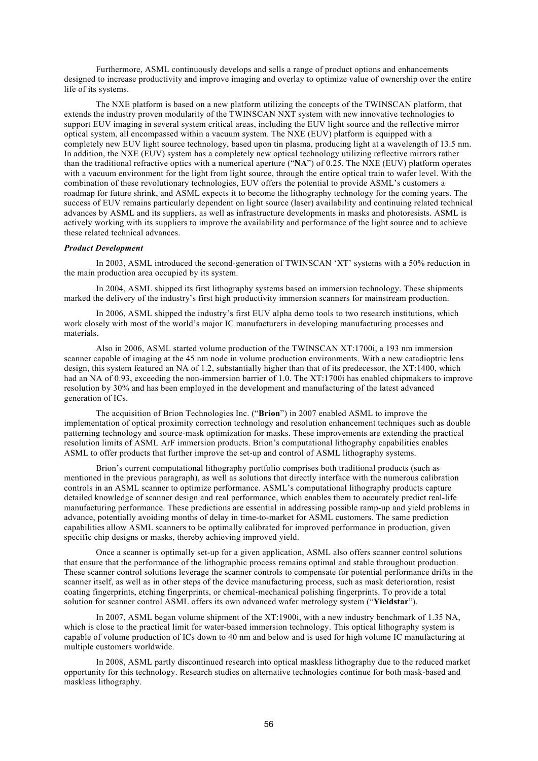Furthermore, ASML continuously develops and sells a range of product options and enhancements designed to increase productivity and improve imaging and overlay to optimize value of ownership over the entire life of its systems.

The NXE platform is based on a new platform utilizing the concepts of the TWINSCAN platform, that extends the industry proven modularity of the TWINSCAN NXT system with new innovative technologies to support EUV imaging in several system critical areas, including the EUV light source and the reflective mirror optical system, all encompassed within a vacuum system. The NXE (EUV) platform is equipped with a completely new EUV light source technology, based upon tin plasma, producing light at a wavelength of 13.5 nm. In addition, the NXE (EUV) system has a completely new optical technology utilizing reflective mirrors rather than the traditional refractive optics with a numerical aperture ("**NA**") of 0.25. The NXE (EUV) platform operates with a vacuum environment for the light from light source, through the entire optical train to wafer level. With the combination of these revolutionary technologies, EUV offers the potential to provide ASML's customers a roadmap for future shrink, and ASML expects it to become the lithography technology for the coming years. The success of EUV remains particularly dependent on light source (laser) availability and continuing related technical advances by ASML and its suppliers, as well as infrastructure developments in masks and photoresists. ASML is actively working with its suppliers to improve the availability and performance of the light source and to achieve these related technical advances.

***Product Development***

In 2003, ASML introduced the second-generation of TWINSCAN 'XT' systems with a 50% reduction in the main production area occupied by its system.

In 2004, ASML shipped its first lithography systems based on immersion technology. These shipments marked the delivery of the industry's first high productivity immersion scanners for mainstream production.

In 2006, ASML shipped the industry's first EUV alpha demo tools to two research institutions, which work closely with most of the world's major IC manufacturers in developing manufacturing processes and materials.

Also in 2006, ASML started volume production of the TWINSCAN XT:1700i, a 193 nm immersion scanner capable of imaging at the 45 nm node in volume production environments. With a new catadioptric lens design, this system featured an NA of 1.2, substantially higher than that of its predecessor, the XT:1400, which had an NA of 0.93, exceeding the non-immersion barrier of 1.0. The XT:1700i has enabled chipmakers to improve resolution by 30% and has been employed in the development and manufacturing of the latest advanced generation of ICs.

The acquisition of Brion Technologies Inc. ("**Brion**") in 2007 enabled ASML to improve the implementation of optical proximity correction technology and resolution enhancement techniques such as double patterning technology and source-mask optimization for masks. These improvements are extending the practical resolution limits of ASML ArF immersion products. Brion's computational lithography capabilities enables ASML to offer products that further improve the set-up and control of ASML lithography systems.

Brion's current computational lithography portfolio comprises both traditional products (such as mentioned in the previous paragraph), as well as solutions that directly interface with the numerous calibration controls in an ASML scanner to optimize performance. ASML's computational lithography products capture detailed knowledge of scanner design and real performance, which enables them to accurately predict real-life manufacturing performance. These predictions are essential in addressing possible ramp-up and yield problems in advance, potentially avoiding months of delay in time-to-market for ASML customers. The same prediction capabilities allow ASML scanners to be optimally calibrated for improved performance in production, given specific chip designs or masks, thereby achieving improved yield.

Once a scanner is optimally set-up for a given application, ASML also offers scanner control solutions that ensure that the performance of the lithographic process remains optimal and stable throughout production. These scanner control solutions leverage the scanner controls to compensate for potential performance drifts in the scanner itself, as well as in other steps of the device manufacturing process, such as mask deterioration, resist coating fingerprints, etching fingerprints, or chemical-mechanical polishing fingerprints. To provide a total solution for scanner control ASML offers its own advanced wafer metrology system ("**Yieldstar**").

In 2007, ASML began volume shipment of the XT:1900i, with a new industry benchmark of 1.35 NA, which is close to the practical limit for water-based immersion technology. This optical lithography system is capable of volume production of ICs down to 40 nm and below and is used for high volume IC manufacturing at multiple customers worldwide.

In 2008, ASML partly discontinued research into optical maskless lithography due to the reduced market opportunity for this technology. Research studies on alternative technologies continue for both mask-based and maskless lithography.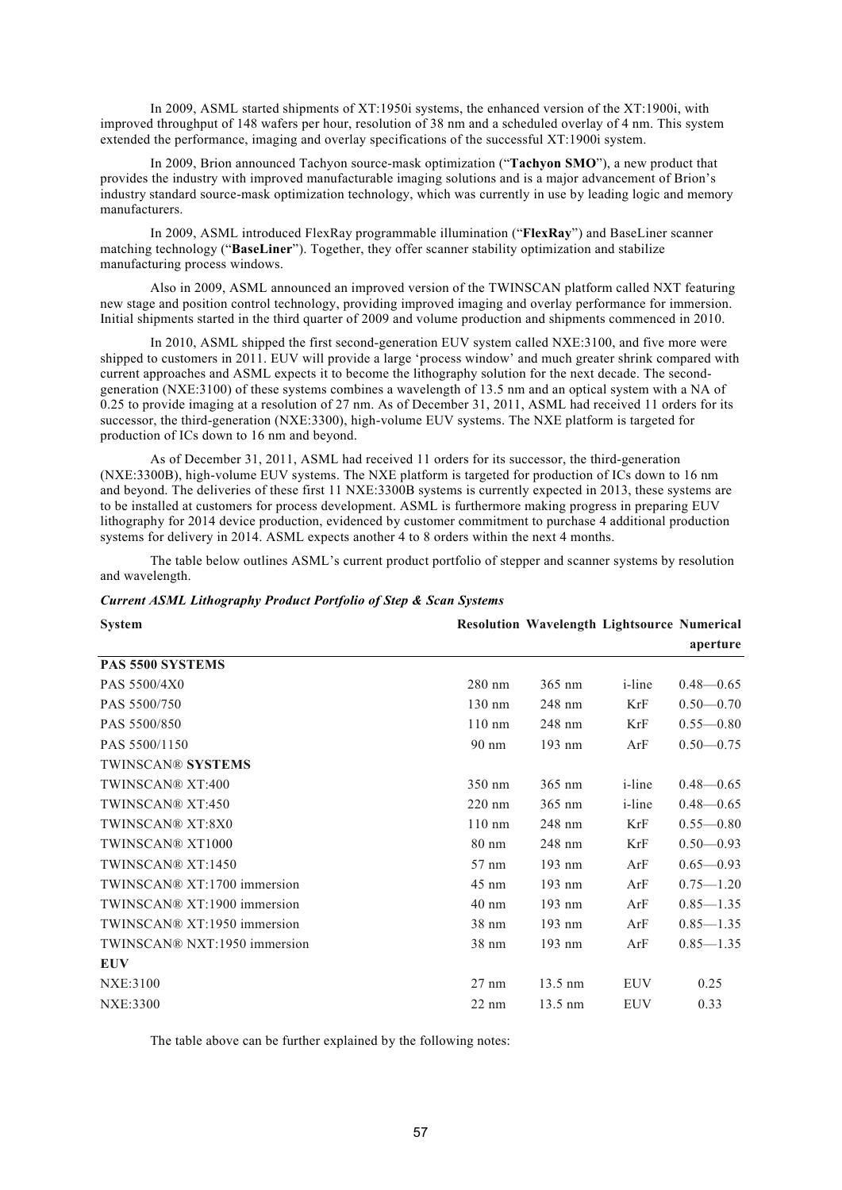In 2009, ASML started shipments of XT:1950i systems, the enhanced version of the XT:1900i, with improved throughput of 148 wafers per hour, resolution of 38 nm and a scheduled overlay of 4 nm. This system extended the performance, imaging and overlay specifications of the successful XT:1900i system.

In 2009, Brion announced Tachyon source-mask optimization ("**Tachyon SMO**"), a new product that provides the industry with improved manufacturable imaging solutions and is a major advancement of Brion's industry standard source-mask optimization technology, which was currently in use by leading logic and memory manufacturers.

In 2009, ASML introduced FlexRay programmable illumination ("**FlexRay**") and BaseLiner scanner matching technology ("**BaseLiner**"). Together, they offer scanner stability optimization and stabilize manufacturing process windows.

Also in 2009, ASML announced an improved version of the TWINSCAN platform called NXT featuring new stage and position control technology, providing improved imaging and overlay performance for immersion. Initial shipments started in the third quarter of 2009 and volume production and shipments commenced in 2010.

In 2010, ASML shipped the first second-generation EUV system called NXE:3100, and five more were shipped to customers in 2011. EUV will provide a large 'process window' and much greater shrink compared with current approaches and ASML expects it to become the lithography solution for the next decade. The second-generation (NXE:3100) of these systems combines a wavelength of 13.5 nm and an optical system with a NA of 0.25 to provide imaging at a resolution of 27 nm. As of December 31, 2011, ASML had received 11 orders for its successor, the third-generation (NXE:3300), high-volume EUV systems. The NXE platform is targeted for production of ICs down to 16 nm and beyond.

As of December 31, 2011, ASML had received 11 orders for its successor, the third-generation (NXE:3300B), high-volume EUV systems. The NXE platform is targeted for production of ICs down to 16 nm and beyond. The deliveries of these first 11 NXE:3300B systems is currently expected in 2013, these systems are to be installed at customers for process development. ASML is furthermore making progress in preparing EUV lithography for 2014 device production, evidenced by customer commitment to purchase 4 additional production systems for delivery in 2014. ASML expects another 4 to 8 orders within the next 4 months.

The table below outlines ASML's current product portfolio of stepper and scanner systems by resolution and wavelength.

***Current ASML Lithography Product Portfolio of Step & Scan Systems***

| System | Resolution | Wavelength | Lightsource | Numerical aperture |
|---|---|---|---|---|
| **PAS 5500 SYSTEMS** | | | | |
| PAS 5500/4X0 | 280 nm | 365 nm | i-line | 0.48—0.65 |
| PAS 5500/750 | 130 nm | 248 nm | KrF | 0.50—0.70 |
| PAS 5500/850 | 110 nm | 248 nm | KrF | 0.55—0.80 |
| PAS 5500/1150 | 90 nm | 193 nm | ArF | 0.50—0.75 |
| TWINSCAN® **SYSTEMS** | | | | |
| TWINSCAN® XT:400 | 350 nm | 365 nm | i-line | 0.48—0.65 |
| TWINSCAN® XT:450 | 220 nm | 365 nm | i-line | 0.48—0.65 |
| TWINSCAN® XT:8X0 | 110 nm | 248 nm | KrF | 0.55—0.80 |
| TWINSCAN® XT1000 | 80 nm | 248 nm | KrF | 0.50—0.93 |
| TWINSCAN® XT:1450 | 57 nm | 193 nm | ArF | 0.65—0.93 |
| TWINSCAN® XT:1700 immersion | 45 nm | 193 nm | ArF | 0.75—1.20 |
| TWINSCAN® XT:1900 immersion | 40 nm | 193 nm | ArF | 0.85—1.35 |
| TWINSCAN® XT:1950 immersion | 38 nm | 193 nm | ArF | 0.85—1.35 |
| TWINSCAN® NXT:1950 immersion | 38 nm | 193 nm | ArF | 0.85—1.35 |
| **EUV** | | | | |
| NXE:3100 | 27 nm | 13.5 nm | EUV | 0.25 |
| NXE:3300 | 22 nm | 13.5 nm | EUV | 0.33 |

The table above can be further explained by the following notes: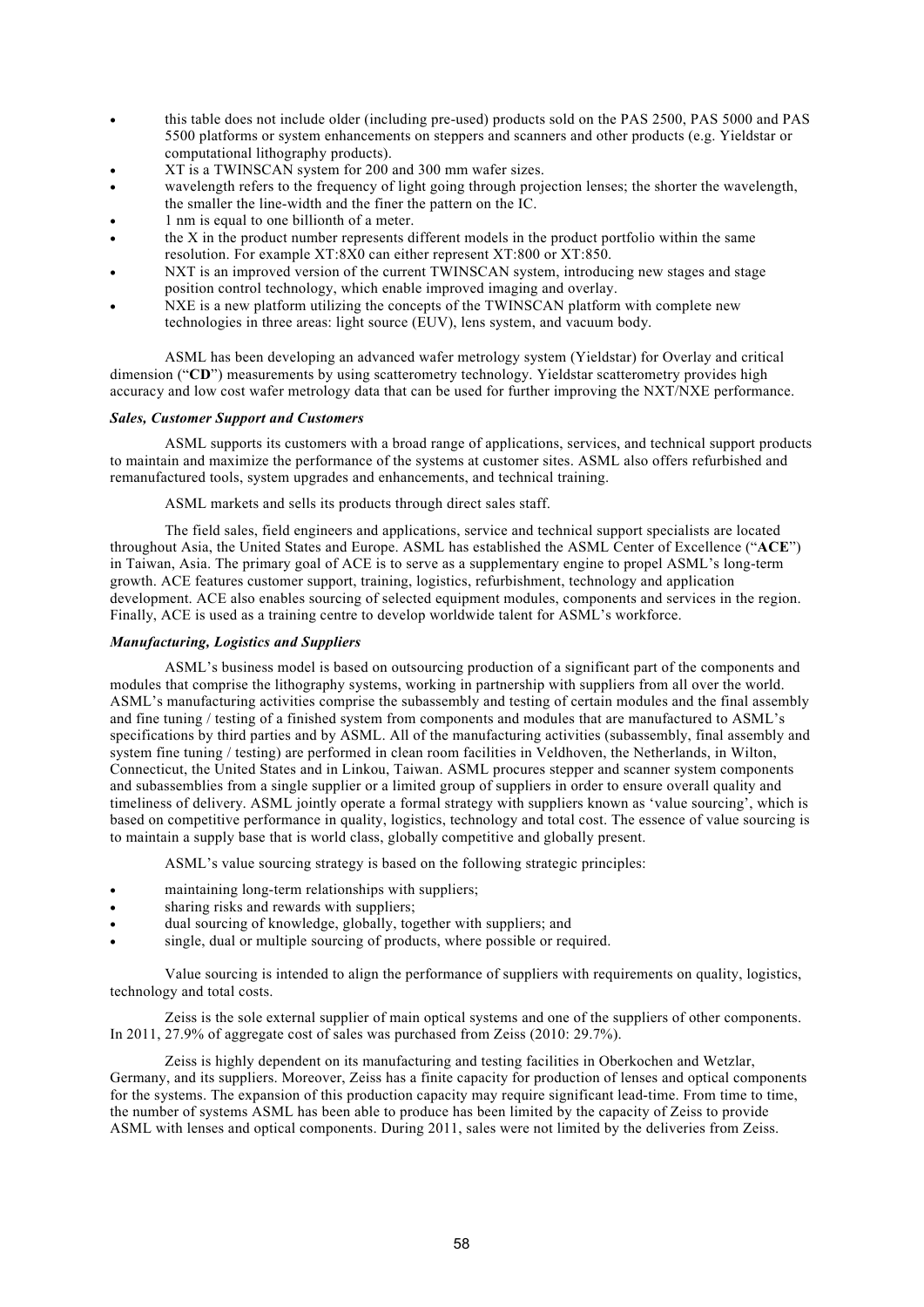- this table does not include older (including pre-used) products sold on the PAS 2500, PAS 5000 and PAS 5500 platforms or system enhancements on steppers and scanners and other products (e.g. Yieldstar or computational lithography products).
- XT is a TWINSCAN system for 200 and 300 mm wafer sizes.
- wavelength refers to the frequency of light going through projection lenses; the shorter the wavelength, the smaller the line-width and the finer the pattern on the IC.
- 1 nm is equal to one billionth of a meter.
- the X in the product number represents different models in the product portfolio within the same resolution. For example XT:8X0 can either represent XT:800 or XT:850.
- NXT is an improved version of the current TWINSCAN system, introducing new stages and stage position control technology, which enable improved imaging and overlay.
- NXE is a new platform utilizing the concepts of the TWINSCAN platform with complete new technologies in three areas: light source (EUV), lens system, and vacuum body.

ASML has been developing an advanced wafer metrology system (Yieldstar) for Overlay and critical dimension ("**CD**") measurements by using scatterometry technology. Yieldstar scatterometry provides high accuracy and low cost wafer metrology data that can be used for further improving the NXT/NXE performance.

***Sales, Customer Support and Customers***

ASML supports its customers with a broad range of applications, services, and technical support products to maintain and maximize the performance of the systems at customer sites. ASML also offers refurbished and remanufactured tools, system upgrades and enhancements, and technical training.

ASML markets and sells its products through direct sales staff.

The field sales, field engineers and applications, service and technical support specialists are located throughout Asia, the United States and Europe. ASML has established the ASML Center of Excellence ("**ACE**") in Taiwan, Asia. The primary goal of ACE is to serve as a supplementary engine to propel ASML's long-term growth. ACE features customer support, training, logistics, refurbishment, technology and application development. ACE also enables sourcing of selected equipment modules, components and services in the region. Finally, ACE is used as a training centre to develop worldwide talent for ASML's workforce.

***Manufacturing, Logistics and Suppliers***

ASML's business model is based on outsourcing production of a significant part of the components and modules that comprise the lithography systems, working in partnership with suppliers from all over the world. ASML's manufacturing activities comprise the subassembly and testing of certain modules and the final assembly and fine tuning / testing of a finished system from components and modules that are manufactured to ASML's specifications by third parties and by ASML. All of the manufacturing activities (subassembly, final assembly and system fine tuning / testing) are performed in clean room facilities in Veldhoven, the Netherlands, in Wilton, Connecticut, the United States and in Linkou, Taiwan. ASML procures stepper and scanner system components and subassemblies from a single supplier or a limited group of suppliers in order to ensure overall quality and timeliness of delivery. ASML jointly operate a formal strategy with suppliers known as 'value sourcing', which is based on competitive performance in quality, logistics, technology and total cost. The essence of value sourcing is to maintain a supply base that is world class, globally competitive and globally present.

ASML's value sourcing strategy is based on the following strategic principles:

- maintaining long-term relationships with suppliers;
- sharing risks and rewards with suppliers;
- dual sourcing of knowledge, globally, together with suppliers; and
- single, dual or multiple sourcing of products, where possible or required.

Value sourcing is intended to align the performance of suppliers with requirements on quality, logistics, technology and total costs.

Zeiss is the sole external supplier of main optical systems and one of the suppliers of other components. In 2011, 27.9% of aggregate cost of sales was purchased from Zeiss (2010: 29.7%).

Zeiss is highly dependent on its manufacturing and testing facilities in Oberkochen and Wetzlar, Germany, and its suppliers. Moreover, Zeiss has a finite capacity for production of lenses and optical components for the systems. The expansion of this production capacity may require significant lead-time. From time to time, the number of systems ASML has been able to produce has been limited by the capacity of Zeiss to provide ASML with lenses and optical components. During 2011, sales were not limited by the deliveries from Zeiss.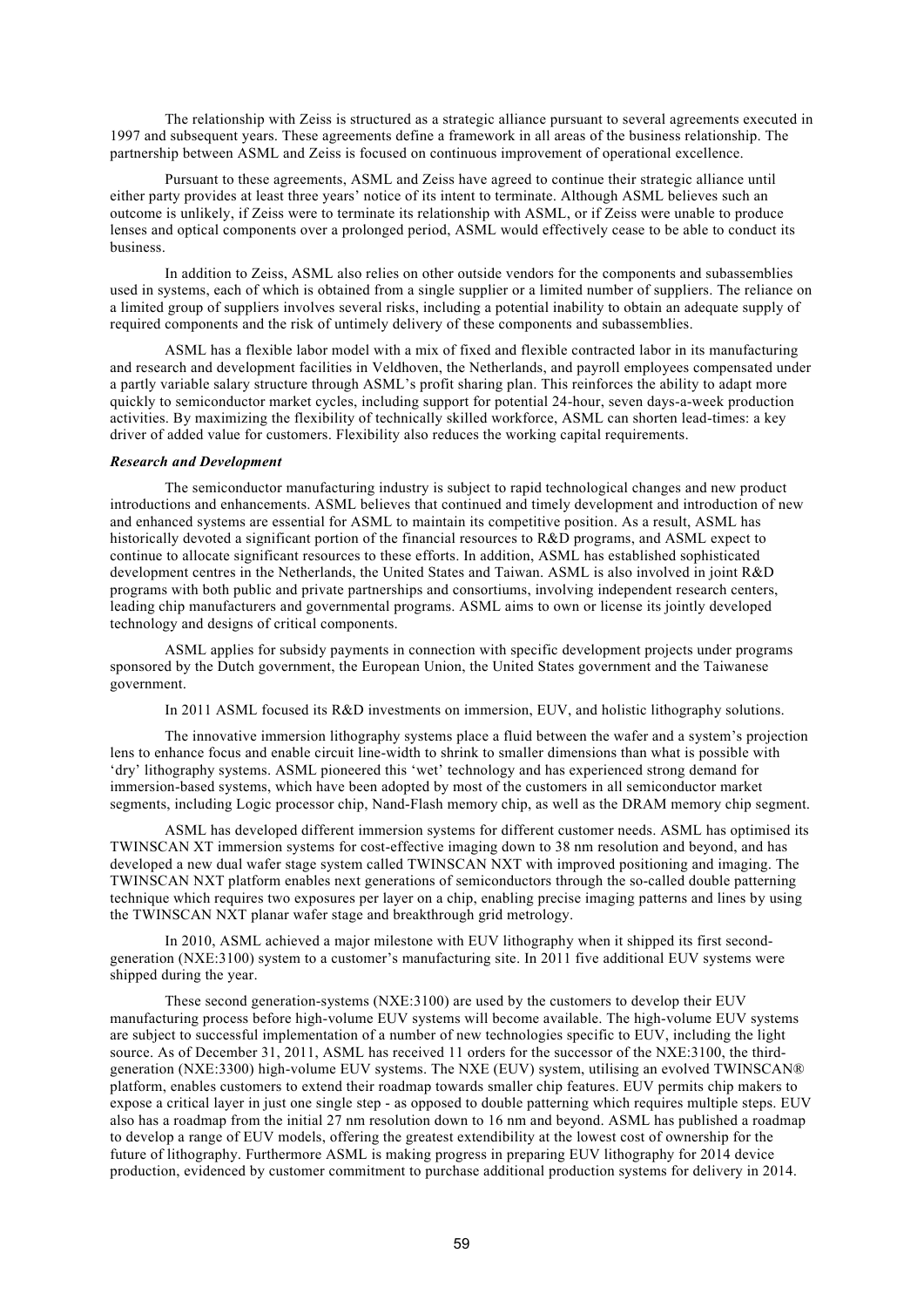The relationship with Zeiss is structured as a strategic alliance pursuant to several agreements executed in 1997 and subsequent years. These agreements define a framework in all areas of the business relationship. The partnership between ASML and Zeiss is focused on continuous improvement of operational excellence.

Pursuant to these agreements, ASML and Zeiss have agreed to continue their strategic alliance until either party provides at least three years' notice of its intent to terminate. Although ASML believes such an outcome is unlikely, if Zeiss were to terminate its relationship with ASML, or if Zeiss were unable to produce lenses and optical components over a prolonged period, ASML would effectively cease to be able to conduct its business.

In addition to Zeiss, ASML also relies on other outside vendors for the components and subassemblies used in systems, each of which is obtained from a single supplier or a limited number of suppliers. The reliance on a limited group of suppliers involves several risks, including a potential inability to obtain an adequate supply of required components and the risk of untimely delivery of these components and subassemblies.

ASML has a flexible labor model with a mix of fixed and flexible contracted labor in its manufacturing and research and development facilities in Veldhoven, the Netherlands, and payroll employees compensated under a partly variable salary structure through ASML's profit sharing plan. This reinforces the ability to adapt more quickly to semiconductor market cycles, including support for potential 24-hour, seven days-a-week production activities. By maximizing the flexibility of technically skilled workforce, ASML can shorten lead-times: a key driver of added value for customers. Flexibility also reduces the working capital requirements.

***Research and Development***

The semiconductor manufacturing industry is subject to rapid technological changes and new product introductions and enhancements. ASML believes that continued and timely development and introduction of new and enhanced systems are essential for ASML to maintain its competitive position. As a result, ASML has historically devoted a significant portion of the financial resources to R&D programs, and ASML expect to continue to allocate significant resources to these efforts. In addition, ASML has established sophisticated development centres in the Netherlands, the United States and Taiwan. ASML is also involved in joint R&D programs with both public and private partnerships and consortiums, involving independent research centers, leading chip manufacturers and governmental programs. ASML aims to own or license its jointly developed technology and designs of critical components.

ASML applies for subsidy payments in connection with specific development projects under programs sponsored by the Dutch government, the European Union, the United States government and the Taiwanese government.

In 2011 ASML focused its R&D investments on immersion, EUV, and holistic lithography solutions.

The innovative immersion lithography systems place a fluid between the wafer and a system's projection lens to enhance focus and enable circuit line-width to shrink to smaller dimensions than what is possible with 'dry' lithography systems. ASML pioneered this 'wet' technology and has experienced strong demand for immersion-based systems, which have been adopted by most of the customers in all semiconductor market segments, including Logic processor chip, Nand-Flash memory chip, as well as the DRAM memory chip segment.

ASML has developed different immersion systems for different customer needs. ASML has optimised its TWINSCAN XT immersion systems for cost-effective imaging down to 38 nm resolution and beyond, and has developed a new dual wafer stage system called TWINSCAN NXT with improved positioning and imaging. The TWINSCAN NXT platform enables next generations of semiconductors through the so-called double patterning technique which requires two exposures per layer on a chip, enabling precise imaging patterns and lines by using the TWINSCAN NXT planar wafer stage and breakthrough grid metrology.

In 2010, ASML achieved a major milestone with EUV lithography when it shipped its first second-generation (NXE:3100) system to a customer's manufacturing site. In 2011 five additional EUV systems were shipped during the year.

These second generation-systems (NXE:3100) are used by the customers to develop their EUV manufacturing process before high-volume EUV systems will become available. The high-volume EUV systems are subject to successful implementation of a number of new technologies specific to EUV, including the light source. As of December 31, 2011, ASML has received 11 orders for the successor of the NXE:3100, the third-generation (NXE:3300) high-volume EUV systems. The NXE (EUV) system, utilising an evolved TWINSCAN® platform, enables customers to extend their roadmap towards smaller chip features. EUV permits chip makers to expose a critical layer in just one single step - as opposed to double patterning which requires multiple steps. EUV also has a roadmap from the initial 27 nm resolution down to 16 nm and beyond. ASML has published a roadmap to develop a range of EUV models, offering the greatest extendibility at the lowest cost of ownership for the future of lithography. Furthermore ASML is making progress in preparing EUV lithography for 2014 device production, evidenced by customer commitment to purchase additional production systems for delivery in 2014.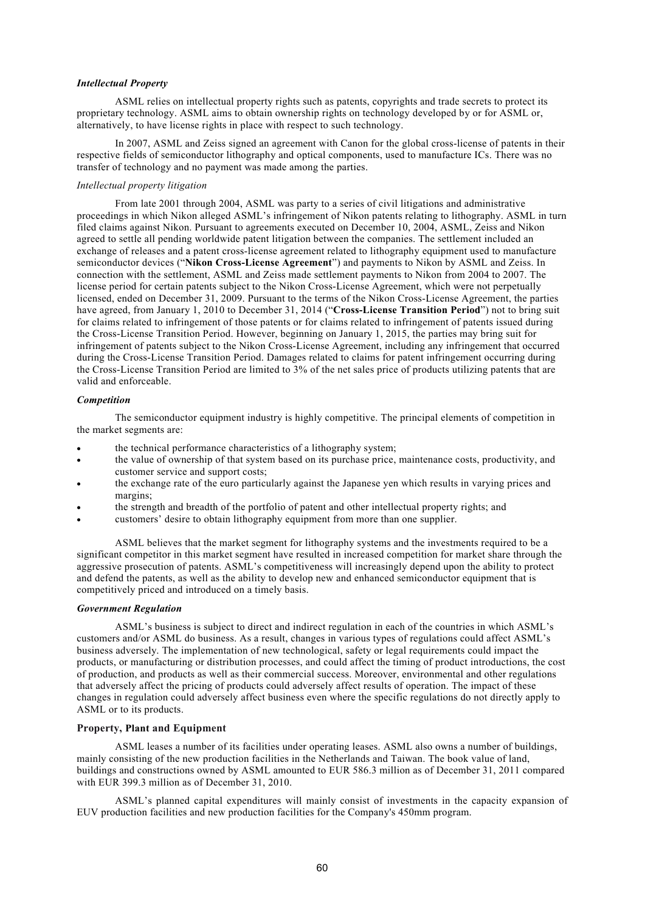***Intellectual Property***

ASML relies on intellectual property rights such as patents, copyrights and trade secrets to protect its proprietary technology. ASML aims to obtain ownership rights on technology developed by or for ASML or, alternatively, to have license rights in place with respect to such technology.

In 2007, ASML and Zeiss signed an agreement with Canon for the global cross-license of patents in their respective fields of semiconductor lithography and optical components, used to manufacture ICs. There was no transfer of technology and no payment was made among the parties.

*Intellectual property litigation*

From late 2001 through 2004, ASML was party to a series of civil litigations and administrative proceedings in which Nikon alleged ASML's infringement of Nikon patents relating to lithography. ASML in turn filed claims against Nikon. Pursuant to agreements executed on December 10, 2004, ASML, Zeiss and Nikon agreed to settle all pending worldwide patent litigation between the companies. The settlement included an exchange of releases and a patent cross-license agreement related to lithography equipment used to manufacture semiconductor devices ("**Nikon Cross-License Agreement**") and payments to Nikon by ASML and Zeiss. In connection with the settlement, ASML and Zeiss made settlement payments to Nikon from 2004 to 2007. The license period for certain patents subject to the Nikon Cross-License Agreement, which were not perpetually licensed, ended on December 31, 2009. Pursuant to the terms of the Nikon Cross-License Agreement, the parties have agreed, from January 1, 2010 to December 31, 2014 ("**Cross-License Transition Period**") not to bring suit for claims related to infringement of those patents or for claims related to infringement of patents issued during the Cross-License Transition Period. However, beginning on January 1, 2015, the parties may bring suit for infringement of patents subject to the Nikon Cross-License Agreement, including any infringement that occurred during the Cross-License Transition Period. Damages related to claims for patent infringement occurring during the Cross-License Transition Period are limited to 3% of the net sales price of products utilizing patents that are valid and enforceable.

***Competition***

The semiconductor equipment industry is highly competitive. The principal elements of competition in the market segments are:

- the technical performance characteristics of a lithography system;
- the value of ownership of that system based on its purchase price, maintenance costs, productivity, and customer service and support costs;
- the exchange rate of the euro particularly against the Japanese yen which results in varying prices and margins;
- the strength and breadth of the portfolio of patent and other intellectual property rights; and
- customers' desire to obtain lithography equipment from more than one supplier.

ASML believes that the market segment for lithography systems and the investments required to be a significant competitor in this market segment have resulted in increased competition for market share through the aggressive prosecution of patents. ASML's competitiveness will increasingly depend upon the ability to protect and defend the patents, as well as the ability to develop new and enhanced semiconductor equipment that is competitively priced and introduced on a timely basis.

***Government Regulation***

ASML's business is subject to direct and indirect regulation in each of the countries in which ASML's customers and/or ASML do business. As a result, changes in various types of regulations could affect ASML's business adversely. The implementation of new technological, safety or legal requirements could impact the products, or manufacturing or distribution processes, and could affect the timing of product introductions, the cost of production, and products as well as their commercial success. Moreover, environmental and other regulations that adversely affect the pricing of products could adversely affect results of operation. The impact of these changes in regulation could adversely affect business even where the specific regulations do not directly apply to ASML or to its products.

**Property, Plant and Equipment**

ASML leases a number of its facilities under operating leases. ASML also owns a number of buildings, mainly consisting of the new production facilities in the Netherlands and Taiwan. The book value of land, buildings and constructions owned by ASML amounted to EUR 586.3 million as of December 31, 2011 compared with EUR 399.3 million as of December 31, 2010.

ASML's planned capital expenditures will mainly consist of investments in the capacity expansion of EUV production facilities and new production facilities for the Company's 450mm program.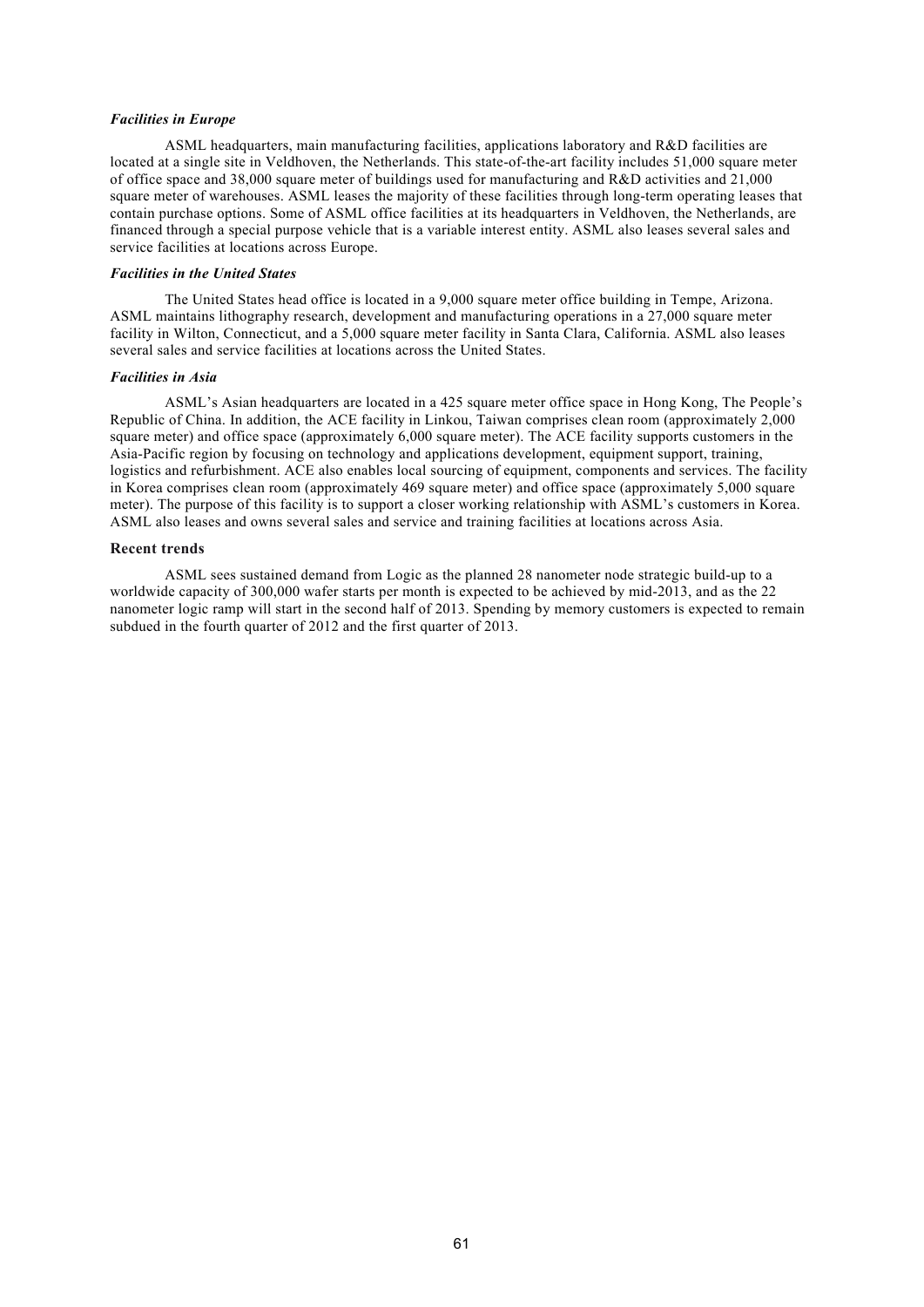### *Facilities in Europe*

ASML headquarters, main manufacturing facilities, applications laboratory and R&D facilities are located at a single site in Veldhoven, the Netherlands. This state-of-the-art facility includes 51,000 square meter of office space and 38,000 square meter of buildings used for manufacturing and R&D activities and 21,000 square meter of warehouses. ASML leases the majority of these facilities through long-term operating leases that contain purchase options. Some of ASML office facilities at its headquarters in Veldhoven, the Netherlands, are financed through a special purpose vehicle that is a variable interest entity. ASML also leases several sales and service facilities at locations across Europe.

### *Facilities in the United States*

The United States head office is located in a 9,000 square meter office building in Tempe, Arizona. ASML maintains lithography research, development and manufacturing operations in a 27,000 square meter facility in Wilton, Connecticut, and a 5,000 square meter facility in Santa Clara, California. ASML also leases several sales and service facilities at locations across the United States.

### *Facilities in Asia*

ASML's Asian headquarters are located in a 425 square meter office space in Hong Kong, The People's Republic of China. In addition, the ACE facility in Linkou, Taiwan comprises clean room (approximately 2,000 square meter) and office space (approximately 6,000 square meter). The ACE facility supports customers in the Asia-Pacific region by focusing on technology and applications development, equipment support, training, logistics and refurbishment. ACE also enables local sourcing of equipment, components and services. The facility in Korea comprises clean room (approximately 469 square meter) and office space (approximately 5,000 square meter). The purpose of this facility is to support a closer working relationship with ASML's customers in Korea. ASML also leases and owns several sales and service and training facilities at locations across Asia.

## Recent trends

ASML sees sustained demand from Logic as the planned 28 nanometer node strategic build-up to a worldwide capacity of 300,000 wafer starts per month is expected to be achieved by mid-2013, and as the 22 nanometer logic ramp will start in the second half of 2013. Spending by memory customers is expected to remain subdued in the fourth quarter of 2012 and the first quarter of 2013.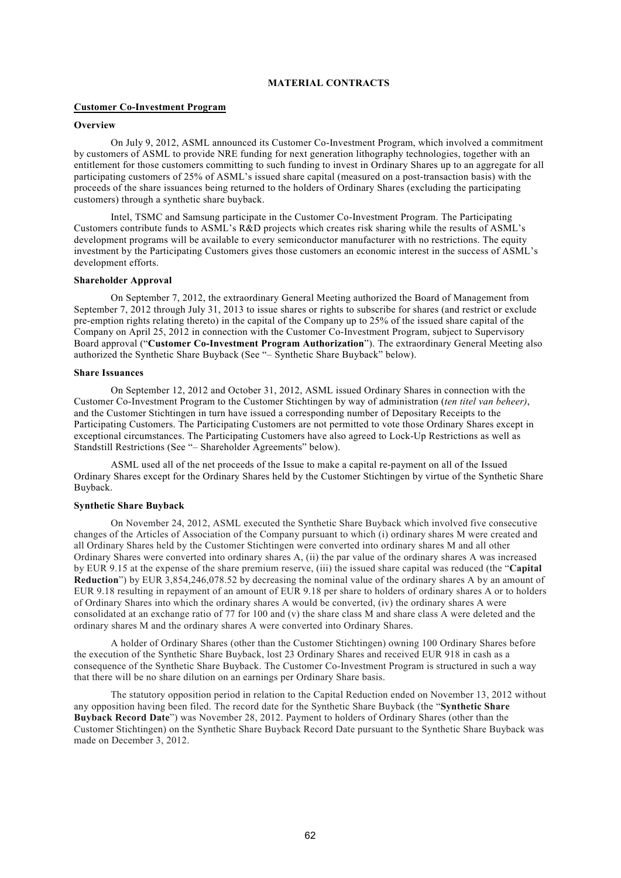## MATERIAL CONTRACTS

### Customer Co-Investment Program

#### Overview

On July 9, 2012, ASML announced its Customer Co-Investment Program, which involved a commitment by customers of ASML to provide NRE funding for next generation lithography technologies, together with an entitlement for those customers committing to such funding to invest in Ordinary Shares up to an aggregate for all participating customers of 25% of ASML's issued share capital (measured on a post-transaction basis) with the proceeds of the share issuances being returned to the holders of Ordinary Shares (excluding the participating customers) through a synthetic share buyback.

Intel, TSMC and Samsung participate in the Customer Co-Investment Program. The Participating Customers contribute funds to ASML's R&D projects which creates risk sharing while the results of ASML's development programs will be available to every semiconductor manufacturer with no restrictions. The equity investment by the Participating Customers gives those customers an economic interest in the success of ASML's development efforts.

#### Shareholder Approval

On September 7, 2012, the extraordinary General Meeting authorized the Board of Management from September 7, 2012 through July 31, 2013 to issue shares or rights to subscribe for shares (and restrict or exclude pre-emption rights relating thereto) in the capital of the Company up to 25% of the issued share capital of the Company on April 25, 2012 in connection with the Customer Co-Investment Program, subject to Supervisory Board approval ("**Customer Co-Investment Program Authorization**"). The extraordinary General Meeting also authorized the Synthetic Share Buyback (See "– Synthetic Share Buyback" below).

#### Share Issuances

On September 12, 2012 and October 31, 2012, ASML issued Ordinary Shares in connection with the Customer Co-Investment Program to the Customer Stichtingen by way of administration (*ten titel van beheer)*, and the Customer Stichtingen in turn have issued a corresponding number of Depositary Receipts to the Participating Customers. The Participating Customers are not permitted to vote those Ordinary Shares except in exceptional circumstances. The Participating Customers have also agreed to Lock-Up Restrictions as well as Standstill Restrictions (See "– Shareholder Agreements" below).

ASML used all of the net proceeds of the Issue to make a capital re-payment on all of the Issued Ordinary Shares except for the Ordinary Shares held by the Customer Stichtingen by virtue of the Synthetic Share Buyback.

#### Synthetic Share Buyback

On November 24, 2012, ASML executed the Synthetic Share Buyback which involved five consecutive changes of the Articles of Association of the Company pursuant to which (i) ordinary shares M were created and all Ordinary Shares held by the Customer Stichtingen were converted into ordinary shares M and all other Ordinary Shares were converted into ordinary shares A, (ii) the par value of the ordinary shares A was increased by EUR 9.15 at the expense of the share premium reserve, (iii) the issued share capital was reduced (the "**Capital Reduction**") by EUR 3,854,246,078.52 by decreasing the nominal value of the ordinary shares A by an amount of EUR 9.18 resulting in repayment of an amount of EUR 9.18 per share to holders of ordinary shares A or to holders of Ordinary Shares into which the ordinary shares A would be converted, (iv) the ordinary shares A were consolidated at an exchange ratio of 77 for 100 and (v) the share class M and share class A were deleted and the ordinary shares M and the ordinary shares A were converted into Ordinary Shares.

A holder of Ordinary Shares (other than the Customer Stichtingen) owning 100 Ordinary Shares before the execution of the Synthetic Share Buyback, lost 23 Ordinary Shares and received EUR 918 in cash as a consequence of the Synthetic Share Buyback. The Customer Co-Investment Program is structured in such a way that there will be no share dilution on an earnings per Ordinary Share basis.

The statutory opposition period in relation to the Capital Reduction ended on November 13, 2012 without any opposition having been filed. The record date for the Synthetic Share Buyback (the "**Synthetic Share Buyback Record Date**") was November 28, 2012. Payment to holders of Ordinary Shares (other than the Customer Stichtingen) on the Synthetic Share Buyback Record Date pursuant to the Synthetic Share Buyback was made on December 3, 2012.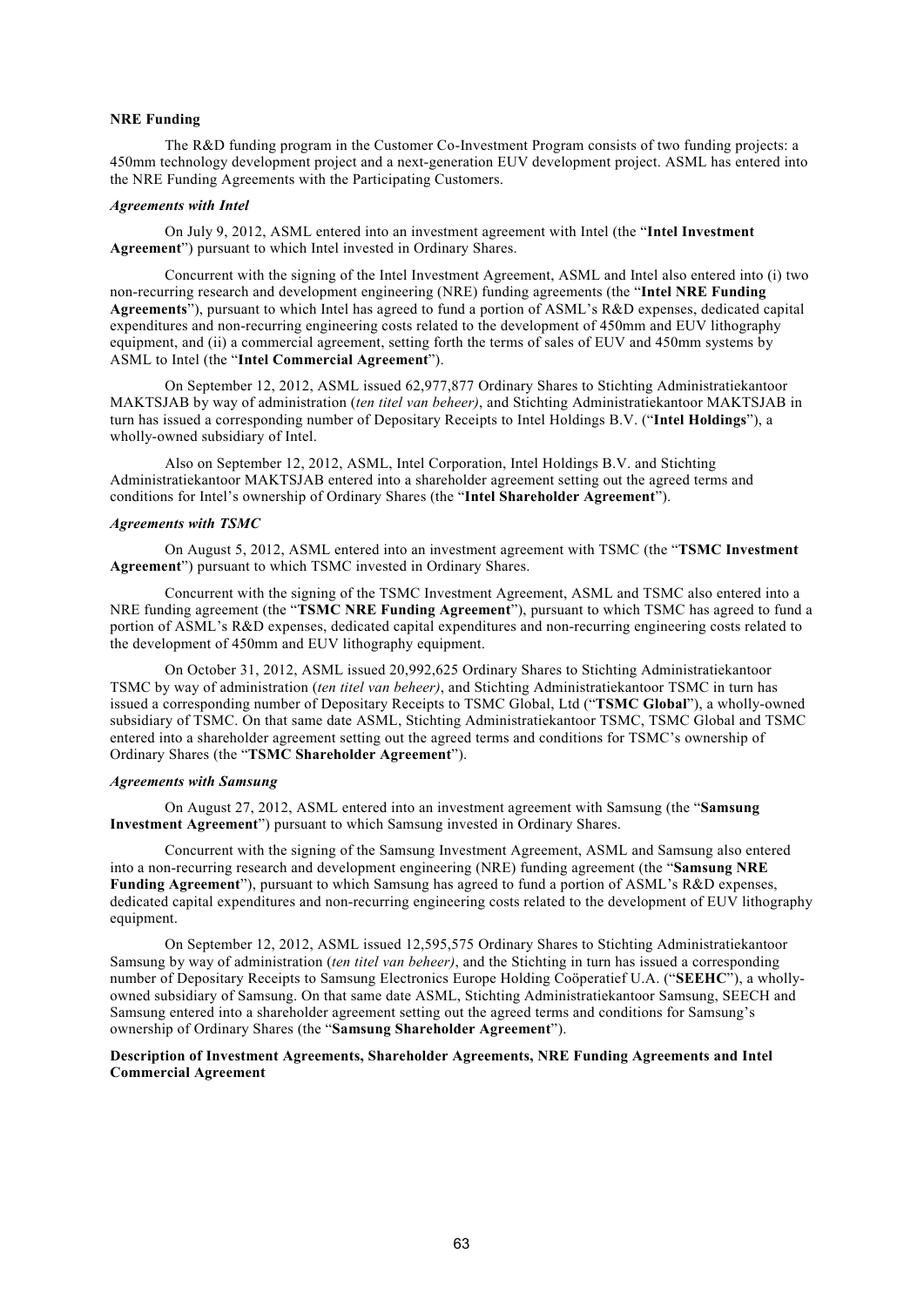**NRE Funding**

The R&D funding program in the Customer Co-Investment Program consists of two funding projects: a 450mm technology development project and a next-generation EUV development project. ASML has entered into the NRE Funding Agreements with the Participating Customers.

***Agreements with Intel***

On July 9, 2012, ASML entered into an investment agreement with Intel (the "**Intel Investment Agreement**") pursuant to which Intel invested in Ordinary Shares.

Concurrent with the signing of the Intel Investment Agreement, ASML and Intel also entered into (i) two non-recurring research and development engineering (NRE) funding agreements (the "**Intel NRE Funding Agreements**"), pursuant to which Intel has agreed to fund a portion of ASML's R&D expenses, dedicated capital expenditures and non-recurring engineering costs related to the development of 450mm and EUV lithography equipment, and (ii) a commercial agreement, setting forth the terms of sales of EUV and 450mm systems by ASML to Intel (the "**Intel Commercial Agreement**").

On September 12, 2012, ASML issued 62,977,877 Ordinary Shares to Stichting Administratiekantoor MAKTSJAB by way of administration (*ten titel van beheer)*, and Stichting Administratiekantoor MAKTSJAB in turn has issued a corresponding number of Depositary Receipts to Intel Holdings B.V. ("**Intel Holdings**"), a wholly-owned subsidiary of Intel.

Also on September 12, 2012, ASML, Intel Corporation, Intel Holdings B.V. and Stichting Administratiekantoor MAKTSJAB entered into a shareholder agreement setting out the agreed terms and conditions for Intel's ownership of Ordinary Shares (the "**Intel Shareholder Agreement**").

***Agreements with TSMC***

On August 5, 2012, ASML entered into an investment agreement with TSMC (the "**TSMC Investment Agreement**") pursuant to which TSMC invested in Ordinary Shares.

Concurrent with the signing of the TSMC Investment Agreement, ASML and TSMC also entered into a NRE funding agreement (the "**TSMC NRE Funding Agreement**"), pursuant to which TSMC has agreed to fund a portion of ASML's R&D expenses, dedicated capital expenditures and non-recurring engineering costs related to the development of 450mm and EUV lithography equipment.

On October 31, 2012, ASML issued 20,992,625 Ordinary Shares to Stichting Administratiekantoor TSMC by way of administration (*ten titel van beheer)*, and Stichting Administratiekantoor TSMC in turn has issued a corresponding number of Depositary Receipts to TSMC Global, Ltd ("**TSMC Global**"), a wholly-owned subsidiary of TSMC. On that same date ASML, Stichting Administratiekantoor TSMC, TSMC Global and TSMC entered into a shareholder agreement setting out the agreed terms and conditions for TSMC's ownership of Ordinary Shares (the "**TSMC Shareholder Agreement**").

***Agreements with Samsung***

On August 27, 2012, ASML entered into an investment agreement with Samsung (the "**Samsung Investment Agreement**") pursuant to which Samsung invested in Ordinary Shares.

Concurrent with the signing of the Samsung Investment Agreement, ASML and Samsung also entered into a non-recurring research and development engineering (NRE) funding agreement (the "**Samsung NRE Funding Agreement**"), pursuant to which Samsung has agreed to fund a portion of ASML's R&D expenses, dedicated capital expenditures and non-recurring engineering costs related to the development of EUV lithography equipment.

On September 12, 2012, ASML issued 12,595,575 Ordinary Shares to Stichting Administratiekantoor Samsung by way of administration (*ten titel van beheer)*, and the Stichting in turn has issued a corresponding number of Depositary Receipts to Samsung Electronics Europe Holding Coöperatief U.A. ("**SEEHC**"), a wholly-owned subsidiary of Samsung. On that same date ASML, Stichting Administratiekantoor Samsung, SEECH and Samsung entered into a shareholder agreement setting out the agreed terms and conditions for Samsung's ownership of Ordinary Shares (the "**Samsung Shareholder Agreement**").

**Description of Investment Agreements, Shareholder Agreements, NRE Funding Agreements and Intel Commercial Agreement**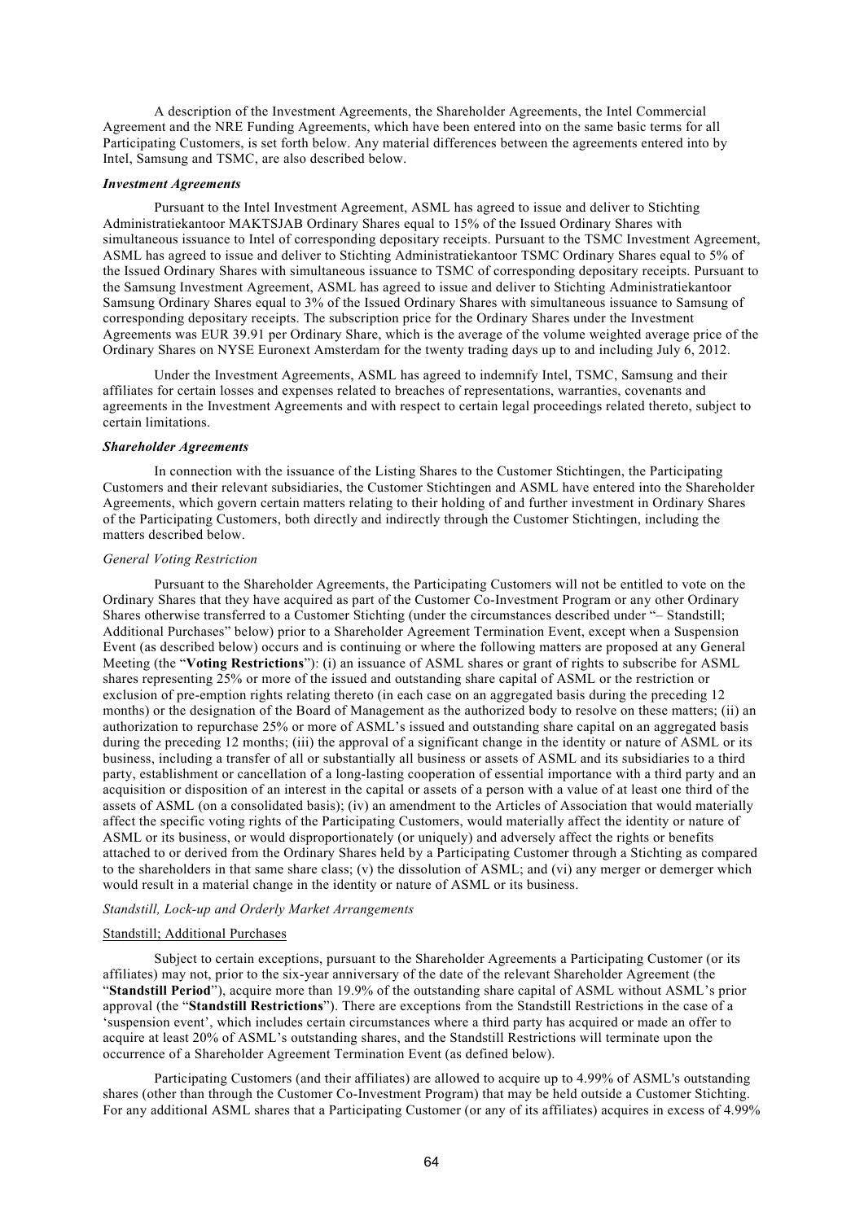A description of the Investment Agreements, the Shareholder Agreements, the Intel Commercial Agreement and the NRE Funding Agreements, which have been entered into on the same basic terms for all Participating Customers, is set forth below. Any material differences between the agreements entered into by Intel, Samsung and TSMC, are also described below.

### *Investment Agreements*

Pursuant to the Intel Investment Agreement, ASML has agreed to issue and deliver to Stichting Administratiekantoor MAKTSJAB Ordinary Shares equal to 15% of the Issued Ordinary Shares with simultaneous issuance to Intel of corresponding depositary receipts. Pursuant to the TSMC Investment Agreement, ASML has agreed to issue and deliver to Stichting Administratiekantoor TSMC Ordinary Shares equal to 5% of the Issued Ordinary Shares with simultaneous issuance to TSMC of corresponding depositary receipts. Pursuant to the Samsung Investment Agreement, ASML has agreed to issue and deliver to Stichting Administratiekantoor Samsung Ordinary Shares equal to 3% of the Issued Ordinary Shares with simultaneous issuance to Samsung of corresponding depositary receipts. The subscription price for the Ordinary Shares under the Investment Agreements was EUR 39.91 per Ordinary Share, which is the average of the volume weighted average price of the Ordinary Shares on NYSE Euronext Amsterdam for the twenty trading days up to and including July 6, 2012.

Under the Investment Agreements, ASML has agreed to indemnify Intel, TSMC, Samsung and their affiliates for certain losses and expenses related to breaches of representations, warranties, covenants and agreements in the Investment Agreements and with respect to certain legal proceedings related thereto, subject to certain limitations.

### *Shareholder Agreements*

In connection with the issuance of the Listing Shares to the Customer Stichtingen, the Participating Customers and their relevant subsidiaries, the Customer Stichtingen and ASML have entered into the Shareholder Agreements, which govern certain matters relating to their holding of and further investment in Ordinary Shares of the Participating Customers, both directly and indirectly through the Customer Stichtingen, including the matters described below.

#### *General Voting Restriction*

Pursuant to the Shareholder Agreements, the Participating Customers will not be entitled to vote on the Ordinary Shares that they have acquired as part of the Customer Co-Investment Program or any other Ordinary Shares otherwise transferred to a Customer Stichting (under the circumstances described under "– Standstill; Additional Purchases" below) prior to a Shareholder Agreement Termination Event, except when a Suspension Event (as described below) occurs and is continuing or where the following matters are proposed at any General Meeting (the "**Voting Restrictions**"): (i) an issuance of ASML shares or grant of rights to subscribe for ASML shares representing 25% or more of the issued and outstanding share capital of ASML or the restriction or exclusion of pre-emption rights relating thereto (in each case on an aggregated basis during the preceding 12 months) or the designation of the Board of Management as the authorized body to resolve on these matters; (ii) an authorization to repurchase 25% or more of ASML's issued and outstanding share capital on an aggregated basis during the preceding 12 months; (iii) the approval of a significant change in the identity or nature of ASML or its business, including a transfer of all or substantially all business or assets of ASML and its subsidiaries to a third party, establishment or cancellation of a long-lasting cooperation of essential importance with a third party and an acquisition or disposition of an interest in the capital or assets of a person with a value of at least one third of the assets of ASML (on a consolidated basis); (iv) an amendment to the Articles of Association that would materially affect the specific voting rights of the Participating Customers, would materially affect the identity or nature of ASML or its business, or would disproportionately (or uniquely) and adversely affect the rights or benefits attached to or derived from the Ordinary Shares held by a Participating Customer through a Stichting as compared to the shareholders in that same share class; (v) the dissolution of ASML; and (vi) any merger or demerger which would result in a material change in the identity or nature of ASML or its business.

#### *Standstill, Lock-up and Orderly Market Arrangements*

Standstill; Additional Purchases

Subject to certain exceptions, pursuant to the Shareholder Agreements a Participating Customer (or its affiliates) may not, prior to the six-year anniversary of the date of the relevant Shareholder Agreement (the "**Standstill Period**"), acquire more than 19.9% of the outstanding share capital of ASML without ASML's prior approval (the "**Standstill Restrictions**"). There are exceptions from the Standstill Restrictions in the case of a 'suspension event', which includes certain circumstances where a third party has acquired or made an offer to acquire at least 20% of ASML's outstanding shares, and the Standstill Restrictions will terminate upon the occurrence of a Shareholder Agreement Termination Event (as defined below).

Participating Customers (and their affiliates) are allowed to acquire up to 4.99% of ASML's outstanding shares (other than through the Customer Co-Investment Program) that may be held outside a Customer Stichting. For any additional ASML shares that a Participating Customer (or any of its affiliates) acquires in excess of 4.99%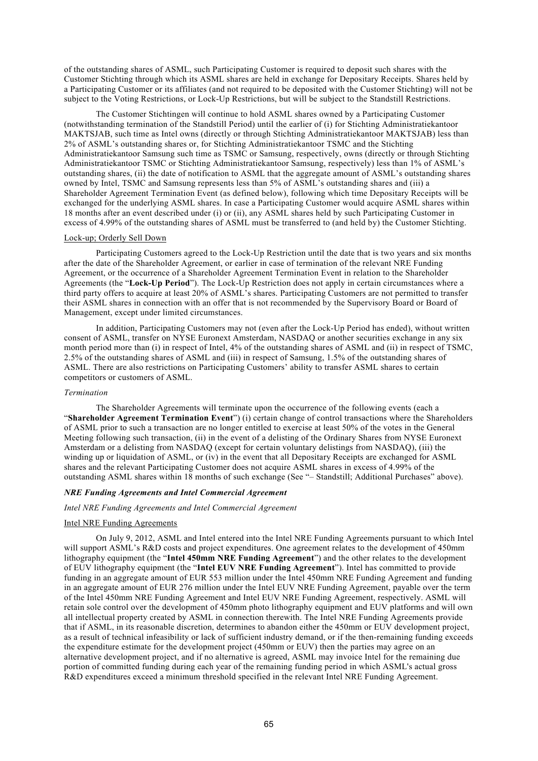of the outstanding shares of ASML, such Participating Customer is required to deposit such shares with the Customer Stichting through which its ASML shares are held in exchange for Depositary Receipts. Shares held by a Participating Customer or its affiliates (and not required to be deposited with the Customer Stichting) will not be subject to the Voting Restrictions, or Lock-Up Restrictions, but will be subject to the Standstill Restrictions.

The Customer Stichtingen will continue to hold ASML shares owned by a Participating Customer (notwithstanding termination of the Standstill Period) until the earlier of (i) for Stichting Administratiekantoor MAKTSJAB, such time as Intel owns (directly or through Stichting Administratiekantoor MAKTSJAB) less than 2% of ASML's outstanding shares or, for Stichting Administratiekantoor TSMC and the Stichting Administratiekantoor Samsung such time as TSMC or Samsung, respectively, owns (directly or through Stichting Administratiekantoor TSMC or Stichting Administratiekantoor Samsung, respectively) less than 1% of ASML's outstanding shares, (ii) the date of notification to ASML that the aggregate amount of ASML's outstanding shares owned by Intel, TSMC and Samsung represents less than 5% of ASML's outstanding shares and (iii) a Shareholder Agreement Termination Event (as defined below), following which time Depositary Receipts will be exchanged for the underlying ASML shares. In case a Participating Customer would acquire ASML shares within 18 months after an event described under (i) or (ii), any ASML shares held by such Participating Customer in excess of 4.99% of the outstanding shares of ASML must be transferred to (and held by) the Customer Stichting.

Lock-up; Orderly Sell Down

Participating Customers agreed to the Lock-Up Restriction until the date that is two years and six months after the date of the Shareholder Agreement, or earlier in case of termination of the relevant NRE Funding Agreement, or the occurrence of a Shareholder Agreement Termination Event in relation to the Shareholder Agreements (the "**Lock-Up Period**"). The Lock-Up Restriction does not apply in certain circumstances where a third party offers to acquire at least 20% of ASML's shares. Participating Customers are not permitted to transfer their ASML shares in connection with an offer that is not recommended by the Supervisory Board or Board of Management, except under limited circumstances.

In addition, Participating Customers may not (even after the Lock-Up Period has ended), without written consent of ASML, transfer on NYSE Euronext Amsterdam, NASDAQ or another securities exchange in any six month period more than (i) in respect of Intel, 4% of the outstanding shares of ASML and (ii) in respect of TSMC, 2.5% of the outstanding shares of ASML and (iii) in respect of Samsung, 1.5% of the outstanding shares of ASML. There are also restrictions on Participating Customers' ability to transfer ASML shares to certain competitors or customers of ASML.

*Termination*

The Shareholder Agreements will terminate upon the occurrence of the following events (each a "**Shareholder Agreement Termination Event**") (i) certain change of control transactions where the Shareholders of ASML prior to such a transaction are no longer entitled to exercise at least 50% of the votes in the General Meeting following such transaction, (ii) in the event of a delisting of the Ordinary Shares from NYSE Euronext Amsterdam or a delisting from NASDAQ (except for certain voluntary delistings from NASDAQ), (iii) the winding up or liquidation of ASML, or (iv) in the event that all Depositary Receipts are exchanged for ASML shares and the relevant Participating Customer does not acquire ASML shares in excess of 4.99% of the outstanding ASML shares within 18 months of such exchange (See "– Standstill; Additional Purchases" above).

***NRE Funding Agreements and Intel Commercial Agreement***

*Intel NRE Funding Agreements and Intel Commercial Agreement*

Intel NRE Funding Agreements

On July 9, 2012, ASML and Intel entered into the Intel NRE Funding Agreements pursuant to which Intel will support ASML's R&D costs and project expenditures. One agreement relates to the development of 450mm lithography equipment (the "**Intel 450mm NRE Funding Agreement**") and the other relates to the development of EUV lithography equipment (the "**Intel EUV NRE Funding Agreement**"). Intel has committed to provide funding in an aggregate amount of EUR 553 million under the Intel 450mm NRE Funding Agreement and funding in an aggregate amount of EUR 276 million under the Intel EUV NRE Funding Agreement, payable over the term of the Intel 450mm NRE Funding Agreement and Intel EUV NRE Funding Agreement, respectively. ASML will retain sole control over the development of 450mm photo lithography equipment and EUV platforms and will own all intellectual property created by ASML in connection therewith. The Intel NRE Funding Agreements provide that if ASML, in its reasonable discretion, determines to abandon either the 450mm or EUV development project, as a result of technical infeasibility or lack of sufficient industry demand, or if the then-remaining funding exceeds the expenditure estimate for the development project (450mm or EUV) then the parties may agree on an alternative development project, and if no alternative is agreed, ASML may invoice Intel for the remaining due portion of committed funding during each year of the remaining funding period in which ASML's actual gross R&D expenditures exceed a minimum threshold specified in the relevant Intel NRE Funding Agreement.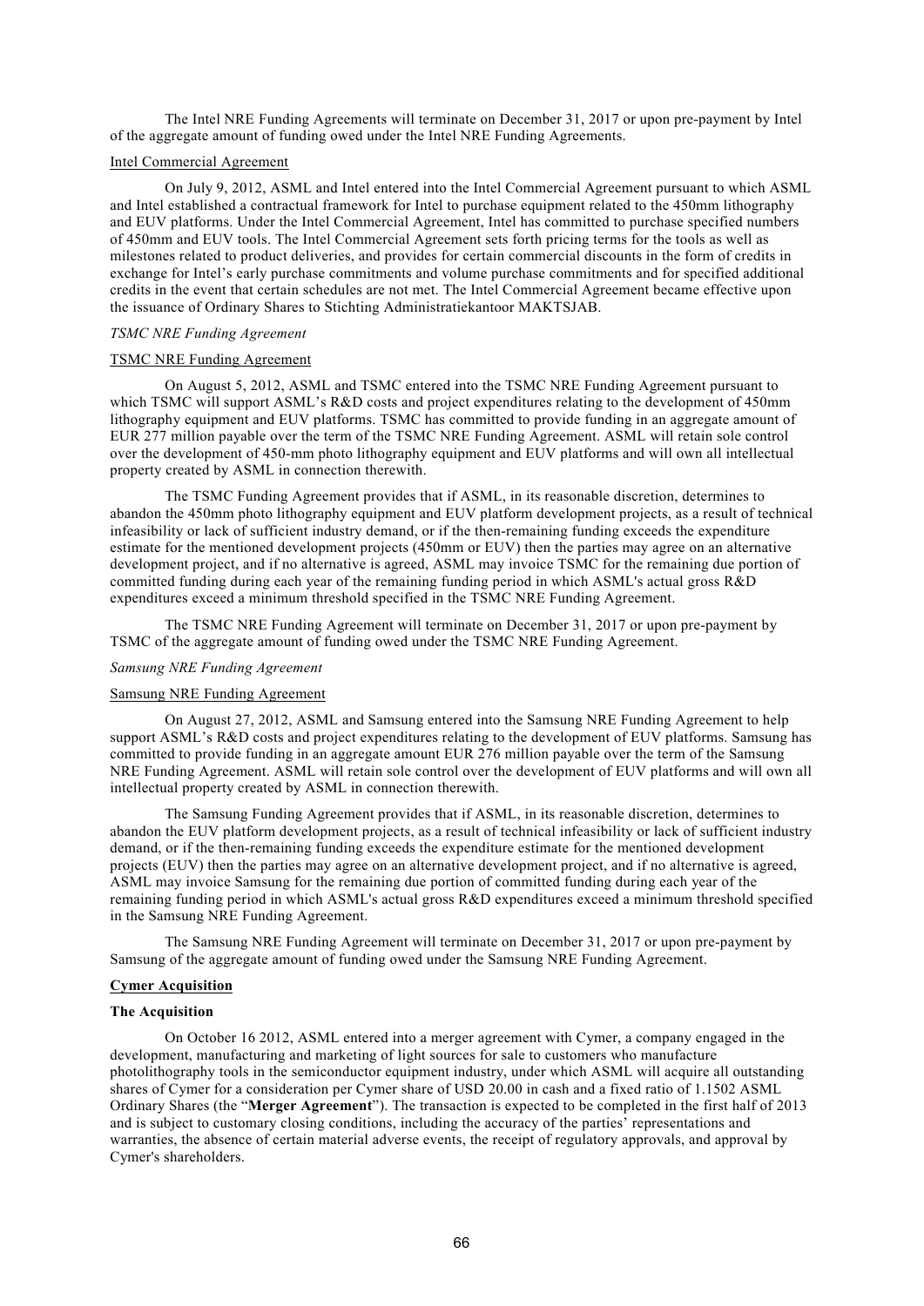The Intel NRE Funding Agreements will terminate on December 31, 2017 or upon pre-payment by Intel of the aggregate amount of funding owed under the Intel NRE Funding Agreements.

Intel Commercial Agreement

On July 9, 2012, ASML and Intel entered into the Intel Commercial Agreement pursuant to which ASML and Intel established a contractual framework for Intel to purchase equipment related to the 450mm lithography and EUV platforms. Under the Intel Commercial Agreement, Intel has committed to purchase specified numbers of 450mm and EUV tools. The Intel Commercial Agreement sets forth pricing terms for the tools as well as milestones related to product deliveries, and provides for certain commercial discounts in the form of credits in exchange for Intel's early purchase commitments and volume purchase commitments and for specified additional credits in the event that certain schedules are not met. The Intel Commercial Agreement became effective upon the issuance of Ordinary Shares to Stichting Administratiekantoor MAKTSJAB.

*TSMC NRE Funding Agreement*

TSMC NRE Funding Agreement

On August 5, 2012, ASML and TSMC entered into the TSMC NRE Funding Agreement pursuant to which TSMC will support ASML's R&D costs and project expenditures relating to the development of 450mm lithography equipment and EUV platforms. TSMC has committed to provide funding in an aggregate amount of EUR 277 million payable over the term of the TSMC NRE Funding Agreement. ASML will retain sole control over the development of 450-mm photo lithography equipment and EUV platforms and will own all intellectual property created by ASML in connection therewith.

The TSMC Funding Agreement provides that if ASML, in its reasonable discretion, determines to abandon the 450mm photo lithography equipment and EUV platform development projects, as a result of technical infeasibility or lack of sufficient industry demand, or if the then-remaining funding exceeds the expenditure estimate for the mentioned development projects (450mm or EUV) then the parties may agree on an alternative development project, and if no alternative is agreed, ASML may invoice TSMC for the remaining due portion of committed funding during each year of the remaining funding period in which ASML's actual gross R&D expenditures exceed a minimum threshold specified in the TSMC NRE Funding Agreement.

The TSMC NRE Funding Agreement will terminate on December 31, 2017 or upon pre-payment by TSMC of the aggregate amount of funding owed under the TSMC NRE Funding Agreement.

*Samsung NRE Funding Agreement*

Samsung NRE Funding Agreement

On August 27, 2012, ASML and Samsung entered into the Samsung NRE Funding Agreement to help support ASML's R&D costs and project expenditures relating to the development of EUV platforms. Samsung has committed to provide funding in an aggregate amount EUR 276 million payable over the term of the Samsung NRE Funding Agreement. ASML will retain sole control over the development of EUV platforms and will own all intellectual property created by ASML in connection therewith.

The Samsung Funding Agreement provides that if ASML, in its reasonable discretion, determines to abandon the EUV platform development projects, as a result of technical infeasibility or lack of sufficient industry demand, or if the then-remaining funding exceeds the expenditure estimate for the mentioned development projects (EUV) then the parties may agree on an alternative development project, and if no alternative is agreed, ASML may invoice Samsung for the remaining due portion of committed funding during each year of the remaining funding period in which ASML's actual gross R&D expenditures exceed a minimum threshold specified in the Samsung NRE Funding Agreement.

The Samsung NRE Funding Agreement will terminate on December 31, 2017 or upon pre-payment by Samsung of the aggregate amount of funding owed under the Samsung NRE Funding Agreement.

**Cymer Acquisition**

**The Acquisition**

On October 16 2012, ASML entered into a merger agreement with Cymer, a company engaged in the development, manufacturing and marketing of light sources for sale to customers who manufacture photolithography tools in the semiconductor equipment industry, under which ASML will acquire all outstanding shares of Cymer for a consideration per Cymer share of USD 20.00 in cash and a fixed ratio of 1.1502 ASML Ordinary Shares (the "**Merger Agreement**"). The transaction is expected to be completed in the first half of 2013 and is subject to customary closing conditions, including the accuracy of the parties' representations and warranties, the absence of certain material adverse events, the receipt of regulatory approvals, and approval by Cymer's shareholders.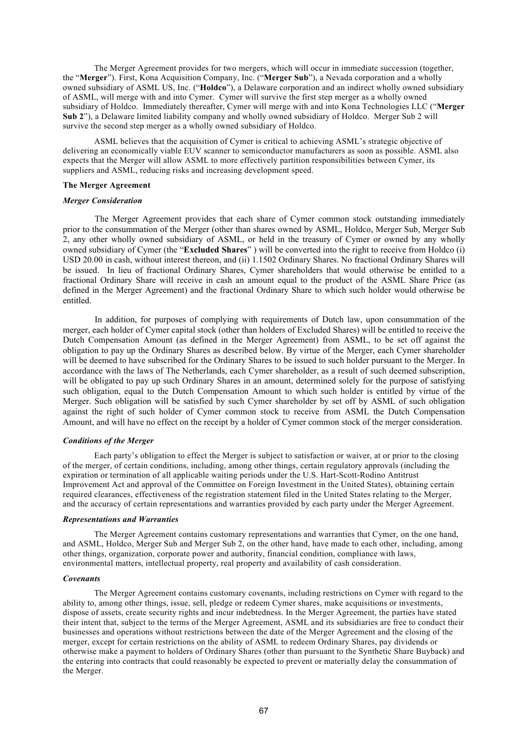The Merger Agreement provides for two mergers, which will occur in immediate succession (together, the "**Merger**"). First, Kona Acquisition Company, Inc. ("**Merger Sub**"), a Nevada corporation and a wholly owned subsidiary of ASML US, Inc. ("**Holdco**"), a Delaware corporation and an indirect wholly owned subsidiary of ASML, will merge with and into Cymer. Cymer will survive the first step merger as a wholly owned subsidiary of Holdco. Immediately thereafter, Cymer will merge with and into Kona Technologies LLC ("**Merger Sub 2**"), a Delaware limited liability company and wholly owned subsidiary of Holdco. Merger Sub 2 will survive the second step merger as a wholly owned subsidiary of Holdco.

ASML believes that the acquisition of Cymer is critical to achieving ASML's strategic objective of delivering an economically viable EUV scanner to semiconductor manufacturers as soon as possible. ASML also expects that the Merger will allow ASML to more effectively partition responsibilities between Cymer, its suppliers and ASML, reducing risks and increasing development speed.

**The Merger Agreement**

***Merger Consideration***

The Merger Agreement provides that each share of Cymer common stock outstanding immediately prior to the consummation of the Merger (other than shares owned by ASML, Holdco, Merger Sub, Merger Sub 2, any other wholly owned subsidiary of ASML, or held in the treasury of Cymer or owned by any wholly owned subsidiary of Cymer (the "**Excluded Shares**" ) will be converted into the right to receive from Holdco (i) USD 20.00 in cash, without interest thereon, and (ii) 1.1502 Ordinary Shares. No fractional Ordinary Shares will be issued. In lieu of fractional Ordinary Shares, Cymer shareholders that would otherwise be entitled to a fractional Ordinary Share will receive in cash an amount equal to the product of the ASML Share Price (as defined in the Merger Agreement) and the fractional Ordinary Share to which such holder would otherwise be entitled.

In addition, for purposes of complying with requirements of Dutch law, upon consummation of the merger, each holder of Cymer capital stock (other than holders of Excluded Shares) will be entitled to receive the Dutch Compensation Amount (as defined in the Merger Agreement) from ASML, to be set off against the obligation to pay up the Ordinary Shares as described below. By virtue of the Merger, each Cymer shareholder will be deemed to have subscribed for the Ordinary Shares to be issued to such holder pursuant to the Merger. In accordance with the laws of The Netherlands, each Cymer shareholder, as a result of such deemed subscription, will be obligated to pay up such Ordinary Shares in an amount, determined solely for the purpose of satisfying such obligation, equal to the Dutch Compensation Amount to which such holder is entitled by virtue of the Merger. Such obligation will be satisfied by such Cymer shareholder by set off by ASML of such obligation against the right of such holder of Cymer common stock to receive from ASML the Dutch Compensation Amount, and will have no effect on the receipt by a holder of Cymer common stock of the merger consideration.

***Conditions of the Merger***

Each party's obligation to effect the Merger is subject to satisfaction or waiver, at or prior to the closing of the merger, of certain conditions, including, among other things, certain regulatory approvals (including the expiration or termination of all applicable waiting periods under the U.S. Hart-Scott-Rodino Antitrust Improvement Act and approval of the Committee on Foreign Investment in the United States), obtaining certain required clearances, effectiveness of the registration statement filed in the United States relating to the Merger, and the accuracy of certain representations and warranties provided by each party under the Merger Agreement.

***Representations and Warranties***

The Merger Agreement contains customary representations and warranties that Cymer, on the one hand, and ASML, Holdco, Merger Sub and Merger Sub 2, on the other hand, have made to each other, including, among other things, organization, corporate power and authority, financial condition, compliance with laws, environmental matters, intellectual property, real property and availability of cash consideration.

***Covenants***

The Merger Agreement contains customary covenants, including restrictions on Cymer with regard to the ability to, among other things, issue, sell, pledge or redeem Cymer shares, make acquisitions or investments, dispose of assets, create security rights and incur indebtedness. In the Merger Agreement, the parties have stated their intent that, subject to the terms of the Merger Agreement, ASML and its subsidiaries are free to conduct their businesses and operations without restrictions between the date of the Merger Agreement and the closing of the merger, except for certain restrictions on the ability of ASML to redeem Ordinary Shares, pay dividends or otherwise make a payment to holders of Ordinary Shares (other than pursuant to the Synthetic Share Buyback) and the entering into contracts that could reasonably be expected to prevent or materially delay the consummation of the Merger.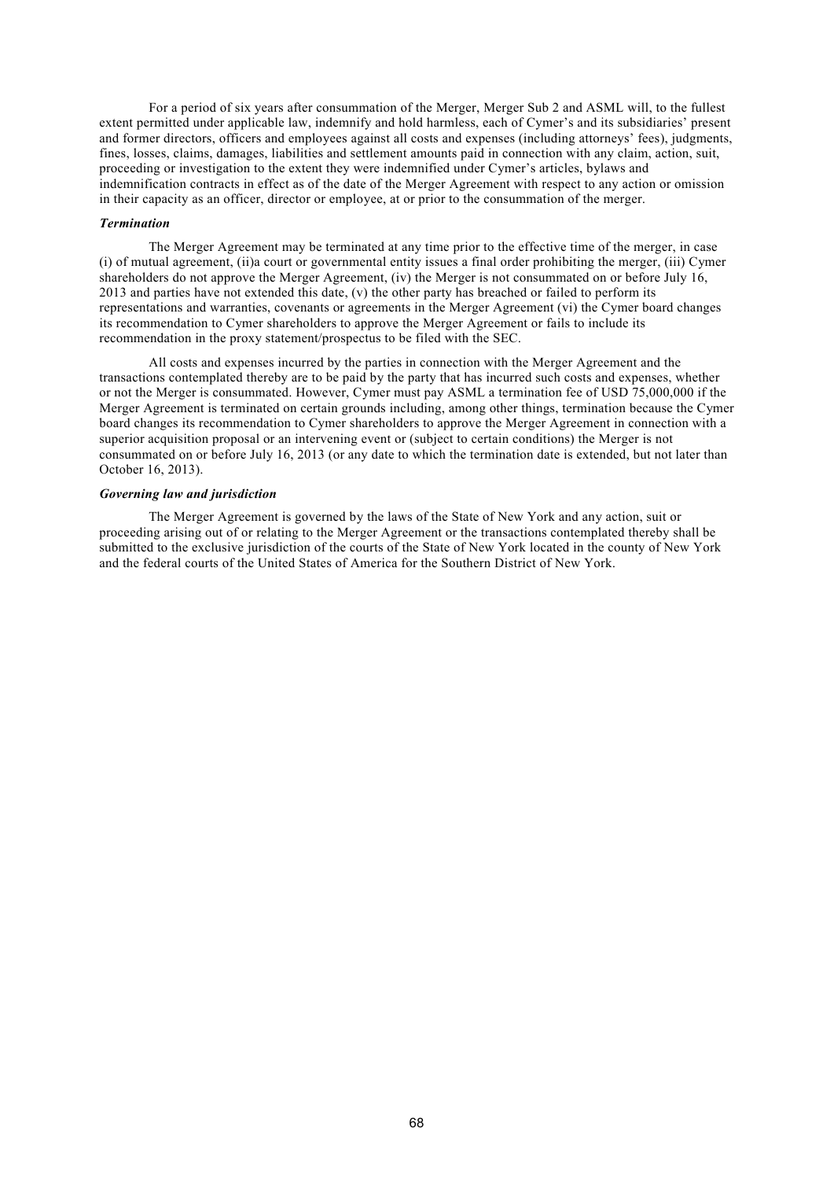For a period of six years after consummation of the Merger, Merger Sub 2 and ASML will, to the fullest extent permitted under applicable law, indemnify and hold harmless, each of Cymer's and its subsidiaries' present and former directors, officers and employees against all costs and expenses (including attorneys' fees), judgments, fines, losses, claims, damages, liabilities and settlement amounts paid in connection with any claim, action, suit, proceeding or investigation to the extent they were indemnified under Cymer's articles, bylaws and indemnification contracts in effect as of the date of the Merger Agreement with respect to any action or omission in their capacity as an officer, director or employee, at or prior to the consummation of the merger.

***Termination***

The Merger Agreement may be terminated at any time prior to the effective time of the merger, in case (i) of mutual agreement, (ii)a court or governmental entity issues a final order prohibiting the merger, (iii) Cymer shareholders do not approve the Merger Agreement, (iv) the Merger is not consummated on or before July 16, 2013 and parties have not extended this date, (v) the other party has breached or failed to perform its representations and warranties, covenants or agreements in the Merger Agreement (vi) the Cymer board changes its recommendation to Cymer shareholders to approve the Merger Agreement or fails to include its recommendation in the proxy statement/prospectus to be filed with the SEC.

All costs and expenses incurred by the parties in connection with the Merger Agreement and the transactions contemplated thereby are to be paid by the party that has incurred such costs and expenses, whether or not the Merger is consummated. However, Cymer must pay ASML a termination fee of USD 75,000,000 if the Merger Agreement is terminated on certain grounds including, among other things, termination because the Cymer board changes its recommendation to Cymer shareholders to approve the Merger Agreement in connection with a superior acquisition proposal or an intervening event or (subject to certain conditions) the Merger is not consummated on or before July 16, 2013 (or any date to which the termination date is extended, but not later than October 16, 2013).

***Governing law and jurisdiction***

The Merger Agreement is governed by the laws of the State of New York and any action, suit or proceeding arising out of or relating to the Merger Agreement or the transactions contemplated thereby shall be submitted to the exclusive jurisdiction of the courts of the State of New York located in the county of New York and the federal courts of the United States of America for the Southern District of New York.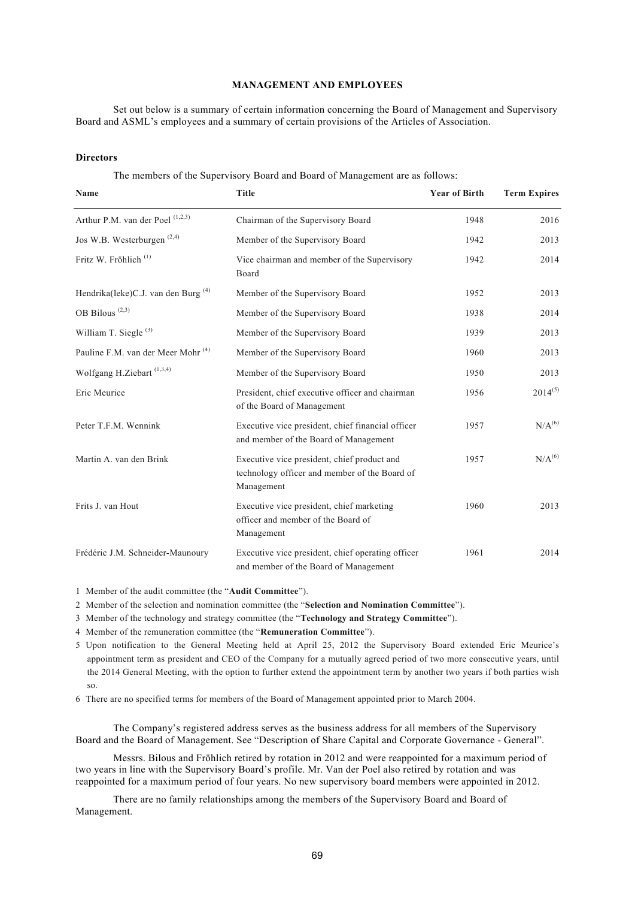## MANAGEMENT AND EMPLOYEES

Set out below is a summary of certain information concerning the Board of Management and Supervisory Board and ASML's employees and a summary of certain provisions of the Articles of Association.

### Directors

The members of the Supervisory Board and Board of Management are as follows:

| Name | Title | Year of Birth | Term Expires |
|---|---|---|---|
| Arthur P.M. van der Poel [1,2,3] | Chairman of the Supervisory Board | 1948 | 2016 |
| Jos W.B. Westerburgen [2,4] | Member of the Supervisory Board | 1942 | 2013 |
| Fritz W. Fröhlich [1] | Vice chairman and member of the Supervisory Board | 1942 | 2014 |
| Hendrika(Ieke)C.J. van den Burg [4] | Member of the Supervisory Board | 1952 | 2013 |
| OB Bilous [2,3] | Member of the Supervisory Board | 1938 | 2014 |
| William T. Siegle [3] | Member of the Supervisory Board | 1939 | 2013 |
| Pauline F.M. van der Meer Mohr [4] | Member of the Supervisory Board | 1960 | 2013 |
| Wolfgang H.Ziebart [1,3,4] | Member of the Supervisory Board | 1950 | 2013 |
| Eric Meurice | President, chief executive officer and chairman of the Board of Management | 1956 | 2014[5] |
| Peter T.F.M. Wennink | Executive vice president, chief financial officer and member of the Board of Management | 1957 | N/A[6] |
| Martin A. van den Brink | Executive vice president, chief product and technology officer and member of the Board of Management | 1957 | N/A[6] |
| Frits J. van Hout | Executive vice president, chief marketing officer and member of the Board of Management | 1960 | 2013 |
| Frédéric J.M. Schneider-Maunoury | Executive vice president, chief operating officer and member of the Board of Management | 1961 | 2014 |

1 Member of the audit committee (the "**Audit Committee**").

2 Member of the selection and nomination committee (the "**Selection and Nomination Committee**").

3 Member of the technology and strategy committee (the "**Technology and Strategy Committee**").

4 Member of the remuneration committee (the "**Remuneration Committee**").

5 Upon notification to the General Meeting held at April 25, 2012 the Supervisory Board extended Eric Meurice's appointment term as president and CEO of the Company for a mutually agreed period of two more consecutive years, until the 2014 General Meeting, with the option to further extend the appointment term by another two years if both parties wish so.

6 There are no specified terms for members of the Board of Management appointed prior to March 2004.

The Company's registered address serves as the business address for all members of the Supervisory Board and the Board of Management. See "Description of Share Capital and Corporate Governance - General".

Messrs. Bilous and Fröhlich retired by rotation in 2012 and were reappointed for a maximum period of two years in line with the Supervisory Board's profile. Mr. Van der Poel also retired by rotation and was reappointed for a maximum period of four years. No new supervisory board members were appointed in 2012.

There are no family relationships among the members of the Supervisory Board and Board of Management.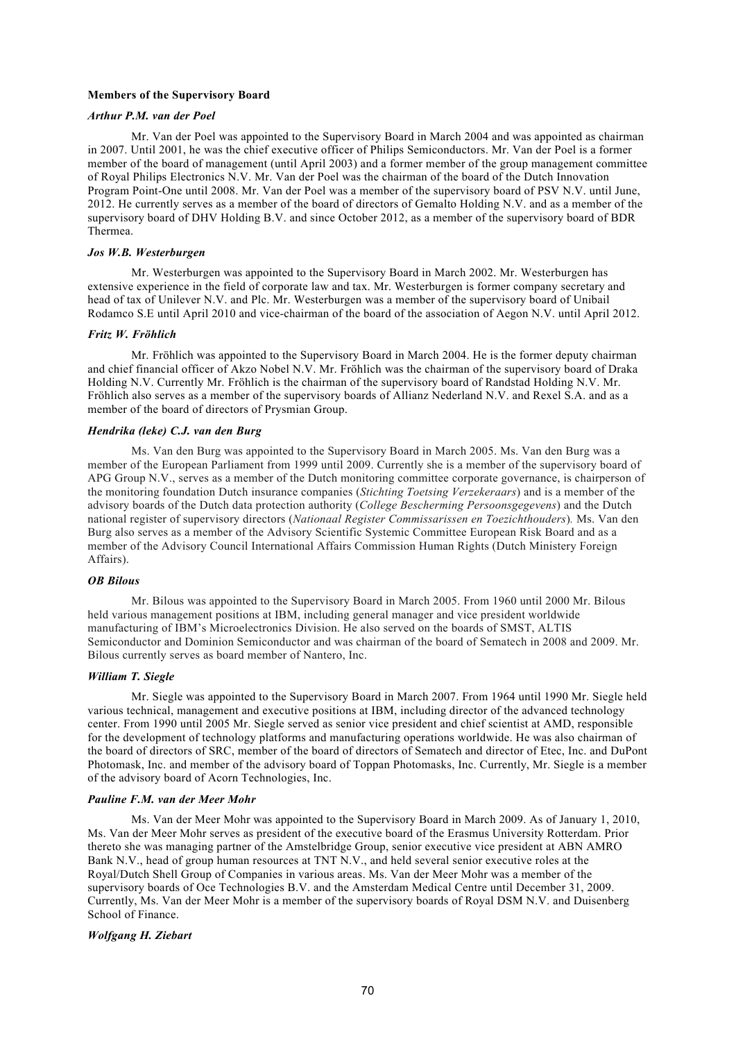**Members of the Supervisory Board**

***Arthur P.M. van der Poel***

Mr. Van der Poel was appointed to the Supervisory Board in March 2004 and was appointed as chairman in 2007. Until 2001, he was the chief executive officer of Philips Semiconductors. Mr. Van der Poel is a former member of the board of management (until April 2003) and a former member of the group management committee of Royal Philips Electronics N.V. Mr. Van der Poel was the chairman of the board of the Dutch Innovation Program Point-One until 2008. Mr. Van der Poel was a member of the supervisory board of PSV N.V. until June, 2012. He currently serves as a member of the board of directors of Gemalto Holding N.V. and as a member of the supervisory board of DHV Holding B.V. and since October 2012, as a member of the supervisory board of BDR Thermea.

***Jos W.B. Westerburgen***

Mr. Westerburgen was appointed to the Supervisory Board in March 2002. Mr. Westerburgen has extensive experience in the field of corporate law and tax. Mr. Westerburgen is former company secretary and head of tax of Unilever N.V. and Plc. Mr. Westerburgen was a member of the supervisory board of Unibail Rodamco S.E until April 2010 and vice-chairman of the board of the association of Aegon N.V. until April 2012.

***Fritz W. Fröhlich***

Mr. Fröhlich was appointed to the Supervisory Board in March 2004. He is the former deputy chairman and chief financial officer of Akzo Nobel N.V. Mr. Fröhlich was the chairman of the supervisory board of Draka Holding N.V. Currently Mr. Fröhlich is the chairman of the supervisory board of Randstad Holding N.V. Mr. Fröhlich also serves as a member of the supervisory boards of Allianz Nederland N.V. and Rexel S.A. and as a member of the board of directors of Prysmian Group.

***Hendrika (Ieke) C.J. van den Burg***

Ms. Van den Burg was appointed to the Supervisory Board in March 2005. Ms. Van den Burg was a member of the European Parliament from 1999 until 2009. Currently she is a member of the supervisory board of APG Group N.V., serves as a member of the Dutch monitoring committee corporate governance, is chairperson of the monitoring foundation Dutch insurance companies (*Stichting Toetsing Verzekeraars*) and is a member of the advisory boards of the Dutch data protection authority (*College Bescherming Persoonsgegevens*) and the Dutch national register of supervisory directors (*Nationaal Register Commissarissen en Toezichthouders*)*.* Ms. Van den Burg also serves as a member of the Advisory Scientific Systemic Committee European Risk Board and as a member of the Advisory Council International Affairs Commission Human Rights (Dutch Ministery Foreign Affairs).

***OB Bilous***

Mr. Bilous was appointed to the Supervisory Board in March 2005. From 1960 until 2000 Mr. Bilous held various management positions at IBM, including general manager and vice president worldwide manufacturing of IBM's Microelectronics Division. He also served on the boards of SMST, ALTIS Semiconductor and Dominion Semiconductor and was chairman of the board of Sematech in 2008 and 2009. Mr. Bilous currently serves as board member of Nantero, Inc.

***William T. Siegle***

Mr. Siegle was appointed to the Supervisory Board in March 2007. From 1964 until 1990 Mr. Siegle held various technical, management and executive positions at IBM, including director of the advanced technology center. From 1990 until 2005 Mr. Siegle served as senior vice president and chief scientist at AMD, responsible for the development of technology platforms and manufacturing operations worldwide. He was also chairman of the board of directors of SRC, member of the board of directors of Sematech and director of Etec, Inc. and DuPont Photomask, Inc. and member of the advisory board of Toppan Photomasks, Inc. Currently, Mr. Siegle is a member of the advisory board of Acorn Technologies, Inc.

***Pauline F.M. van der Meer Mohr***

Ms. Van der Meer Mohr was appointed to the Supervisory Board in March 2009. As of January 1, 2010, Ms. Van der Meer Mohr serves as president of the executive board of the Erasmus University Rotterdam. Prior thereto she was managing partner of the Amstelbridge Group, senior executive vice president at ABN AMRO Bank N.V., head of group human resources at TNT N.V., and held several senior executive roles at the Royal/Dutch Shell Group of Companies in various areas. Ms. Van der Meer Mohr was a member of the supervisory boards of Oce Technologies B.V. and the Amsterdam Medical Centre until December 31, 2009. Currently, Ms. Van der Meer Mohr is a member of the supervisory boards of Royal DSM N.V. and Duisenberg School of Finance.

***Wolfgang H. Ziebart***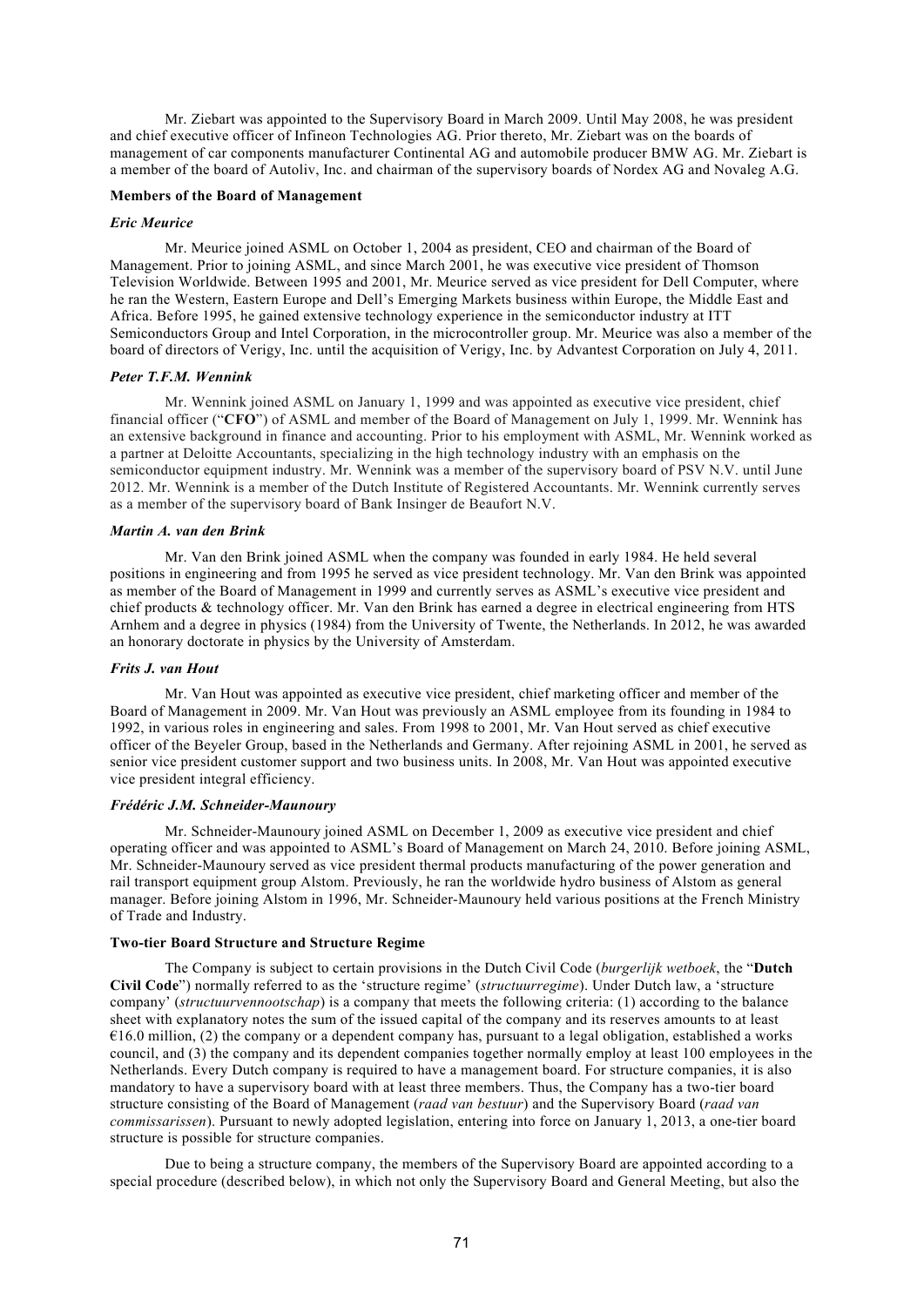Mr. Ziebart was appointed to the Supervisory Board in March 2009. Until May 2008, he was president and chief executive officer of Infineon Technologies AG. Prior thereto, Mr. Ziebart was on the boards of management of car components manufacturer Continental AG and automobile producer BMW AG. Mr. Ziebart is a member of the board of Autoliv, Inc. and chairman of the supervisory boards of Nordex AG and Novaleg A.G.

**Members of the Board of Management**

***Eric Meurice***

Mr. Meurice joined ASML on October 1, 2004 as president, CEO and chairman of the Board of Management. Prior to joining ASML, and since March 2001, he was executive vice president of Thomson Television Worldwide. Between 1995 and 2001, Mr. Meurice served as vice president for Dell Computer, where he ran the Western, Eastern Europe and Dell's Emerging Markets business within Europe, the Middle East and Africa. Before 1995, he gained extensive technology experience in the semiconductor industry at ITT Semiconductors Group and Intel Corporation, in the microcontroller group. Mr. Meurice was also a member of the board of directors of Verigy, Inc. until the acquisition of Verigy, Inc. by Advantest Corporation on July 4, 2011.

***Peter T.F.M. Wennink***

Mr. Wennink joined ASML on January 1, 1999 and was appointed as executive vice president, chief financial officer ("**CFO**") of ASML and member of the Board of Management on July 1, 1999. Mr. Wennink has an extensive background in finance and accounting. Prior to his employment with ASML, Mr. Wennink worked as a partner at Deloitte Accountants, specializing in the high technology industry with an emphasis on the semiconductor equipment industry. Mr. Wennink was a member of the supervisory board of PSV N.V. until June 2012. Mr. Wennink is a member of the Dutch Institute of Registered Accountants. Mr. Wennink currently serves as a member of the supervisory board of Bank Insinger de Beaufort N.V.

***Martin A. van den Brink***

Mr. Van den Brink joined ASML when the company was founded in early 1984. He held several positions in engineering and from 1995 he served as vice president technology. Mr. Van den Brink was appointed as member of the Board of Management in 1999 and currently serves as ASML's executive vice president and chief products & technology officer. Mr. Van den Brink has earned a degree in electrical engineering from HTS Arnhem and a degree in physics (1984) from the University of Twente, the Netherlands. In 2012, he was awarded an honorary doctorate in physics by the University of Amsterdam.

***Frits J. van Hout***

Mr. Van Hout was appointed as executive vice president, chief marketing officer and member of the Board of Management in 2009. Mr. Van Hout was previously an ASML employee from its founding in 1984 to 1992, in various roles in engineering and sales. From 1998 to 2001, Mr. Van Hout served as chief executive officer of the Beyeler Group, based in the Netherlands and Germany. After rejoining ASML in 2001, he served as senior vice president customer support and two business units. In 2008, Mr. Van Hout was appointed executive vice president integral efficiency.

***Frédéric J.M. Schneider-Maunoury***

Mr. Schneider-Maunoury joined ASML on December 1, 2009 as executive vice president and chief operating officer and was appointed to ASML's Board of Management on March 24, 2010. Before joining ASML, Mr. Schneider-Maunoury served as vice president thermal products manufacturing of the power generation and rail transport equipment group Alstom. Previously, he ran the worldwide hydro business of Alstom as general manager. Before joining Alstom in 1996, Mr. Schneider-Maunoury held various positions at the French Ministry of Trade and Industry.

**Two-tier Board Structure and Structure Regime**

The Company is subject to certain provisions in the Dutch Civil Code (*burgerlijk wetboek*, the "**Dutch Civil Code**") normally referred to as the 'structure regime' (*structuurregime*). Under Dutch law, a 'structure company' (*structuurvennootschap*) is a company that meets the following criteria: (1) according to the balance sheet with explanatory notes the sum of the issued capital of the company and its reserves amounts to at least €16.0 million, (2) the company or a dependent company has, pursuant to a legal obligation, established a works council, and (3) the company and its dependent companies together normally employ at least 100 employees in the Netherlands. Every Dutch company is required to have a management board. For structure companies, it is also mandatory to have a supervisory board with at least three members. Thus, the Company has a two-tier board structure consisting of the Board of Management (*raad van bestuur*) and the Supervisory Board (*raad van commissarissen*). Pursuant to newly adopted legislation, entering into force on January 1, 2013, a one-tier board structure is possible for structure companies.

Due to being a structure company, the members of the Supervisory Board are appointed according to a special procedure (described below), in which not only the Supervisory Board and General Meeting, but also the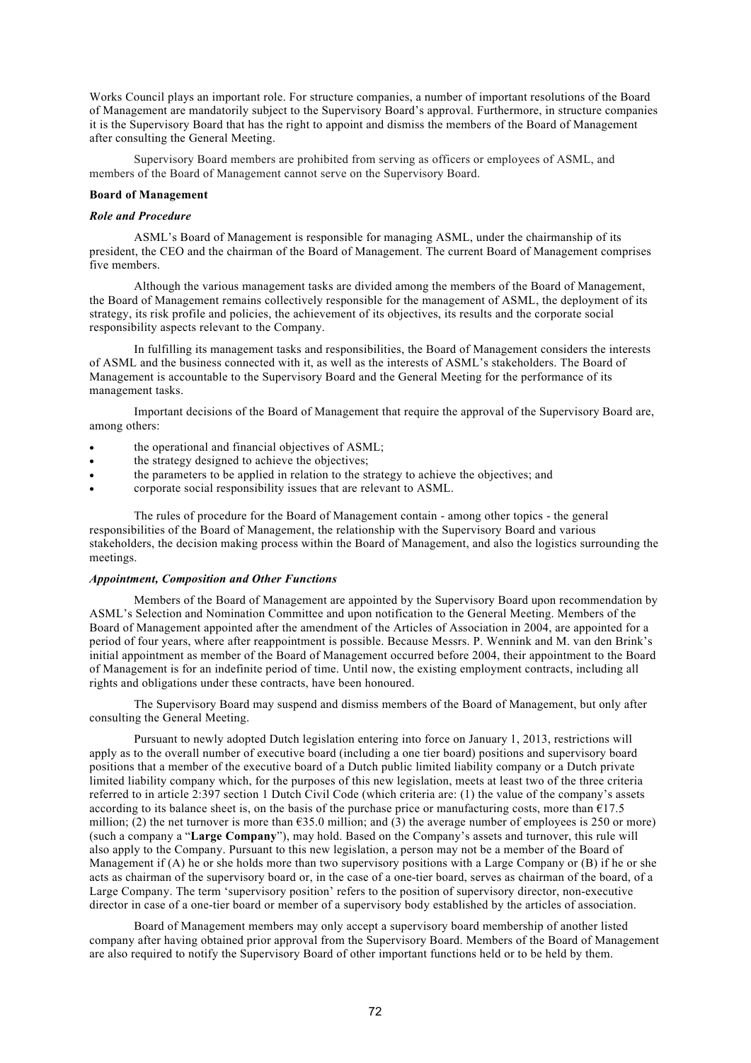Works Council plays an important role. For structure companies, a number of important resolutions of the Board of Management are mandatorily subject to the Supervisory Board's approval. Furthermore, in structure companies it is the Supervisory Board that has the right to appoint and dismiss the members of the Board of Management after consulting the General Meeting.

Supervisory Board members are prohibited from serving as officers or employees of ASML, and members of the Board of Management cannot serve on the Supervisory Board.

**Board of Management**

***Role and Procedure***

ASML's Board of Management is responsible for managing ASML, under the chairmanship of its president, the CEO and the chairman of the Board of Management. The current Board of Management comprises five members.

Although the various management tasks are divided among the members of the Board of Management, the Board of Management remains collectively responsible for the management of ASML, the deployment of its strategy, its risk profile and policies, the achievement of its objectives, its results and the corporate social responsibility aspects relevant to the Company.

In fulfilling its management tasks and responsibilities, the Board of Management considers the interests of ASML and the business connected with it, as well as the interests of ASML's stakeholders. The Board of Management is accountable to the Supervisory Board and the General Meeting for the performance of its management tasks.

Important decisions of the Board of Management that require the approval of the Supervisory Board are, among others:

- the operational and financial objectives of ASML;
- the strategy designed to achieve the objectives;
- the parameters to be applied in relation to the strategy to achieve the objectives; and
- corporate social responsibility issues that are relevant to ASML.

The rules of procedure for the Board of Management contain - among other topics - the general responsibilities of the Board of Management, the relationship with the Supervisory Board and various stakeholders, the decision making process within the Board of Management, and also the logistics surrounding the meetings.

***Appointment, Composition and Other Functions***

Members of the Board of Management are appointed by the Supervisory Board upon recommendation by ASML's Selection and Nomination Committee and upon notification to the General Meeting. Members of the Board of Management appointed after the amendment of the Articles of Association in 2004, are appointed for a period of four years, where after reappointment is possible. Because Messrs. P. Wennink and M. van den Brink's initial appointment as member of the Board of Management occurred before 2004, their appointment to the Board of Management is for an indefinite period of time. Until now, the existing employment contracts, including all rights and obligations under these contracts, have been honoured.

The Supervisory Board may suspend and dismiss members of the Board of Management, but only after consulting the General Meeting.

Pursuant to newly adopted Dutch legislation entering into force on January 1, 2013, restrictions will apply as to the overall number of executive board (including a one tier board) positions and supervisory board positions that a member of the executive board of a Dutch public limited liability company or a Dutch private limited liability company which, for the purposes of this new legislation, meets at least two of the three criteria referred to in article 2:397 section 1 Dutch Civil Code (which criteria are: (1) the value of the company's assets according to its balance sheet is, on the basis of the purchase price or manufacturing costs, more than €17.5 million; (2) the net turnover is more than €35.0 million; and (3) the average number of employees is 250 or more) (such a company a "**Large Company**"), may hold. Based on the Company's assets and turnover, this rule will also apply to the Company. Pursuant to this new legislation, a person may not be a member of the Board of Management if (A) he or she holds more than two supervisory positions with a Large Company or (B) if he or she acts as chairman of the supervisory board or, in the case of a one-tier board, serves as chairman of the board, of a Large Company. The term 'supervisory position' refers to the position of supervisory director, non-executive director in case of a one-tier board or member of a supervisory body established by the articles of association.

Board of Management members may only accept a supervisory board membership of another listed company after having obtained prior approval from the Supervisory Board. Members of the Board of Management are also required to notify the Supervisory Board of other important functions held or to be held by them.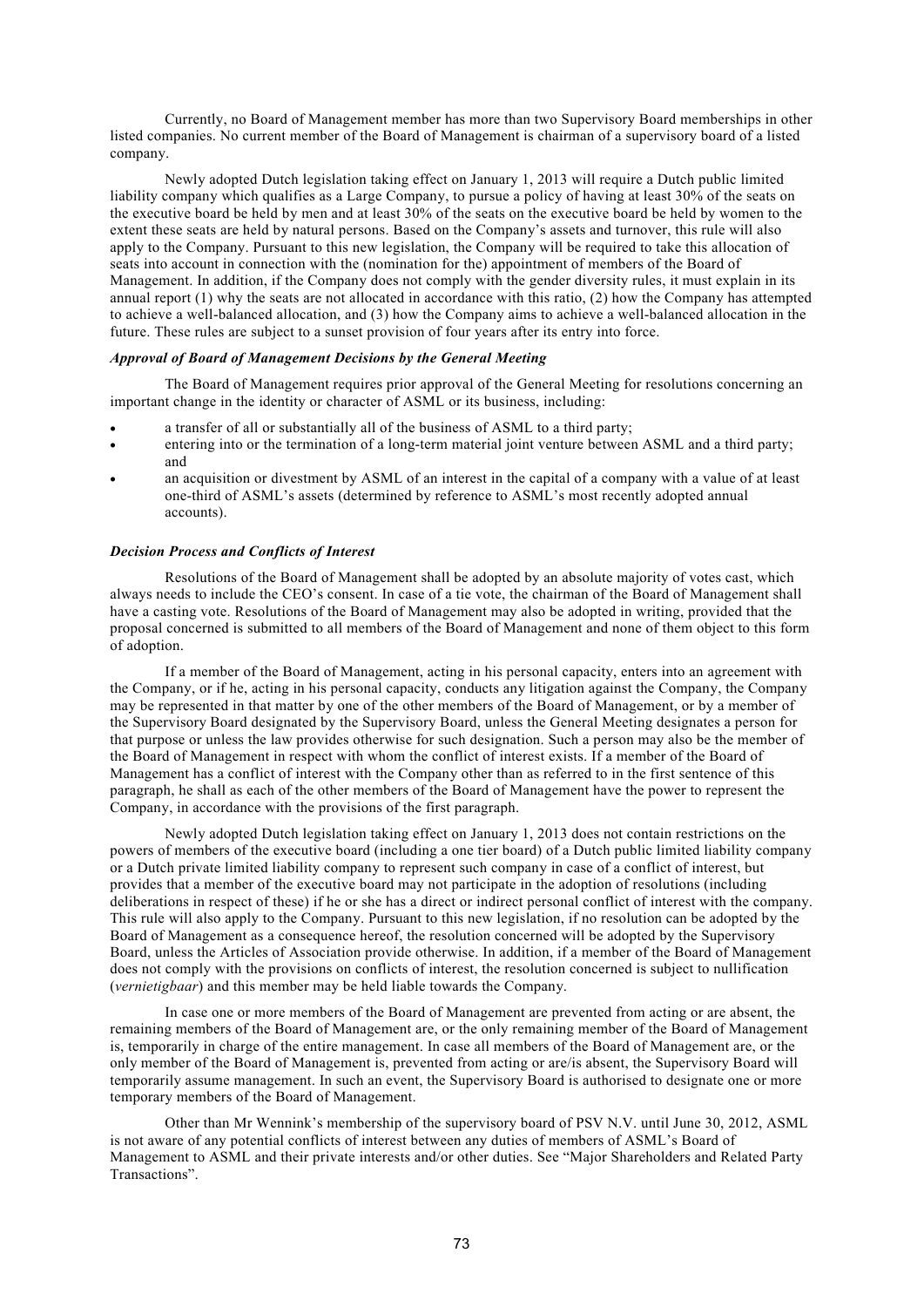Currently, no Board of Management member has more than two Supervisory Board memberships in other listed companies. No current member of the Board of Management is chairman of a supervisory board of a listed company.

Newly adopted Dutch legislation taking effect on January 1, 2013 will require a Dutch public limited liability company which qualifies as a Large Company, to pursue a policy of having at least 30% of the seats on the executive board be held by men and at least 30% of the seats on the executive board be held by women to the extent these seats are held by natural persons. Based on the Company's assets and turnover, this rule will also apply to the Company. Pursuant to this new legislation, the Company will be required to take this allocation of seats into account in connection with the (nomination for the) appointment of members of the Board of Management. In addition, if the Company does not comply with the gender diversity rules, it must explain in its annual report (1) why the seats are not allocated in accordance with this ratio, (2) how the Company has attempted to achieve a well-balanced allocation, and (3) how the Company aims to achieve a well-balanced allocation in the future. These rules are subject to a sunset provision of four years after its entry into force.

***Approval of Board of Management Decisions by the General Meeting***

The Board of Management requires prior approval of the General Meeting for resolutions concerning an important change in the identity or character of ASML or its business, including:

- a transfer of all or substantially all of the business of ASML to a third party;
- entering into or the termination of a long-term material joint venture between ASML and a third party; and
- an acquisition or divestment by ASML of an interest in the capital of a company with a value of at least one-third of ASML's assets (determined by reference to ASML's most recently adopted annual accounts).

***Decision Process and Conflicts of Interest***

Resolutions of the Board of Management shall be adopted by an absolute majority of votes cast, which always needs to include the CEO's consent. In case of a tie vote, the chairman of the Board of Management shall have a casting vote. Resolutions of the Board of Management may also be adopted in writing, provided that the proposal concerned is submitted to all members of the Board of Management and none of them object to this form of adoption.

If a member of the Board of Management, acting in his personal capacity, enters into an agreement with the Company, or if he, acting in his personal capacity, conducts any litigation against the Company, the Company may be represented in that matter by one of the other members of the Board of Management, or by a member of the Supervisory Board designated by the Supervisory Board, unless the General Meeting designates a person for that purpose or unless the law provides otherwise for such designation. Such a person may also be the member of the Board of Management in respect with whom the conflict of interest exists. If a member of the Board of Management has a conflict of interest with the Company other than as referred to in the first sentence of this paragraph, he shall as each of the other members of the Board of Management have the power to represent the Company, in accordance with the provisions of the first paragraph.

Newly adopted Dutch legislation taking effect on January 1, 2013 does not contain restrictions on the powers of members of the executive board (including a one tier board) of a Dutch public limited liability company or a Dutch private limited liability company to represent such company in case of a conflict of interest, but provides that a member of the executive board may not participate in the adoption of resolutions (including deliberations in respect of these) if he or she has a direct or indirect personal conflict of interest with the company. This rule will also apply to the Company. Pursuant to this new legislation, if no resolution can be adopted by the Board of Management as a consequence hereof, the resolution concerned will be adopted by the Supervisory Board, unless the Articles of Association provide otherwise. In addition, if a member of the Board of Management does not comply with the provisions on conflicts of interest, the resolution concerned is subject to nullification (*vernietigbaar*) and this member may be held liable towards the Company.

In case one or more members of the Board of Management are prevented from acting or are absent, the remaining members of the Board of Management are, or the only remaining member of the Board of Management is, temporarily in charge of the entire management. In case all members of the Board of Management are, or the only member of the Board of Management is, prevented from acting or are/is absent, the Supervisory Board will temporarily assume management. In such an event, the Supervisory Board is authorised to designate one or more temporary members of the Board of Management.

Other than Mr Wennink's membership of the supervisory board of PSV N.V. until June 30, 2012, ASML is not aware of any potential conflicts of interest between any duties of members of ASML's Board of Management to ASML and their private interests and/or other duties. See "Major Shareholders and Related Party Transactions".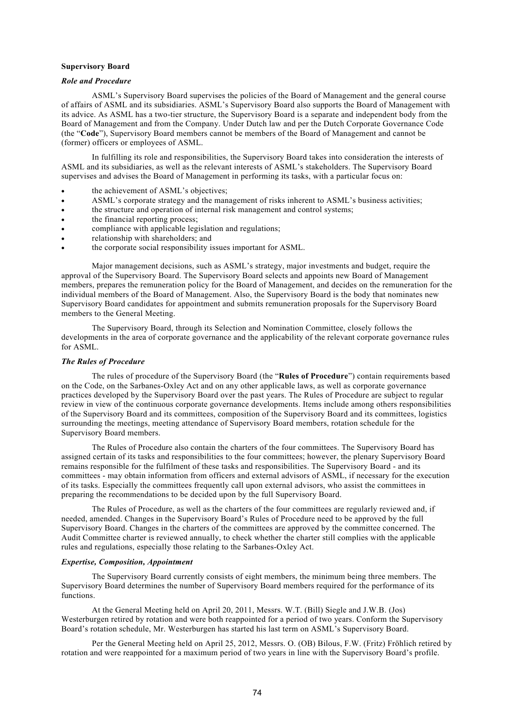**Supervisory Board**

***Role and Procedure***

ASML's Supervisory Board supervises the policies of the Board of Management and the general course of affairs of ASML and its subsidiaries. ASML's Supervisory Board also supports the Board of Management with its advice. As ASML has a two-tier structure, the Supervisory Board is a separate and independent body from the Board of Management and from the Company. Under Dutch law and per the Dutch Corporate Governance Code (the "**Code**"), Supervisory Board members cannot be members of the Board of Management and cannot be (former) officers or employees of ASML.

In fulfilling its role and responsibilities, the Supervisory Board takes into consideration the interests of ASML and its subsidiaries, as well as the relevant interests of ASML's stakeholders. The Supervisory Board supervises and advises the Board of Management in performing its tasks, with a particular focus on:

- the achievement of ASML's objectives;
- ASML's corporate strategy and the management of risks inherent to ASML's business activities;
- the structure and operation of internal risk management and control systems;
- the financial reporting process;
- compliance with applicable legislation and regulations;
- relationship with shareholders; and
- the corporate social responsibility issues important for ASML.

Major management decisions, such as ASML's strategy, major investments and budget, require the approval of the Supervisory Board. The Supervisory Board selects and appoints new Board of Management members, prepares the remuneration policy for the Board of Management, and decides on the remuneration for the individual members of the Board of Management. Also, the Supervisory Board is the body that nominates new Supervisory Board candidates for appointment and submits remuneration proposals for the Supervisory Board members to the General Meeting.

The Supervisory Board, through its Selection and Nomination Committee, closely follows the developments in the area of corporate governance and the applicability of the relevant corporate governance rules for ASML.

***The Rules of Procedure***

The rules of procedure of the Supervisory Board (the "**Rules of Procedure**") contain requirements based on the Code, on the Sarbanes-Oxley Act and on any other applicable laws, as well as corporate governance practices developed by the Supervisory Board over the past years. The Rules of Procedure are subject to regular review in view of the continuous corporate governance developments. Items include among others responsibilities of the Supervisory Board and its committees, composition of the Supervisory Board and its committees, logistics surrounding the meetings, meeting attendance of Supervisory Board members, rotation schedule for the Supervisory Board members.

The Rules of Procedure also contain the charters of the four committees. The Supervisory Board has assigned certain of its tasks and responsibilities to the four committees; however, the plenary Supervisory Board remains responsible for the fulfilment of these tasks and responsibilities. The Supervisory Board - and its committees - may obtain information from officers and external advisors of ASML, if necessary for the execution of its tasks. Especially the committees frequently call upon external advisors, who assist the committees in preparing the recommendations to be decided upon by the full Supervisory Board.

The Rules of Procedure, as well as the charters of the four committees are regularly reviewed and, if needed, amended. Changes in the Supervisory Board's Rules of Procedure need to be approved by the full Supervisory Board. Changes in the charters of the committees are approved by the committee concerned. The Audit Committee charter is reviewed annually, to check whether the charter still complies with the applicable rules and regulations, especially those relating to the Sarbanes-Oxley Act.

***Expertise, Composition, Appointment***

The Supervisory Board currently consists of eight members, the minimum being three members. The Supervisory Board determines the number of Supervisory Board members required for the performance of its functions.

At the General Meeting held on April 20, 2011, Messrs. W.T. (Bill) Siegle and J.W.B. (Jos) Westerburgen retired by rotation and were both reappointed for a period of two years. Conform the Supervisory Board's rotation schedule, Mr. Westerburgen has started his last term on ASML's Supervisory Board.

Per the General Meeting held on April 25, 2012, Messrs. O. (OB) Bilous, F.W. (Fritz) Fröhlich retired by rotation and were reappointed for a maximum period of two years in line with the Supervisory Board's profile.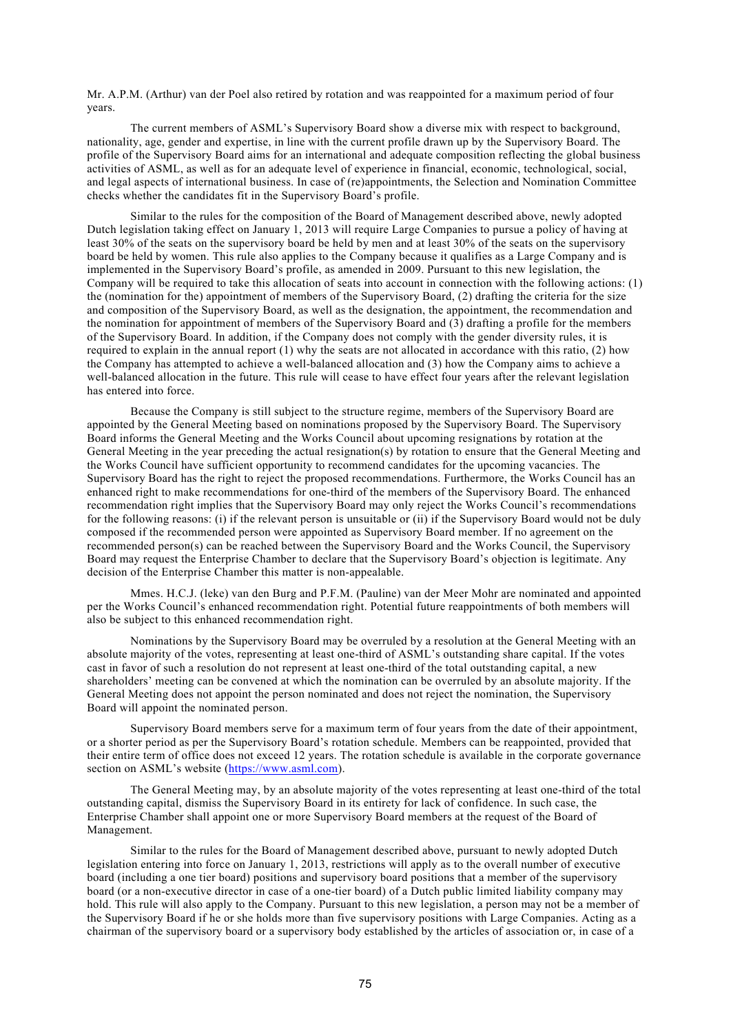Mr. A.P.M. (Arthur) van der Poel also retired by rotation and was reappointed for a maximum period of four years.

The current members of ASML's Supervisory Board show a diverse mix with respect to background, nationality, age, gender and expertise, in line with the current profile drawn up by the Supervisory Board. The profile of the Supervisory Board aims for an international and adequate composition reflecting the global business activities of ASML, as well as for an adequate level of experience in financial, economic, technological, social, and legal aspects of international business. In case of (re)appointments, the Selection and Nomination Committee checks whether the candidates fit in the Supervisory Board's profile.

Similar to the rules for the composition of the Board of Management described above, newly adopted Dutch legislation taking effect on January 1, 2013 will require Large Companies to pursue a policy of having at least 30% of the seats on the supervisory board be held by men and at least 30% of the seats on the supervisory board be held by women. This rule also applies to the Company because it qualifies as a Large Company and is implemented in the Supervisory Board's profile, as amended in 2009. Pursuant to this new legislation, the Company will be required to take this allocation of seats into account in connection with the following actions: (1) the (nomination for the) appointment of members of the Supervisory Board, (2) drafting the criteria for the size and composition of the Supervisory Board, as well as the designation, the appointment, the recommendation and the nomination for appointment of members of the Supervisory Board and (3) drafting a profile for the members of the Supervisory Board. In addition, if the Company does not comply with the gender diversity rules, it is required to explain in the annual report (1) why the seats are not allocated in accordance with this ratio, (2) how the Company has attempted to achieve a well-balanced allocation and (3) how the Company aims to achieve a well-balanced allocation in the future. This rule will cease to have effect four years after the relevant legislation has entered into force.

Because the Company is still subject to the structure regime, members of the Supervisory Board are appointed by the General Meeting based on nominations proposed by the Supervisory Board. The Supervisory Board informs the General Meeting and the Works Council about upcoming resignations by rotation at the General Meeting in the year preceding the actual resignation(s) by rotation to ensure that the General Meeting and the Works Council have sufficient opportunity to recommend candidates for the upcoming vacancies. The Supervisory Board has the right to reject the proposed recommendations. Furthermore, the Works Council has an enhanced right to make recommendations for one-third of the members of the Supervisory Board. The enhanced recommendation right implies that the Supervisory Board may only reject the Works Council's recommendations for the following reasons: (i) if the relevant person is unsuitable or (ii) if the Supervisory Board would not be duly composed if the recommended person were appointed as Supervisory Board member. If no agreement on the recommended person(s) can be reached between the Supervisory Board and the Works Council, the Supervisory Board may request the Enterprise Chamber to declare that the Supervisory Board's objection is legitimate. Any decision of the Enterprise Chamber this matter is non-appealable.

Mmes. H.C.J. (Ieke) van den Burg and P.F.M. (Pauline) van der Meer Mohr are nominated and appointed per the Works Council's enhanced recommendation right. Potential future reappointments of both members will also be subject to this enhanced recommendation right.

Nominations by the Supervisory Board may be overruled by a resolution at the General Meeting with an absolute majority of the votes, representing at least one-third of ASML's outstanding share capital. If the votes cast in favor of such a resolution do not represent at least one-third of the total outstanding capital, a new shareholders' meeting can be convened at which the nomination can be overruled by an absolute majority. If the General Meeting does not appoint the person nominated and does not reject the nomination, the Supervisory Board will appoint the nominated person.

Supervisory Board members serve for a maximum term of four years from the date of their appointment, or a shorter period as per the Supervisory Board's rotation schedule. Members can be reappointed, provided that their entire term of office does not exceed 12 years. The rotation schedule is available in the corporate governance section on ASML's website (https://www.asml.com).

The General Meeting may, by an absolute majority of the votes representing at least one-third of the total outstanding capital, dismiss the Supervisory Board in its entirety for lack of confidence. In such case, the Enterprise Chamber shall appoint one or more Supervisory Board members at the request of the Board of Management.

Similar to the rules for the Board of Management described above, pursuant to newly adopted Dutch legislation entering into force on January 1, 2013, restrictions will apply as to the overall number of executive board (including a one tier board) positions and supervisory board positions that a member of the supervisory board (or a non-executive director in case of a one-tier board) of a Dutch public limited liability company may hold. This rule will also apply to the Company. Pursuant to this new legislation, a person may not be a member of the Supervisory Board if he or she holds more than five supervisory positions with Large Companies. Acting as a chairman of the supervisory board or a supervisory body established by the articles of association or, in case of a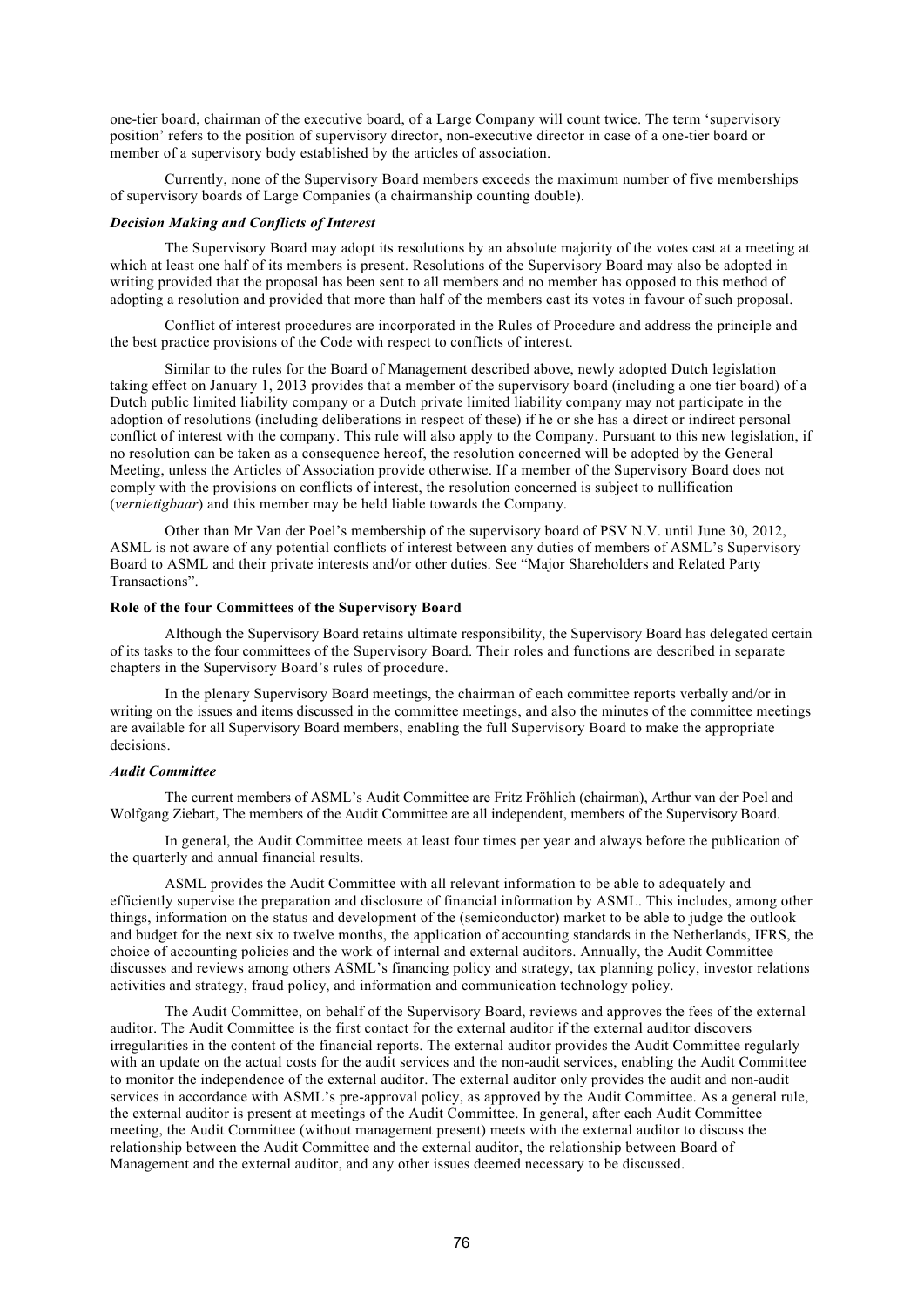one-tier board, chairman of the executive board, of a Large Company will count twice. The term 'supervisory position' refers to the position of supervisory director, non-executive director in case of a one-tier board or member of a supervisory body established by the articles of association.

Currently, none of the Supervisory Board members exceeds the maximum number of five memberships of supervisory boards of Large Companies (a chairmanship counting double).

### *Decision Making and Conflicts of Interest*

The Supervisory Board may adopt its resolutions by an absolute majority of the votes cast at a meeting at which at least one half of its members is present. Resolutions of the Supervisory Board may also be adopted in writing provided that the proposal has been sent to all members and no member has opposed to this method of adopting a resolution and provided that more than half of the members cast its votes in favour of such proposal.

Conflict of interest procedures are incorporated in the Rules of Procedure and address the principle and the best practice provisions of the Code with respect to conflicts of interest.

Similar to the rules for the Board of Management described above, newly adopted Dutch legislation taking effect on January 1, 2013 provides that a member of the supervisory board (including a one tier board) of a Dutch public limited liability company or a Dutch private limited liability company may not participate in the adoption of resolutions (including deliberations in respect of these) if he or she has a direct or indirect personal conflict of interest with the company. This rule will also apply to the Company. Pursuant to this new legislation, if no resolution can be taken as a consequence hereof, the resolution concerned will be adopted by the General Meeting, unless the Articles of Association provide otherwise. If a member of the Supervisory Board does not comply with the provisions on conflicts of interest, the resolution concerned is subject to nullification (*vernietigbaar*) and this member may be held liable towards the Company.

Other than Mr Van der Poel's membership of the supervisory board of PSV N.V. until June 30, 2012, ASML is not aware of any potential conflicts of interest between any duties of members of ASML's Supervisory Board to ASML and their private interests and/or other duties. See "Major Shareholders and Related Party Transactions".

## Role of the four Committees of the Supervisory Board

Although the Supervisory Board retains ultimate responsibility, the Supervisory Board has delegated certain of its tasks to the four committees of the Supervisory Board. Their roles and functions are described in separate chapters in the Supervisory Board's rules of procedure.

In the plenary Supervisory Board meetings, the chairman of each committee reports verbally and/or in writing on the issues and items discussed in the committee meetings, and also the minutes of the committee meetings are available for all Supervisory Board members, enabling the full Supervisory Board to make the appropriate decisions.

### *Audit Committee*

The current members of ASML's Audit Committee are Fritz Fröhlich (chairman), Arthur van der Poel and Wolfgang Ziebart, The members of the Audit Committee are all independent, members of the Supervisory Board.

In general, the Audit Committee meets at least four times per year and always before the publication of the quarterly and annual financial results.

ASML provides the Audit Committee with all relevant information to be able to adequately and efficiently supervise the preparation and disclosure of financial information by ASML. This includes, among other things, information on the status and development of the (semiconductor) market to be able to judge the outlook and budget for the next six to twelve months, the application of accounting standards in the Netherlands, IFRS, the choice of accounting policies and the work of internal and external auditors. Annually, the Audit Committee discusses and reviews among others ASML's financing policy and strategy, tax planning policy, investor relations activities and strategy, fraud policy, and information and communication technology policy.

The Audit Committee, on behalf of the Supervisory Board, reviews and approves the fees of the external auditor. The Audit Committee is the first contact for the external auditor if the external auditor discovers irregularities in the content of the financial reports. The external auditor provides the Audit Committee regularly with an update on the actual costs for the audit services and the non-audit services, enabling the Audit Committee to monitor the independence of the external auditor. The external auditor only provides the audit and non-audit services in accordance with ASML's pre-approval policy, as approved by the Audit Committee. As a general rule, the external auditor is present at meetings of the Audit Committee. In general, after each Audit Committee meeting, the Audit Committee (without management present) meets with the external auditor to discuss the relationship between the Audit Committee and the external auditor, the relationship between Board of Management and the external auditor, and any other issues deemed necessary to be discussed.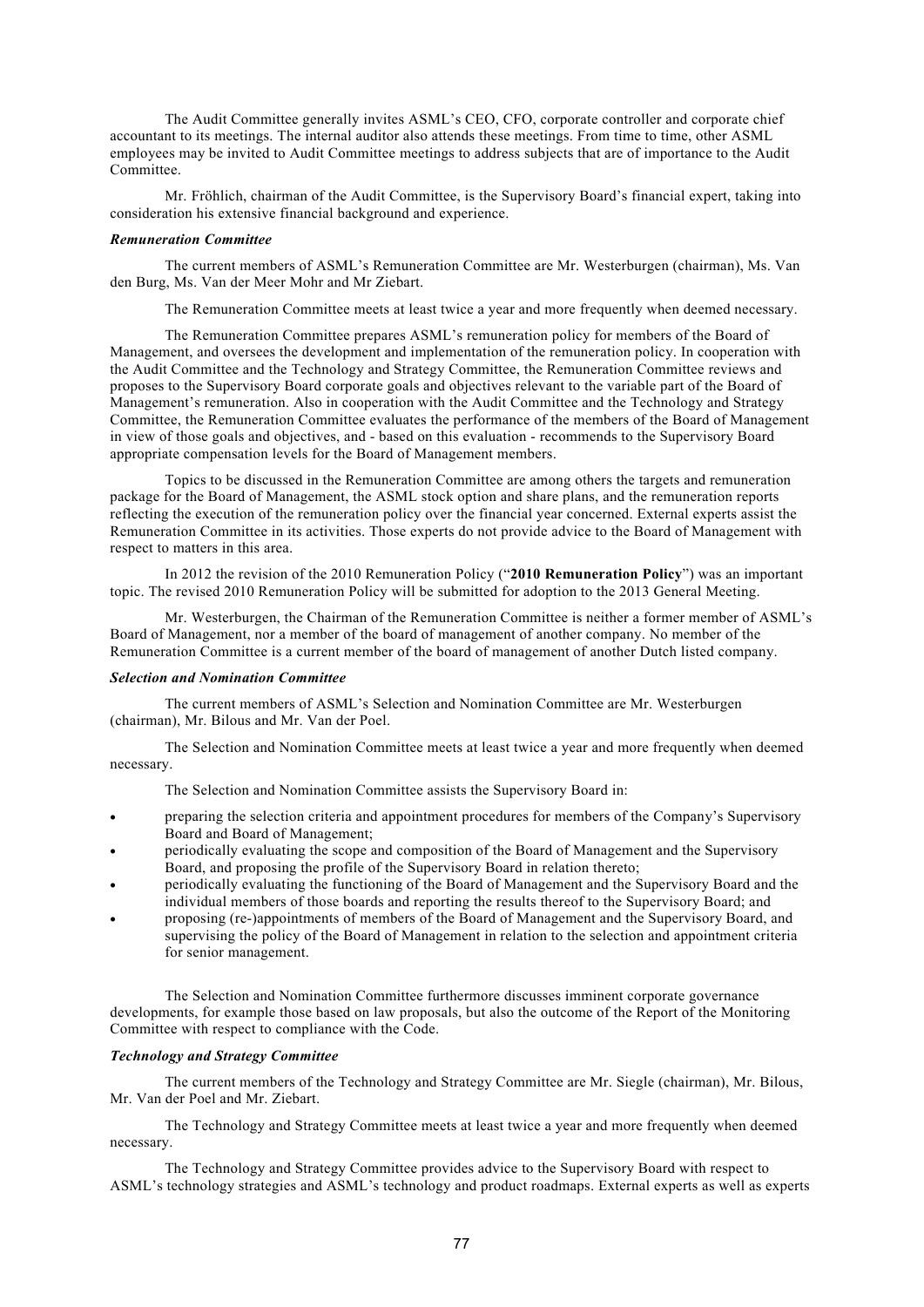The Audit Committee generally invites ASML's CEO, CFO, corporate controller and corporate chief accountant to its meetings. The internal auditor also attends these meetings. From time to time, other ASML employees may be invited to Audit Committee meetings to address subjects that are of importance to the Audit Committee.

Mr. Fröhlich, chairman of the Audit Committee, is the Supervisory Board's financial expert, taking into consideration his extensive financial background and experience.

***Remuneration Committee***

The current members of ASML's Remuneration Committee are Mr. Westerburgen (chairman), Ms. Van den Burg, Ms. Van der Meer Mohr and Mr Ziebart.

The Remuneration Committee meets at least twice a year and more frequently when deemed necessary.

The Remuneration Committee prepares ASML's remuneration policy for members of the Board of Management, and oversees the development and implementation of the remuneration policy. In cooperation with the Audit Committee and the Technology and Strategy Committee, the Remuneration Committee reviews and proposes to the Supervisory Board corporate goals and objectives relevant to the variable part of the Board of Management's remuneration. Also in cooperation with the Audit Committee and the Technology and Strategy Committee, the Remuneration Committee evaluates the performance of the members of the Board of Management in view of those goals and objectives, and - based on this evaluation - recommends to the Supervisory Board appropriate compensation levels for the Board of Management members.

Topics to be discussed in the Remuneration Committee are among others the targets and remuneration package for the Board of Management, the ASML stock option and share plans, and the remuneration reports reflecting the execution of the remuneration policy over the financial year concerned. External experts assist the Remuneration Committee in its activities. Those experts do not provide advice to the Board of Management with respect to matters in this area.

In 2012 the revision of the 2010 Remuneration Policy ("**2010 Remuneration Policy**") was an important topic. The revised 2010 Remuneration Policy will be submitted for adoption to the 2013 General Meeting.

Mr. Westerburgen, the Chairman of the Remuneration Committee is neither a former member of ASML's Board of Management, nor a member of the board of management of another company. No member of the Remuneration Committee is a current member of the board of management of another Dutch listed company.

***Selection and Nomination Committee***

The current members of ASML's Selection and Nomination Committee are Mr. Westerburgen (chairman), Mr. Bilous and Mr. Van der Poel.

The Selection and Nomination Committee meets at least twice a year and more frequently when deemed necessary.

The Selection and Nomination Committee assists the Supervisory Board in:

- preparing the selection criteria and appointment procedures for members of the Company's Supervisory Board and Board of Management;
- periodically evaluating the scope and composition of the Board of Management and the Supervisory Board, and proposing the profile of the Supervisory Board in relation thereto;
- periodically evaluating the functioning of the Board of Management and the Supervisory Board and the individual members of those boards and reporting the results thereof to the Supervisory Board; and
- proposing (re-)appointments of members of the Board of Management and the Supervisory Board, and supervising the policy of the Board of Management in relation to the selection and appointment criteria for senior management.

The Selection and Nomination Committee furthermore discusses imminent corporate governance developments, for example those based on law proposals, but also the outcome of the Report of the Monitoring Committee with respect to compliance with the Code.

***Technology and Strategy Committee***

The current members of the Technology and Strategy Committee are Mr. Siegle (chairman), Mr. Bilous, Mr. Van der Poel and Mr. Ziebart.

The Technology and Strategy Committee meets at least twice a year and more frequently when deemed necessary.

The Technology and Strategy Committee provides advice to the Supervisory Board with respect to ASML's technology strategies and ASML's technology and product roadmaps. External experts as well as experts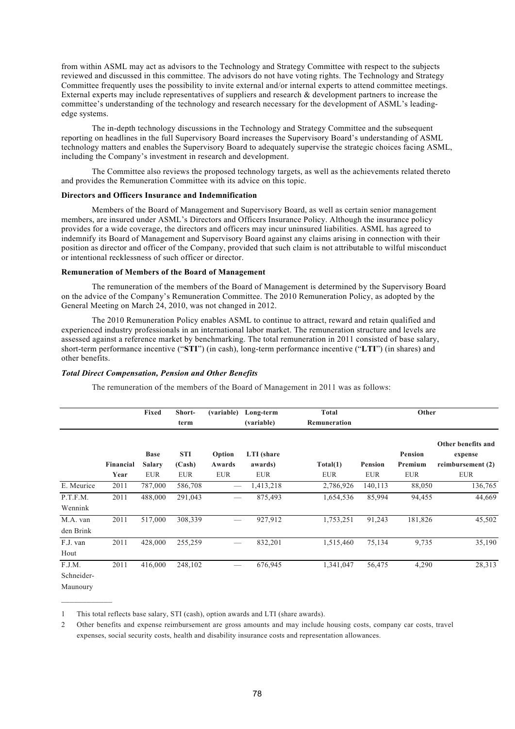from within ASML may act as advisors to the Technology and Strategy Committee with respect to the subjects reviewed and discussed in this committee. The advisors do not have voting rights. The Technology and Strategy Committee frequently uses the possibility to invite external and/or internal experts to attend committee meetings. External experts may include representatives of suppliers and research & development partners to increase the committee's understanding of the technology and research necessary for the development of ASML's leading-edge systems.

The in-depth technology discussions in the Technology and Strategy Committee and the subsequent reporting on headlines in the full Supervisory Board increases the Supervisory Board's understanding of ASML technology matters and enables the Supervisory Board to adequately supervise the strategic choices facing ASML, including the Company's investment in research and development.

The Committee also reviews the proposed technology targets, as well as the achievements related thereto and provides the Remuneration Committee with its advice on this topic.

**Directors and Officers Insurance and Indemnification**

Members of the Board of Management and Supervisory Board, as well as certain senior management members, are insured under ASML's Directors and Officers Insurance Policy. Although the insurance policy provides for a wide coverage, the directors and officers may incur uninsured liabilities. ASML has agreed to indemnify its Board of Management and Supervisory Board against any claims arising in connection with their position as director and officer of the Company, provided that such claim is not attributable to wilful misconduct or intentional recklessness of such officer or director.

**Remuneration of Members of the Board of Management**

The remuneration of the members of the Board of Management is determined by the Supervisory Board on the advice of the Company's Remuneration Committee. The 2010 Remuneration Policy, as adopted by the General Meeting on March 24, 2010, was not changed in 2012.

The 2010 Remuneration Policy enables ASML to continue to attract, reward and retain qualified and experienced industry professionals in an international labor market. The remuneration structure and levels are assessed against a reference market by benchmarking. The total remuneration in 2011 consisted of base salary, short-term performance incentive ("**STI**") (in cash), long-term performance incentive ("**LTI**") (in shares) and other benefits.

***Total Direct Compensation, Pension and Other Benefits***

The remuneration of the members of the Board of Management in 2011 was as follows:

| | | Fixed | Short-term | (variable) | Long-term (variable) | Total Remuneration | Other | | |
|---|---|---|---|---|---|---|---|---|---|
| | Financial Year | Base Salary EUR | STI (Cash) EUR | Option Awards EUR | LTI (share awards) EUR | Total(1) EUR | Pension EUR | Pension Premium EUR | Other benefits and expense reimbursement (2) EUR |
| E. Meurice | 2011 | 787,000 | 586,708 | — | 1,413,218 | 2,786,926 | 140,113 | 88,050 | 136,765 |
| P.T.F.M. Wennink | 2011 | 488,000 | 291,043 | — | 875,493 | 1,654,536 | 85,994 | 94,455 | 44,669 |
| M.A. van den Brink | 2011 | 517,000 | 308,339 | — | 927,912 | 1,753,251 | 91,243 | 181,826 | 45,502 |
| F.J. van Hout | 2011 | 428,000 | 255,259 | — | 832,201 | 1,515,460 | 75,134 | 9,735 | 35,190 |
| F.J.M. Schneider-Maunoury | 2011 | 416,000 | 248,102 | — | 676,945 | 1,341,047 | 56,475 | 4,290 | 28,313 |

1 This total reflects base salary, STI (cash), option awards and LTI (share awards).

2 Other benefits and expense reimbursement are gross amounts and may include housing costs, company car costs, travel expenses, social security costs, health and disability insurance costs and representation allowances.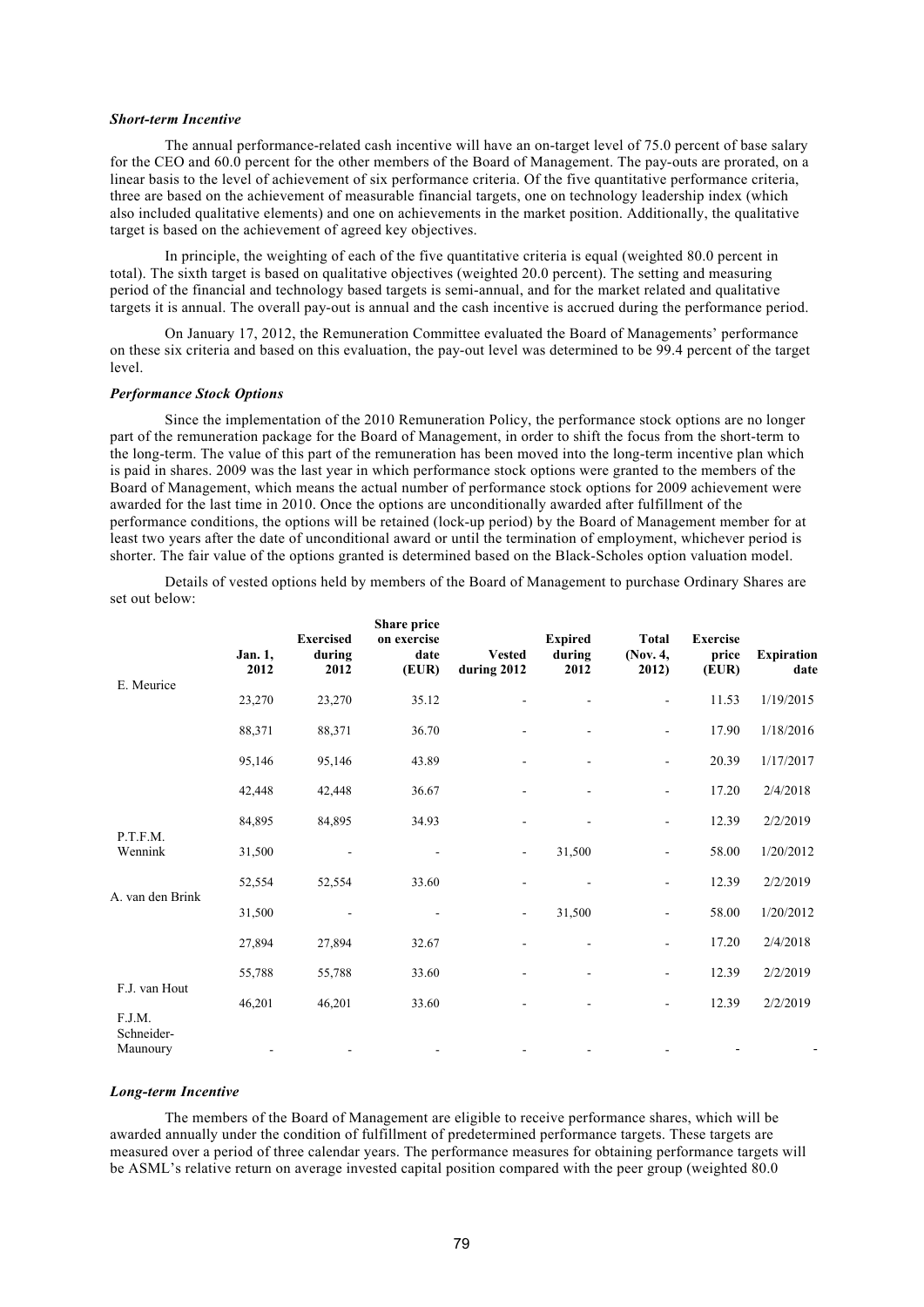### *Short-term Incentive*

The annual performance-related cash incentive will have an on-target level of 75.0 percent of base salary for the CEO and 60.0 percent for the other members of the Board of Management. The pay-outs are prorated, on a linear basis to the level of achievement of six performance criteria. Of the five quantitative performance criteria, three are based on the achievement of measurable financial targets, one on technology leadership index (which also included qualitative elements) and one on achievements in the market position. Additionally, the qualitative target is based on the achievement of agreed key objectives.

In principle, the weighting of each of the five quantitative criteria is equal (weighted 80.0 percent in total). The sixth target is based on qualitative objectives (weighted 20.0 percent). The setting and measuring period of the financial and technology based targets is semi-annual, and for the market related and qualitative targets it is annual. The overall pay-out is annual and the cash incentive is accrued during the performance period.

On January 17, 2012, the Remuneration Committee evaluated the Board of Managements' performance on these six criteria and based on this evaluation, the pay-out level was determined to be 99.4 percent of the target level.

### *Performance Stock Options*

Since the implementation of the 2010 Remuneration Policy, the performance stock options are no longer part of the remuneration package for the Board of Management, in order to shift the focus from the short-term to the long-term. The value of this part of the remuneration has been moved into the long-term incentive plan which is paid in shares. 2009 was the last year in which performance stock options were granted to the members of the Board of Management, which means the actual number of performance stock options for 2009 achievement were awarded for the last time in 2010. Once the options are unconditionally awarded after fulfillment of the performance conditions, the options will be retained (lock-up period) by the Board of Management member for at least two years after the date of unconditional award or until the termination of employment, whichever period is shorter. The fair value of the options granted is determined based on the Black-Scholes option valuation model.

Details of vested options held by members of the Board of Management to purchase Ordinary Shares are set out below:

| | Jan. 1, 2012 | Exercised during 2012 | Share price on exercise date (EUR) | Vested during 2012 | Expired during 2012 | Total (Nov. 4, 2012) | Exercise price (EUR) | Expiration date |
|---|---|---|---|---|---|---|---|---|
| E. Meurice | | | | | | | | |
| | 23,270 | 23,270 | 35.12 | - | - | - | 11.53 | 1/19/2015 |
| | 88,371 | 88,371 | 36.70 | - | - | - | 17.90 | 1/18/2016 |
| | 95,146 | 95,146 | 43.89 | - | - | - | 20.39 | 1/17/2017 |
| | 42,448 | 42,448 | 36.67 | - | - | - | 17.20 | 2/4/2018 |
| | 84,895 | 84,895 | 34.93 | - | - | - | 12.39 | 2/2/2019 |
| P.T.F.M. Wennink | 31,500 | - | - | - | 31,500 | - | 58.00 | 1/20/2012 |
| | 52,554 | 52,554 | 33.60 | - | - | - | 12.39 | 2/2/2019 |
| A. van den Brink | | | | | | | | |
| | 31,500 | - | - | - | 31,500 | - | 58.00 | 1/20/2012 |
| | 27,894 | 27,894 | 32.67 | - | - | - | 17.20 | 2/4/2018 |
| | 55,788 | 55,788 | 33.60 | - | - | - | 12.39 | 2/2/2019 |
| F.J. van Hout | | | | | | | | |
| | 46,201 | 46,201 | 33.60 | - | - | - | 12.39 | 2/2/2019 |
| F.J.M. Schneider-Maunoury | - | - | - | - | - | - | - | - |

### *Long-term Incentive*

The members of the Board of Management are eligible to receive performance shares, which will be awarded annually under the condition of fulfillment of predetermined performance targets. These targets are measured over a period of three calendar years. The performance measures for obtaining performance targets will be ASML's relative return on average invested capital position compared with the peer group (weighted 80.0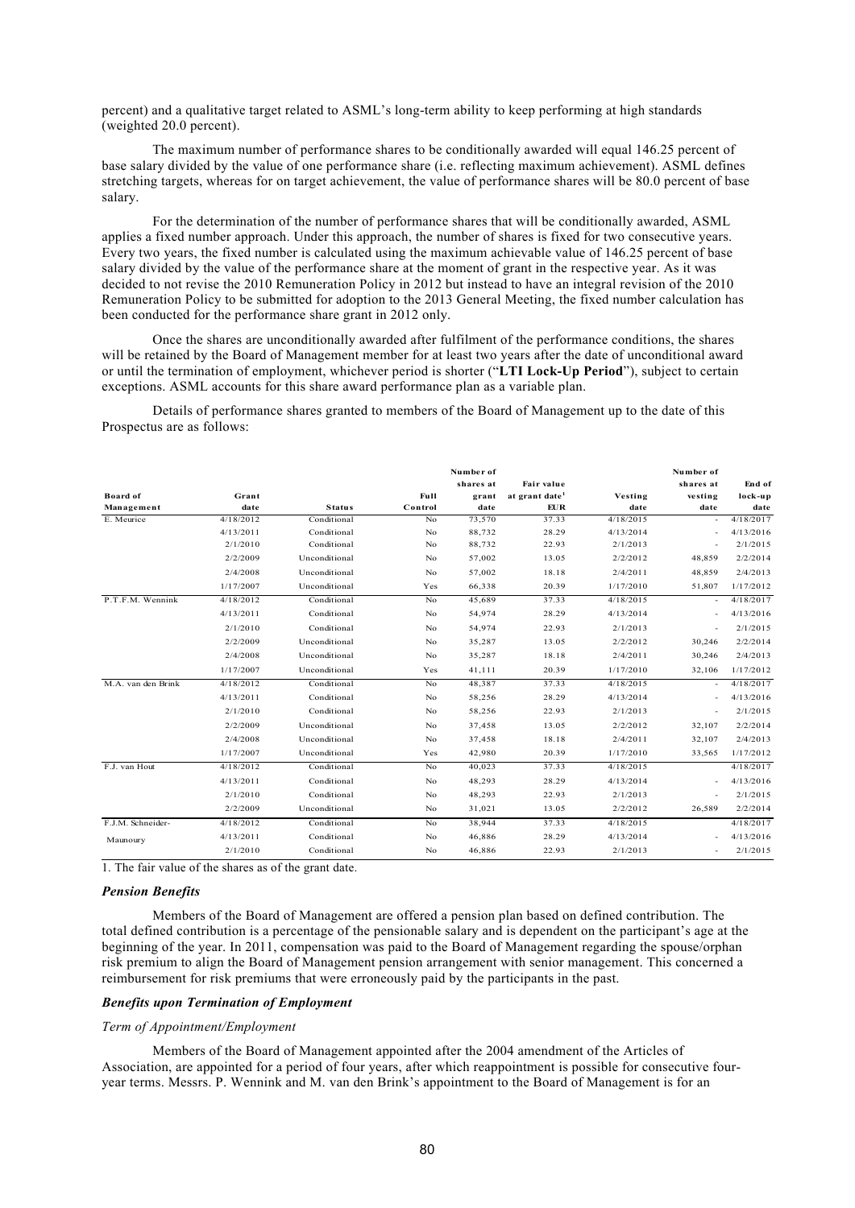percent) and a qualitative target related to ASML's long-term ability to keep performing at high standards (weighted 20.0 percent).

The maximum number of performance shares to be conditionally awarded will equal 146.25 percent of base salary divided by the value of one performance share (i.e. reflecting maximum achievement). ASML defines stretching targets, whereas for on target achievement, the value of performance shares will be 80.0 percent of base salary.

For the determination of the number of performance shares that will be conditionally awarded, ASML applies a fixed number approach. Under this approach, the number of shares is fixed for two consecutive years. Every two years, the fixed number is calculated using the maximum achievable value of 146.25 percent of base salary divided by the value of the performance share at the moment of grant in the respective year. As it was decided to not revise the 2010 Remuneration Policy in 2012 but instead to have an integral revision of the 2010 Remuneration Policy to be submitted for adoption to the 2013 General Meeting, the fixed number calculation has been conducted for the performance share grant in 2012 only.

Once the shares are unconditionally awarded after fulfilment of the performance conditions, the shares will be retained by the Board of Management member for at least two years after the date of unconditional award or until the termination of employment, whichever period is shorter ("**LTI Lock-Up Period**"), subject to certain exceptions. ASML accounts for this share award performance plan as a variable plan.

Details of performance shares granted to members of the Board of Management up to the date of this Prospectus are as follows:

| Board of Management | Grant date | Status | Full Control | Number of shares at grant date | Fair value at grant date[1] EUR | Vesting date | Number of shares at vesting date | End of lock-up date |
|---|---|---|---|---|---|---|---|---|
| E. Meurice | 4/18/2012 | Conditional | No | 73,570 | 37.33 | 4/18/2015 | - | 4/18/2017 |
| | 4/13/2011 | Conditional | No | 88,732 | 28.29 | 4/13/2014 | - | 4/13/2016 |
| | 2/1/2010 | Conditional | No | 88,732 | 22.93 | 2/1/2013 | - | 2/1/2015 |
| | 2/2/2009 | Unconditional | No | 57,002 | 13.05 | 2/2/2012 | 48,859 | 2/2/2014 |
| | 2/4/2008 | Unconditional | No | 57,002 | 18.18 | 2/4/2011 | 48,859 | 2/4/2013 |
| | 1/17/2007 | Unconditional | Yes | 66,338 | 20.39 | 1/17/2010 | 51,807 | 1/17/2012 |
| P.T.F.M. Wennink | 4/18/2012 | Conditional | No | 45,689 | 37.33 | 4/18/2015 | - | 4/18/2017 |
| | 4/13/2011 | Conditional | No | 54,974 | 28.29 | 4/13/2014 | - | 4/13/2016 |
| | 2/1/2010 | Conditional | No | 54,974 | 22.93 | 2/1/2013 | - | 2/1/2015 |
| | 2/2/2009 | Unconditional | No | 35,287 | 13.05 | 2/2/2012 | 30,246 | 2/2/2014 |
| | 2/4/2008 | Unconditional | No | 35,287 | 18.18 | 2/4/2011 | 30,246 | 2/4/2013 |
| | 1/17/2007 | Unconditional | Yes | 41,111 | 20.39 | 1/17/2010 | 32,106 | 1/17/2012 |
| M.A. van den Brink | 4/18/2012 | Conditional | No | 48,387 | 37.33 | 4/18/2015 | - | 4/18/2017 |
| | 4/13/2011 | Conditional | No | 58,256 | 28.29 | 4/13/2014 | - | 4/13/2016 |
| | 2/1/2010 | Conditional | No | 58,256 | 22.93 | 2/1/2013 | - | 2/1/2015 |
| | 2/2/2009 | Unconditional | No | 37,458 | 13.05 | 2/2/2012 | 32,107 | 2/2/2014 |
| | 2/4/2008 | Unconditional | No | 37,458 | 18.18 | 2/4/2011 | 32,107 | 2/4/2013 |
| | 1/17/2007 | Unconditional | Yes | 42,980 | 20.39 | 1/17/2010 | 33,565 | 1/17/2012 |
| F.J. van Hout | 4/18/2012 | Conditional | No | 40,023 | 37.33 | 4/18/2015 | | 4/18/2017 |
| | 4/13/2011 | Conditional | No | 48,293 | 28.29 | 4/13/2014 | - | 4/13/2016 |
| | 2/1/2010 | Conditional | No | 48,293 | 22.93 | 2/1/2013 | - | 2/1/2015 |
| | 2/2/2009 | Unconditional | No | 31,021 | 13.05 | 2/2/2012 | 26,589 | 2/2/2014 |
| F.J.M. Schneider-Maunoury | 4/18/2012 | Conditional | No | 38,944 | 37.33 | 4/18/2015 | | 4/18/2017 |
| | 4/13/2011 | Conditional | No | 46,886 | 28.29 | 4/13/2014 | - | 4/13/2016 |
| | 2/1/2010 | Conditional | No | 46,886 | 22.93 | 2/1/2013 | - | 2/1/2015 |

1. The fair value of the shares as of the grant date.

### *Pension Benefits*

Members of the Board of Management are offered a pension plan based on defined contribution. The total defined contribution is a percentage of the pensionable salary and is dependent on the participant's age at the beginning of the year. In 2011, compensation was paid to the Board of Management regarding the spouse/orphan risk premium to align the Board of Management pension arrangement with senior management. This concerned a reimbursement for risk premiums that were erroneously paid by the participants in the past.

### *Benefits upon Termination of Employment*

*Term of Appointment/Employment*

Members of the Board of Management appointed after the 2004 amendment of the Articles of Association, are appointed for a period of four years, after which reappointment is possible for consecutive four-year terms. Messrs. P. Wennink and M. van den Brink's appointment to the Board of Management is for an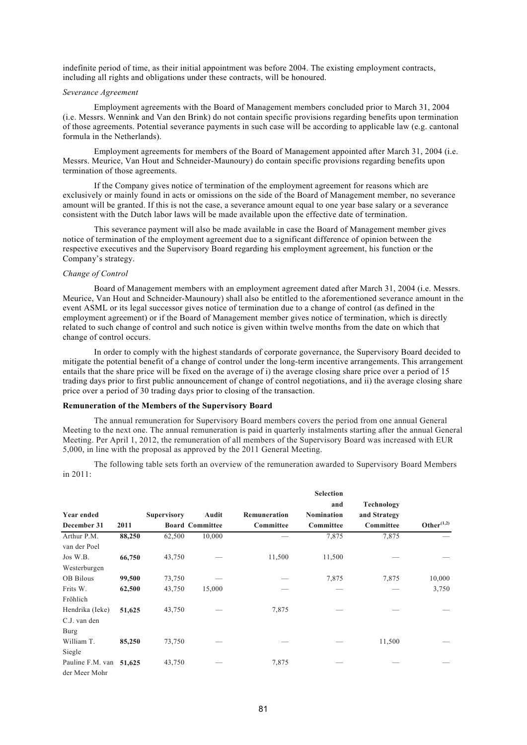indefinite period of time, as their initial appointment was before 2004. The existing employment contracts, including all rights and obligations under these contracts, will be honoured.

*Severance Agreement*

Employment agreements with the Board of Management members concluded prior to March 31, 2004 (i.e. Messrs. Wennink and Van den Brink) do not contain specific provisions regarding benefits upon termination of those agreements. Potential severance payments in such case will be according to applicable law (e.g. cantonal formula in the Netherlands).

Employment agreements for members of the Board of Management appointed after March 31, 2004 (i.e. Messrs. Meurice, Van Hout and Schneider-Maunoury) do contain specific provisions regarding benefits upon termination of those agreements.

If the Company gives notice of termination of the employment agreement for reasons which are exclusively or mainly found in acts or omissions on the side of the Board of Management member, no severance amount will be granted. If this is not the case, a severance amount equal to one year base salary or a severance consistent with the Dutch labor laws will be made available upon the effective date of termination.

This severance payment will also be made available in case the Board of Management member gives notice of termination of the employment agreement due to a significant difference of opinion between the respective executives and the Supervisory Board regarding his employment agreement, his function or the Company's strategy.

*Change of Control*

Board of Management members with an employment agreement dated after March 31, 2004 (i.e. Messrs. Meurice, Van Hout and Schneider-Maunoury) shall also be entitled to the aforementioned severance amount in the event ASML or its legal successor gives notice of termination due to a change of control (as defined in the employment agreement) or if the Board of Management member gives notice of termination, which is directly related to such change of control and such notice is given within twelve months from the date on which that change of control occurs.

In order to comply with the highest standards of corporate governance, the Supervisory Board decided to mitigate the potential benefit of a change of control under the long-term incentive arrangements. This arrangement entails that the share price will be fixed on the average of i) the average closing share price over a period of 15 trading days prior to first public announcement of change of control negotiations, and ii) the average closing share price over a period of 30 trading days prior to closing of the transaction.

**Remuneration of the Members of the Supervisory Board**

The annual remuneration for Supervisory Board members covers the period from one annual General Meeting to the next one. The annual remuneration is paid in quarterly instalments starting after the annual General Meeting. Per April 1, 2012, the remuneration of all members of the Supervisory Board was increased with EUR 5,000, in line with the proposal as approved by the 2011 General Meeting.

The following table sets forth an overview of the remuneration awarded to Supervisory Board Members in 2011:

| Year ended December 31 | 2011 | Supervisory Board | Audit Committee | Remuneration Committee | Selection and Nomination Committee | Technology and Strategy Committee | Other[1,2] |
|---|---|---|---|---|---|---|---|
| Arthur P.M. van der Poel | **88,250** | 62,500 | 10,000 | — | 7,875 | 7,875 | — |
| Jos W.B. Westerburgen | **66,750** | 43,750 | — | 11,500 | 11,500 | — | — |
| OB Bilous | **99,500** | 73,750 | — | — | 7,875 | 7,875 | 10,000 |
| Frits W. Fröhlich | **62,500** | 43,750 | 15,000 | — | — | — | 3,750 |
| Hendrika (Ieke) C.J. van den Burg | **51,625** | 43,750 | — | 7,875 | — | — | — |
| William T. Siegle | **85,250** | 73,750 | — | — | — | 11,500 | — |
| Pauline F.M. van der Meer Mohr | **51,625** | 43,750 | — | 7,875 | — | — | — |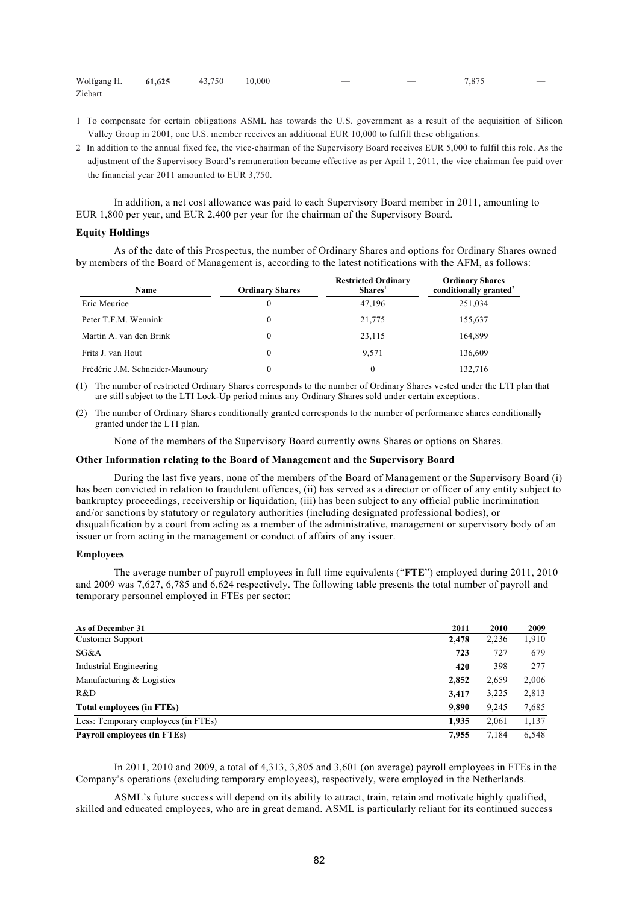| Wolfgang H. Ziebart | **61,625** | 43,750 | 10,000 | — | — | 7,875 | — |
|---|---|---|---|---|---|---|---|

1 To compensate for certain obligations ASML has towards the U.S. government as a result of the acquisition of Silicon Valley Group in 2001, one U.S. member receives an additional EUR 10,000 to fulfill these obligations.

2 In addition to the annual fixed fee, the vice-chairman of the Supervisory Board receives EUR 5,000 to fulfil this role. As the adjustment of the Supervisory Board's remuneration became effective as per April 1, 2011, the vice chairman fee paid over the financial year 2011 amounted to EUR 3,750.

In addition, a net cost allowance was paid to each Supervisory Board member in 2011, amounting to EUR 1,800 per year, and EUR 2,400 per year for the chairman of the Supervisory Board.

**Equity Holdings**

As of the date of this Prospectus, the number of Ordinary Shares and options for Ordinary Shares owned by members of the Board of Management is, according to the latest notifications with the AFM, as follows:

| Name | Ordinary Shares | Restricted Ordinary Shares[1] | Ordinary Shares conditionally granted[2] |
|---|---|---|---|
| Eric Meurice | 0 | 47,196 | 251,034 |
| Peter T.F.M. Wennink | 0 | 21,775 | 155,637 |
| Martin A. van den Brink | 0 | 23,115 | 164,899 |
| Frits J. van Hout | 0 | 9,571 | 136,609 |
| Frédéric J.M. Schneider-Maunoury | 0 | 0 | 132,716 |

(1) The number of restricted Ordinary Shares corresponds to the number of Ordinary Shares vested under the LTI plan that are still subject to the LTI Lock-Up period minus any Ordinary Shares sold under certain exceptions.

(2) The number of Ordinary Shares conditionally granted corresponds to the number of performance shares conditionally granted under the LTI plan.

None of the members of the Supervisory Board currently owns Shares or options on Shares.

**Other Information relating to the Board of Management and the Supervisory Board**

During the last five years, none of the members of the Board of Management or the Supervisory Board (i) has been convicted in relation to fraudulent offences, (ii) has served as a director or officer of any entity subject to bankruptcy proceedings, receivership or liquidation, (iii) has been subject to any official public incrimination and/or sanctions by statutory or regulatory authorities (including designated professional bodies), or disqualification by a court from acting as a member of the administrative, management or supervisory body of an issuer or from acting in the management or conduct of affairs of any issuer.

**Employees**

The average number of payroll employees in full time equivalents ("**FTE**") employed during 2011, 2010 and 2009 was 7,627, 6,785 and 6,624 respectively. The following table presents the total number of payroll and temporary personnel employed in FTEs per sector:

| As of December 31 | 2011 | 2010 | 2009 |
|---|---|---|---|
| Customer Support | **2,478** | 2,236 | 1,910 |
| SG&A | **723** | 727 | 679 |
| Industrial Engineering | **420** | 398 | 277 |
| Manufacturing & Logistics | **2,852** | 2,659 | 2,006 |
| R&D | **3,417** | 3,225 | 2,813 |
| **Total employees (in FTEs)** | **9,890** | 9,245 | 7,685 |
| Less: Temporary employees (in FTEs) | **1,935** | 2,061 | 1,137 |
| **Payroll employees (in FTEs)** | **7,955** | 7,184 | 6,548 |

In 2011, 2010 and 2009, a total of 4,313, 3,805 and 3,601 (on average) payroll employees in FTEs in the Company's operations (excluding temporary employees), respectively, were employed in the Netherlands.

ASML's future success will depend on its ability to attract, train, retain and motivate highly qualified, skilled and educated employees, who are in great demand. ASML is particularly reliant for its continued success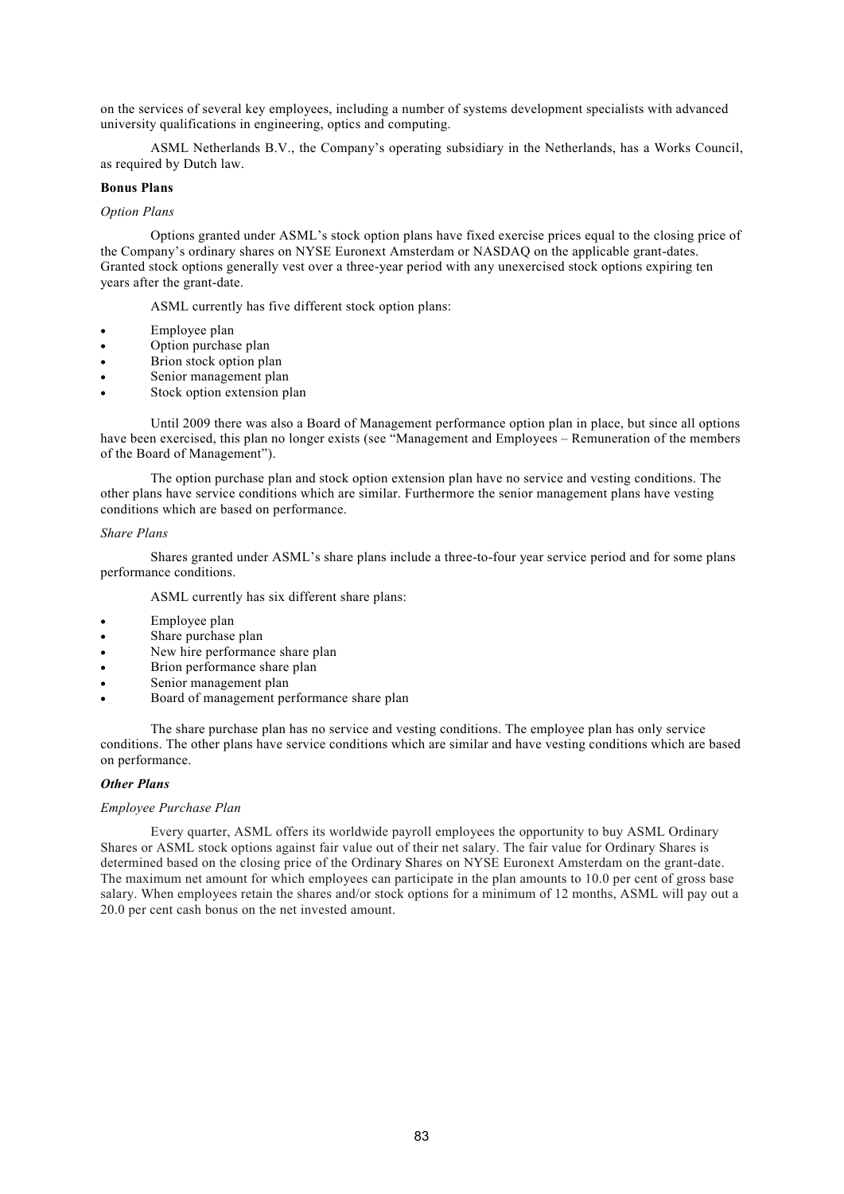on the services of several key employees, including a number of systems development specialists with advanced university qualifications in engineering, optics and computing.

ASML Netherlands B.V., the Company's operating subsidiary in the Netherlands, has a Works Council, as required by Dutch law.

**Bonus Plans**

*Option Plans*

Options granted under ASML's stock option plans have fixed exercise prices equal to the closing price of the Company's ordinary shares on NYSE Euronext Amsterdam or NASDAQ on the applicable grant-dates. Granted stock options generally vest over a three-year period with any unexercised stock options expiring ten years after the grant-date.

ASML currently has five different stock option plans:

- Employee plan
- Option purchase plan
- Brion stock option plan
- Senior management plan
- Stock option extension plan

Until 2009 there was also a Board of Management performance option plan in place, but since all options have been exercised, this plan no longer exists (see "Management and Employees – Remuneration of the members of the Board of Management").

The option purchase plan and stock option extension plan have no service and vesting conditions. The other plans have service conditions which are similar. Furthermore the senior management plans have vesting conditions which are based on performance.

*Share Plans*

Shares granted under ASML's share plans include a three-to-four year service period and for some plans performance conditions.

ASML currently has six different share plans:

- Employee plan
- Share purchase plan
- New hire performance share plan
- Brion performance share plan
- Senior management plan
- Board of management performance share plan

The share purchase plan has no service and vesting conditions. The employee plan has only service conditions. The other plans have service conditions which are similar and have vesting conditions which are based on performance.

***Other Plans***

*Employee Purchase Plan*

Every quarter, ASML offers its worldwide payroll employees the opportunity to buy ASML Ordinary Shares or ASML stock options against fair value out of their net salary. The fair value for Ordinary Shares is determined based on the closing price of the Ordinary Shares on NYSE Euronext Amsterdam on the grant-date. The maximum net amount for which employees can participate in the plan amounts to 10.0 per cent of gross base salary. When employees retain the shares and/or stock options for a minimum of 12 months, ASML will pay out a 20.0 per cent cash bonus on the net invested amount.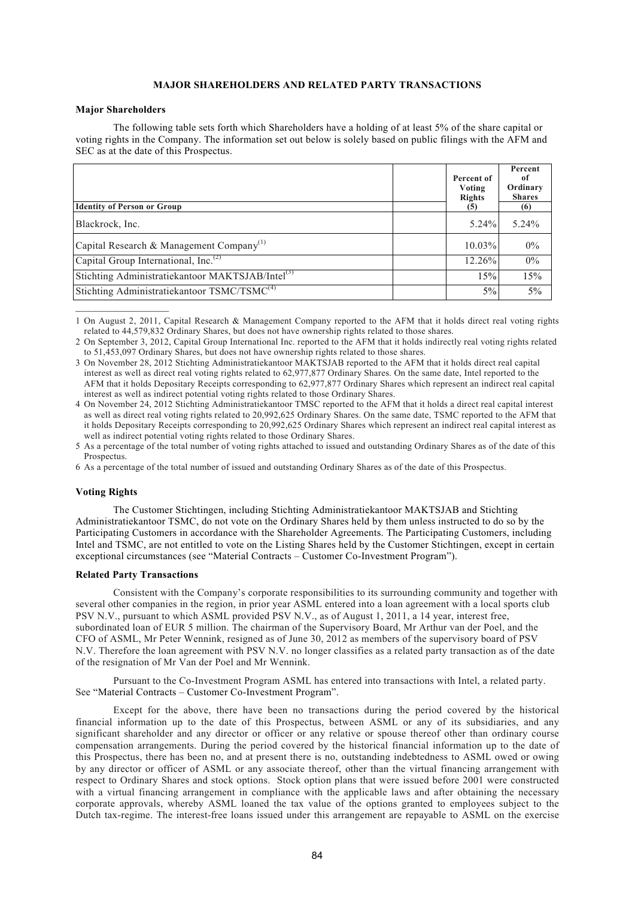**MAJOR SHAREHOLDERS AND RELATED PARTY TRANSACTIONS**

**Major Shareholders**

The following table sets forth which Shareholders have a holding of at least 5% of the share capital or voting rights in the Company. The information set out below is solely based on public filings with the AFM and SEC as at the date of this Prospectus.

| Identity of Person or Group | Percent of Voting Rights (5) | Percent of Ordinary Shares (6) |
|---|---|---|
| Blackrock, Inc. | 5.24% | 5.24% |
| Capital Research & Management Company[(1)] | 10.03% | 0% |
| Capital Group International, Inc.[(2)] | 12.26% | 0% |
| Stichting Administratiekantoor MAKTSJAB/Intel[(3)] | 15% | 15% |
| Stichting Administratiekantoor TSMC/TSMC[(4)] | 5% | 5% |

1 On August 2, 2011, Capital Research & Management Company reported to the AFM that it holds direct real voting rights related to 44,579,832 Ordinary Shares, but does not have ownership rights related to those shares.

2 On September 3, 2012, Capital Group International Inc. reported to the AFM that it holds indirectly real voting rights related to 51,453,097 Ordinary Shares, but does not have ownership rights related to those shares.

3 On November 28, 2012 Stichting Administratiekantoor MAKTSJAB reported to the AFM that it holds direct real capital interest as well as direct real voting rights related to 62,977,877 Ordinary Shares. On the same date, Intel reported to the AFM that it holds Depositary Receipts corresponding to 62,977,877 Ordinary Shares which represent an indirect real capital interest as well as indirect potential voting rights related to those Ordinary Shares.

4 On November 24, 2012 Stichting Administratiekantoor TMSC reported to the AFM that it holds a direct real capital interest as well as direct real voting rights related to 20,992,625 Ordinary Shares. On the same date, TSMC reported to the AFM that it holds Depositary Receipts corresponding to 20,992,625 Ordinary Shares which represent an indirect real capital interest as well as indirect potential voting rights related to those Ordinary Shares.

5 As a percentage of the total number of voting rights attached to issued and outstanding Ordinary Shares as of the date of this Prospectus.

6 As a percentage of the total number of issued and outstanding Ordinary Shares as of the date of this Prospectus.

**Voting Rights**

The Customer Stichtingen, including Stichting Administratiekantoor MAKTSJAB and Stichting Administratiekantoor TSMC, do not vote on the Ordinary Shares held by them unless instructed to do so by the Participating Customers in accordance with the Shareholder Agreements. The Participating Customers, including Intel and TSMC, are not entitled to vote on the Listing Shares held by the Customer Stichtingen, except in certain exceptional circumstances (see "Material Contracts – Customer Co-Investment Program").

**Related Party Transactions**

Consistent with the Company's corporate responsibilities to its surrounding community and together with several other companies in the region, in prior year ASML entered into a loan agreement with a local sports club PSV N.V., pursuant to which ASML provided PSV N.V., as of August 1, 2011, a 14 year, interest free, subordinated loan of EUR 5 million. The chairman of the Supervisory Board, Mr Arthur van der Poel, and the CFO of ASML, Mr Peter Wennink, resigned as of June 30, 2012 as members of the supervisory board of PSV N.V. Therefore the loan agreement with PSV N.V. no longer classifies as a related party transaction as of the date of the resignation of Mr Van der Poel and Mr Wennink.

Pursuant to the Co-Investment Program ASML has entered into transactions with Intel, a related party. See "Material Contracts – Customer Co-Investment Program".

Except for the above, there have been no transactions during the period covered by the historical financial information up to the date of this Prospectus, between ASML or any of its subsidiaries, and any significant shareholder and any director or officer or any relative or spouse thereof other than ordinary course compensation arrangements. During the period covered by the historical financial information up to the date of this Prospectus, there has been no, and at present there is no, outstanding indebtedness to ASML owed or owing by any director or officer of ASML or any associate thereof, other than the virtual financing arrangement with respect to Ordinary Shares and stock options. Stock option plans that were issued before 2001 were constructed with a virtual financing arrangement in compliance with the applicable laws and after obtaining the necessary corporate approvals, whereby ASML loaned the tax value of the options granted to employees subject to the Dutch tax-regime. The interest-free loans issued under this arrangement are repayable to ASML on the exercise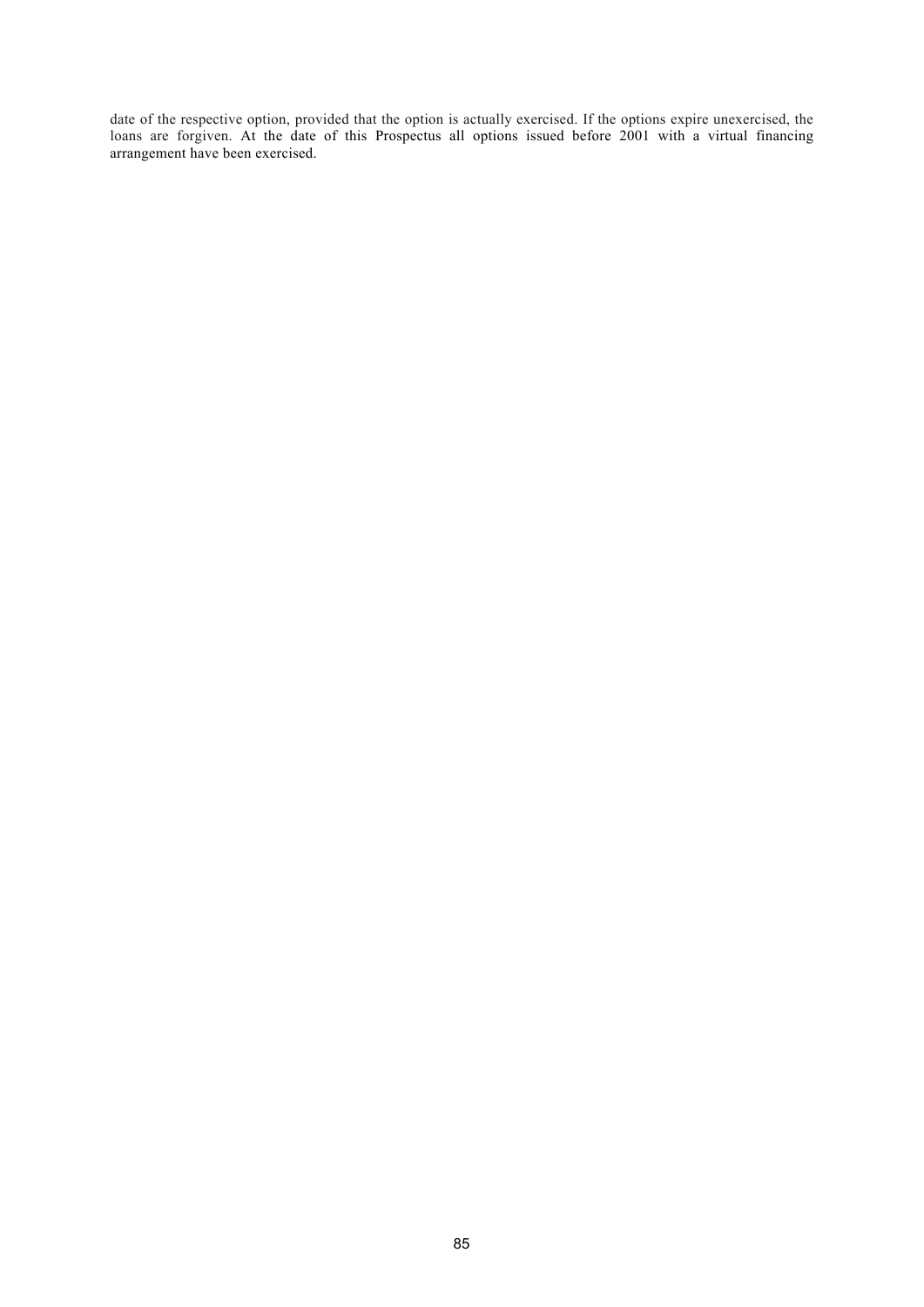date of the respective option, provided that the option is actually exercised. If the options expire unexercised, the loans are forgiven. At the date of this Prospectus all options issued before 2001 with a virtual financing arrangement have been exercised.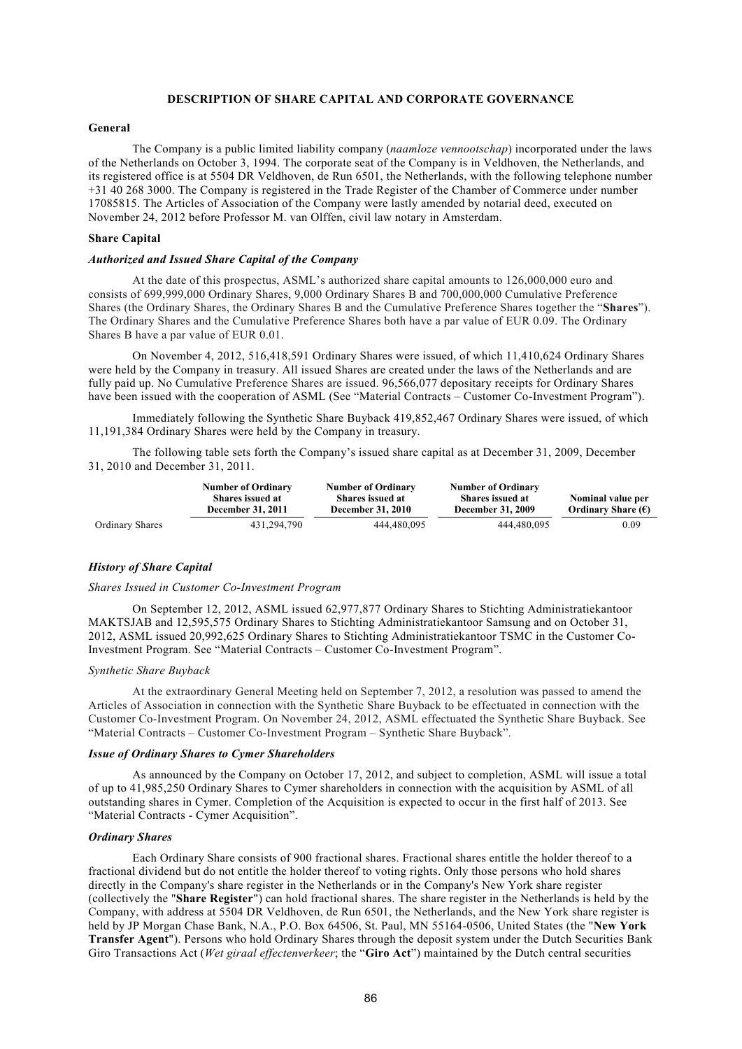## DESCRIPTION OF SHARE CAPITAL AND CORPORATE GOVERNANCE

### General

The Company is a public limited liability company (*naamloze vennootschap*) incorporated under the laws of the Netherlands on October 3, 1994. The corporate seat of the Company is in Veldhoven, the Netherlands, and its registered office is at 5504 DR Veldhoven, de Run 6501, the Netherlands, with the following telephone number +31 40 268 3000. The Company is registered in the Trade Register of the Chamber of Commerce under number 17085815. The Articles of Association of the Company were lastly amended by notarial deed, executed on November 24, 2012 before Professor M. van Olffen, civil law notary in Amsterdam.

### Share Capital

#### *Authorized and Issued Share Capital of the Company*

At the date of this prospectus, ASML's authorized share capital amounts to 126,000,000 euro and consists of 699,999,000 Ordinary Shares, 9,000 Ordinary Shares B and 700,000,000 Cumulative Preference Shares (the Ordinary Shares, the Ordinary Shares B and the Cumulative Preference Shares together the "**Shares**"). The Ordinary Shares and the Cumulative Preference Shares both have a par value of EUR 0.09. The Ordinary Shares B have a par value of EUR 0.01.

On November 4, 2012, 516,418,591 Ordinary Shares were issued, of which 11,410,624 Ordinary Shares were held by the Company in treasury. All issued Shares are created under the laws of the Netherlands and are fully paid up. No Cumulative Preference Shares are issued. 96,566,077 depositary receipts for Ordinary Shares have been issued with the cooperation of ASML (See "Material Contracts – Customer Co-Investment Program").

Immediately following the Synthetic Share Buyback 419,852,467 Ordinary Shares were issued, of which 11,191,384 Ordinary Shares were held by the Company in treasury.

The following table sets forth the Company's issued share capital as at December 31, 2009, December 31, 2010 and December 31, 2011.

| | Number of Ordinary Shares issued at December 31, 2011 | Number of Ordinary Shares issued at December 31, 2010 | Number of Ordinary Shares issued at December 31, 2009 | Nominal value per Ordinary Share (€) |
|---|---|---|---|---|
| Ordinary Shares | 431,294,790 | 444,480,095 | 444,480,095 | 0.09 |

#### *History of Share Capital*

*Shares Issued in Customer Co-Investment Program*

On September 12, 2012, ASML issued 62,977,877 Ordinary Shares to Stichting Administratiekantoor MAKTSJAB and 12,595,575 Ordinary Shares to Stichting Administratiekantoor Samsung and on October 31, 2012, ASML issued 20,992,625 Ordinary Shares to Stichting Administratiekantoor TSMC in the Customer Co-Investment Program. See "Material Contracts – Customer Co-Investment Program".

*Synthetic Share Buyback*

At the extraordinary General Meeting held on September 7, 2012, a resolution was passed to amend the Articles of Association in connection with the Synthetic Share Buyback to be effectuated in connection with the Customer Co-Investment Program. On November 24, 2012, ASML effectuated the Synthetic Share Buyback. See "Material Contracts – Customer Co-Investment Program – Synthetic Share Buyback".

#### *Issue of Ordinary Shares to Cymer Shareholders*

As announced by the Company on October 17, 2012, and subject to completion, ASML will issue a total of up to 41,985,250 Ordinary Shares to Cymer shareholders in connection with the acquisition by ASML of all outstanding shares in Cymer. Completion of the Acquisition is expected to occur in the first half of 2013. See "Material Contracts - Cymer Acquisition".

#### *Ordinary Shares*

Each Ordinary Share consists of 900 fractional shares. Fractional shares entitle the holder thereof to a fractional dividend but do not entitle the holder thereof to voting rights. Only those persons who hold shares directly in the Company's share register in the Netherlands or in the Company's New York share register (collectively the "**Share Register**") can hold fractional shares. The share register in the Netherlands is held by the Company, with address at 5504 DR Veldhoven, de Run 6501, the Netherlands, and the New York share register is held by JP Morgan Chase Bank, N.A., P.O. Box 64506, St. Paul, MN 55164-0506, United States (the "**New York Transfer Agent**"). Persons who hold Ordinary Shares through the deposit system under the Dutch Securities Bank Giro Transactions Act (*Wet giraal effectenverkeer*; the "**Giro Act**") maintained by the Dutch central securities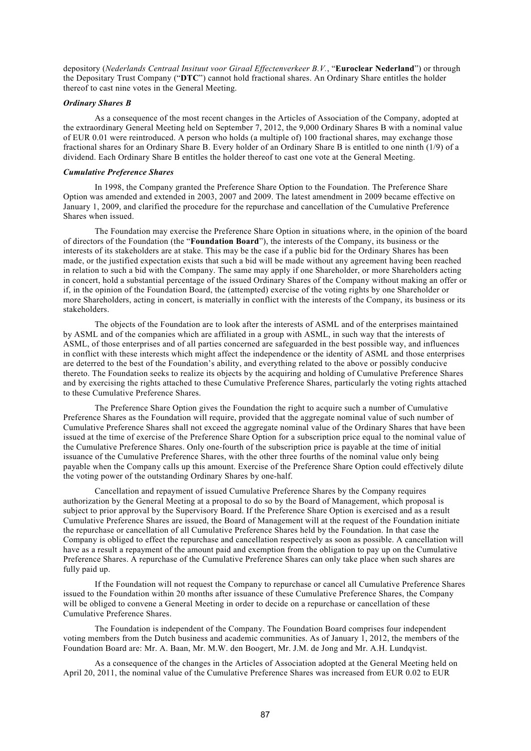depository (*Nederlands Centraal Insituut voor Giraal Effectenverkeer B.V.*, "**Euroclear Nederland**") or through the Depositary Trust Company ("**DTC**") cannot hold fractional shares. An Ordinary Share entitles the holder thereof to cast nine votes in the General Meeting.

### *Ordinary Shares B*

As a consequence of the most recent changes in the Articles of Association of the Company, adopted at the extraordinary General Meeting held on September 7, 2012, the 9,000 Ordinary Shares B with a nominal value of EUR 0.01 were reintroduced. A person who holds (a multiple of) 100 fractional shares, may exchange those fractional shares for an Ordinary Share B. Every holder of an Ordinary Share B is entitled to one ninth (1/9) of a dividend. Each Ordinary Share B entitles the holder thereof to cast one vote at the General Meeting.

### *Cumulative Preference Shares*

In 1998, the Company granted the Preference Share Option to the Foundation. The Preference Share Option was amended and extended in 2003, 2007 and 2009. The latest amendment in 2009 became effective on January 1, 2009, and clarified the procedure for the repurchase and cancellation of the Cumulative Preference Shares when issued.

The Foundation may exercise the Preference Share Option in situations where, in the opinion of the board of directors of the Foundation (the "**Foundation Board**"), the interests of the Company, its business or the interests of its stakeholders are at stake. This may be the case if a public bid for the Ordinary Shares has been made, or the justified expectation exists that such a bid will be made without any agreement having been reached in relation to such a bid with the Company. The same may apply if one Shareholder, or more Shareholders acting in concert, hold a substantial percentage of the issued Ordinary Shares of the Company without making an offer or if, in the opinion of the Foundation Board, the (attempted) exercise of the voting rights by one Shareholder or more Shareholders, acting in concert, is materially in conflict with the interests of the Company, its business or its stakeholders.

The objects of the Foundation are to look after the interests of ASML and of the enterprises maintained by ASML and of the companies which are affiliated in a group with ASML, in such way that the interests of ASML, of those enterprises and of all parties concerned are safeguarded in the best possible way, and influences in conflict with these interests which might affect the independence or the identity of ASML and those enterprises are deterred to the best of the Foundation's ability, and everything related to the above or possibly conducive thereto. The Foundation seeks to realize its objects by the acquiring and holding of Cumulative Preference Shares and by exercising the rights attached to these Cumulative Preference Shares, particularly the voting rights attached to these Cumulative Preference Shares.

The Preference Share Option gives the Foundation the right to acquire such a number of Cumulative Preference Shares as the Foundation will require, provided that the aggregate nominal value of such number of Cumulative Preference Shares shall not exceed the aggregate nominal value of the Ordinary Shares that have been issued at the time of exercise of the Preference Share Option for a subscription price equal to the nominal value of the Cumulative Preference Shares. Only one-fourth of the subscription price is payable at the time of initial issuance of the Cumulative Preference Shares, with the other three fourths of the nominal value only being payable when the Company calls up this amount. Exercise of the Preference Share Option could effectively dilute the voting power of the outstanding Ordinary Shares by one-half.

Cancellation and repayment of issued Cumulative Preference Shares by the Company requires authorization by the General Meeting at a proposal to do so by the Board of Management, which proposal is subject to prior approval by the Supervisory Board. If the Preference Share Option is exercised and as a result Cumulative Preference Shares are issued, the Board of Management will at the request of the Foundation initiate the repurchase or cancellation of all Cumulative Preference Shares held by the Foundation. In that case the Company is obliged to effect the repurchase and cancellation respectively as soon as possible. A cancellation will have as a result a repayment of the amount paid and exemption from the obligation to pay up on the Cumulative Preference Shares. A repurchase of the Cumulative Preference Shares can only take place when such shares are fully paid up.

If the Foundation will not request the Company to repurchase or cancel all Cumulative Preference Shares issued to the Foundation within 20 months after issuance of these Cumulative Preference Shares, the Company will be obliged to convene a General Meeting in order to decide on a repurchase or cancellation of these Cumulative Preference Shares.

The Foundation is independent of the Company. The Foundation Board comprises four independent voting members from the Dutch business and academic communities. As of January 1, 2012, the members of the Foundation Board are: Mr. A. Baan, Mr. M.W. den Boogert, Mr. J.M. de Jong and Mr. A.H. Lundqvist.

As a consequence of the changes in the Articles of Association adopted at the General Meeting held on April 20, 2011, the nominal value of the Cumulative Preference Shares was increased from EUR 0.02 to EUR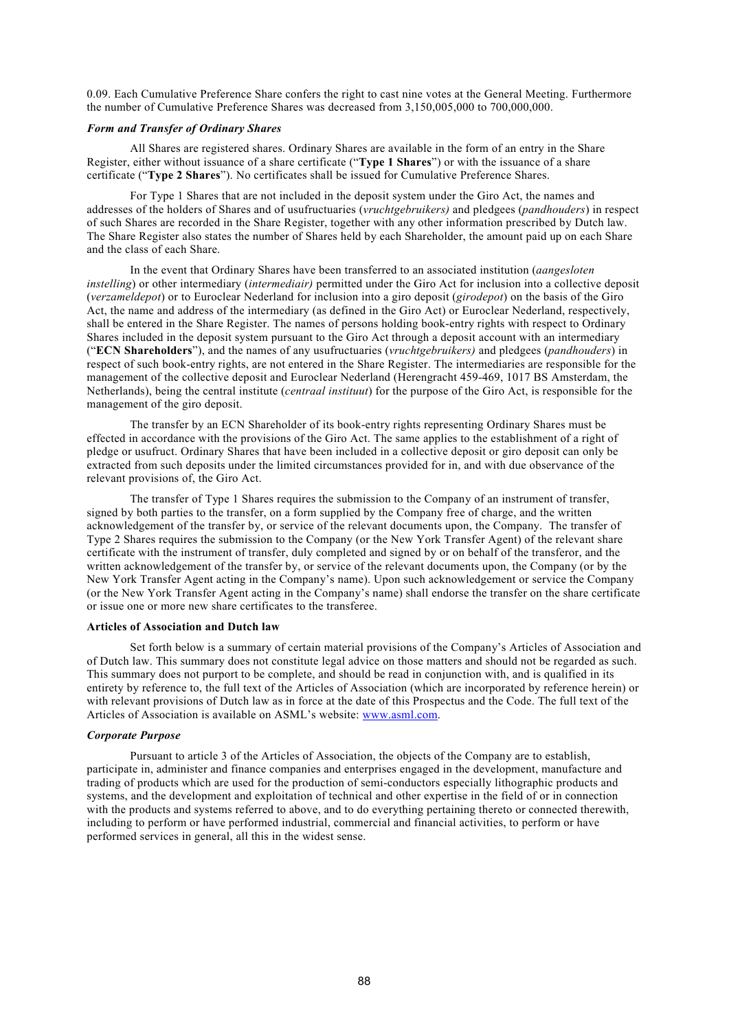0.09. Each Cumulative Preference Share confers the right to cast nine votes at the General Meeting. Furthermore the number of Cumulative Preference Shares was decreased from 3,150,005,000 to 700,000,000.

***Form and Transfer of Ordinary Shares***

All Shares are registered shares. Ordinary Shares are available in the form of an entry in the Share Register, either without issuance of a share certificate ("**Type 1 Shares**") or with the issuance of a share certificate ("**Type 2 Shares**"). No certificates shall be issued for Cumulative Preference Shares.

For Type 1 Shares that are not included in the deposit system under the Giro Act, the names and addresses of the holders of Shares and of usufructuaries (*vruchtgebruikers)* and pledgees (*pandhouders*) in respect of such Shares are recorded in the Share Register, together with any other information prescribed by Dutch law. The Share Register also states the number of Shares held by each Shareholder, the amount paid up on each Share and the class of each Share.

In the event that Ordinary Shares have been transferred to an associated institution (*aangesloten instelling*) or other intermediary (*intermediair)* permitted under the Giro Act for inclusion into a collective deposit (*verzameldepot*) or to Euroclear Nederland for inclusion into a giro deposit (*girodepot*) on the basis of the Giro Act, the name and address of the intermediary (as defined in the Giro Act) or Euroclear Nederland, respectively, shall be entered in the Share Register. The names of persons holding book-entry rights with respect to Ordinary Shares included in the deposit system pursuant to the Giro Act through a deposit account with an intermediary ("**ECN Shareholders**"), and the names of any usufructuaries (*vruchtgebruikers)* and pledgees (*pandhouders*) in respect of such book-entry rights, are not entered in the Share Register. The intermediaries are responsible for the management of the collective deposit and Euroclear Nederland (Herengracht 459-469, 1017 BS Amsterdam, the Netherlands), being the central institute (*centraal instituut*) for the purpose of the Giro Act, is responsible for the management of the giro deposit.

The transfer by an ECN Shareholder of its book-entry rights representing Ordinary Shares must be effected in accordance with the provisions of the Giro Act. The same applies to the establishment of a right of pledge or usufruct. Ordinary Shares that have been included in a collective deposit or giro deposit can only be extracted from such deposits under the limited circumstances provided for in, and with due observance of the relevant provisions of, the Giro Act.

The transfer of Type 1 Shares requires the submission to the Company of an instrument of transfer, signed by both parties to the transfer, on a form supplied by the Company free of charge, and the written acknowledgement of the transfer by, or service of the relevant documents upon, the Company. The transfer of Type 2 Shares requires the submission to the Company (or the New York Transfer Agent) of the relevant share certificate with the instrument of transfer, duly completed and signed by or on behalf of the transferor, and the written acknowledgement of the transfer by, or service of the relevant documents upon, the Company (or by the New York Transfer Agent acting in the Company's name). Upon such acknowledgement or service the Company (or the New York Transfer Agent acting in the Company's name) shall endorse the transfer on the share certificate or issue one or more new share certificates to the transferee.

**Articles of Association and Dutch law**

Set forth below is a summary of certain material provisions of the Company's Articles of Association and of Dutch law. This summary does not constitute legal advice on those matters and should not be regarded as such. This summary does not purport to be complete, and should be read in conjunction with, and is qualified in its entirety by reference to, the full text of the Articles of Association (which are incorporated by reference herein) or with relevant provisions of Dutch law as in force at the date of this Prospectus and the Code. The full text of the Articles of Association is available on ASML's website: www.asml.com.

***Corporate Purpose***

Pursuant to article 3 of the Articles of Association, the objects of the Company are to establish, participate in, administer and finance companies and enterprises engaged in the development, manufacture and trading of products which are used for the production of semi-conductors especially lithographic products and systems, and the development and exploitation of technical and other expertise in the field of or in connection with the products and systems referred to above, and to do everything pertaining thereto or connected therewith, including to perform or have performed industrial, commercial and financial activities, to perform or have performed services in general, all this in the widest sense.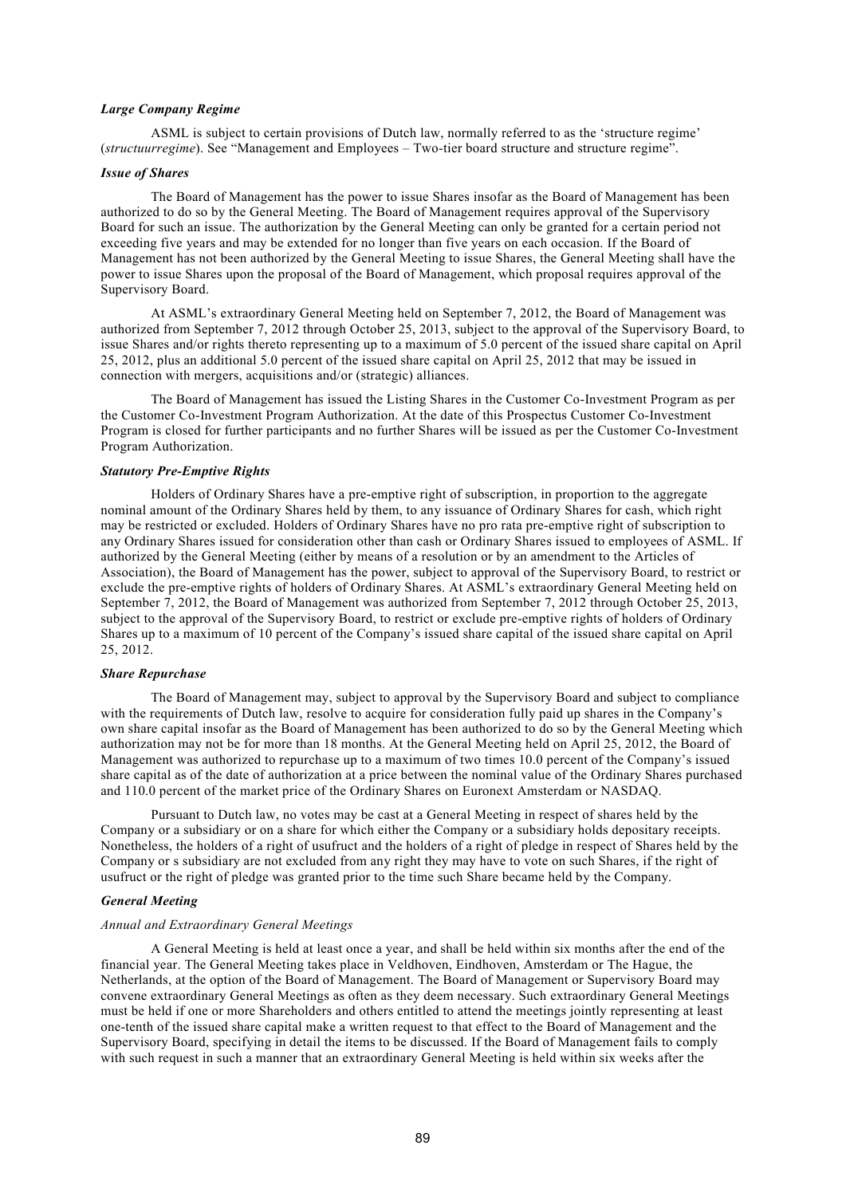### *Large Company Regime*

ASML is subject to certain provisions of Dutch law, normally referred to as the 'structure regime' (*structuurregime*). See "Management and Employees – Two-tier board structure and structure regime".

### *Issue of Shares*

The Board of Management has the power to issue Shares insofar as the Board of Management has been authorized to do so by the General Meeting. The Board of Management requires approval of the Supervisory Board for such an issue. The authorization by the General Meeting can only be granted for a certain period not exceeding five years and may be extended for no longer than five years on each occasion. If the Board of Management has not been authorized by the General Meeting to issue Shares, the General Meeting shall have the power to issue Shares upon the proposal of the Board of Management, which proposal requires approval of the Supervisory Board.

At ASML's extraordinary General Meeting held on September 7, 2012, the Board of Management was authorized from September 7, 2012 through October 25, 2013, subject to the approval of the Supervisory Board, to issue Shares and/or rights thereto representing up to a maximum of 5.0 percent of the issued share capital on April 25, 2012, plus an additional 5.0 percent of the issued share capital on April 25, 2012 that may be issued in connection with mergers, acquisitions and/or (strategic) alliances.

The Board of Management has issued the Listing Shares in the Customer Co-Investment Program as per the Customer Co-Investment Program Authorization. At the date of this Prospectus Customer Co-Investment Program is closed for further participants and no further Shares will be issued as per the Customer Co-Investment Program Authorization.

### *Statutory Pre-Emptive Rights*

Holders of Ordinary Shares have a pre-emptive right of subscription, in proportion to the aggregate nominal amount of the Ordinary Shares held by them, to any issuance of Ordinary Shares for cash, which right may be restricted or excluded. Holders of Ordinary Shares have no pro rata pre-emptive right of subscription to any Ordinary Shares issued for consideration other than cash or Ordinary Shares issued to employees of ASML. If authorized by the General Meeting (either by means of a resolution or by an amendment to the Articles of Association), the Board of Management has the power, subject to approval of the Supervisory Board, to restrict or exclude the pre-emptive rights of holders of Ordinary Shares. At ASML's extraordinary General Meeting held on September 7, 2012, the Board of Management was authorized from September 7, 2012 through October 25, 2013, subject to the approval of the Supervisory Board, to restrict or exclude pre-emptive rights of holders of Ordinary Shares up to a maximum of 10 percent of the Company's issued share capital of the issued share capital on April 25, 2012.

### *Share Repurchase*

The Board of Management may, subject to approval by the Supervisory Board and subject to compliance with the requirements of Dutch law, resolve to acquire for consideration fully paid up shares in the Company's own share capital insofar as the Board of Management has been authorized to do so by the General Meeting which authorization may not be for more than 18 months. At the General Meeting held on April 25, 2012, the Board of Management was authorized to repurchase up to a maximum of two times 10.0 percent of the Company's issued share capital as of the date of authorization at a price between the nominal value of the Ordinary Shares purchased and 110.0 percent of the market price of the Ordinary Shares on Euronext Amsterdam or NASDAQ.

Pursuant to Dutch law, no votes may be cast at a General Meeting in respect of shares held by the Company or a subsidiary or on a share for which either the Company or a subsidiary holds depositary receipts. Nonetheless, the holders of a right of usufruct and the holders of a right of pledge in respect of Shares held by the Company or s subsidiary are not excluded from any right they may have to vote on such Shares, if the right of usufruct or the right of pledge was granted prior to the time such Share became held by the Company.

### *General Meeting*

#### *Annual and Extraordinary General Meetings*

A General Meeting is held at least once a year, and shall be held within six months after the end of the financial year. The General Meeting takes place in Veldhoven, Eindhoven, Amsterdam or The Hague, the Netherlands, at the option of the Board of Management. The Board of Management or Supervisory Board may convene extraordinary General Meetings as often as they deem necessary. Such extraordinary General Meetings must be held if one or more Shareholders and others entitled to attend the meetings jointly representing at least one-tenth of the issued share capital make a written request to that effect to the Board of Management and the Supervisory Board, specifying in detail the items to be discussed. If the Board of Management fails to comply with such request in such a manner that an extraordinary General Meeting is held within six weeks after the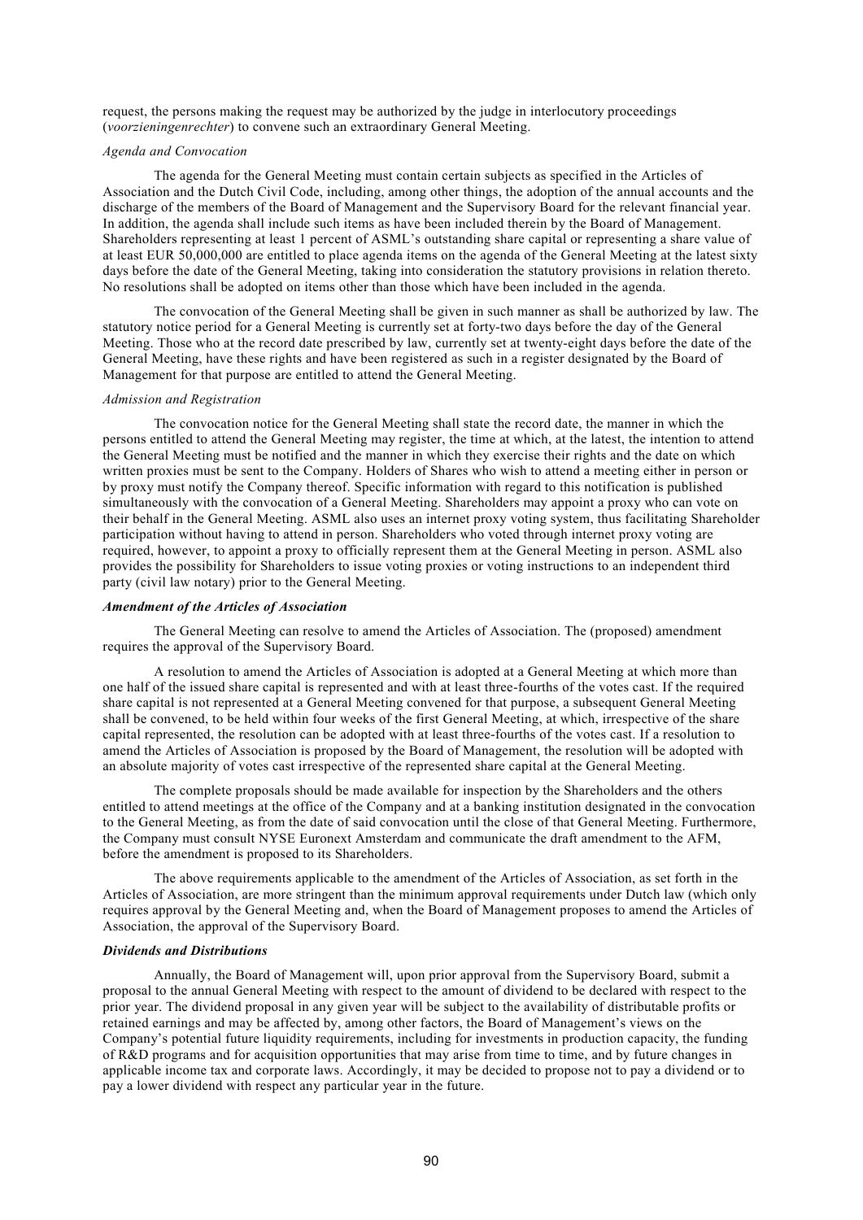request, the persons making the request may be authorized by the judge in interlocutory proceedings (*voorzieningenrechter*) to convene such an extraordinary General Meeting.

*Agenda and Convocation*

The agenda for the General Meeting must contain certain subjects as specified in the Articles of Association and the Dutch Civil Code, including, among other things, the adoption of the annual accounts and the discharge of the members of the Board of Management and the Supervisory Board for the relevant financial year. In addition, the agenda shall include such items as have been included therein by the Board of Management. Shareholders representing at least 1 percent of ASML's outstanding share capital or representing a share value of at least EUR 50,000,000 are entitled to place agenda items on the agenda of the General Meeting at the latest sixty days before the date of the General Meeting, taking into consideration the statutory provisions in relation thereto. No resolutions shall be adopted on items other than those which have been included in the agenda.

The convocation of the General Meeting shall be given in such manner as shall be authorized by law. The statutory notice period for a General Meeting is currently set at forty-two days before the day of the General Meeting. Those who at the record date prescribed by law, currently set at twenty-eight days before the date of the General Meeting, have these rights and have been registered as such in a register designated by the Board of Management for that purpose are entitled to attend the General Meeting.

*Admission and Registration*

The convocation notice for the General Meeting shall state the record date, the manner in which the persons entitled to attend the General Meeting may register, the time at which, at the latest, the intention to attend the General Meeting must be notified and the manner in which they exercise their rights and the date on which written proxies must be sent to the Company. Holders of Shares who wish to attend a meeting either in person or by proxy must notify the Company thereof. Specific information with regard to this notification is published simultaneously with the convocation of a General Meeting. Shareholders may appoint a proxy who can vote on their behalf in the General Meeting. ASML also uses an internet proxy voting system, thus facilitating Shareholder participation without having to attend in person. Shareholders who voted through internet proxy voting are required, however, to appoint a proxy to officially represent them at the General Meeting in person. ASML also provides the possibility for Shareholders to issue voting proxies or voting instructions to an independent third party (civil law notary) prior to the General Meeting.

***Amendment of the Articles of Association***

The General Meeting can resolve to amend the Articles of Association. The (proposed) amendment requires the approval of the Supervisory Board.

A resolution to amend the Articles of Association is adopted at a General Meeting at which more than one half of the issued share capital is represented and with at least three-fourths of the votes cast. If the required share capital is not represented at a General Meeting convened for that purpose, a subsequent General Meeting shall be convened, to be held within four weeks of the first General Meeting, at which, irrespective of the share capital represented, the resolution can be adopted with at least three-fourths of the votes cast. If a resolution to amend the Articles of Association is proposed by the Board of Management, the resolution will be adopted with an absolute majority of votes cast irrespective of the represented share capital at the General Meeting.

The complete proposals should be made available for inspection by the Shareholders and the others entitled to attend meetings at the office of the Company and at a banking institution designated in the convocation to the General Meeting, as from the date of said convocation until the close of that General Meeting. Furthermore, the Company must consult NYSE Euronext Amsterdam and communicate the draft amendment to the AFM, before the amendment is proposed to its Shareholders.

The above requirements applicable to the amendment of the Articles of Association, as set forth in the Articles of Association, are more stringent than the minimum approval requirements under Dutch law (which only requires approval by the General Meeting and, when the Board of Management proposes to amend the Articles of Association, the approval of the Supervisory Board.

***Dividends and Distributions***

Annually, the Board of Management will, upon prior approval from the Supervisory Board, submit a proposal to the annual General Meeting with respect to the amount of dividend to be declared with respect to the prior year. The dividend proposal in any given year will be subject to the availability of distributable profits or retained earnings and may be affected by, among other factors, the Board of Management's views on the Company's potential future liquidity requirements, including for investments in production capacity, the funding of R&D programs and for acquisition opportunities that may arise from time to time, and by future changes in applicable income tax and corporate laws. Accordingly, it may be decided to propose not to pay a dividend or to pay a lower dividend with respect any particular year in the future.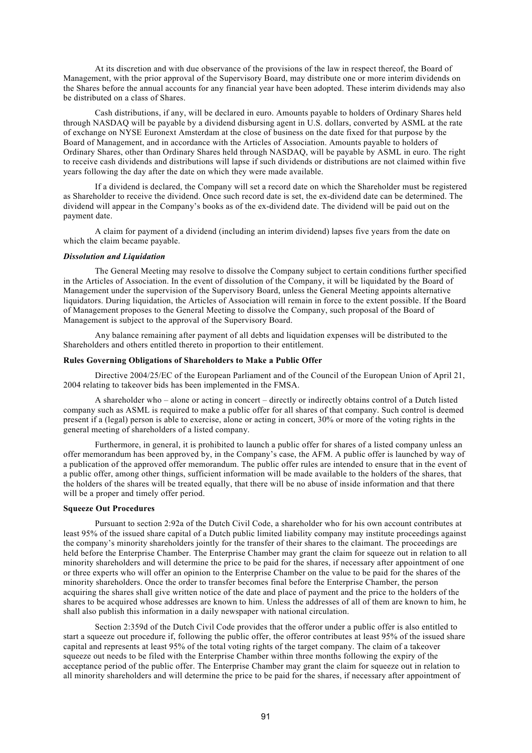At its discretion and with due observance of the provisions of the law in respect thereof, the Board of Management, with the prior approval of the Supervisory Board, may distribute one or more interim dividends on the Shares before the annual accounts for any financial year have been adopted. These interim dividends may also be distributed on a class of Shares.

Cash distributions, if any, will be declared in euro. Amounts payable to holders of Ordinary Shares held through NASDAQ will be payable by a dividend disbursing agent in U.S. dollars, converted by ASML at the rate of exchange on NYSE Euronext Amsterdam at the close of business on the date fixed for that purpose by the Board of Management, and in accordance with the Articles of Association. Amounts payable to holders of Ordinary Shares, other than Ordinary Shares held through NASDAQ, will be payable by ASML in euro. The right to receive cash dividends and distributions will lapse if such dividends or distributions are not claimed within five years following the day after the date on which they were made available.

If a dividend is declared, the Company will set a record date on which the Shareholder must be registered as Shareholder to receive the dividend. Once such record date is set, the ex-dividend date can be determined. The dividend will appear in the Company's books as of the ex-dividend date. The dividend will be paid out on the payment date.

A claim for payment of a dividend (including an interim dividend) lapses five years from the date on which the claim became payable.

***Dissolution and Liquidation***

The General Meeting may resolve to dissolve the Company subject to certain conditions further specified in the Articles of Association. In the event of dissolution of the Company, it will be liquidated by the Board of Management under the supervision of the Supervisory Board, unless the General Meeting appoints alternative liquidators. During liquidation, the Articles of Association will remain in force to the extent possible. If the Board of Management proposes to the General Meeting to dissolve the Company, such proposal of the Board of Management is subject to the approval of the Supervisory Board.

Any balance remaining after payment of all debts and liquidation expenses will be distributed to the Shareholders and others entitled thereto in proportion to their entitlement.

**Rules Governing Obligations of Shareholders to Make a Public Offer**

Directive 2004/25/EC of the European Parliament and of the Council of the European Union of April 21, 2004 relating to takeover bids has been implemented in the FMSA.

A shareholder who – alone or acting in concert – directly or indirectly obtains control of a Dutch listed company such as ASML is required to make a public offer for all shares of that company. Such control is deemed present if a (legal) person is able to exercise, alone or acting in concert, 30% or more of the voting rights in the general meeting of shareholders of a listed company.

Furthermore, in general, it is prohibited to launch a public offer for shares of a listed company unless an offer memorandum has been approved by, in the Company's case, the AFM. A public offer is launched by way of a publication of the approved offer memorandum. The public offer rules are intended to ensure that in the event of a public offer, among other things, sufficient information will be made available to the holders of the shares, that the holders of the shares will be treated equally, that there will be no abuse of inside information and that there will be a proper and timely offer period.

**Squeeze Out Procedures**

Pursuant to section 2:92a of the Dutch Civil Code, a shareholder who for his own account contributes at least 95% of the issued share capital of a Dutch public limited liability company may institute proceedings against the company's minority shareholders jointly for the transfer of their shares to the claimant. The proceedings are held before the Enterprise Chamber. The Enterprise Chamber may grant the claim for squeeze out in relation to all minority shareholders and will determine the price to be paid for the shares, if necessary after appointment of one or three experts who will offer an opinion to the Enterprise Chamber on the value to be paid for the shares of the minority shareholders. Once the order to transfer becomes final before the Enterprise Chamber, the person acquiring the shares shall give written notice of the date and place of payment and the price to the holders of the shares to be acquired whose addresses are known to him. Unless the addresses of all of them are known to him, he shall also publish this information in a daily newspaper with national circulation.

Section 2:359d of the Dutch Civil Code provides that the offeror under a public offer is also entitled to start a squeeze out procedure if, following the public offer, the offeror contributes at least 95% of the issued share capital and represents at least 95% of the total voting rights of the target company. The claim of a takeover squeeze out needs to be filed with the Enterprise Chamber within three months following the expiry of the acceptance period of the public offer. The Enterprise Chamber may grant the claim for squeeze out in relation to all minority shareholders and will determine the price to be paid for the shares, if necessary after appointment of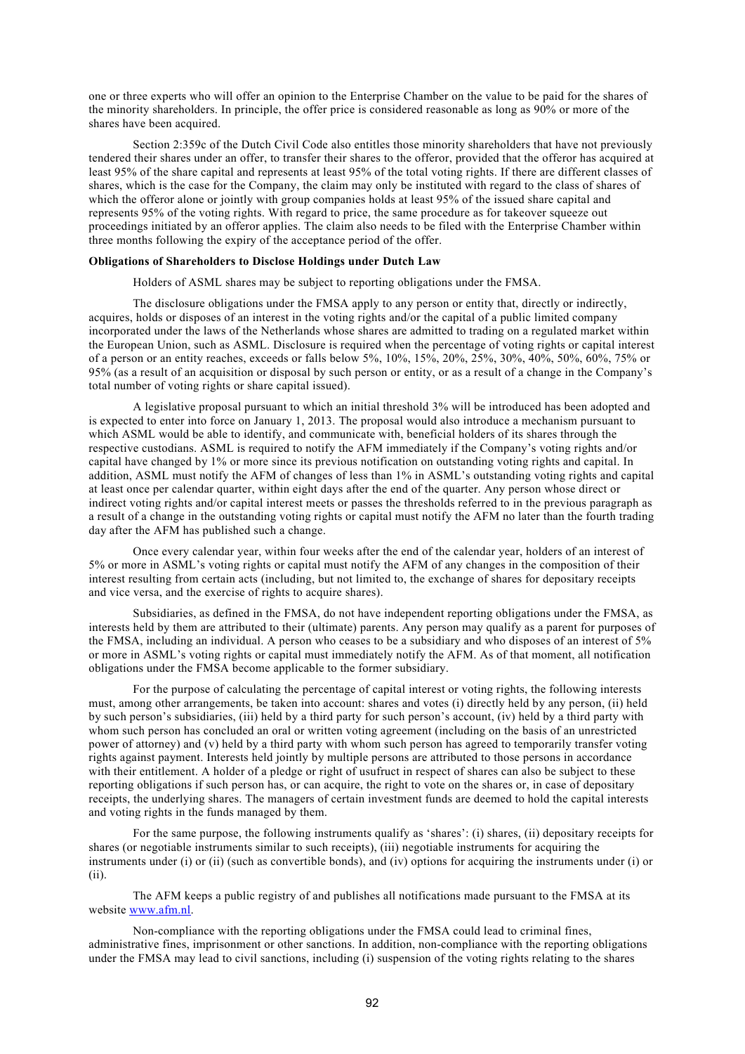one or three experts who will offer an opinion to the Enterprise Chamber on the value to be paid for the shares of the minority shareholders. In principle, the offer price is considered reasonable as long as 90% or more of the shares have been acquired.

Section 2:359c of the Dutch Civil Code also entitles those minority shareholders that have not previously tendered their shares under an offer, to transfer their shares to the offeror, provided that the offeror has acquired at least 95% of the share capital and represents at least 95% of the total voting rights. If there are different classes of shares, which is the case for the Company, the claim may only be instituted with regard to the class of shares of which the offeror alone or jointly with group companies holds at least 95% of the issued share capital and represents 95% of the voting rights. With regard to price, the same procedure as for takeover squeeze out proceedings initiated by an offeror applies. The claim also needs to be filed with the Enterprise Chamber within three months following the expiry of the acceptance period of the offer.

**Obligations of Shareholders to Disclose Holdings under Dutch Law**

Holders of ASML shares may be subject to reporting obligations under the FMSA.

The disclosure obligations under the FMSA apply to any person or entity that, directly or indirectly, acquires, holds or disposes of an interest in the voting rights and/or the capital of a public limited company incorporated under the laws of the Netherlands whose shares are admitted to trading on a regulated market within the European Union, such as ASML. Disclosure is required when the percentage of voting rights or capital interest of a person or an entity reaches, exceeds or falls below 5%, 10%, 15%, 20%, 25%, 30%, 40%, 50%, 60%, 75% or 95% (as a result of an acquisition or disposal by such person or entity, or as a result of a change in the Company's total number of voting rights or share capital issued).

A legislative proposal pursuant to which an initial threshold 3% will be introduced has been adopted and is expected to enter into force on January 1, 2013. The proposal would also introduce a mechanism pursuant to which ASML would be able to identify, and communicate with, beneficial holders of its shares through the respective custodians. ASML is required to notify the AFM immediately if the Company's voting rights and/or capital have changed by 1% or more since its previous notification on outstanding voting rights and capital. In addition, ASML must notify the AFM of changes of less than 1% in ASML's outstanding voting rights and capital at least once per calendar quarter, within eight days after the end of the quarter. Any person whose direct or indirect voting rights and/or capital interest meets or passes the thresholds referred to in the previous paragraph as a result of a change in the outstanding voting rights or capital must notify the AFM no later than the fourth trading day after the AFM has published such a change.

Once every calendar year, within four weeks after the end of the calendar year, holders of an interest of 5% or more in ASML's voting rights or capital must notify the AFM of any changes in the composition of their interest resulting from certain acts (including, but not limited to, the exchange of shares for depositary receipts and vice versa, and the exercise of rights to acquire shares).

Subsidiaries, as defined in the FMSA, do not have independent reporting obligations under the FMSA, as interests held by them are attributed to their (ultimate) parents. Any person may qualify as a parent for purposes of the FMSA, including an individual. A person who ceases to be a subsidiary and who disposes of an interest of 5% or more in ASML's voting rights or capital must immediately notify the AFM. As of that moment, all notification obligations under the FMSA become applicable to the former subsidiary.

For the purpose of calculating the percentage of capital interest or voting rights, the following interests must, among other arrangements, be taken into account: shares and votes (i) directly held by any person, (ii) held by such person's subsidiaries, (iii) held by a third party for such person's account, (iv) held by a third party with whom such person has concluded an oral or written voting agreement (including on the basis of an unrestricted power of attorney) and (v) held by a third party with whom such person has agreed to temporarily transfer voting rights against payment. Interests held jointly by multiple persons are attributed to those persons in accordance with their entitlement. A holder of a pledge or right of usufruct in respect of shares can also be subject to these reporting obligations if such person has, or can acquire, the right to vote on the shares or, in case of depositary receipts, the underlying shares. The managers of certain investment funds are deemed to hold the capital interests and voting rights in the funds managed by them.

For the same purpose, the following instruments qualify as 'shares': (i) shares, (ii) depositary receipts for shares (or negotiable instruments similar to such receipts), (iii) negotiable instruments for acquiring the instruments under (i) or (ii) (such as convertible bonds), and (iv) options for acquiring the instruments under (i) or (ii).

The AFM keeps a public registry of and publishes all notifications made pursuant to the FMSA at its website www.afm.nl.

Non-compliance with the reporting obligations under the FMSA could lead to criminal fines, administrative fines, imprisonment or other sanctions. In addition, non-compliance with the reporting obligations under the FMSA may lead to civil sanctions, including (i) suspension of the voting rights relating to the shares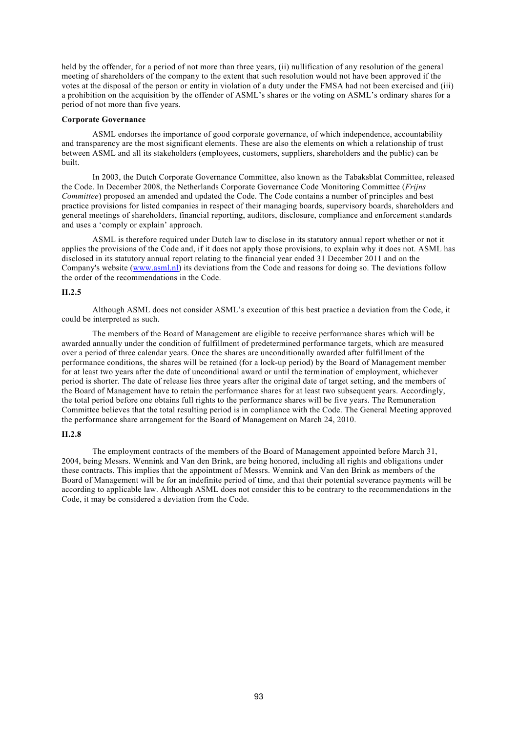held by the offender, for a period of not more than three years, (ii) nullification of any resolution of the general meeting of shareholders of the company to the extent that such resolution would not have been approved if the votes at the disposal of the person or entity in violation of a duty under the FMSA had not been exercised and (iii) a prohibition on the acquisition by the offender of ASML's shares or the voting on ASML's ordinary shares for a period of not more than five years.

**Corporate Governance**

ASML endorses the importance of good corporate governance, of which independence, accountability and transparency are the most significant elements. These are also the elements on which a relationship of trust between ASML and all its stakeholders (employees, customers, suppliers, shareholders and the public) can be built.

In 2003, the Dutch Corporate Governance Committee, also known as the Tabaksblat Committee, released the Code. In December 2008, the Netherlands Corporate Governance Code Monitoring Committee (*Frijns Committee*) proposed an amended and updated the Code. The Code contains a number of principles and best practice provisions for listed companies in respect of their managing boards, supervisory boards, shareholders and general meetings of shareholders, financial reporting, auditors, disclosure, compliance and enforcement standards and uses a 'comply or explain' approach.

ASML is therefore required under Dutch law to disclose in its statutory annual report whether or not it applies the provisions of the Code and, if it does not apply those provisions, to explain why it does not. ASML has disclosed in its statutory annual report relating to the financial year ended 31 December 2011 and on the Company's website (www.asml.nl) its deviations from the Code and reasons for doing so. The deviations follow the order of the recommendations in the Code.

**II.2.5**

Although ASML does not consider ASML's execution of this best practice a deviation from the Code, it could be interpreted as such.

The members of the Board of Management are eligible to receive performance shares which will be awarded annually under the condition of fulfillment of predetermined performance targets, which are measured over a period of three calendar years. Once the shares are unconditionally awarded after fulfillment of the performance conditions, the shares will be retained (for a lock-up period) by the Board of Management member for at least two years after the date of unconditional award or until the termination of employment, whichever period is shorter. The date of release lies three years after the original date of target setting, and the members of the Board of Management have to retain the performance shares for at least two subsequent years. Accordingly, the total period before one obtains full rights to the performance shares will be five years. The Remuneration Committee believes that the total resulting period is in compliance with the Code. The General Meeting approved the performance share arrangement for the Board of Management on March 24, 2010.

**II.2.8**

The employment contracts of the members of the Board of Management appointed before March 31, 2004, being Messrs. Wennink and Van den Brink, are being honored, including all rights and obligations under these contracts. This implies that the appointment of Messrs. Wennink and Van den Brink as members of the Board of Management will be for an indefinite period of time, and that their potential severance payments will be according to applicable law. Although ASML does not consider this to be contrary to the recommendations in the Code, it may be considered a deviation from the Code.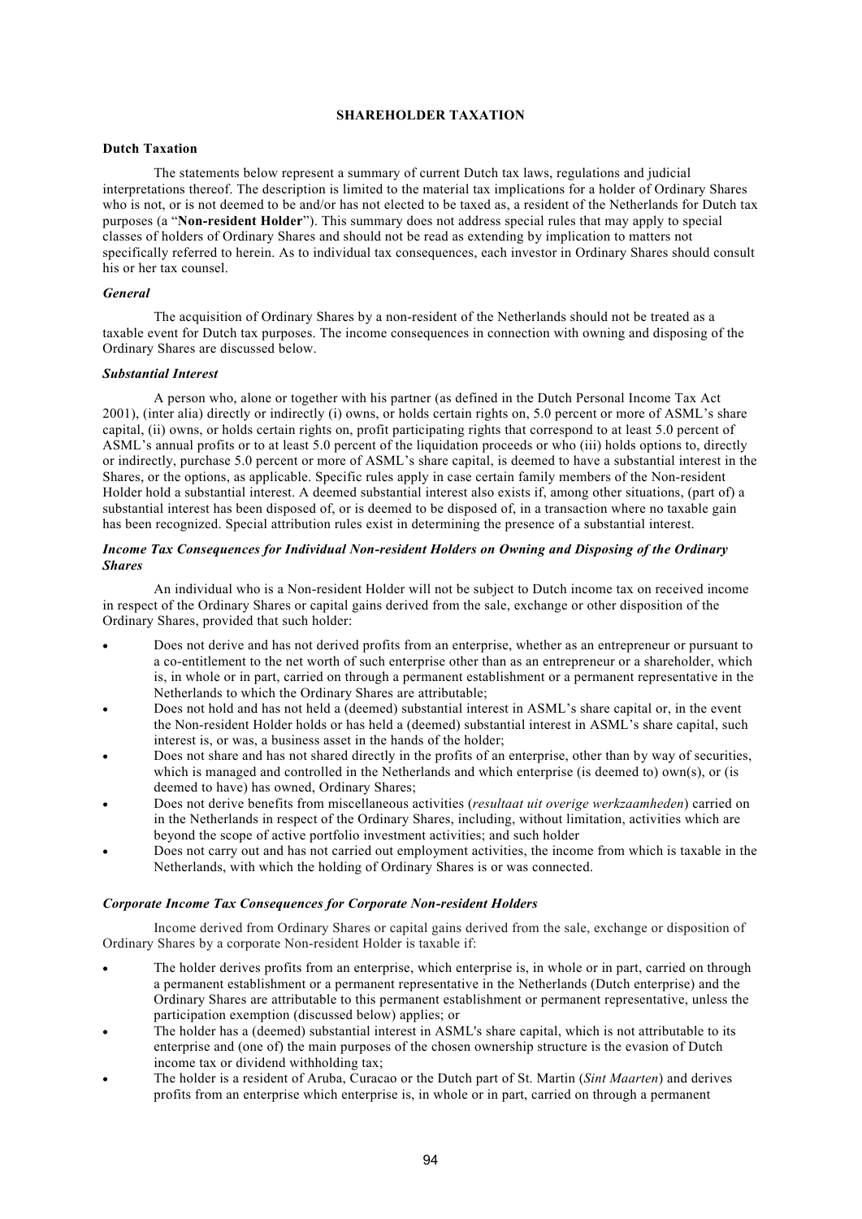## SHAREHOLDER TAXATION

### Dutch Taxation

The statements below represent a summary of current Dutch tax laws, regulations and judicial interpretations thereof. The description is limited to the material tax implications for a holder of Ordinary Shares who is not, or is not deemed to be and/or has not elected to be taxed as, a resident of the Netherlands for Dutch tax purposes (a "**Non-resident Holder**"). This summary does not address special rules that may apply to special classes of holders of Ordinary Shares and should not be read as extending by implication to matters not specifically referred to herein. As to individual tax consequences, each investor in Ordinary Shares should consult his or her tax counsel.

#### *General*

The acquisition of Ordinary Shares by a non-resident of the Netherlands should not be treated as a taxable event for Dutch tax purposes. The income consequences in connection with owning and disposing of the Ordinary Shares are discussed below.

#### *Substantial Interest*

A person who, alone or together with his partner (as defined in the Dutch Personal Income Tax Act 2001), (inter alia) directly or indirectly (i) owns, or holds certain rights on, 5.0 percent or more of ASML's share capital, (ii) owns, or holds certain rights on, profit participating rights that correspond to at least 5.0 percent of ASML's annual profits or to at least 5.0 percent of the liquidation proceeds or who (iii) holds options to, directly or indirectly, purchase 5.0 percent or more of ASML's share capital, is deemed to have a substantial interest in the Shares, or the options, as applicable. Specific rules apply in case certain family members of the Non-resident Holder hold a substantial interest. A deemed substantial interest also exists if, among other situations, (part of) a substantial interest has been disposed of, or is deemed to be disposed of, in a transaction where no taxable gain has been recognized. Special attribution rules exist in determining the presence of a substantial interest.

#### *Income Tax Consequences for Individual Non-resident Holders on Owning and Disposing of the Ordinary Shares*

An individual who is a Non-resident Holder will not be subject to Dutch income tax on received income in respect of the Ordinary Shares or capital gains derived from the sale, exchange or other disposition of the Ordinary Shares, provided that such holder:

- Does not derive and has not derived profits from an enterprise, whether as an entrepreneur or pursuant to a co-entitlement to the net worth of such enterprise other than as an entrepreneur or a shareholder, which is, in whole or in part, carried on through a permanent establishment or a permanent representative in the Netherlands to which the Ordinary Shares are attributable;
- Does not hold and has not held a (deemed) substantial interest in ASML's share capital or, in the event the Non-resident Holder holds or has held a (deemed) substantial interest in ASML's share capital, such interest is, or was, a business asset in the hands of the holder;
- Does not share and has not shared directly in the profits of an enterprise, other than by way of securities, which is managed and controlled in the Netherlands and which enterprise (is deemed to) own(s), or (is deemed to have) has owned, Ordinary Shares;
- Does not derive benefits from miscellaneous activities (*resultaat uit overige werkzaamheden*) carried on in the Netherlands in respect of the Ordinary Shares, including, without limitation, activities which are beyond the scope of active portfolio investment activities; and such holder
- Does not carry out and has not carried out employment activities, the income from which is taxable in the Netherlands, with which the holding of Ordinary Shares is or was connected.

#### *Corporate Income Tax Consequences for Corporate Non-resident Holders*

Income derived from Ordinary Shares or capital gains derived from the sale, exchange or disposition of Ordinary Shares by a corporate Non-resident Holder is taxable if:

- The holder derives profits from an enterprise, which enterprise is, in whole or in part, carried on through a permanent establishment or a permanent representative in the Netherlands (Dutch enterprise) and the Ordinary Shares are attributable to this permanent establishment or permanent representative, unless the participation exemption (discussed below) applies; or
- The holder has a (deemed) substantial interest in ASML's share capital, which is not attributable to its enterprise and (one of) the main purposes of the chosen ownership structure is the evasion of Dutch income tax or dividend withholding tax;
- The holder is a resident of Aruba, Curacao or the Dutch part of St. Martin (*Sint Maarten*) and derives profits from an enterprise which enterprise is, in whole or in part, carried on through a permanent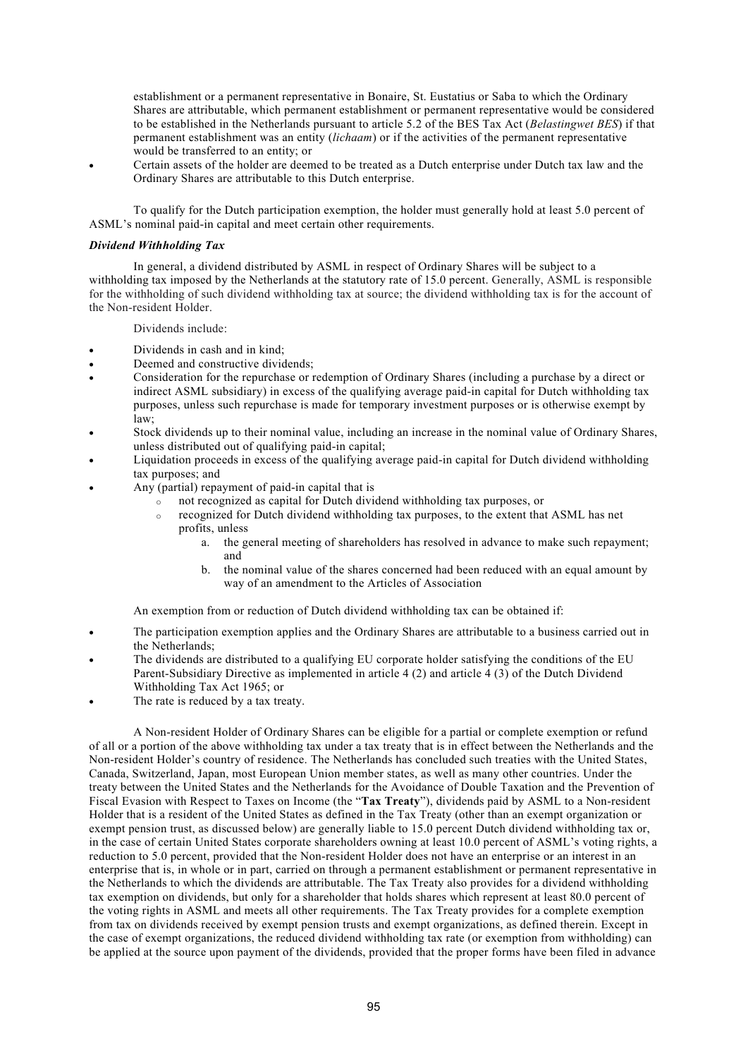establishment or a permanent representative in Bonaire, St. Eustatius or Saba to which the Ordinary Shares are attributable, which permanent establishment or permanent representative would be considered to be established in the Netherlands pursuant to article 5.2 of the BES Tax Act (*Belastingwet BES*) if that permanent establishment was an entity (*lichaam*) or if the activities of the permanent representative would be transferred to an entity; or
- Certain assets of the holder are deemed to be treated as a Dutch enterprise under Dutch tax law and the Ordinary Shares are attributable to this Dutch enterprise.

To qualify for the Dutch participation exemption, the holder must generally hold at least 5.0 percent of ASML's nominal paid-in capital and meet certain other requirements.

***Dividend Withholding Tax***

In general, a dividend distributed by ASML in respect of Ordinary Shares will be subject to a withholding tax imposed by the Netherlands at the statutory rate of 15.0 percent. Generally, ASML is responsible for the withholding of such dividend withholding tax at source; the dividend withholding tax is for the account of the Non-resident Holder.

Dividends include:

- Dividends in cash and in kind;
- Deemed and constructive dividends;
- Consideration for the repurchase or redemption of Ordinary Shares (including a purchase by a direct or indirect ASML subsidiary) in excess of the qualifying average paid-in capital for Dutch withholding tax purposes, unless such repurchase is made for temporary investment purposes or is otherwise exempt by law;
- Stock dividends up to their nominal value, including an increase in the nominal value of Ordinary Shares, unless distributed out of qualifying paid-in capital;
- Liquidation proceeds in excess of the qualifying average paid-in capital for Dutch dividend withholding tax purposes; and
- Any (partial) repayment of paid-in capital that is
  - not recognized as capital for Dutch dividend withholding tax purposes, or
  - recognized for Dutch dividend withholding tax purposes, to the extent that ASML has net profits, unless
    a. the general meeting of shareholders has resolved in advance to make such repayment; and
    b. the nominal value of the shares concerned had been reduced with an equal amount by way of an amendment to the Articles of Association

An exemption from or reduction of Dutch dividend withholding tax can be obtained if:

- The participation exemption applies and the Ordinary Shares are attributable to a business carried out in the Netherlands;
- The dividends are distributed to a qualifying EU corporate holder satisfying the conditions of the EU Parent-Subsidiary Directive as implemented in article 4 (2) and article 4 (3) of the Dutch Dividend Withholding Tax Act 1965; or
- The rate is reduced by a tax treaty.

A Non-resident Holder of Ordinary Shares can be eligible for a partial or complete exemption or refund of all or a portion of the above withholding tax under a tax treaty that is in effect between the Netherlands and the Non-resident Holder's country of residence. The Netherlands has concluded such treaties with the United States, Canada, Switzerland, Japan, most European Union member states, as well as many other countries. Under the treaty between the United States and the Netherlands for the Avoidance of Double Taxation and the Prevention of Fiscal Evasion with Respect to Taxes on Income (the "**Tax Treaty**"), dividends paid by ASML to a Non-resident Holder that is a resident of the United States as defined in the Tax Treaty (other than an exempt organization or exempt pension trust, as discussed below) are generally liable to 15.0 percent Dutch dividend withholding tax or, in the case of certain United States corporate shareholders owning at least 10.0 percent of ASML's voting rights, a reduction to 5.0 percent, provided that the Non-resident Holder does not have an enterprise or an interest in an enterprise that is, in whole or in part, carried on through a permanent establishment or permanent representative in the Netherlands to which the dividends are attributable. The Tax Treaty also provides for a dividend withholding tax exemption on dividends, but only for a shareholder that holds shares which represent at least 80.0 percent of the voting rights in ASML and meets all other requirements. The Tax Treaty provides for a complete exemption from tax on dividends received by exempt pension trusts and exempt organizations, as defined therein. Except in the case of exempt organizations, the reduced dividend withholding tax rate (or exemption from withholding) can be applied at the source upon payment of the dividends, provided that the proper forms have been filed in advance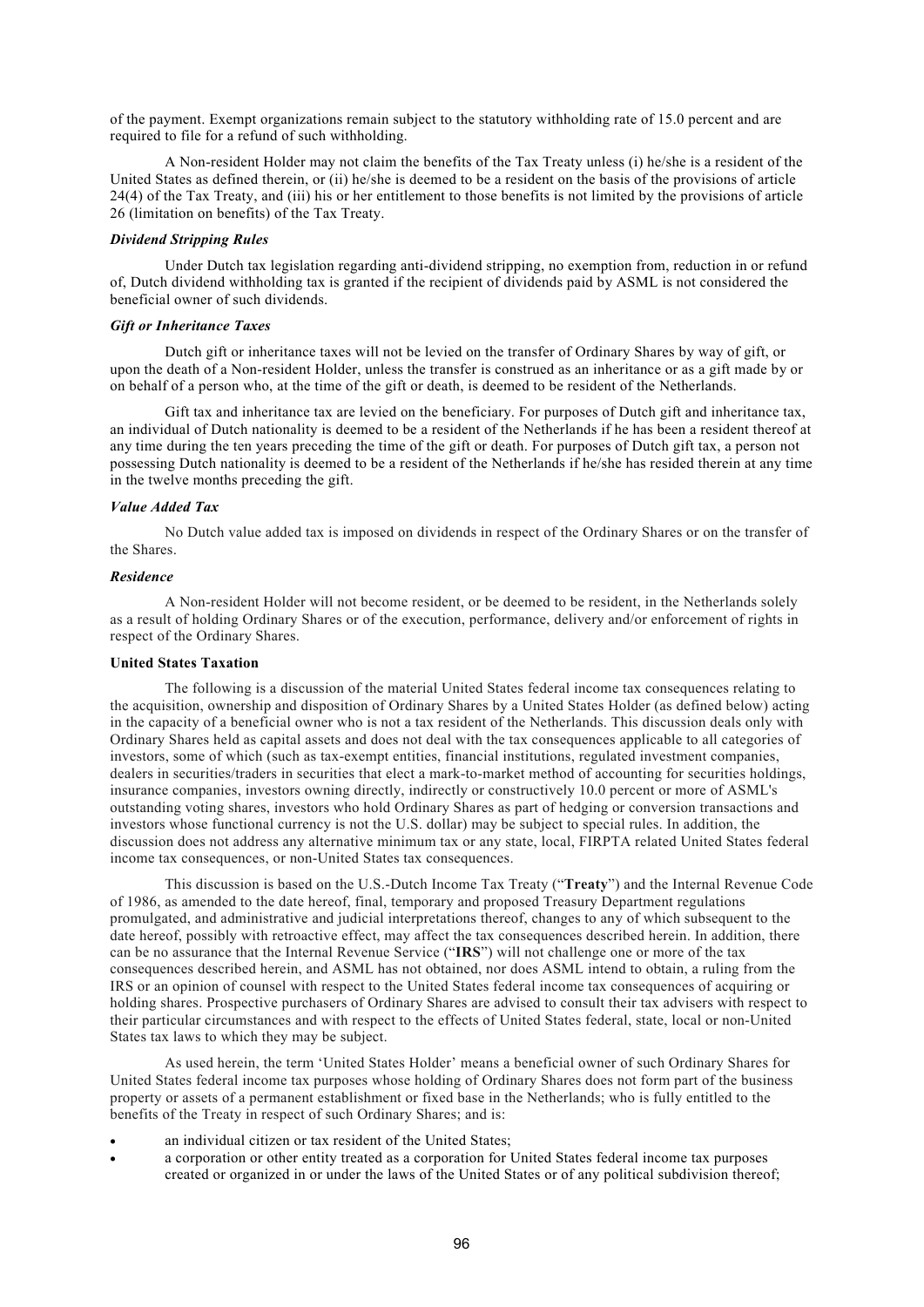of the payment. Exempt organizations remain subject to the statutory withholding rate of 15.0 percent and are required to file for a refund of such withholding.

A Non-resident Holder may not claim the benefits of the Tax Treaty unless (i) he/she is a resident of the United States as defined therein, or (ii) he/she is deemed to be a resident on the basis of the provisions of article 24(4) of the Tax Treaty, and (iii) his or her entitlement to those benefits is not limited by the provisions of article 26 (limitation on benefits) of the Tax Treaty.

***Dividend Stripping Rules***

Under Dutch tax legislation regarding anti-dividend stripping, no exemption from, reduction in or refund of, Dutch dividend withholding tax is granted if the recipient of dividends paid by ASML is not considered the beneficial owner of such dividends.

***Gift or Inheritance Taxes***

Dutch gift or inheritance taxes will not be levied on the transfer of Ordinary Shares by way of gift, or upon the death of a Non-resident Holder, unless the transfer is construed as an inheritance or as a gift made by or on behalf of a person who, at the time of the gift or death, is deemed to be resident of the Netherlands.

Gift tax and inheritance tax are levied on the beneficiary. For purposes of Dutch gift and inheritance tax, an individual of Dutch nationality is deemed to be a resident of the Netherlands if he has been a resident thereof at any time during the ten years preceding the time of the gift or death. For purposes of Dutch gift tax, a person not possessing Dutch nationality is deemed to be a resident of the Netherlands if he/she has resided therein at any time in the twelve months preceding the gift.

***Value Added Tax***

No Dutch value added tax is imposed on dividends in respect of the Ordinary Shares or on the transfer of the Shares.

***Residence***

A Non-resident Holder will not become resident, or be deemed to be resident, in the Netherlands solely as a result of holding Ordinary Shares or of the execution, performance, delivery and/or enforcement of rights in respect of the Ordinary Shares.

**United States Taxation**

The following is a discussion of the material United States federal income tax consequences relating to the acquisition, ownership and disposition of Ordinary Shares by a United States Holder (as defined below) acting in the capacity of a beneficial owner who is not a tax resident of the Netherlands. This discussion deals only with Ordinary Shares held as capital assets and does not deal with the tax consequences applicable to all categories of investors, some of which (such as tax-exempt entities, financial institutions, regulated investment companies, dealers in securities/traders in securities that elect a mark-to-market method of accounting for securities holdings, insurance companies, investors owning directly, indirectly or constructively 10.0 percent or more of ASML's outstanding voting shares, investors who hold Ordinary Shares as part of hedging or conversion transactions and investors whose functional currency is not the U.S. dollar) may be subject to special rules. In addition, the discussion does not address any alternative minimum tax or any state, local, FIRPTA related United States federal income tax consequences, or non-United States tax consequences.

This discussion is based on the U.S.-Dutch Income Tax Treaty ("**Treaty**") and the Internal Revenue Code of 1986, as amended to the date hereof, final, temporary and proposed Treasury Department regulations promulgated, and administrative and judicial interpretations thereof, changes to any of which subsequent to the date hereof, possibly with retroactive effect, may affect the tax consequences described herein. In addition, there can be no assurance that the Internal Revenue Service ("**IRS**") will not challenge one or more of the tax consequences described herein, and ASML has not obtained, nor does ASML intend to obtain, a ruling from the IRS or an opinion of counsel with respect to the United States federal income tax consequences of acquiring or holding shares. Prospective purchasers of Ordinary Shares are advised to consult their tax advisers with respect to their particular circumstances and with respect to the effects of United States federal, state, local or non-United States tax laws to which they may be subject.

As used herein, the term 'United States Holder' means a beneficial owner of such Ordinary Shares for United States federal income tax purposes whose holding of Ordinary Shares does not form part of the business property or assets of a permanent establishment or fixed base in the Netherlands; who is fully entitled to the benefits of the Treaty in respect of such Ordinary Shares; and is:

- an individual citizen or tax resident of the United States;
- a corporation or other entity treated as a corporation for United States federal income tax purposes created or organized in or under the laws of the United States or of any political subdivision thereof;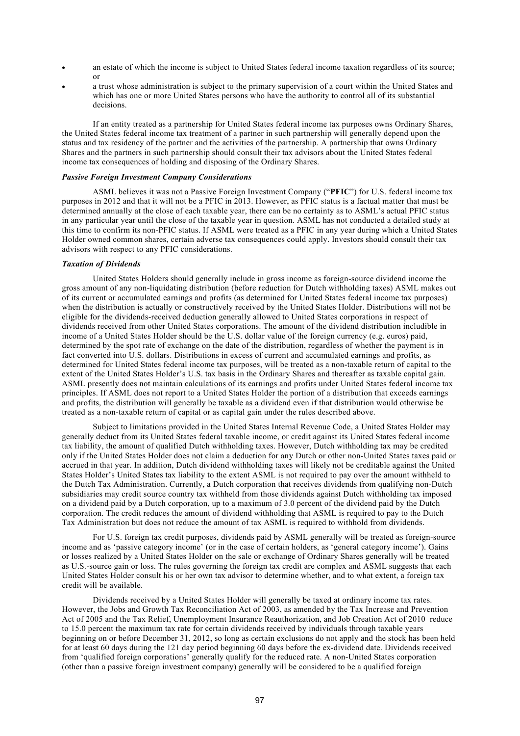- an estate of which the income is subject to United States federal income taxation regardless of its source; or
- a trust whose administration is subject to the primary supervision of a court within the United States and which has one or more United States persons who have the authority to control all of its substantial decisions.

If an entity treated as a partnership for United States federal income tax purposes owns Ordinary Shares, the United States federal income tax treatment of a partner in such partnership will generally depend upon the status and tax residency of the partner and the activities of the partnership. A partnership that owns Ordinary Shares and the partners in such partnership should consult their tax advisors about the United States federal income tax consequences of holding and disposing of the Ordinary Shares.

***Passive Foreign Investment Company Considerations***

ASML believes it was not a Passive Foreign Investment Company ("**PFIC**") for U.S. federal income tax purposes in 2012 and that it will not be a PFIC in 2013. However, as PFIC status is a factual matter that must be determined annually at the close of each taxable year, there can be no certainty as to ASML's actual PFIC status in any particular year until the close of the taxable year in question. ASML has not conducted a detailed study at this time to confirm its non-PFIC status. If ASML were treated as a PFIC in any year during which a United States Holder owned common shares, certain adverse tax consequences could apply. Investors should consult their tax advisors with respect to any PFIC considerations.

***Taxation of Dividends***

United States Holders should generally include in gross income as foreign-source dividend income the gross amount of any non-liquidating distribution (before reduction for Dutch withholding taxes) ASML makes out of its current or accumulated earnings and profits (as determined for United States federal income tax purposes) when the distribution is actually or constructively received by the United States Holder. Distributions will not be eligible for the dividends-received deduction generally allowed to United States corporations in respect of dividends received from other United States corporations. The amount of the dividend distribution includible in income of a United States Holder should be the U.S. dollar value of the foreign currency (e.g. euros) paid, determined by the spot rate of exchange on the date of the distribution, regardless of whether the payment is in fact converted into U.S. dollars. Distributions in excess of current and accumulated earnings and profits, as determined for United States federal income tax purposes, will be treated as a non-taxable return of capital to the extent of the United States Holder's U.S. tax basis in the Ordinary Shares and thereafter as taxable capital gain. ASML presently does not maintain calculations of its earnings and profits under United States federal income tax principles. If ASML does not report to a United States Holder the portion of a distribution that exceeds earnings and profits, the distribution will generally be taxable as a dividend even if that distribution would otherwise be treated as a non-taxable return of capital or as capital gain under the rules described above.

Subject to limitations provided in the United States Internal Revenue Code, a United States Holder may generally deduct from its United States federal taxable income, or credit against its United States federal income tax liability, the amount of qualified Dutch withholding taxes. However, Dutch withholding tax may be credited only if the United States Holder does not claim a deduction for any Dutch or other non-United States taxes paid or accrued in that year. In addition, Dutch dividend withholding taxes will likely not be creditable against the United States Holder's United States tax liability to the extent ASML is not required to pay over the amount withheld to the Dutch Tax Administration. Currently, a Dutch corporation that receives dividends from qualifying non-Dutch subsidiaries may credit source country tax withheld from those dividends against Dutch withholding tax imposed on a dividend paid by a Dutch corporation, up to a maximum of 3.0 percent of the dividend paid by the Dutch corporation. The credit reduces the amount of dividend withholding that ASML is required to pay to the Dutch Tax Administration but does not reduce the amount of tax ASML is required to withhold from dividends.

For U.S. foreign tax credit purposes, dividends paid by ASML generally will be treated as foreign-source income and as 'passive category income' (or in the case of certain holders, as 'general category income'). Gains or losses realized by a United States Holder on the sale or exchange of Ordinary Shares generally will be treated as U.S.-source gain or loss. The rules governing the foreign tax credit are complex and ASML suggests that each United States Holder consult his or her own tax advisor to determine whether, and to what extent, a foreign tax credit will be available.

Dividends received by a United States Holder will generally be taxed at ordinary income tax rates. However, the Jobs and Growth Tax Reconciliation Act of 2003, as amended by the Tax Increase and Prevention Act of 2005 and the Tax Relief, Unemployment Insurance Reauthorization, and Job Creation Act of 2010 reduce to 15.0 percent the maximum tax rate for certain dividends received by individuals through taxable years beginning on or before December 31, 2012, so long as certain exclusions do not apply and the stock has been held for at least 60 days during the 121 day period beginning 60 days before the ex-dividend date. Dividends received from 'qualified foreign corporations' generally qualify for the reduced rate. A non-United States corporation (other than a passive foreign investment company) generally will be considered to be a qualified foreign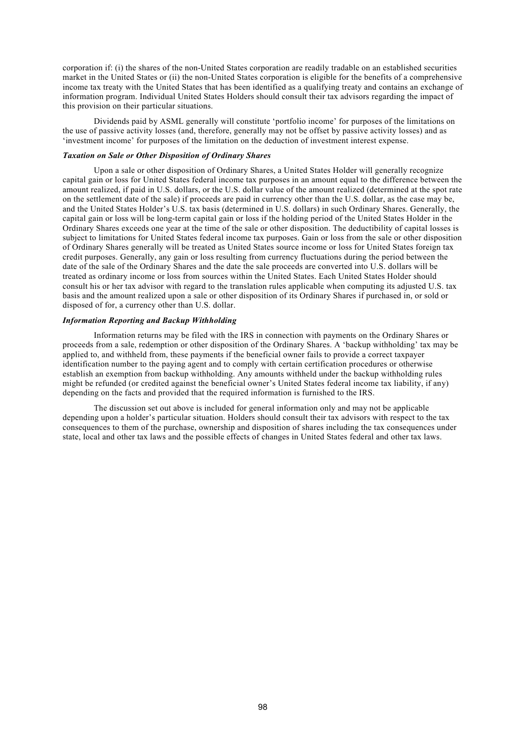corporation if: (i) the shares of the non-United States corporation are readily tradable on an established securities market in the United States or (ii) the non-United States corporation is eligible for the benefits of a comprehensive income tax treaty with the United States that has been identified as a qualifying treaty and contains an exchange of information program. Individual United States Holders should consult their tax advisors regarding the impact of this provision on their particular situations.

Dividends paid by ASML generally will constitute 'portfolio income' for purposes of the limitations on the use of passive activity losses (and, therefore, generally may not be offset by passive activity losses) and as 'investment income' for purposes of the limitation on the deduction of investment interest expense.

***Taxation on Sale or Other Disposition of Ordinary Shares***

Upon a sale or other disposition of Ordinary Shares, a United States Holder will generally recognize capital gain or loss for United States federal income tax purposes in an amount equal to the difference between the amount realized, if paid in U.S. dollars, or the U.S. dollar value of the amount realized (determined at the spot rate on the settlement date of the sale) if proceeds are paid in currency other than the U.S. dollar, as the case may be, and the United States Holder's U.S. tax basis (determined in U.S. dollars) in such Ordinary Shares. Generally, the capital gain or loss will be long-term capital gain or loss if the holding period of the United States Holder in the Ordinary Shares exceeds one year at the time of the sale or other disposition. The deductibility of capital losses is subject to limitations for United States federal income tax purposes. Gain or loss from the sale or other disposition of Ordinary Shares generally will be treated as United States source income or loss for United States foreign tax credit purposes. Generally, any gain or loss resulting from currency fluctuations during the period between the date of the sale of the Ordinary Shares and the date the sale proceeds are converted into U.S. dollars will be treated as ordinary income or loss from sources within the United States. Each United States Holder should consult his or her tax advisor with regard to the translation rules applicable when computing its adjusted U.S. tax basis and the amount realized upon a sale or other disposition of its Ordinary Shares if purchased in, or sold or disposed of for, a currency other than U.S. dollar.

***Information Reporting and Backup Withholding***

Information returns may be filed with the IRS in connection with payments on the Ordinary Shares or proceeds from a sale, redemption or other disposition of the Ordinary Shares. A 'backup withholding' tax may be applied to, and withheld from, these payments if the beneficial owner fails to provide a correct taxpayer identification number to the paying agent and to comply with certain certification procedures or otherwise establish an exemption from backup withholding. Any amounts withheld under the backup withholding rules might be refunded (or credited against the beneficial owner's United States federal income tax liability, if any) depending on the facts and provided that the required information is furnished to the IRS.

The discussion set out above is included for general information only and may not be applicable depending upon a holder's particular situation. Holders should consult their tax advisors with respect to the tax consequences to them of the purchase, ownership and disposition of shares including the tax consequences under state, local and other tax laws and the possible effects of changes in United States federal and other tax laws.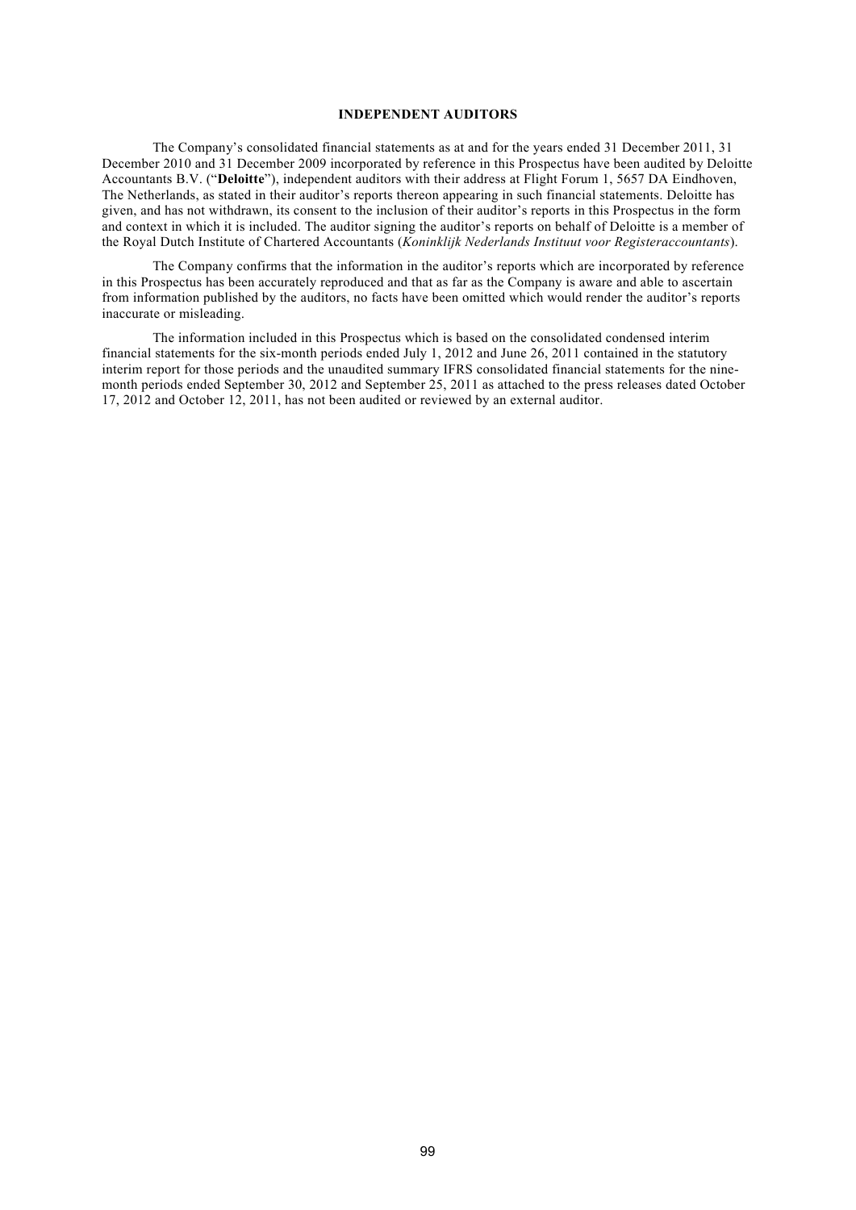## INDEPENDENT AUDITORS

The Company's consolidated financial statements as at and for the years ended 31 December 2011, 31 December 2010 and 31 December 2009 incorporated by reference in this Prospectus have been audited by Deloitte Accountants B.V. ("**Deloitte**"), independent auditors with their address at Flight Forum 1, 5657 DA Eindhoven, The Netherlands, as stated in their auditor's reports thereon appearing in such financial statements. Deloitte has given, and has not withdrawn, its consent to the inclusion of their auditor's reports in this Prospectus in the form and context in which it is included. The auditor signing the auditor's reports on behalf of Deloitte is a member of the Royal Dutch Institute of Chartered Accountants (*Koninklijk Nederlands Instituut voor Registeraccountants*).

The Company confirms that the information in the auditor's reports which are incorporated by reference in this Prospectus has been accurately reproduced and that as far as the Company is aware and able to ascertain from information published by the auditors, no facts have been omitted which would render the auditor's reports inaccurate or misleading.

The information included in this Prospectus which is based on the consolidated condensed interim financial statements for the six-month periods ended July 1, 2012 and June 26, 2011 contained in the statutory interim report for those periods and the unaudited summary IFRS consolidated financial statements for the nine-month periods ended September 30, 2012 and September 25, 2011 as attached to the press releases dated October 17, 2012 and October 12, 2011, has not been audited or reviewed by an external auditor.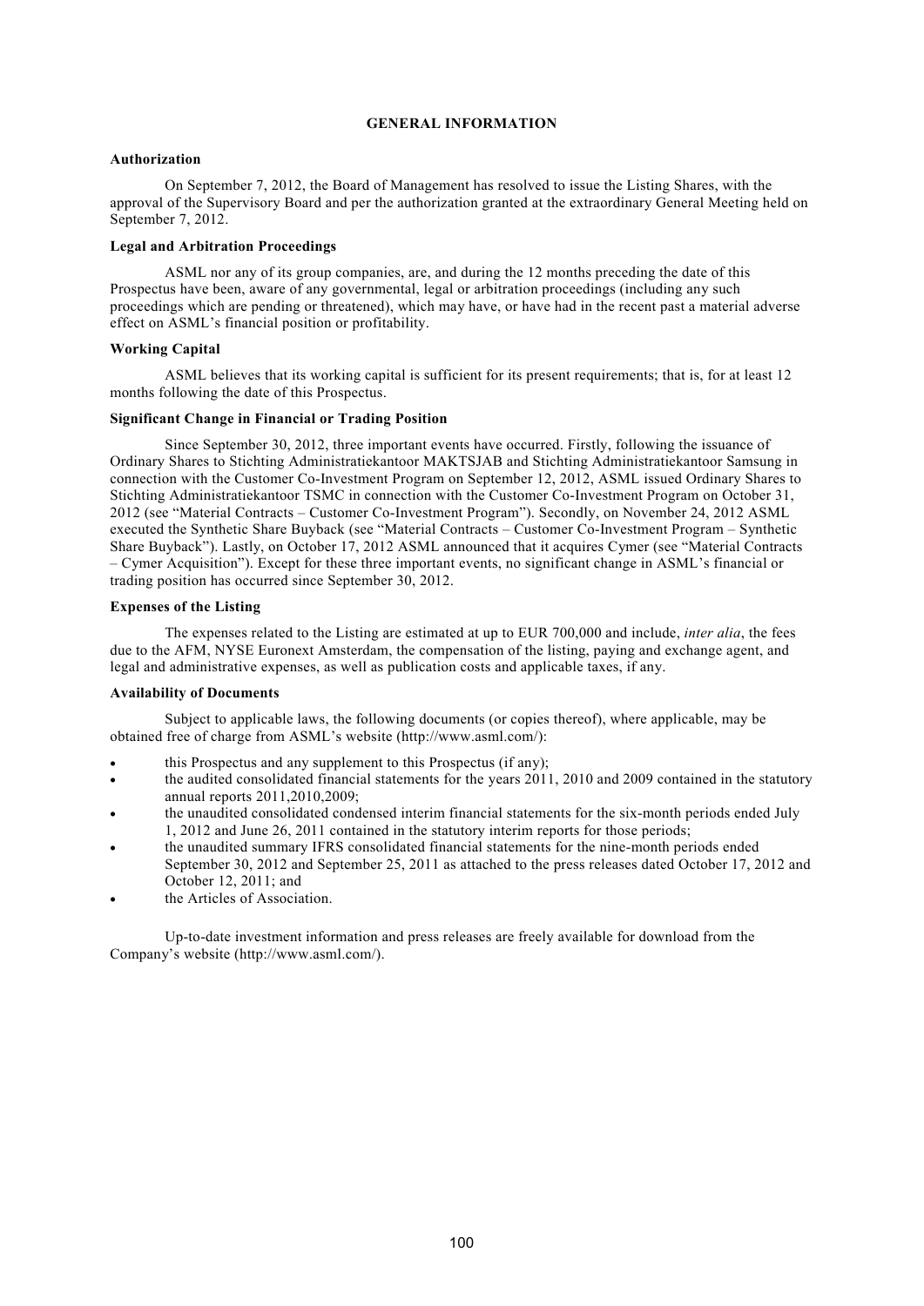# GENERAL INFORMATION

**Authorization**

On September 7, 2012, the Board of Management has resolved to issue the Listing Shares, with the approval of the Supervisory Board and per the authorization granted at the extraordinary General Meeting held on September 7, 2012.

**Legal and Arbitration Proceedings**

ASML nor any of its group companies, are, and during the 12 months preceding the date of this Prospectus have been, aware of any governmental, legal or arbitration proceedings (including any such proceedings which are pending or threatened), which may have, or have had in the recent past a material adverse effect on ASML's financial position or profitability.

**Working Capital**

ASML believes that its working capital is sufficient for its present requirements; that is, for at least 12 months following the date of this Prospectus.

**Significant Change in Financial or Trading Position**

Since September 30, 2012, three important events have occurred. Firstly, following the issuance of Ordinary Shares to Stichting Administratiekantoor MAKTSJAB and Stichting Administratiekantoor Samsung in connection with the Customer Co-Investment Program on September 12, 2012, ASML issued Ordinary Shares to Stichting Administratiekantoor TSMC in connection with the Customer Co-Investment Program on October 31, 2012 (see "Material Contracts – Customer Co-Investment Program"). Secondly, on November 24, 2012 ASML executed the Synthetic Share Buyback (see "Material Contracts – Customer Co-Investment Program – Synthetic Share Buyback"). Lastly, on October 17, 2012 ASML announced that it acquires Cymer (see "Material Contracts – Cymer Acquisition"). Except for these three important events, no significant change in ASML's financial or trading position has occurred since September 30, 2012.

**Expenses of the Listing**

The expenses related to the Listing are estimated at up to EUR 700,000 and include, *inter alia*, the fees due to the AFM, NYSE Euronext Amsterdam, the compensation of the listing, paying and exchange agent, and legal and administrative expenses, as well as publication costs and applicable taxes, if any.

**Availability of Documents**

Subject to applicable laws, the following documents (or copies thereof), where applicable, may be obtained free of charge from ASML's website (http://www.asml.com/):

- this Prospectus and any supplement to this Prospectus (if any);
- the audited consolidated financial statements for the years 2011, 2010 and 2009 contained in the statutory annual reports 2011,2010,2009;
- the unaudited consolidated condensed interim financial statements for the six-month periods ended July 1, 2012 and June 26, 2011 contained in the statutory interim reports for those periods;
- the unaudited summary IFRS consolidated financial statements for the nine-month periods ended September 30, 2012 and September 25, 2011 as attached to the press releases dated October 17, 2012 and October 12, 2011; and
- the Articles of Association.

Up-to-date investment information and press releases are freely available for download from the Company's website (http://www.asml.com/).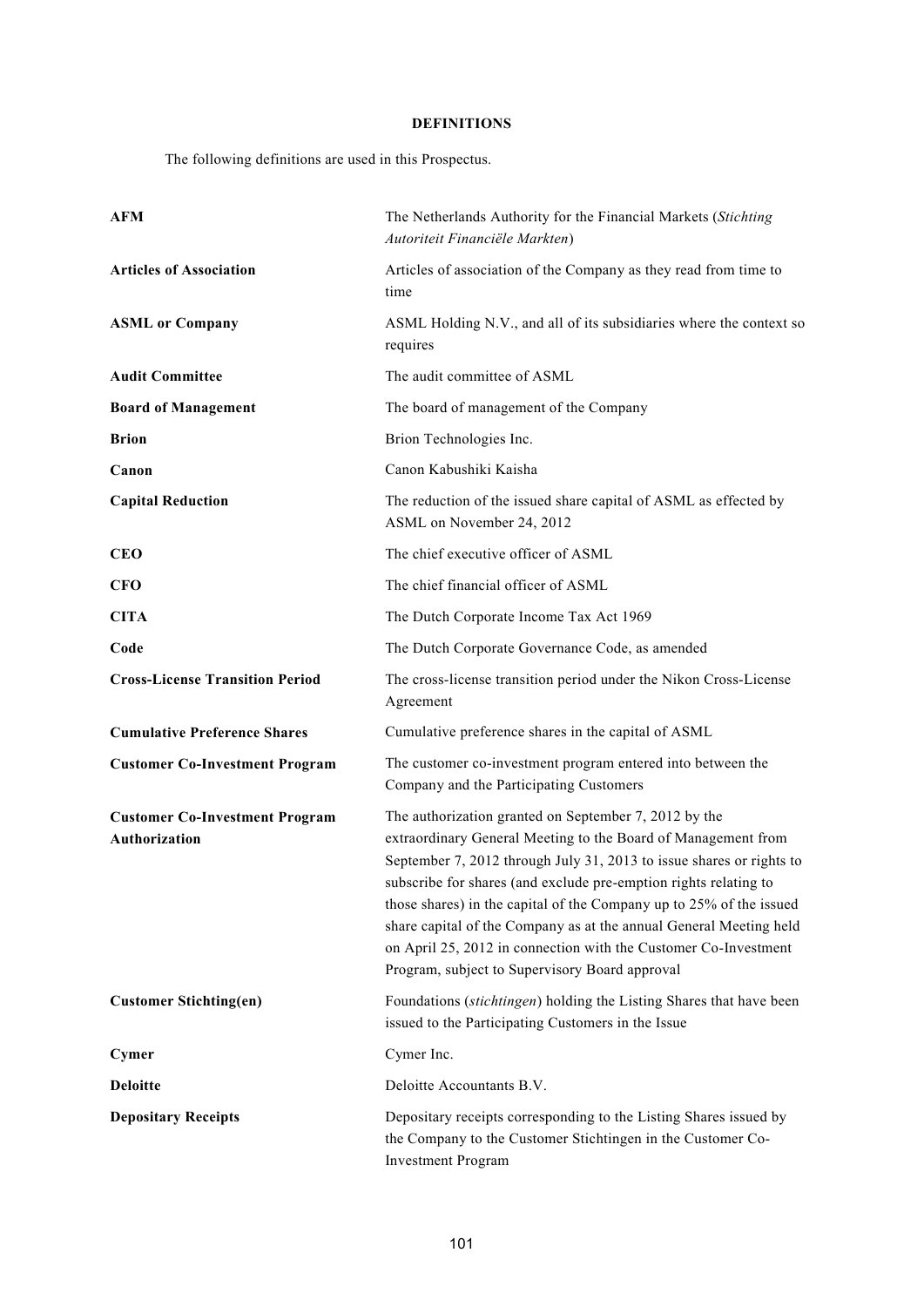# DEFINITIONS

The following definitions are used in this Prospectus.

| | |
|---|---|
| **AFM** | The Netherlands Authority for the Financial Markets (*Stichting Autoriteit Financiële Markten*) |
| **Articles of Association** | Articles of association of the Company as they read from time to time |
| **ASML or Company** | ASML Holding N.V., and all of its subsidiaries where the context so requires |
| **Audit Committee** | The audit committee of ASML |
| **Board of Management** | The board of management of the Company |
| **Brion** | Brion Technologies Inc. |
| **Canon** | Canon Kabushiki Kaisha |
| **Capital Reduction** | The reduction of the issued share capital of ASML as effected by ASML on November 24, 2012 |
| **CEO** | The chief executive officer of ASML |
| **CFO** | The chief financial officer of ASML |
| **CITA** | The Dutch Corporate Income Tax Act 1969 |
| **Code** | The Dutch Corporate Governance Code, as amended |
| **Cross-License Transition Period** | The cross-license transition period under the Nikon Cross-License Agreement |
| **Cumulative Preference Shares** | Cumulative preference shares in the capital of ASML |
| **Customer Co-Investment Program** | The customer co-investment program entered into between the Company and the Participating Customers |
| **Customer Co-Investment Program Authorization** | The authorization granted on September 7, 2012 by the extraordinary General Meeting to the Board of Management from September 7, 2012 through July 31, 2013 to issue shares or rights to subscribe for shares (and exclude pre-emption rights relating to those shares) in the capital of the Company up to 25% of the issued share capital of the Company as at the annual General Meeting held on April 25, 2012 in connection with the Customer Co-Investment Program, subject to Supervisory Board approval |
| **Customer Stichting(en)** | Foundations (*stichtingen*) holding the Listing Shares that have been issued to the Participating Customers in the Issue |
| **Cymer** | Cymer Inc. |
| **Deloitte** | Deloitte Accountants B.V. |
| **Depositary Receipts** | Depositary receipts corresponding to the Listing Shares issued by the Company to the Customer Stichtingen in the Customer Co-Investment Program |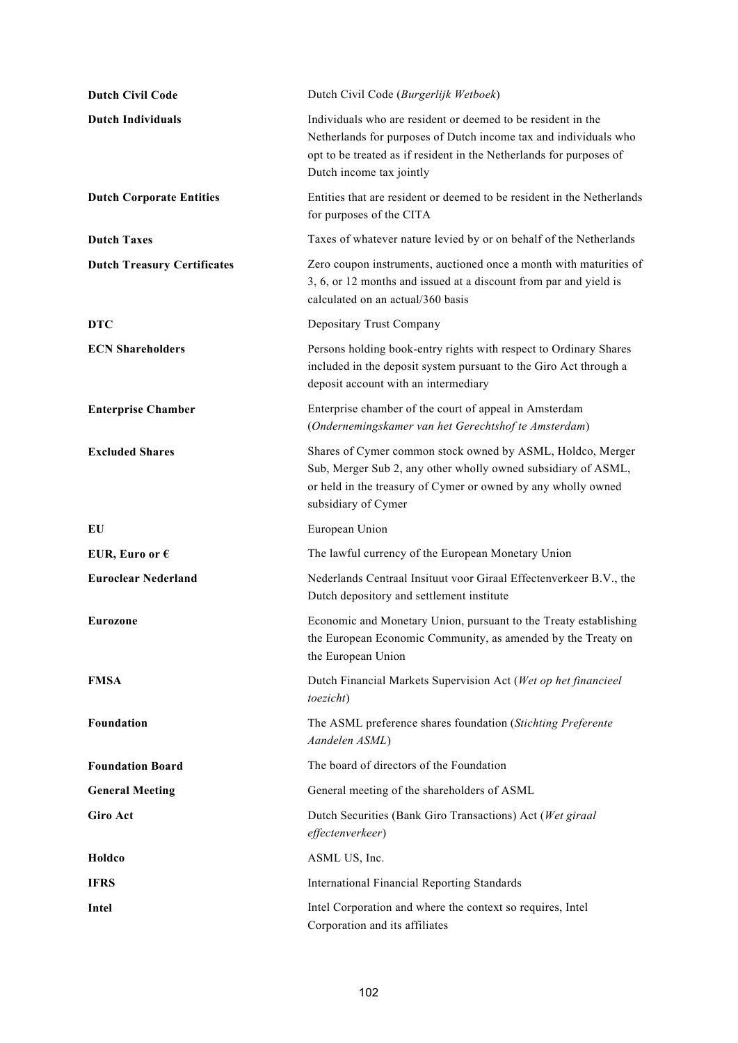| | |
|---|---|
| **Dutch Civil Code** | Dutch Civil Code (*Burgerlijk Wetboek*) |
| **Dutch Individuals** | Individuals who are resident or deemed to be resident in the Netherlands for purposes of Dutch income tax and individuals who opt to be treated as if resident in the Netherlands for purposes of Dutch income tax jointly |
| **Dutch Corporate Entities** | Entities that are resident or deemed to be resident in the Netherlands for purposes of the CITA |
| **Dutch Taxes** | Taxes of whatever nature levied by or on behalf of the Netherlands |
| **Dutch Treasury Certificates** | Zero coupon instruments, auctioned once a month with maturities of 3, 6, or 12 months and issued at a discount from par and yield is calculated on an actual/360 basis |
| **DTC** | Depositary Trust Company |
| **ECN Shareholders** | Persons holding book-entry rights with respect to Ordinary Shares included in the deposit system pursuant to the Giro Act through a deposit account with an intermediary |
| **Enterprise Chamber** | Enterprise chamber of the court of appeal in Amsterdam (*Ondernemingskamer van het Gerechtshof te Amsterdam*) |
| **Excluded Shares** | Shares of Cymer common stock owned by ASML, Holdco, Merger Sub, Merger Sub 2, any other wholly owned subsidiary of ASML, or held in the treasury of Cymer or owned by any wholly owned subsidiary of Cymer |
| **EU** | European Union |
| **EUR, Euro or €** | The lawful currency of the European Monetary Union |
| **Euroclear Nederland** | Nederlands Centraal Insituut voor Giraal Effectenverkeer B.V., the Dutch depository and settlement institute |
| **Eurozone** | Economic and Monetary Union, pursuant to the Treaty establishing the European Economic Community, as amended by the Treaty on the European Union |
| **FMSA** | Dutch Financial Markets Supervision Act (*Wet op het financieel toezicht*) |
| **Foundation** | The ASML preference shares foundation (*Stichting Preferente Aandelen ASML*) |
| **Foundation Board** | The board of directors of the Foundation |
| **General Meeting** | General meeting of the shareholders of ASML |
| **Giro Act** | Dutch Securities (Bank Giro Transactions) Act (*Wet giraal effectenverkeer*) |
| **Holdco** | ASML US, Inc. |
| **IFRS** | International Financial Reporting Standards |
| **Intel** | Intel Corporation and where the context so requires, Intel Corporation and its affiliates |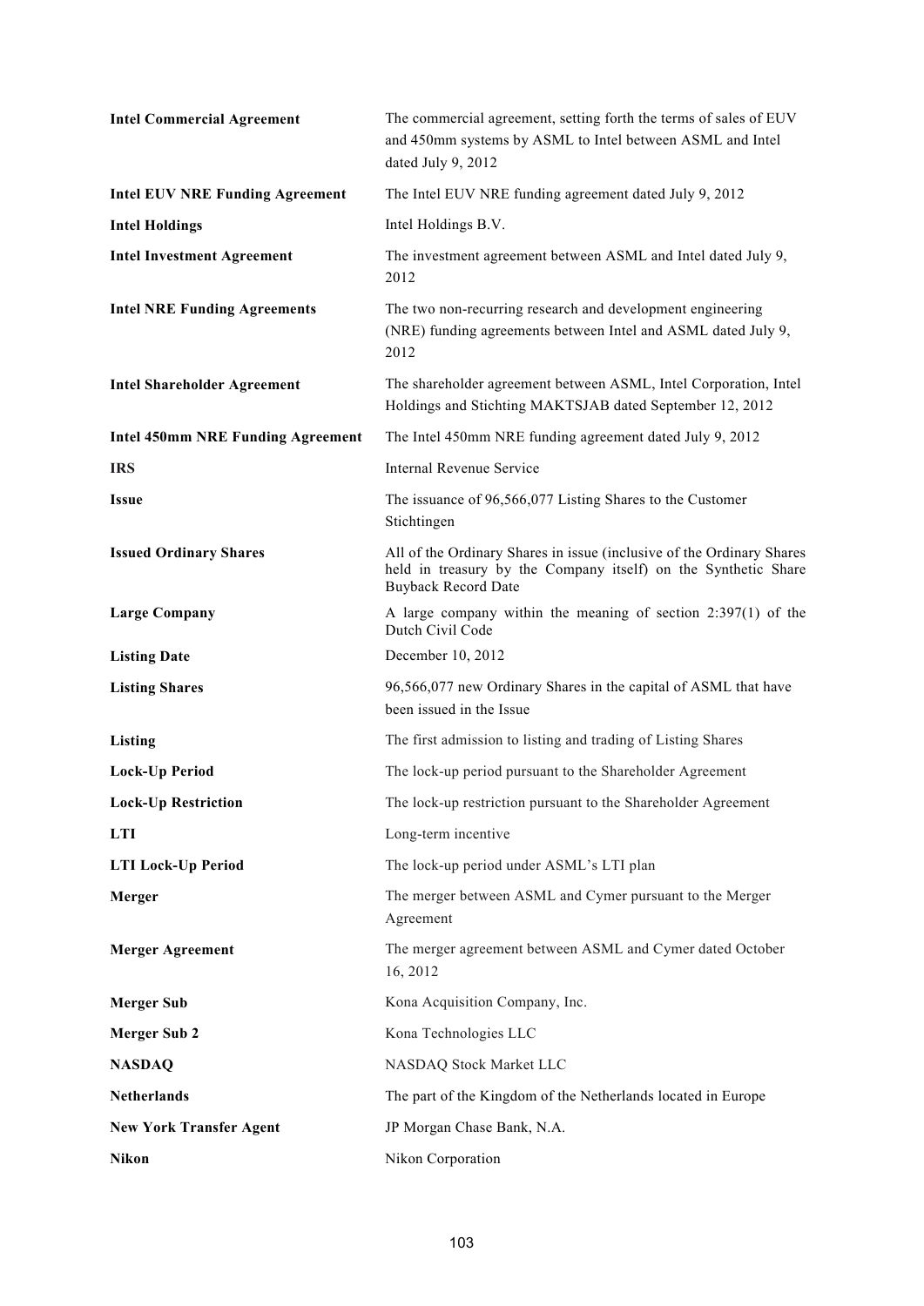| | |
|---|---|
| **Intel Commercial Agreement** | The commercial agreement, setting forth the terms of sales of EUV and 450mm systems by ASML to Intel between ASML and Intel dated July 9, 2012 |
| **Intel EUV NRE Funding Agreement** | The Intel EUV NRE funding agreement dated July 9, 2012 |
| **Intel Holdings** | Intel Holdings B.V. |
| **Intel Investment Agreement** | The investment agreement between ASML and Intel dated July 9, 2012 |
| **Intel NRE Funding Agreements** | The two non-recurring research and development engineering (NRE) funding agreements between Intel and ASML dated July 9, 2012 |
| **Intel Shareholder Agreement** | The shareholder agreement between ASML, Intel Corporation, Intel Holdings and Stichting MAKTSJAB dated September 12, 2012 |
| **Intel 450mm NRE Funding Agreement** | The Intel 450mm NRE funding agreement dated July 9, 2012 |
| **IRS** | Internal Revenue Service |
| **Issue** | The issuance of 96,566,077 Listing Shares to the Customer Stichtingen |
| **Issued Ordinary Shares** | All of the Ordinary Shares in issue (inclusive of the Ordinary Shares held in treasury by the Company itself) on the Synthetic Share Buyback Record Date |
| **Large Company** | A large company within the meaning of section 2:397(1) of the Dutch Civil Code |
| **Listing Date** | December 10, 2012 |
| **Listing Shares** | 96,566,077 new Ordinary Shares in the capital of ASML that have been issued in the Issue |
| **Listing** | The first admission to listing and trading of Listing Shares |
| **Lock-Up Period** | The lock-up period pursuant to the Shareholder Agreement |
| **Lock-Up Restriction** | The lock-up restriction pursuant to the Shareholder Agreement |
| **LTI** | Long-term incentive |
| **LTI Lock-Up Period** | The lock-up period under ASML's LTI plan |
| **Merger** | The merger between ASML and Cymer pursuant to the Merger Agreement |
| **Merger Agreement** | The merger agreement between ASML and Cymer dated October 16, 2012 |
| **Merger Sub** | Kona Acquisition Company, Inc. |
| **Merger Sub 2** | Kona Technologies LLC |
| **NASDAQ** | NASDAQ Stock Market LLC |
| **Netherlands** | The part of the Kingdom of the Netherlands located in Europe |
| **New York Transfer Agent** | JP Morgan Chase Bank, N.A. |
| **Nikon** | Nikon Corporation |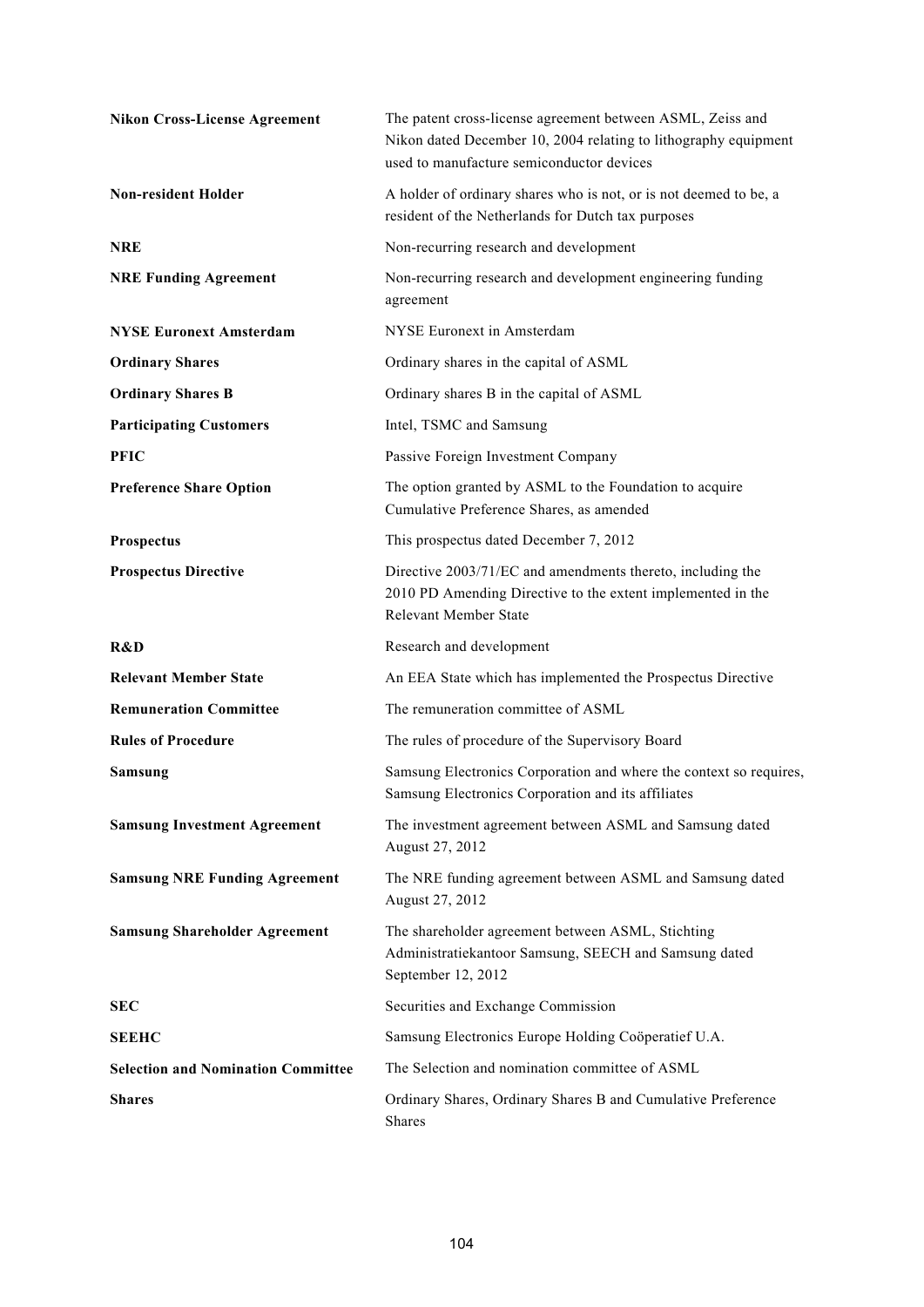| | |
|---|---|
| **Nikon Cross-License Agreement** | The patent cross-license agreement between ASML, Zeiss and Nikon dated December 10, 2004 relating to lithography equipment used to manufacture semiconductor devices |
| **Non-resident Holder** | A holder of ordinary shares who is not, or is not deemed to be, a resident of the Netherlands for Dutch tax purposes |
| **NRE** | Non-recurring research and development |
| **NRE Funding Agreement** | Non-recurring research and development engineering funding agreement |
| **NYSE Euronext Amsterdam** | NYSE Euronext in Amsterdam |
| **Ordinary Shares** | Ordinary shares in the capital of ASML |
| **Ordinary Shares B** | Ordinary shares B in the capital of ASML |
| **Participating Customers** | Intel, TSMC and Samsung |
| **PFIC** | Passive Foreign Investment Company |
| **Preference Share Option** | The option granted by ASML to the Foundation to acquire Cumulative Preference Shares, as amended |
| **Prospectus** | This prospectus dated December 7, 2012 |
| **Prospectus Directive** | Directive 2003/71/EC and amendments thereto, including the 2010 PD Amending Directive to the extent implemented in the Relevant Member State |
| **R&D** | Research and development |
| **Relevant Member State** | An EEA State which has implemented the Prospectus Directive |
| **Remuneration Committee** | The remuneration committee of ASML |
| **Rules of Procedure** | The rules of procedure of the Supervisory Board |
| **Samsung** | Samsung Electronics Corporation and where the context so requires, Samsung Electronics Corporation and its affiliates |
| **Samsung Investment Agreement** | The investment agreement between ASML and Samsung dated August 27, 2012 |
| **Samsung NRE Funding Agreement** | The NRE funding agreement between ASML and Samsung dated August 27, 2012 |
| **Samsung Shareholder Agreement** | The shareholder agreement between ASML, Stichting Administratiekantoor Samsung, SEECH and Samsung dated September 12, 2012 |
| **SEC** | Securities and Exchange Commission |
| **SEEHC** | Samsung Electronics Europe Holding Coöperatief U.A. |
| **Selection and Nomination Committee** | The Selection and nomination committee of ASML |
| **Shares** | Ordinary Shares, Ordinary Shares B and Cumulative Preference Shares |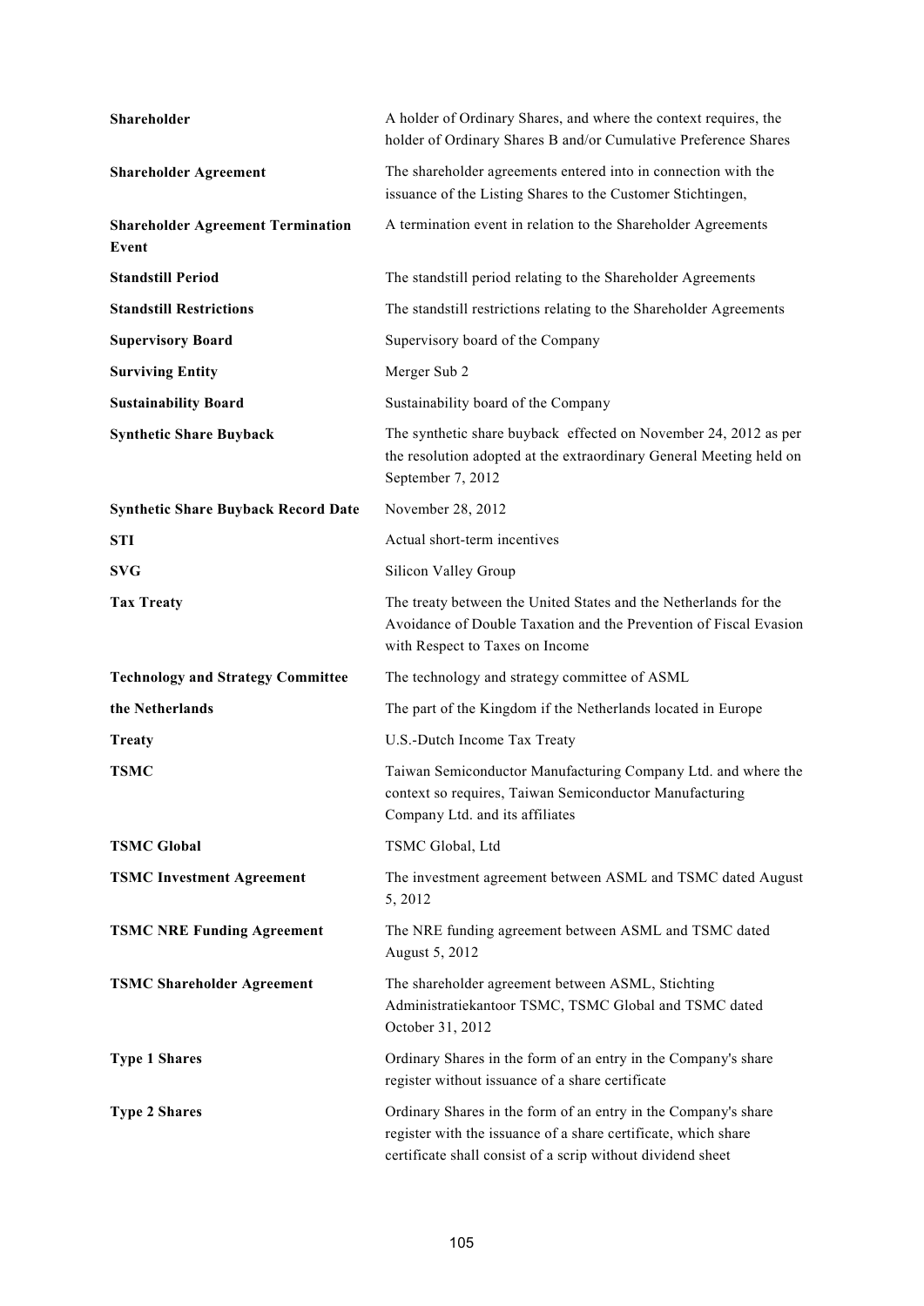| | |
|---|---|
| **Shareholder** | A holder of Ordinary Shares, and where the context requires, the holder of Ordinary Shares B and/or Cumulative Preference Shares |
| **Shareholder Agreement** | The shareholder agreements entered into in connection with the issuance of the Listing Shares to the Customer Stichtingen, |
| **Shareholder Agreement Termination Event** | A termination event in relation to the Shareholder Agreements |
| **Standstill Period** | The standstill period relating to the Shareholder Agreements |
| **Standstill Restrictions** | The standstill restrictions relating to the Shareholder Agreements |
| **Supervisory Board** | Supervisory board of the Company |
| **Surviving Entity** | Merger Sub 2 |
| **Sustainability Board** | Sustainability board of the Company |
| **Synthetic Share Buyback** | The synthetic share buyback effected on November 24, 2012 as per the resolution adopted at the extraordinary General Meeting held on September 7, 2012 |
| **Synthetic Share Buyback Record Date** | November 28, 2012 |
| **STI** | Actual short-term incentives |
| **SVG** | Silicon Valley Group |
| **Tax Treaty** | The treaty between the United States and the Netherlands for the Avoidance of Double Taxation and the Prevention of Fiscal Evasion with Respect to Taxes on Income |
| **Technology and Strategy Committee** | The technology and strategy committee of ASML |
| **the Netherlands** | The part of the Kingdom if the Netherlands located in Europe |
| **Treaty** | U.S.-Dutch Income Tax Treaty |
| **TSMC** | Taiwan Semiconductor Manufacturing Company Ltd. and where the context so requires, Taiwan Semiconductor Manufacturing Company Ltd. and its affiliates |
| **TSMC Global** | TSMC Global, Ltd |
| **TSMC Investment Agreement** | The investment agreement between ASML and TSMC dated August 5, 2012 |
| **TSMC NRE Funding Agreement** | The NRE funding agreement between ASML and TSMC dated August 5, 2012 |
| **TSMC Shareholder Agreement** | The shareholder agreement between ASML, Stichting Administratiekantoor TSMC, TSMC Global and TSMC dated October 31, 2012 |
| **Type 1 Shares** | Ordinary Shares in the form of an entry in the Company's share register without issuance of a share certificate |
| **Type 2 Shares** | Ordinary Shares in the form of an entry in the Company's share register with the issuance of a share certificate, which share certificate shall consist of a scrip without dividend sheet |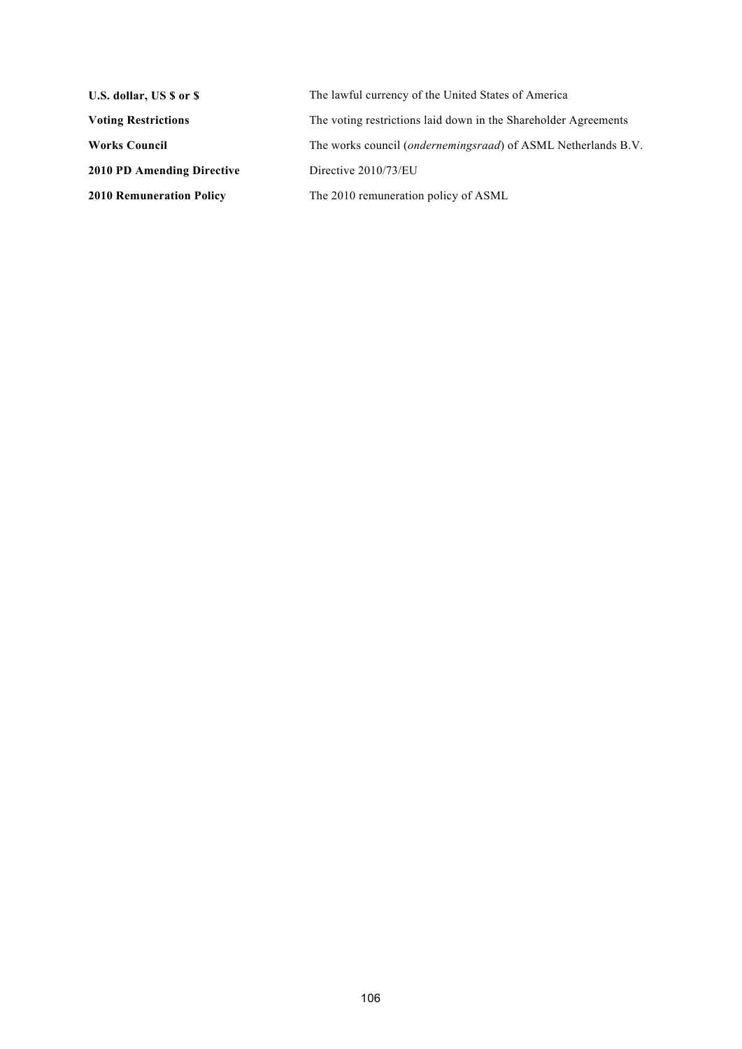| | |
|---|---|
| **U.S. dollar, US $ or $** | The lawful currency of the United States of America |
| **Voting Restrictions** | The voting restrictions laid down in the Shareholder Agreements |
| **Works Council** | The works council (*ondernemingsraad*) of ASML Netherlands B.V. |
| **2010 PD Amending Directive** | Directive 2010/73/EU |
| **2010 Remuneration Policy** | The 2010 remuneration policy of ASML |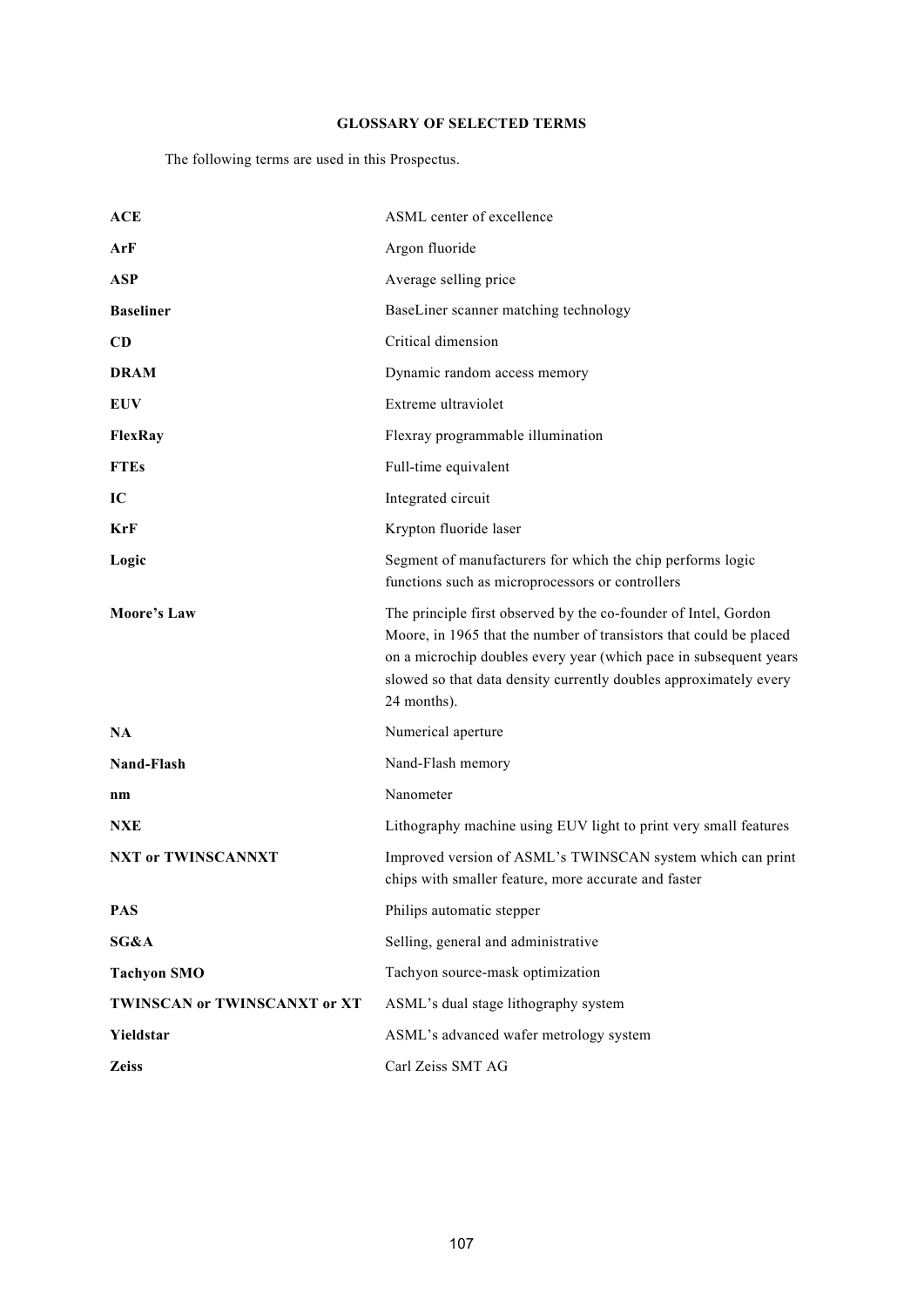**GLOSSARY OF SELECTED TERMS**

The following terms are used in this Prospectus.

| | |
|---|---|
| **ACE** | ASML center of excellence |
| **ArF** | Argon fluoride |
| **ASP** | Average selling price |
| **Baseliner** | BaseLiner scanner matching technology |
| **CD** | Critical dimension |
| **DRAM** | Dynamic random access memory |
| **EUV** | Extreme ultraviolet |
| **FlexRay** | Flexray programmable illumination |
| **FTEs** | Full-time equivalent |
| **IC** | Integrated circuit |
| **KrF** | Krypton fluoride laser |
| **Logic** | Segment of manufacturers for which the chip performs logic functions such as microprocessors or controllers |
| **Moore's Law** | The principle first observed by the co-founder of Intel, Gordon Moore, in 1965 that the number of transistors that could be placed on a microchip doubles every year (which pace in subsequent years slowed so that data density currently doubles approximately every 24 months). |
| **NA** | Numerical aperture |
| **Nand-Flash** | Nand-Flash memory |
| **nm** | Nanometer |
| **NXE** | Lithography machine using EUV light to print very small features |
| **NXT or TWINSCANNXT** | Improved version of ASML's TWINSCAN system which can print chips with smaller feature, more accurate and faster |
| **PAS** | Philips automatic stepper |
| **SG&A** | Selling, general and administrative |
| **Tachyon SMO** | Tachyon source-mask optimization |
| **TWINSCAN or TWINSCANXT or XT** | ASML's dual stage lithography system |
| **Yieldstar** | ASML's advanced wafer metrology system |
| **Zeiss** | Carl Zeiss SMT AG |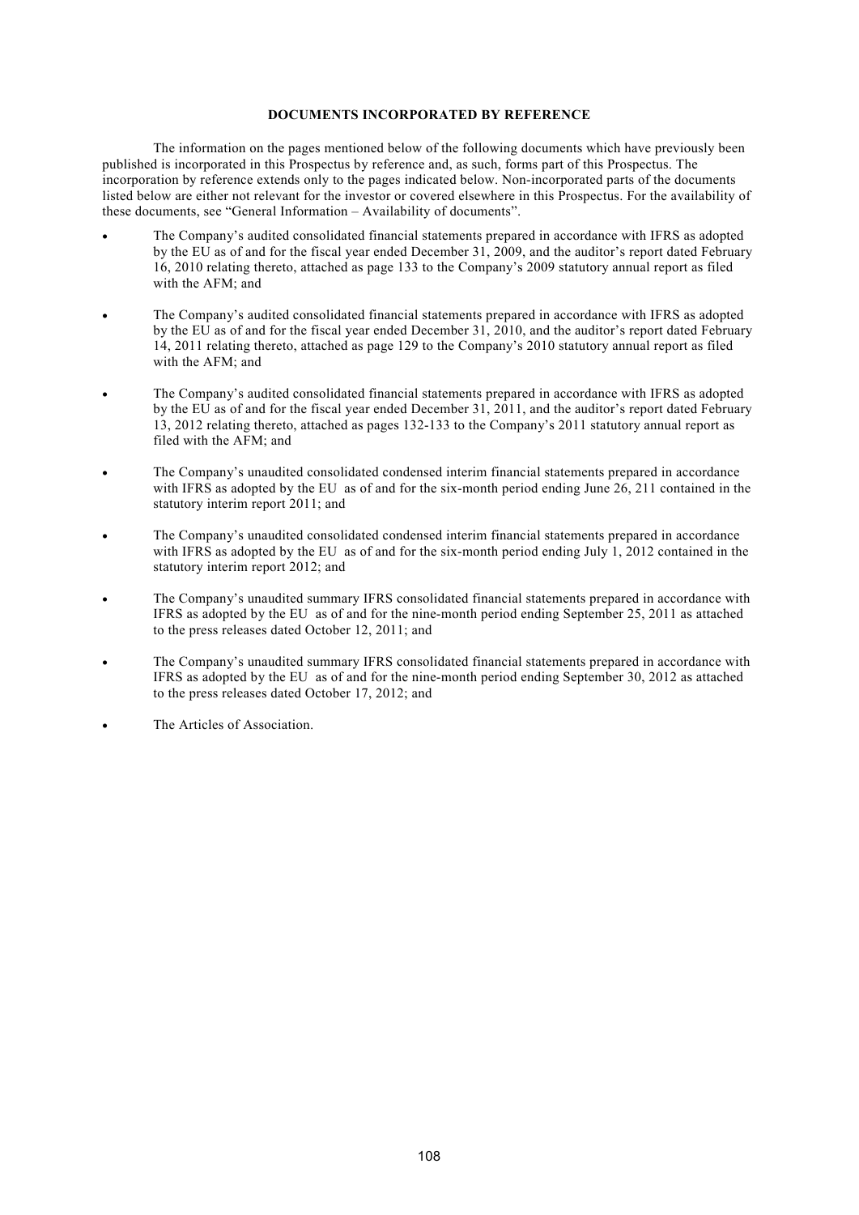## DOCUMENTS INCORPORATED BY REFERENCE

The information on the pages mentioned below of the following documents which have previously been published is incorporated in this Prospectus by reference and, as such, forms part of this Prospectus. The incorporation by reference extends only to the pages indicated below. Non-incorporated parts of the documents listed below are either not relevant for the investor or covered elsewhere in this Prospectus. For the availability of these documents, see "General Information – Availability of documents".

- The Company's audited consolidated financial statements prepared in accordance with IFRS as adopted by the EU as of and for the fiscal year ended December 31, 2009, and the auditor's report dated February 16, 2010 relating thereto, attached as page 133 to the Company's 2009 statutory annual report as filed with the AFM; and
- The Company's audited consolidated financial statements prepared in accordance with IFRS as adopted by the EU as of and for the fiscal year ended December 31, 2010, and the auditor's report dated February 14, 2011 relating thereto, attached as page 129 to the Company's 2010 statutory annual report as filed with the AFM; and
- The Company's audited consolidated financial statements prepared in accordance with IFRS as adopted by the EU as of and for the fiscal year ended December 31, 2011, and the auditor's report dated February 13, 2012 relating thereto, attached as pages 132-133 to the Company's 2011 statutory annual report as filed with the AFM; and
- The Company's unaudited consolidated condensed interim financial statements prepared in accordance with IFRS as adopted by the EU as of and for the six-month period ending June 26, 211 contained in the statutory interim report 2011; and
- The Company's unaudited consolidated condensed interim financial statements prepared in accordance with IFRS as adopted by the EU as of and for the six-month period ending July 1, 2012 contained in the statutory interim report 2012; and
- The Company's unaudited summary IFRS consolidated financial statements prepared in accordance with IFRS as adopted by the EU as of and for the nine-month period ending September 25, 2011 as attached to the press releases dated October 12, 2011; and
- The Company's unaudited summary IFRS consolidated financial statements prepared in accordance with IFRS as adopted by the EU as of and for the nine-month period ending September 30, 2012 as attached to the press releases dated October 17, 2012; and
- The Articles of Association.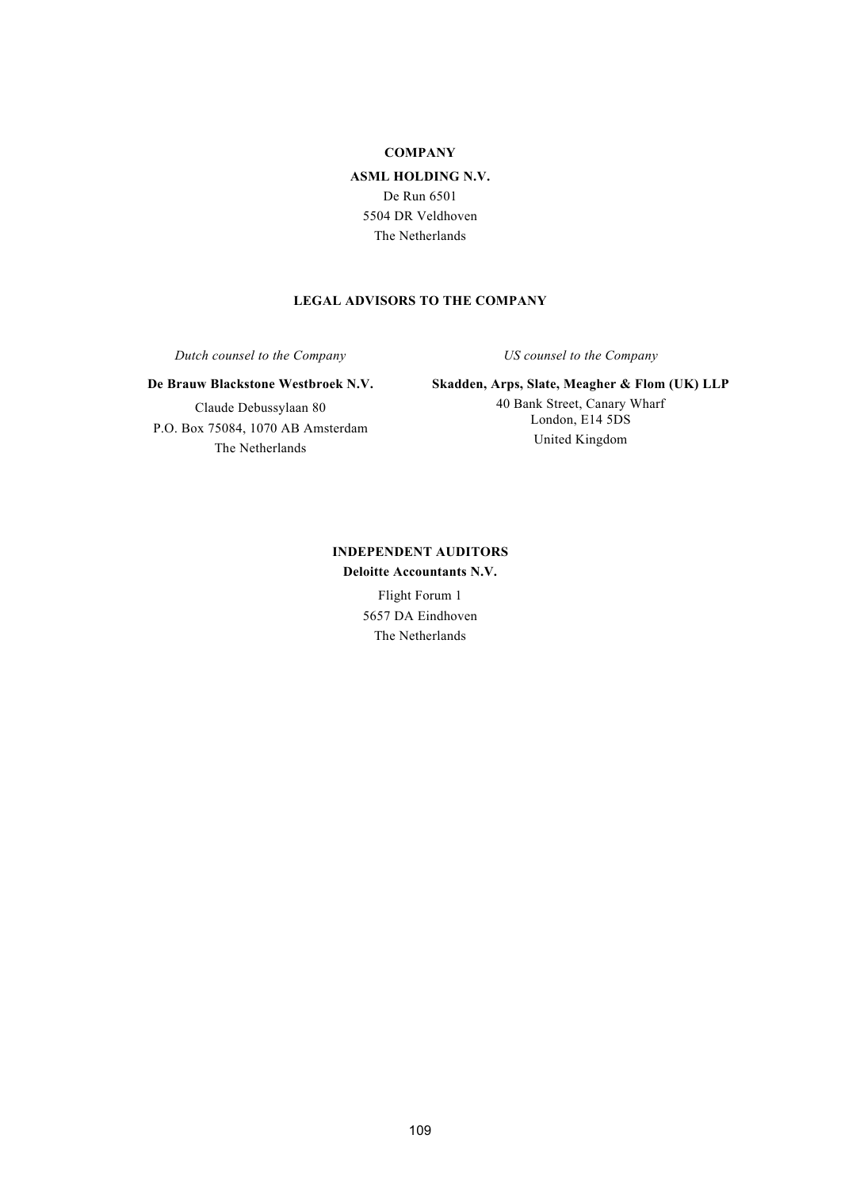**COMPANY**

**ASML HOLDING N.V.**

De Run 6501
5504 DR Veldhoven
The Netherlands

**LEGAL ADVISORS TO THE COMPANY**

*Dutch counsel to the Company*

**De Brauw Blackstone Westbroek N.V.**

Claude Debussylaan 80
P.O. Box 75084, 1070 AB Amsterdam
The Netherlands

*US counsel to the Company*

**Skadden, Arps, Slate, Meagher & Flom (UK) LLP**

40 Bank Street, Canary Wharf
London, E14 5DS
United Kingdom

**INDEPENDENT AUDITORS**

**Deloitte Accountants N.V.**

Flight Forum 1
5657 DA Eindhoven
The Netherlands